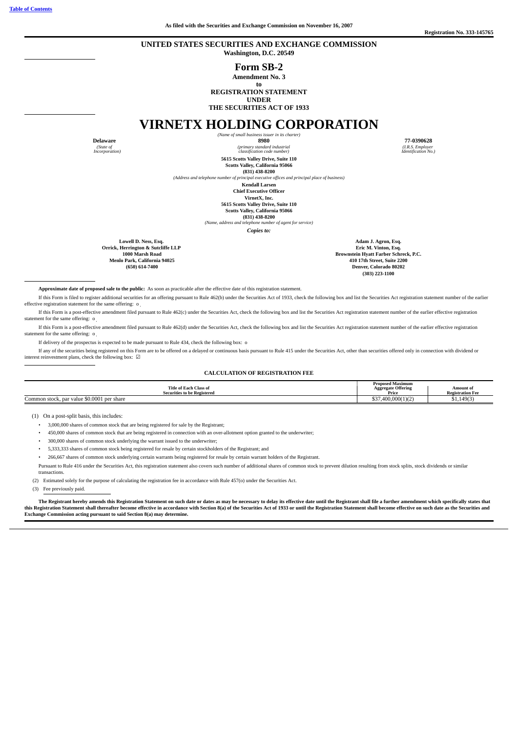As filed with the Securities and Exchange Commission on November 16, 2007

**Registration No. 333-145765**

# UNITED STATES SECURITIES AND EXCHANGE COMMISSION

**Washington, D.C. 20549**

## Form SB-2

**Amendment No. 3**

**to**

**REGISTRATION STATEMENT**

**UNDER**

**THE SECURITIES ACT OF 1933**

# VIRNETX HOLDING CORPORATION

*(Name of small business issuer in its charter)*

| **Delaware** | **8980** | **77-0390628** |
|---|---|---|
| *(State of Incorporation)* | *(primary standard industrial classification code number)* | *(I.R.S. Employer Identification No.)* |

**5615 Scotts Valley Drive, Suite 110**
**Scotts Valley, California 95066**
**(831) 438-8200**

*(Address and telephone number of principal executive offices and principal place of business)*

**Kendall Larsen**
**Chief Executive Officer**
**VirnetX, Inc.**
**5615 Scotts Valley Drive, Suite 110**
**Scotts Valley, California 95066**
**(831) 438-8200**

*(Name, address and telephone number of agent for service)*

*Copies to:*

**Lowell D. Ness, Esq.**
**Orrick, Herrington & Sutcliffe LLP**
**1000 Marsh Road**
**Menlo Park, California 94025**
**(650) 614-7400**

**Adam J. Agron, Esq.**
**Eric M. Vinton, Esq.**
**Brownstein Hyatt Farber Schreck, P.C.**
**410 17th Street, Suite 2200**
**Denver, Colorado 80202**
**(303) 223-1100**

**Approximate date of proposed sale to the public:** As soon as practicable after the effective date of this registration statement.

If this Form is filed to register additional securities for an offering pursuant to Rule 462(b) under the Securities Act of 1933, check the following box and list the Securities Act registration statement number of the earlier effective registration statement for the same offering: o

If this Form is a post-effective amendment filed pursuant to Rule 462(c) under the Securities Act, check the following box and list the Securities Act registration statement number of the earlier effective registration statement for the same offering: o

If this Form is a post-effective amendment filed pursuant to Rule 462(d) under the Securities Act, check the following box and list the Securities Act registration statement number of the earlier effective registration statement for the same offering: o

If delivery of the prospectus is expected to be made pursuant to Rule 434, check the following box: o

If any of the securities being registered on this Form are to be offered on a delayed or continuous basis pursuant to Rule 415 under the Securities Act, other than securities offered only in connection with dividend or interest reinvestment plans, check the following box: ☑

**CALCULATION OF REGISTRATION FEE**

| Title of Each Class of Securities to be Registered | Proposed Maximum Aggregate Offering Price | Amount of Registration Fee |
|---|---|---|
| Common stock, par value $0.0001 per share | $37,400,000(1)(2) | $1,149(3) |

(1) On a post-split basis, this includes:

- 3,000,000 shares of common stock that are being registered for sale by the Registrant;
- 450,000 shares of common stock that are being registered in connection with an over-allotment option granted to the underwriter;
- 300,000 shares of common stock underlying the warrant issued to the underwriter;
- 5,333,333 shares of common stock being registered for resale by certain stockholders of the Registrant; and
- 266,667 shares of common stock underlying certain warrants being registered for resale by certain warrant holders of the Registrant.

Pursuant to Rule 416 under the Securities Act, this registration statement also covers such number of additional shares of common stock to prevent dilution resulting from stock splits, stock dividends or similar transactions.

(2) Estimated solely for the purpose of calculating the registration fee in accordance with Rule 457(o) under the Securities Act.

(3) Fee previously paid.

**The Registrant hereby amends this Registration Statement on such date or dates as may be necessary to delay its effective date until the Registrant shall file a further amendment which specifically states that this Registration Statement shall thereafter become effective in accordance with Section 8(a) of the Securities Act of 1933 or until the Registration Statement shall become effective on such date as the Securities and Exchange Commission acting pursuant to said Section 8(a) may determine.**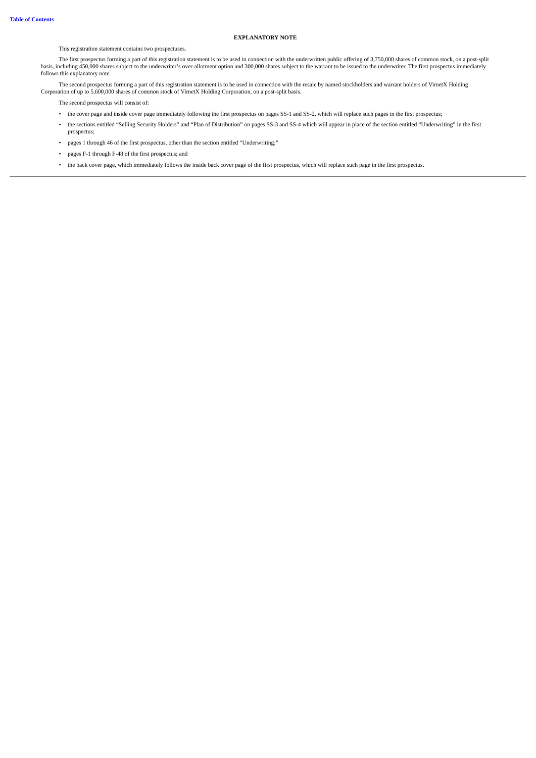**EXPLANATORY NOTE**

This registration statement contains two prospectuses.

The first prospectus forming a part of this registration statement is to be used in connection with the underwritten public offering of 3,750,000 shares of common stock, on a post-split basis, including 450,000 shares subject to the underwriter's over-allotment option and 300,000 shares subject to the warrant to be issued to the underwriter. The first prospectus immediately follows this explanatory note.

The second prospectus forming a part of this registration statement is to be used in connection with the resale by named stockholders and warrant holders of VirnetX Holding Corporation of up to 5,600,000 shares of common stock of VirnetX Holding Corporation, on a post-split basis.

The second prospectus will consist of:

- the cover page and inside cover page immediately following the first prospectus on pages SS-1 and SS-2, which will replace such pages in the first prospectus;
- the sections entitled "Selling Security Holders" and "Plan of Distribution" on pages SS-3 and SS-4 which will appear in place of the section entitled "Underwriting" in the first prospectus;
- pages 1 through 46 of the first prospectus, other than the section entitled "Underwriting;"
- pages F-1 through F-48 of the first prospectus; and
- the back cover page, which immediately follows the inside back cover page of the first prospectus, which will replace such page in the first prospectus.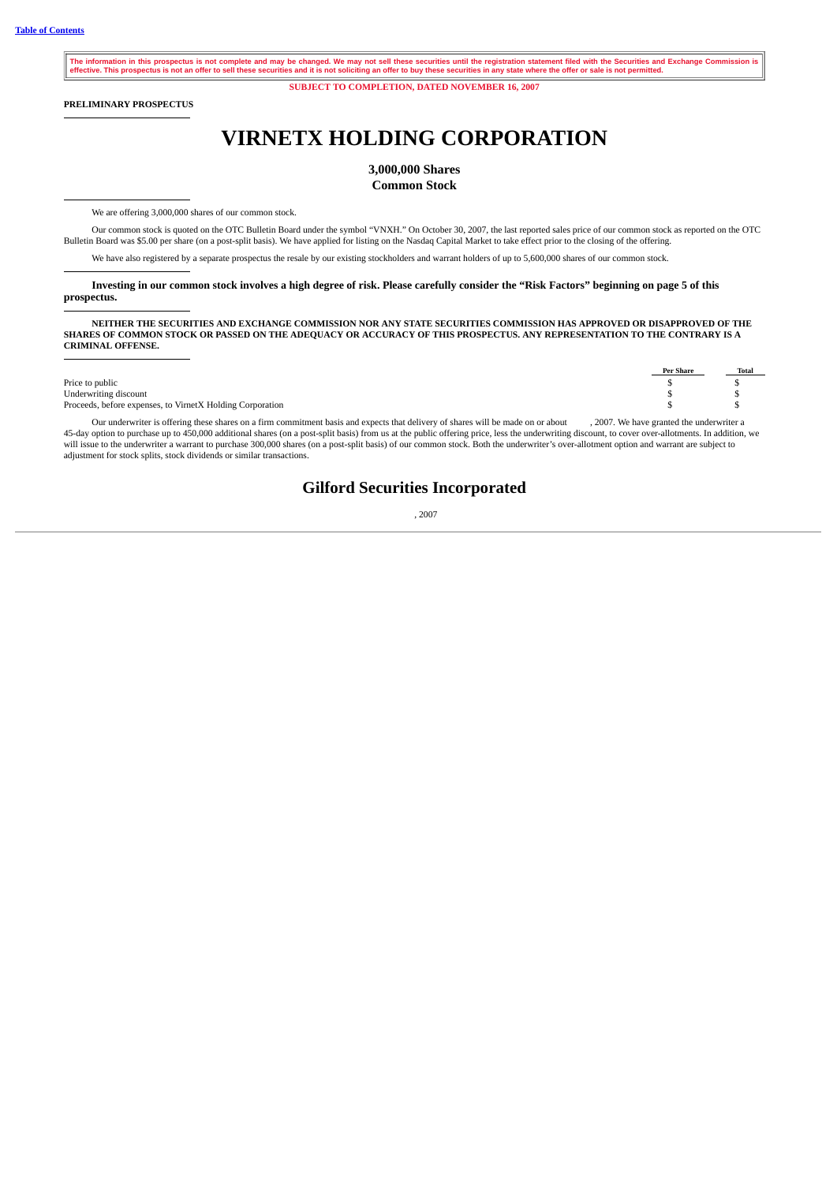**Table of Contents**

**The information in this prospectus is not complete and may be changed. We may not sell these securities until the registration statement filed with the Securities and Exchange Commission is effective. This prospectus is not an offer to sell these securities and it is not soliciting an offer to buy these securities in any state where the offer or sale is not permitted.**

**SUBJECT TO COMPLETION, DATED NOVEMBER 16, 2007**

**PRELIMINARY PROSPECTUS**

# VIRNETX HOLDING CORPORATION

## 3,000,000 Shares
## Common Stock

We are offering 3,000,000 shares of our common stock.

Our common stock is quoted on the OTC Bulletin Board under the symbol "VNXH." On October 30, 2007, the last reported sales price of our common stock as reported on the OTC Bulletin Board was $5.00 per share (on a post-split basis). We have applied for listing on the Nasdaq Capital Market to take effect prior to the closing of the offering.

We have also registered by a separate prospectus the resale by our existing stockholders and warrant holders of up to 5,600,000 shares of our common stock.

**Investing in our common stock involves a high degree of risk. Please carefully consider the "Risk Factors" beginning on page 5 of this prospectus.**

**NEITHER THE SECURITIES AND EXCHANGE COMMISSION NOR ANY STATE SECURITIES COMMISSION HAS APPROVED OR DISAPPROVED OF THE SHARES OF COMMON STOCK OR PASSED ON THE ADEQUACY OR ACCURACY OF THIS PROSPECTUS. ANY REPRESENTATION TO THE CONTRARY IS A CRIMINAL OFFENSE.**

| | Per Share | Total |
|---|---|---|
| Price to public | $ | $ |
| Underwriting discount | $ | $ |
| Proceeds, before expenses, to VirnetX Holding Corporation | $ | $ |

Our underwriter is offering these shares on a firm commitment basis and expects that delivery of shares will be made on or about , 2007. We have granted the underwriter a 45-day option to purchase up to 450,000 additional shares (on a post-split basis) from us at the public offering price, less the underwriting discount, to cover over-allotments. In addition, we will issue to the underwriter a warrant to purchase 300,000 shares (on a post-split basis) of our common stock. Both the underwriter's over-allotment option and warrant are subject to adjustment for stock splits, stock dividends or similar transactions.

## Gilford Securities Incorporated

, 2007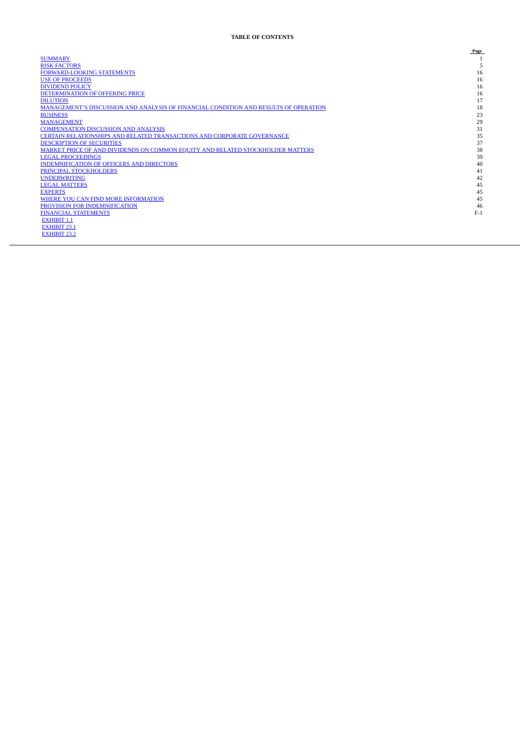**TABLE OF CONTENTS**

| | Page |
|---|---|
| SUMMARY | 1 |
| RISK FACTORS | 5 |
| FORWARD-LOOKING STATEMENTS | 16 |
| USE OF PROCEEDS | 16 |
| DIVIDEND POLICY | 16 |
| DETERMINATION OF OFFERING PRICE | 16 |
| DILUTION | 17 |
| MANAGEMENT'S DISCUSSION AND ANALYSIS OF FINANCIAL CONDITION AND RESULTS OF OPERATION | 18 |
| BUSINESS | 23 |
| MANAGEMENT | 29 |
| COMPENSATION DISCUSSION AND ANALYSIS | 31 |
| CERTAIN RELATIONSHIPS AND RELATED TRANSACTIONS AND CORPORATE GOVERNANCE | 35 |
| DESCRIPTION OF SECURITIES | 37 |
| MARKET PRICE OF AND DIVIDENDS ON COMMON EQUITY AND RELATED STOCKHOLDER MATTERS | 38 |
| LEGAL PROCEEDINGS | 39 |
| INDEMNIFICATION OF OFFICERS AND DIRECTORS | 40 |
| PRINCIPAL STOCKHOLDERS | 41 |
| UNDERWRITING | 42 |
| LEGAL MATTERS | 45 |
| EXPERTS | 45 |
| WHERE YOU CAN FIND MORE INFORMATION | 45 |
| PROVISION FOR INDEMNIFICATION | 46 |
| FINANCIAL STATEMENTS | F-1 |
| EXHIBIT 1.1 | |
| EXHIBIT 23.1 | |
| EXHIBIT 23.2 | |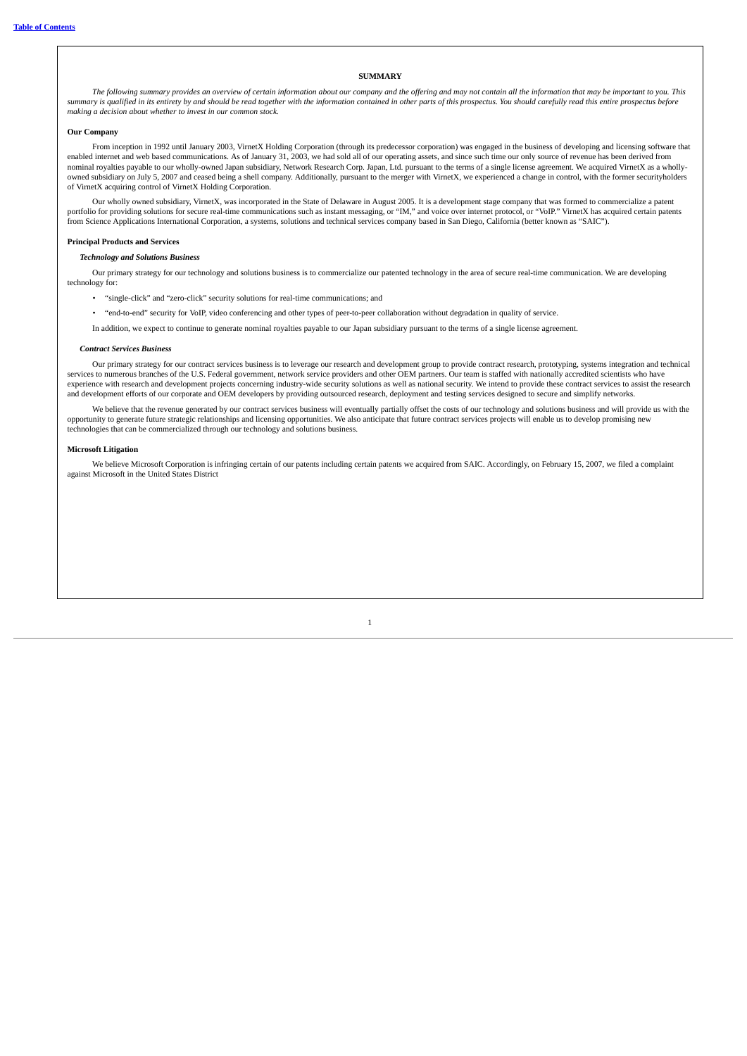## SUMMARY

*The following summary provides an overview of certain information about our company and the offering and may not contain all the information that may be important to you. This summary is qualified in its entirety by and should be read together with the information contained in other parts of this prospectus. You should carefully read this entire prospectus before making a decision about whether to invest in our common stock.*

**Our Company**

From inception in 1992 until January 2003, VirnetX Holding Corporation (through its predecessor corporation) was engaged in the business of developing and licensing software that enabled internet and web based communications. As of January 31, 2003, we had sold all of our operating assets, and since such time our only source of revenue has been derived from nominal royalties payable to our wholly-owned Japan subsidiary, Network Research Corp. Japan, Ltd. pursuant to the terms of a single license agreement. We acquired VirnetX as a wholly-owned subsidiary on July 5, 2007 and ceased being a shell company. Additionally, pursuant to the merger with VirnetX, we experienced a change in control, with the former securityholders of VirnetX acquiring control of VirnetX Holding Corporation.

Our wholly owned subsidiary, VirnetX, was incorporated in the State of Delaware in August 2005. It is a development stage company that was formed to commercialize a patent portfolio for providing solutions for secure real-time communications such as instant messaging, or "IM," and voice over internet protocol, or "VoIP." VirnetX has acquired certain patents from Science Applications International Corporation, a systems, solutions and technical services company based in San Diego, California (better known as "SAIC").

**Principal Products and Services**

***Technology and Solutions Business***

Our primary strategy for our technology and solutions business is to commercialize our patented technology in the area of secure real-time communication. We are developing technology for:

- "single-click" and "zero-click" security solutions for real-time communications; and
- "end-to-end" security for VoIP, video conferencing and other types of peer-to-peer collaboration without degradation in quality of service.

In addition, we expect to continue to generate nominal royalties payable to our Japan subsidiary pursuant to the terms of a single license agreement.

***Contract Services Business***

Our primary strategy for our contract services business is to leverage our research and development group to provide contract research, prototyping, systems integration and technical services to numerous branches of the U.S. Federal government, network service providers and other OEM partners. Our team is staffed with nationally accredited scientists who have experience with research and development projects concerning industry-wide security solutions as well as national security. We intend to provide these contract services to assist the research and development efforts of our corporate and OEM developers by providing outsourced research, deployment and testing services designed to secure and simplify networks.

We believe that the revenue generated by our contract services business will eventually partially offset the costs of our technology and solutions business and will provide us with the opportunity to generate future strategic relationships and licensing opportunities. We also anticipate that future contract services projects will enable us to develop promising new technologies that can be commercialized through our technology and solutions business.

**Microsoft Litigation**

We believe Microsoft Corporation is infringing certain of our patents including certain patents we acquired from SAIC. Accordingly, on February 15, 2007, we filed a complaint against Microsoft in the United States District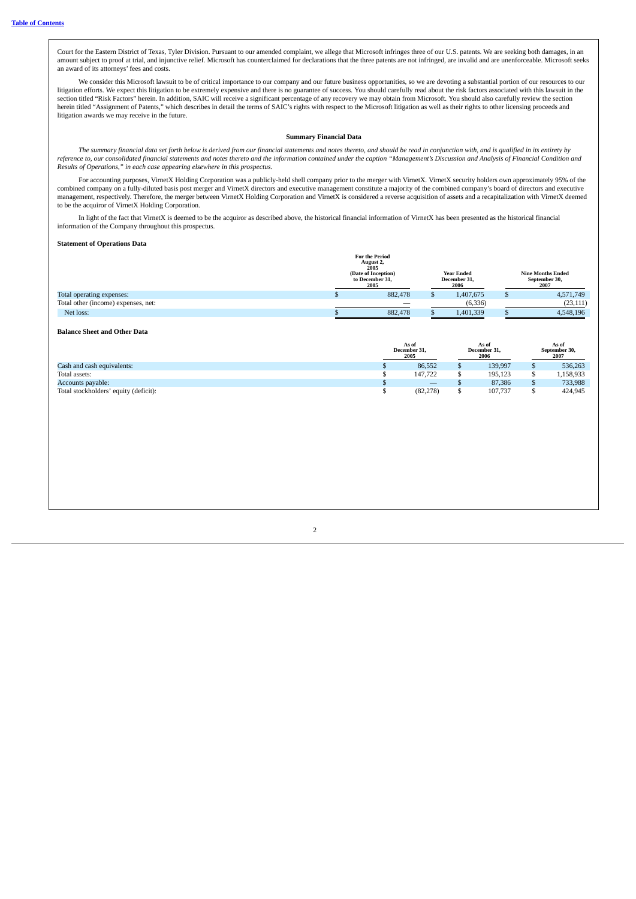Court for the Eastern District of Texas, Tyler Division. Pursuant to our amended complaint, we allege that Microsoft infringes three of our U.S. patents. We are seeking both damages, in an amount subject to proof at trial, and injunctive relief. Microsoft has counterclaimed for declarations that the three patents are not infringed, are invalid and are unenforceable. Microsoft seeks an award of its attorneys' fees and costs.

We consider this Microsoft lawsuit to be of critical importance to our company and our future business opportunities, so we are devoting a substantial portion of our resources to our litigation efforts. We expect this litigation to be extremely expensive and there is no guarantee of success. You should carefully read about the risk factors associated with this lawsuit in the section titled "Risk Factors" herein. In addition, SAIC will receive a significant percentage of any recovery we may obtain from Microsoft. You should also carefully review the section herein titled "Assignment of Patents," which describes in detail the terms of SAIC's rights with respect to the Microsoft litigation as well as their rights to other licensing proceeds and litigation awards we may receive in the future.

**Summary Financial Data**

*The summary financial data set forth below is derived from our financial statements and notes thereto, and should be read in conjunction with, and is qualified in its entirety by reference to, our consolidated financial statements and notes thereto and the information contained under the caption "Management's Discussion and Analysis of Financial Condition and Results of Operations," in each case appearing elsewhere in this prospectus.*

For accounting purposes, VirnetX Holding Corporation was a publicly-held shell company prior to the merger with VirnetX. VirnetX security holders own approximately 95% of the combined company on a fully-diluted basis post merger and VirnetX directors and executive management constitute a majority of the combined company's board of directors and executive management, respectively. Therefore, the merger between VirnetX Holding Corporation and VirnetX is considered a reverse acquisition of assets and a recapitalization with VirnetX deemed to be the acquiror of VirnetX Holding Corporation.

In light of the fact that VirnetX is deemed to be the acquiror as described above, the historical financial information of VirnetX has been presented as the historical financial information of the Company throughout this prospectus.

**Statement of Operations Data**

| | For the Period August 2, 2005 (Date of Inception) to December 31, 2005 | Year Ended December 31, 2006 | Nine Months Ended September 30, 2007 |
|---|---|---|---|
| Total operating expenses: | $ 882,478 | $ 1,407,675 | $ 4,571,749 |
| Total other (income) expenses, net: | — | (6,336) | (23,111) |
| Net loss: | $ 882,478 | $ 1,401,339 | $ 4,548,196 |

**Balance Sheet and Other Data**

| | As of December 31, 2005 | As of December 31, 2006 | As of September 30, 2007 |
|---|---|---|---|
| Cash and cash equivalents: | $ 86,552 | $ 139,997 | $ 536,263 |
| Total assets: | $ 147,722 | $ 195,123 | $ 1,158,933 |
| Accounts payable: | $ — | $ 87,386 | $ 733,988 |
| Total stockholders' equity (deficit): | $ (82,278) | $ 107,737 | $ 424,945 |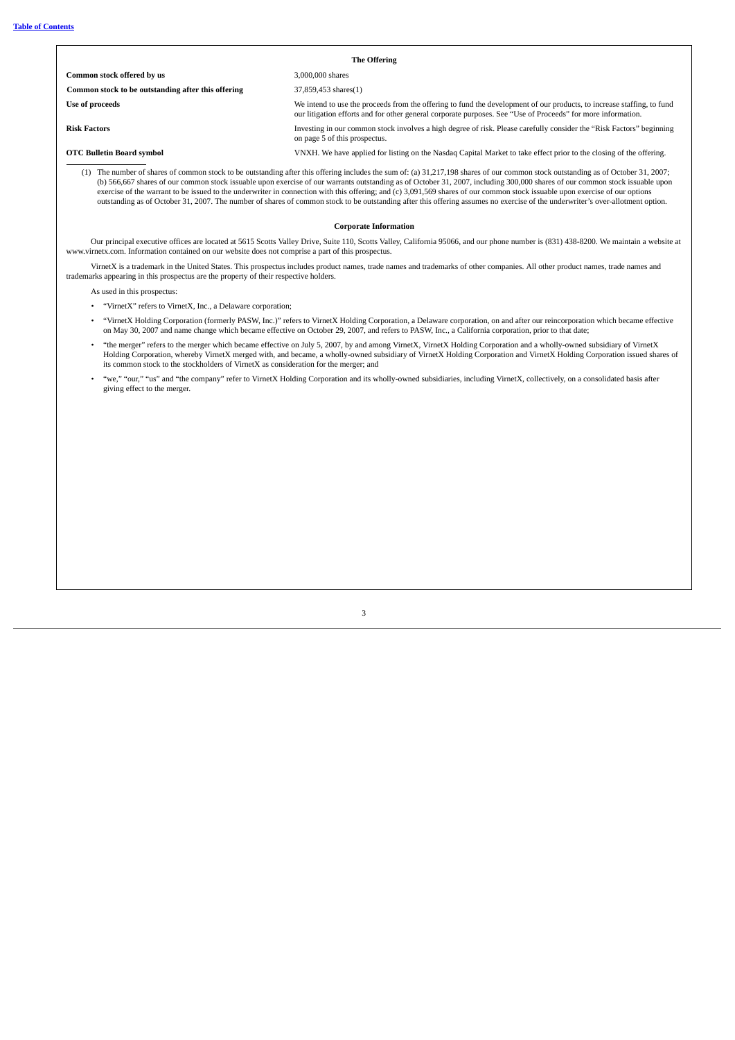[Table of Contents](#)

### The Offering

| | |
|---|---|
| **Common stock offered by us** | 3,000,000 shares |
| **Common stock to be outstanding after this offering** | 37,859,453 shares(1) |
| **Use of proceeds** | We intend to use the proceeds from the offering to fund the development of our products, to increase staffing, to fund our litigation efforts and for other general corporate purposes. See "Use of Proceeds" for more information. |
| **Risk Factors** | Investing in our common stock involves a high degree of risk. Please carefully consider the "Risk Factors" beginning on page 5 of this prospectus. |
| **OTC Bulletin Board symbol** | VNXH. We have applied for listing on the Nasdaq Capital Market to take effect prior to the closing of the offering. |

(1) The number of shares of common stock to be outstanding after this offering includes the sum of: (a) 31,217,198 shares of our common stock outstanding as of October 31, 2007; (b) 566,667 shares of our common stock issuable upon exercise of our warrants outstanding as of October 31, 2007, including 300,000 shares of our common stock issuable upon exercise of the warrant to be issued to the underwriter in connection with this offering; and (c) 3,091,569 shares of our common stock issuable upon exercise of our options outstanding as of October 31, 2007. The number of shares of common stock to be outstanding after this offering assumes no exercise of the underwriter's over-allotment option.

### Corporate Information

Our principal executive offices are located at 5615 Scotts Valley Drive, Suite 110, Scotts Valley, California 95066, and our phone number is (831) 438-8200. We maintain a website at www.virnetx.com. Information contained on our website does not comprise a part of this prospectus.

VirnetX is a trademark in the United States. This prospectus includes product names, trade names and trademarks of other companies. All other product names, trade names and trademarks appearing in this prospectus are the property of their respective holders.

As used in this prospectus:

- "VirnetX" refers to VirnetX, Inc., a Delaware corporation;
- "VirnetX Holding Corporation (formerly PASW, Inc.)" refers to VirnetX Holding Corporation, a Delaware corporation, on and after our reincorporation which became effective on May 30, 2007 and name change which became effective on October 29, 2007, and refers to PASW, Inc., a California corporation, prior to that date;
- "the merger" refers to the merger which became effective on July 5, 2007, by and among VirnetX, VirnetX Holding Corporation and a wholly-owned subsidiary of VirnetX Holding Corporation, whereby VirnetX merged with, and became, a wholly-owned subsidiary of VirnetX Holding Corporation and VirnetX Holding Corporation issued shares of its common stock to the stockholders of VirnetX as consideration for the merger; and
- "we," "our," "us" and "the company" refer to VirnetX Holding Corporation and its wholly-owned subsidiaries, including VirnetX, collectively, on a consolidated basis after giving effect to the merger.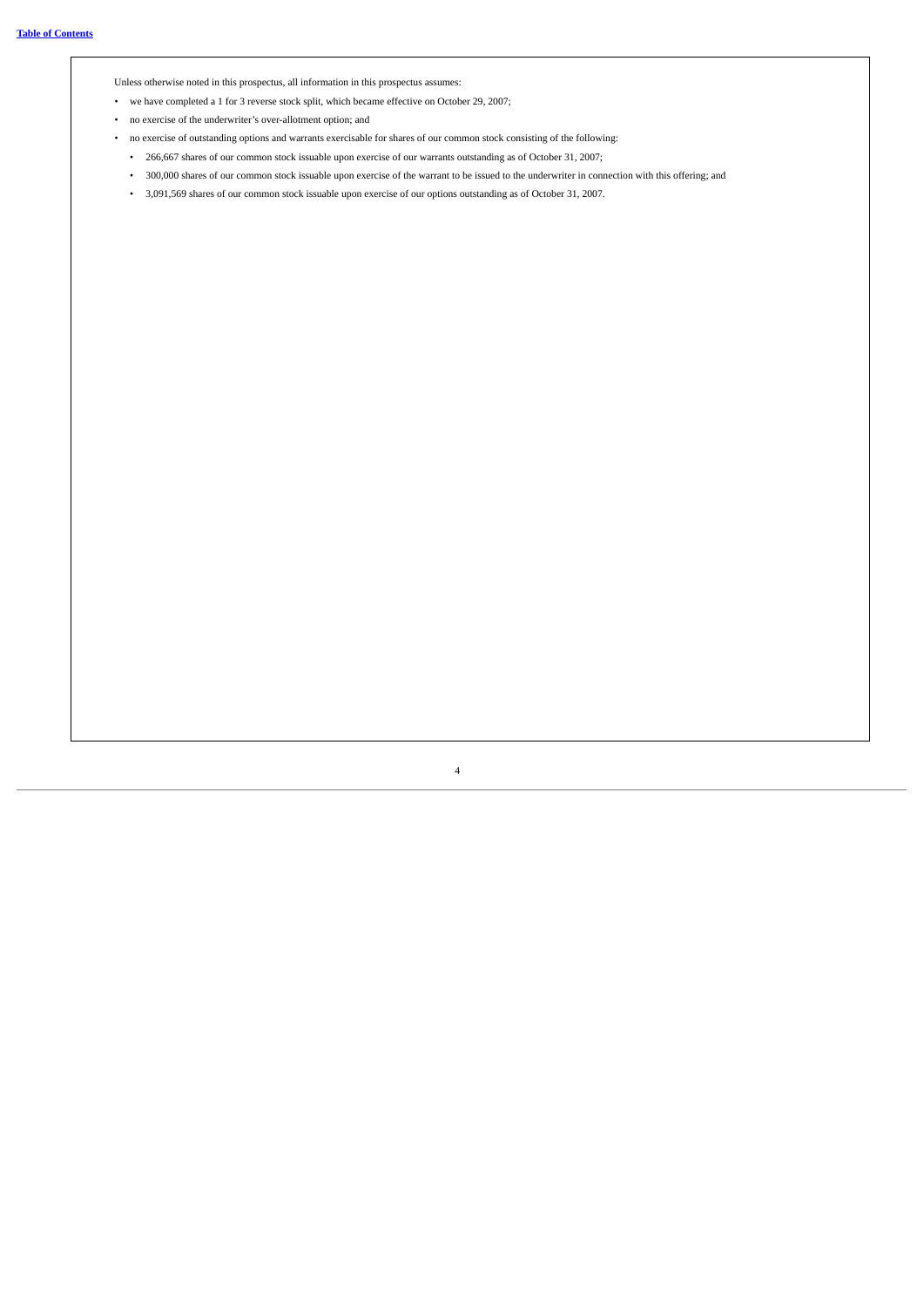Unless otherwise noted in this prospectus, all information in this prospectus assumes:

- we have completed a 1 for 3 reverse stock split, which became effective on October 29, 2007;
- no exercise of the underwriter's over-allotment option; and
- no exercise of outstanding options and warrants exercisable for shares of our common stock consisting of the following:
  - 266,667 shares of our common stock issuable upon exercise of our warrants outstanding as of October 31, 2007;
  - 300,000 shares of our common stock issuable upon exercise of the warrant to be issued to the underwriter in connection with this offering; and
  - 3,091,569 shares of our common stock issuable upon exercise of our options outstanding as of October 31, 2007.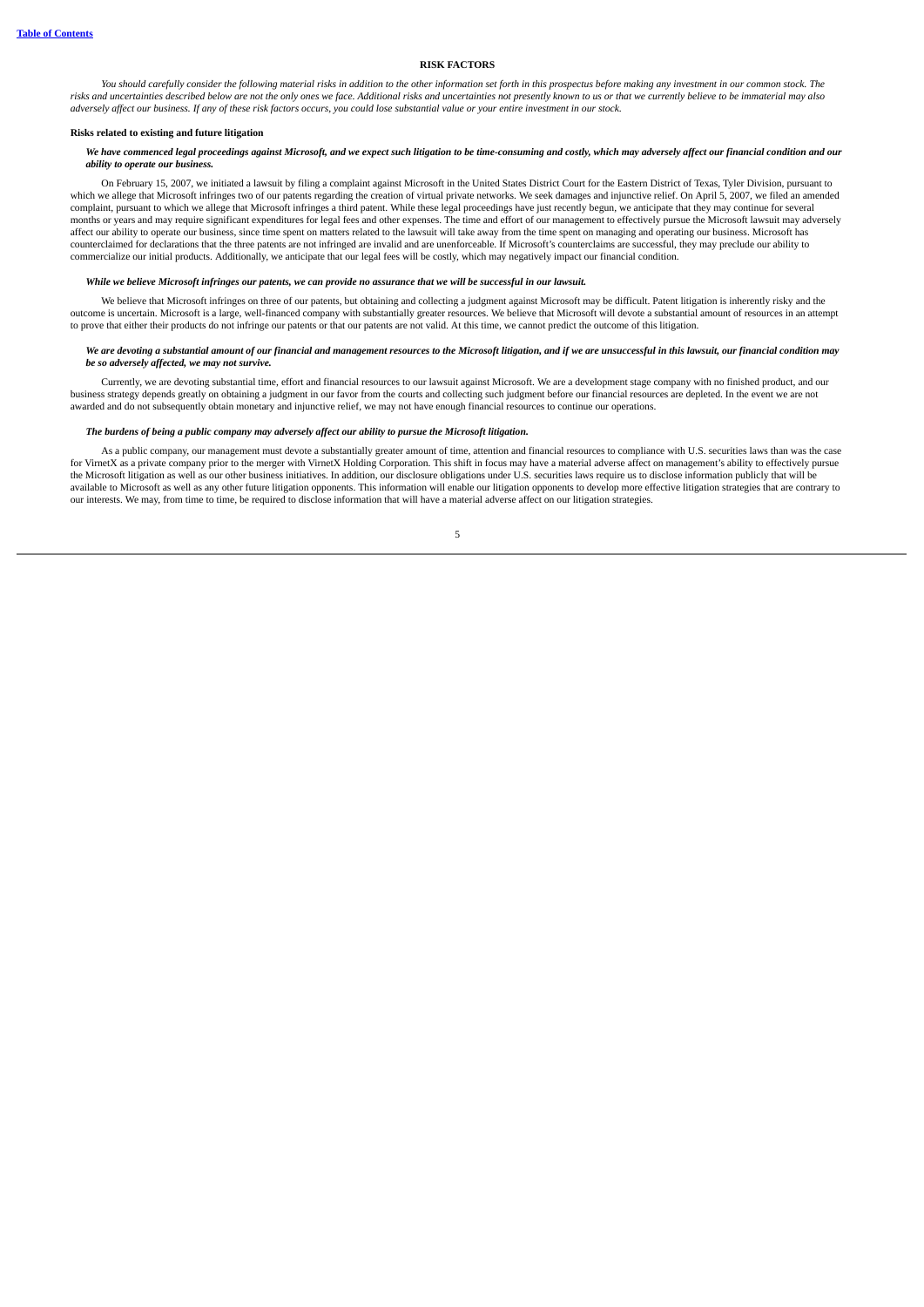## RISK FACTORS

*You should carefully consider the following material risks in addition to the other information set forth in this prospectus before making any investment in our common stock. The risks and uncertainties described below are not the only ones we face. Additional risks and uncertainties not presently known to us or that we currently believe to be immaterial may also adversely affect our business. If any of these risk factors occurs, you could lose substantial value or your entire investment in our stock.*

### Risks related to existing and future litigation

***We have commenced legal proceedings against Microsoft, and we expect such litigation to be time-consuming and costly, which may adversely affect our financial condition and our ability to operate our business.***

On February 15, 2007, we initiated a lawsuit by filing a complaint against Microsoft in the United States District Court for the Eastern District of Texas, Tyler Division, pursuant to which we allege that Microsoft infringes two of our patents regarding the creation of virtual private networks. We seek damages and injunctive relief. On April 5, 2007, we filed an amended complaint, pursuant to which we allege that Microsoft infringes a third patent. While these legal proceedings have just recently begun, we anticipate that they may continue for several months or years and may require significant expenditures for legal fees and other expenses. The time and effort of our management to effectively pursue the Microsoft lawsuit may adversely affect our ability to operate our business, since time spent on matters related to the lawsuit will take away from the time spent on managing and operating our business. Microsoft has counterclaimed for declarations that the three patents are not infringed are invalid and are unenforceable. If Microsoft's counterclaims are successful, they may preclude our ability to commercialize our initial products. Additionally, we anticipate that our legal fees will be costly, which may negatively impact our financial condition.

***While we believe Microsoft infringes our patents, we can provide no assurance that we will be successful in our lawsuit.***

We believe that Microsoft infringes on three of our patents, but obtaining and collecting a judgment against Microsoft may be difficult. Patent litigation is inherently risky and the outcome is uncertain. Microsoft is a large, well-financed company with substantially greater resources. We believe that Microsoft will devote a substantial amount of resources in an attempt to prove that either their products do not infringe our patents or that our patents are not valid. At this time, we cannot predict the outcome of this litigation.

***We are devoting a substantial amount of our financial and management resources to the Microsoft litigation, and if we are unsuccessful in this lawsuit, our financial condition may be so adversely affected, we may not survive.***

Currently, we are devoting substantial time, effort and financial resources to our lawsuit against Microsoft. We are a development stage company with no finished product, and our business strategy depends greatly on obtaining a judgment in our favor from the courts and collecting such judgment before our financial resources are depleted. In the event we are not awarded and do not subsequently obtain monetary and injunctive relief, we may not have enough financial resources to continue our operations.

***The burdens of being a public company may adversely affect our ability to pursue the Microsoft litigation.***

As a public company, our management must devote a substantially greater amount of time, attention and financial resources to compliance with U.S. securities laws than was the case for VirnetX as a private company prior to the merger with VirnetX Holding Corporation. This shift in focus may have a material adverse affect on management's ability to effectively pursue the Microsoft litigation as well as our other business initiatives. In addition, our disclosure obligations under U.S. securities laws require us to disclose information publicly that will be available to Microsoft as well as any other future litigation opponents. This information will enable our litigation opponents to develop more effective litigation strategies that are contrary to our interests. We may, from time to time, be required to disclose information that will have a material adverse affect on our litigation strategies.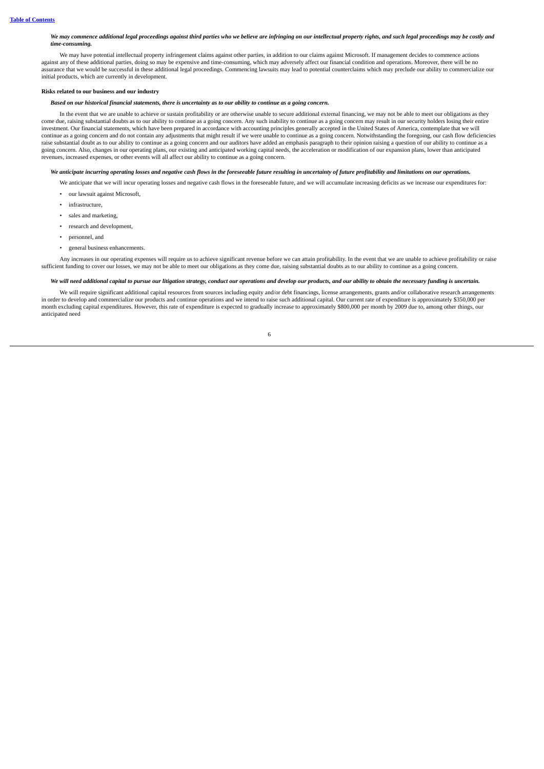*We may commence additional legal proceedings against third parties who we believe are infringing on our intellectual property rights, and such legal proceedings may be costly and time-consuming.*

We may have potential intellectual property infringement claims against other parties, in addition to our claims against Microsoft. If management decides to commence actions against any of these additional parties, doing so may be expensive and time-consuming, which may adversely affect our financial condition and operations. Moreover, there will be no assurance that we would be successful in these additional legal proceedings. Commencing lawsuits may lead to potential counterclaims which may preclude our ability to commercialize our initial products, which are currently in development.

**Risks related to our business and our industry**

***Based on our historical financial statements, there is uncertainty as to our ability to continue as a going concern.***

In the event that we are unable to achieve or sustain profitability or are otherwise unable to secure additional external financing, we may not be able to meet our obligations as they come due, raising substantial doubts as to our ability to continue as a going concern. Any such inability to continue as a going concern may result in our security holders losing their entire investment. Our financial statements, which have been prepared in accordance with accounting principles generally accepted in the United States of America, contemplate that we will continue as a going concern and do not contain any adjustments that might result if we were unable to continue as a going concern. Notwithstanding the foregoing, our cash flow deficiencies raise substantial doubt as to our ability to continue as a going concern and our auditors have added an emphasis paragraph to their opinion raising a question of our ability to continue as a going concern. Also, changes in our operating plans, our existing and anticipated working capital needs, the acceleration or modification of our expansion plans, lower than anticipated revenues, increased expenses, or other events will all affect our ability to continue as a going concern.

***We anticipate incurring operating losses and negative cash flows in the foreseeable future resulting in uncertainty of future profitability and limitations on our operations.***

We anticipate that we will incur operating losses and negative cash flows in the foreseeable future, and we will accumulate increasing deficits as we increase our expenditures for:

- our lawsuit against Microsoft,
- infrastructure,
- sales and marketing,
- research and development,
- personnel, and
- general business enhancements.

Any increases in our operating expenses will require us to achieve significant revenue before we can attain profitability. In the event that we are unable to achieve profitability or raise sufficient funding to cover our losses, we may not be able to meet our obligations as they come due, raising substantial doubts as to our ability to continue as a going concern.

***We will need additional capital to pursue our litigation strategy, conduct our operations and develop our products, and our ability to obtain the necessary funding is uncertain.***

We will require significant additional capital resources from sources including equity and/or debt financings, license arrangements, grants and/or collaborative research arrangements in order to develop and commercialize our products and continue operations and we intend to raise such additional capital. Our current rate of expenditure is approximately $350,000 per month excluding capital expenditures. However, this rate of expenditure is expected to gradually increase to approximately $800,000 per month by 2009 due to, among other things, our anticipated need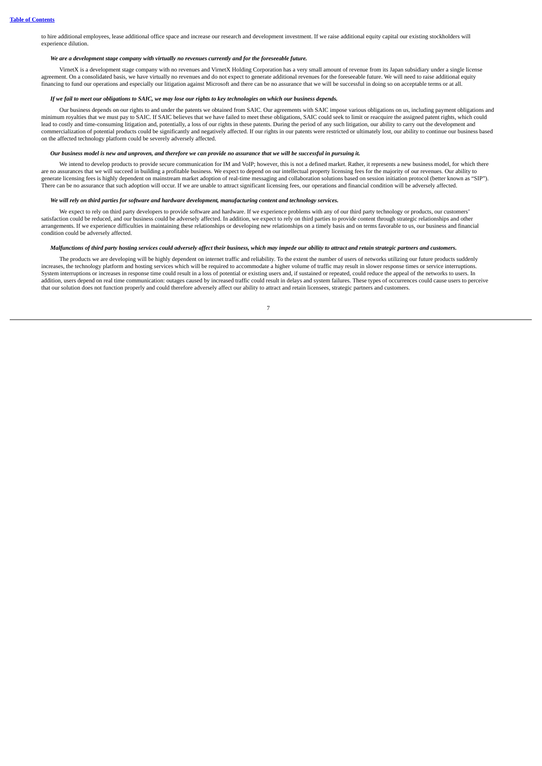to hire additional employees, lease additional office space and increase our research and development investment. If we raise additional equity capital our existing stockholders will experience dilution.

***We are a development stage company with virtually no revenues currently and for the foreseeable future.***

VirnetX is a development stage company with no revenues and VirnetX Holding Corporation has a very small amount of revenue from its Japan subsidiary under a single license agreement. On a consolidated basis, we have virtually no revenues and do not expect to generate additional revenues for the foreseeable future. We will need to raise additional equity financing to fund our operations and especially our litigation against Microsoft and there can be no assurance that we will be successful in doing so on acceptable terms or at all.

***If we fail to meet our obligations to SAIC, we may lose our rights to key technologies on which our business depends.***

Our business depends on our rights to and under the patents we obtained from SAIC. Our agreements with SAIC impose various obligations on us, including payment obligations and minimum royalties that we must pay to SAIC. If SAIC believes that we have failed to meet these obligations, SAIC could seek to limit or reacquire the assigned patent rights, which could lead to costly and time-consuming litigation and, potentially, a loss of our rights in these patents. During the period of any such litigation, our ability to carry out the development and commercialization of potential products could be significantly and negatively affected. If our rights in our patents were restricted or ultimately lost, our ability to continue our business based on the affected technology platform could be severely adversely affected.

***Our business model is new and unproven, and therefore we can provide no assurance that we will be successful in pursuing it.***

We intend to develop products to provide secure communication for IM and VoIP; however, this is not a defined market. Rather, it represents a new business model, for which there are no assurances that we will succeed in building a profitable business. We expect to depend on our intellectual property licensing fees for the majority of our revenues. Our ability to generate licensing fees is highly dependent on mainstream market adoption of real-time messaging and collaboration solutions based on session initiation protocol (better known as "SIP"). There can be no assurance that such adoption will occur. If we are unable to attract significant licensing fees, our operations and financial condition will be adversely affected.

***We will rely on third parties for software and hardware development, manufacturing content and technology services.***

We expect to rely on third party developers to provide software and hardware. If we experience problems with any of our third party technology or products, our customers' satisfaction could be reduced, and our business could be adversely affected. In addition, we expect to rely on third parties to provide content through strategic relationships and other arrangements. If we experience difficulties in maintaining these relationships or developing new relationships on a timely basis and on terms favorable to us, our business and financial condition could be adversely affected.

***Malfunctions of third party hosting services could adversely affect their business, which may impede our ability to attract and retain strategic partners and customers.***

The products we are developing will be highly dependent on internet traffic and reliability. To the extent the number of users of networks utilizing our future products suddenly increases, the technology platform and hosting services which will be required to accommodate a higher volume of traffic may result in slower response times or service interruptions. System interruptions or increases in response time could result in a loss of potential or existing users and, if sustained or repeated, could reduce the appeal of the networks to users. In addition, users depend on real time communication: outages caused by increased traffic could result in delays and system failures. These types of occurrences could cause users to perceive that our solution does not function properly and could therefore adversely affect our ability to attract and retain licensees, strategic partners and customers.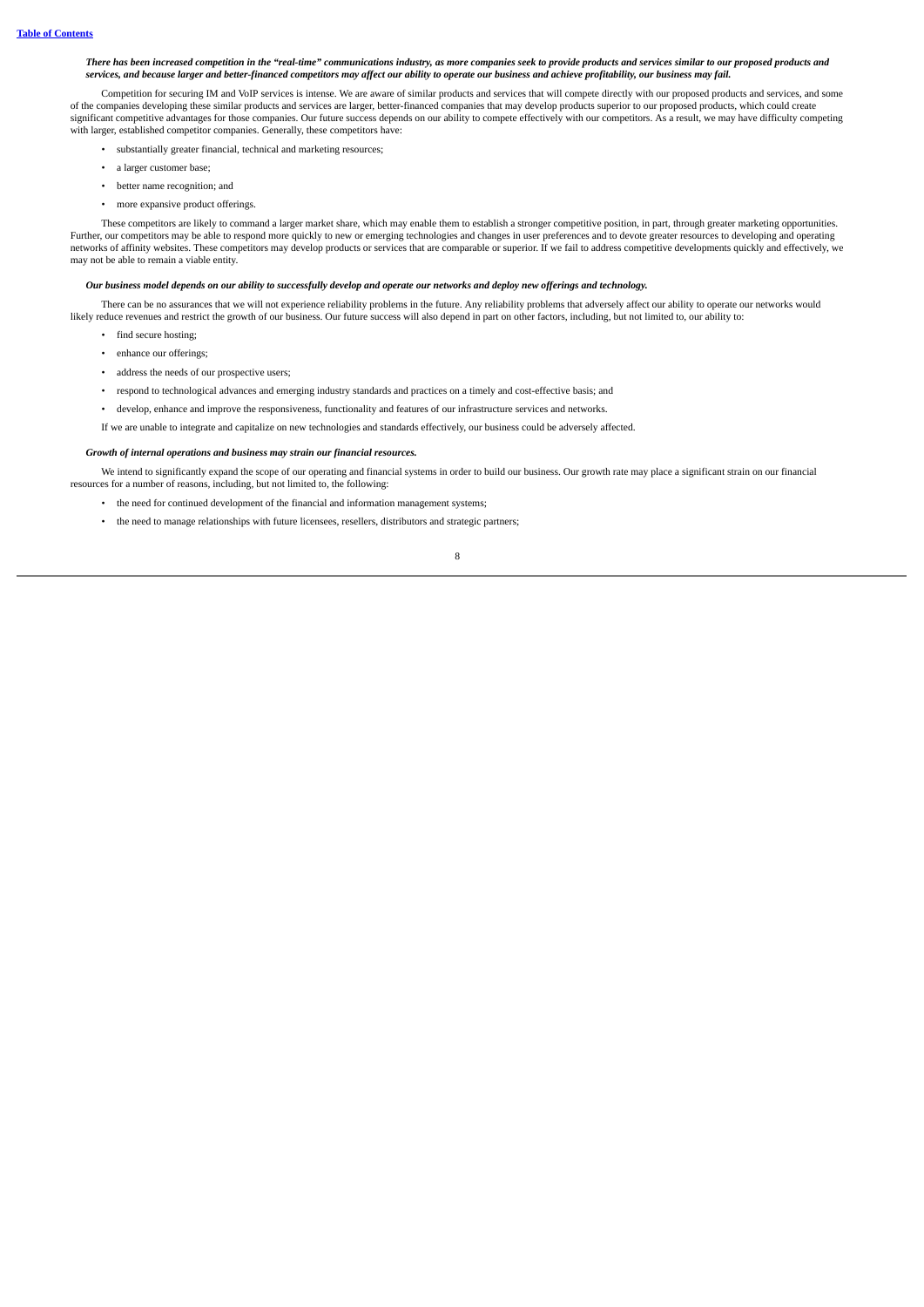*There has been increased competition in the "real-time" communications industry, as more companies seek to provide products and services similar to our proposed products and services, and because larger and better-financed competitors may affect our ability to operate our business and achieve profitability, our business may fail.*

Competition for securing IM and VoIP services is intense. We are aware of similar products and services that will compete directly with our proposed products and services, and some of the companies developing these similar products and services are larger, better-financed companies that may develop products superior to our proposed products, which could create significant competitive advantages for those companies. Our future success depends on our ability to compete effectively with our competitors. As a result, we may have difficulty competing with larger, established competitor companies. Generally, these competitors have:

- substantially greater financial, technical and marketing resources;
- a larger customer base;
- better name recognition; and
- more expansive product offerings.

These competitors are likely to command a larger market share, which may enable them to establish a stronger competitive position, in part, through greater marketing opportunities. Further, our competitors may be able to respond more quickly to new or emerging technologies and changes in user preferences and to devote greater resources to developing and operating networks of affinity websites. These competitors may develop products or services that are comparable or superior. If we fail to address competitive developments quickly and effectively, we may not be able to remain a viable entity.

*Our business model depends on our ability to successfully develop and operate our networks and deploy new offerings and technology.*

There can be no assurances that we will not experience reliability problems in the future. Any reliability problems that adversely affect our ability to operate our networks would likely reduce revenues and restrict the growth of our business. Our future success will also depend in part on other factors, including, but not limited to, our ability to:

- find secure hosting;
- enhance our offerings;
- address the needs of our prospective users;
- respond to technological advances and emerging industry standards and practices on a timely and cost-effective basis; and
- develop, enhance and improve the responsiveness, functionality and features of our infrastructure services and networks.

If we are unable to integrate and capitalize on new technologies and standards effectively, our business could be adversely affected.

*Growth of internal operations and business may strain our financial resources.*

We intend to significantly expand the scope of our operating and financial systems in order to build our business. Our growth rate may place a significant strain on our financial resources for a number of reasons, including, but not limited to, the following:

- the need for continued development of the financial and information management systems;
- the need to manage relationships with future licensees, resellers, distributors and strategic partners;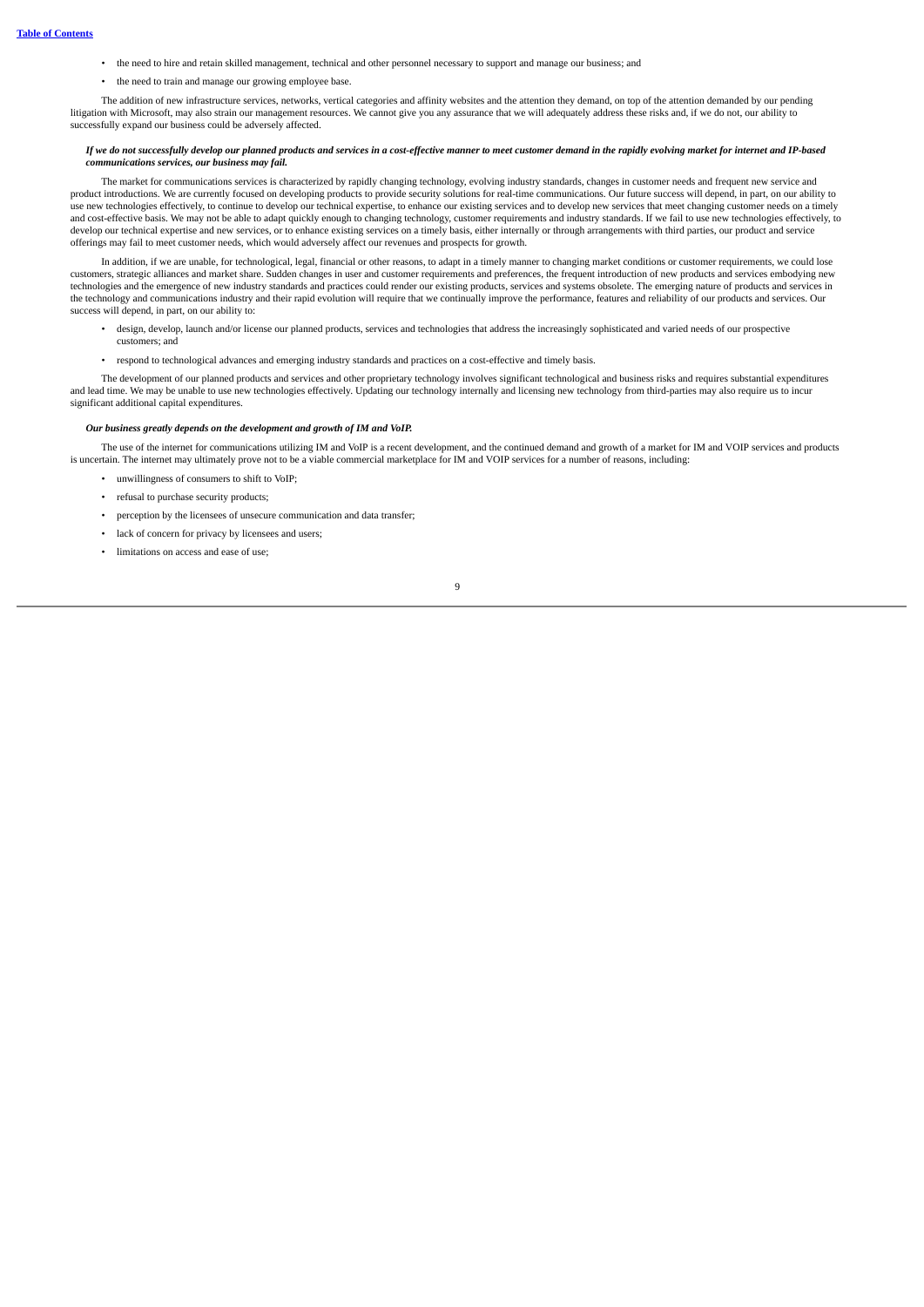- the need to hire and retain skilled management, technical and other personnel necessary to support and manage our business; and
- the need to train and manage our growing employee base.

The addition of new infrastructure services, networks, vertical categories and affinity websites and the attention they demand, on top of the attention demanded by our pending litigation with Microsoft, may also strain our management resources. We cannot give you any assurance that we will adequately address these risks and, if we do not, our ability to successfully expand our business could be adversely affected.

***If we do not successfully develop our planned products and services in a cost-effective manner to meet customer demand in the rapidly evolving market for internet and IP-based communications services, our business may fail.***

The market for communications services is characterized by rapidly changing technology, evolving industry standards, changes in customer needs and frequent new service and product introductions. We are currently focused on developing products to provide security solutions for real-time communications. Our future success will depend, in part, on our ability to use new technologies effectively, to continue to develop our technical expertise, to enhance our existing services and to develop new services that meet changing customer needs on a timely and cost-effective basis. We may not be able to adapt quickly enough to changing technology, customer requirements and industry standards. If we fail to use new technologies effectively, to develop our technical expertise and new services, or to enhance existing services on a timely basis, either internally or through arrangements with third parties, our product and service offerings may fail to meet customer needs, which would adversely affect our revenues and prospects for growth.

In addition, if we are unable, for technological, legal, financial or other reasons, to adapt in a timely manner to changing market conditions or customer requirements, we could lose customers, strategic alliances and market share. Sudden changes in user and customer requirements and preferences, the frequent introduction of new products and services embodying new technologies and the emergence of new industry standards and practices could render our existing products, services and systems obsolete. The emerging nature of products and services in the technology and communications industry and their rapid evolution will require that we continually improve the performance, features and reliability of our products and services. Our success will depend, in part, on our ability to:

- design, develop, launch and/or license our planned products, services and technologies that address the increasingly sophisticated and varied needs of our prospective customers; and
- respond to technological advances and emerging industry standards and practices on a cost-effective and timely basis.

The development of our planned products and services and other proprietary technology involves significant technological and business risks and requires substantial expenditures and lead time. We may be unable to use new technologies effectively. Updating our technology internally and licensing new technology from third-parties may also require us to incur significant additional capital expenditures.

***Our business greatly depends on the development and growth of IM and VoIP.***

The use of the internet for communications utilizing IM and VoIP is a recent development, and the continued demand and growth of a market for IM and VOIP services and products is uncertain. The internet may ultimately prove not to be a viable commercial marketplace for IM and VOIP services for a number of reasons, including:

- unwillingness of consumers to shift to VoIP;
- refusal to purchase security products;
- perception by the licensees of unsecure communication and data transfer;
- lack of concern for privacy by licensees and users;
- limitations on access and ease of use;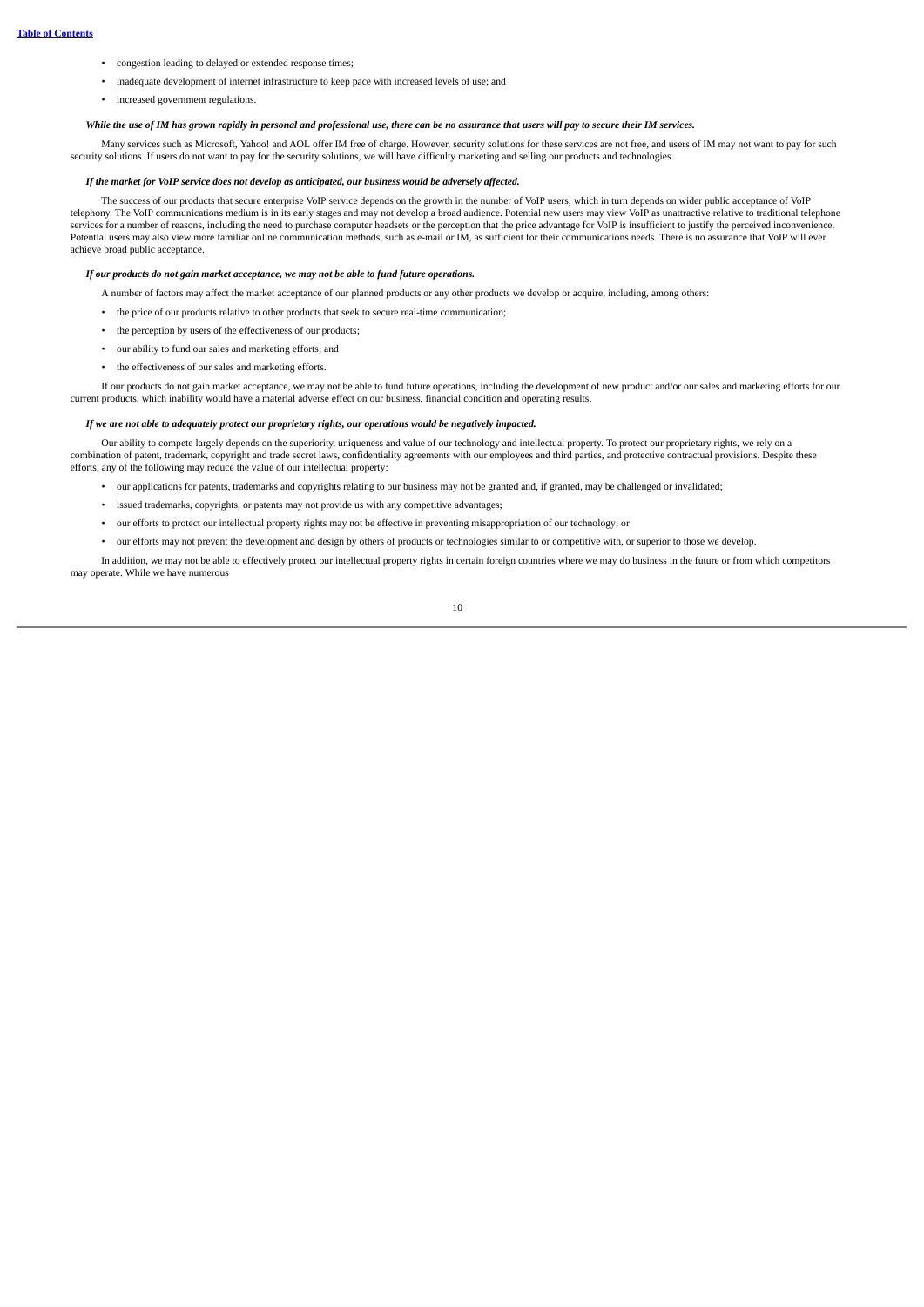- congestion leading to delayed or extended response times;
- inadequate development of internet infrastructure to keep pace with increased levels of use; and
- increased government regulations.

***While the use of IM has grown rapidly in personal and professional use, there can be no assurance that users will pay to secure their IM services.***

Many services such as Microsoft, Yahoo! and AOL offer IM free of charge. However, security solutions for these services are not free, and users of IM may not want to pay for such security solutions. If users do not want to pay for the security solutions, we will have difficulty marketing and selling our products and technologies.

***If the market for VoIP service does not develop as anticipated, our business would be adversely affected.***

The success of our products that secure enterprise VoIP service depends on the growth in the number of VoIP users, which in turn depends on wider public acceptance of VoIP telephony. The VoIP communications medium is in its early stages and may not develop a broad audience. Potential new users may view VoIP as unattractive relative to traditional telephone services for a number of reasons, including the need to purchase computer headsets or the perception that the price advantage for VoIP is insufficient to justify the perceived inconvenience. Potential users may also view more familiar online communication methods, such as e-mail or IM, as sufficient for their communications needs. There is no assurance that VoIP will ever achieve broad public acceptance.

***If our products do not gain market acceptance, we may not be able to fund future operations.***

A number of factors may affect the market acceptance of our planned products or any other products we develop or acquire, including, among others:

- the price of our products relative to other products that seek to secure real-time communication;
- the perception by users of the effectiveness of our products;
- our ability to fund our sales and marketing efforts; and
- the effectiveness of our sales and marketing efforts.

If our products do not gain market acceptance, we may not be able to fund future operations, including the development of new product and/or our sales and marketing efforts for our current products, which inability would have a material adverse effect on our business, financial condition and operating results.

***If we are not able to adequately protect our proprietary rights, our operations would be negatively impacted.***

Our ability to compete largely depends on the superiority, uniqueness and value of our technology and intellectual property. To protect our proprietary rights, we rely on a combination of patent, trademark, copyright and trade secret laws, confidentiality agreements with our employees and third parties, and protective contractual provisions. Despite these efforts, any of the following may reduce the value of our intellectual property:

- our applications for patents, trademarks and copyrights relating to our business may not be granted and, if granted, may be challenged or invalidated;
- issued trademarks, copyrights, or patents may not provide us with any competitive advantages;
- our efforts to protect our intellectual property rights may not be effective in preventing misappropriation of our technology; or
- our efforts may not prevent the development and design by others of products or technologies similar to or competitive with, or superior to those we develop.

In addition, we may not be able to effectively protect our intellectual property rights in certain foreign countries where we may do business in the future or from which competitors may operate. While we have numerous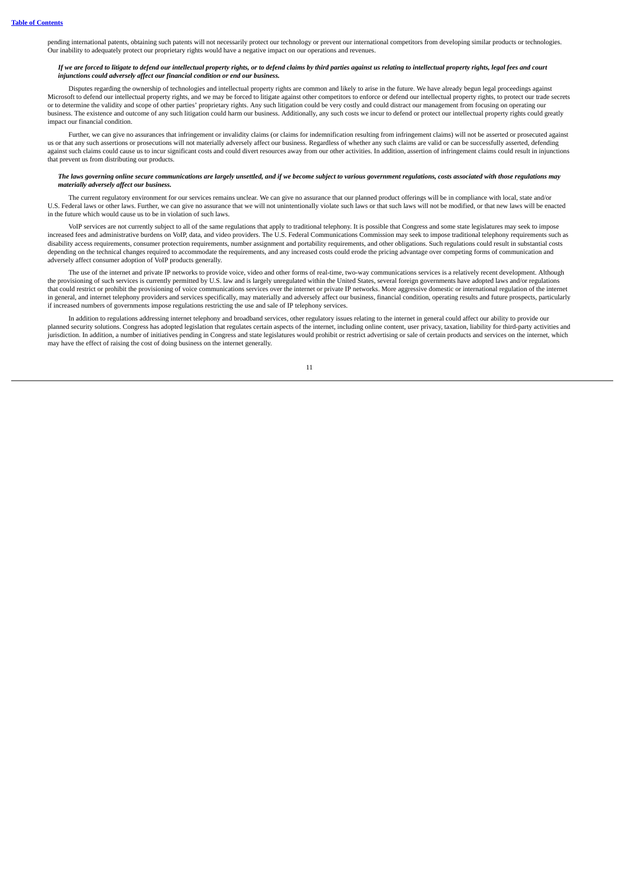pending international patents, obtaining such patents will not necessarily protect our technology or prevent our international competitors from developing similar products or technologies. Our inability to adequately protect our proprietary rights would have a negative impact on our operations and revenues.

***If we are forced to litigate to defend our intellectual property rights, or to defend claims by third parties against us relating to intellectual property rights, legal fees and court injunctions could adversely affect our financial condition or end our business.***

Disputes regarding the ownership of technologies and intellectual property rights are common and likely to arise in the future. We have already begun legal proceedings against Microsoft to defend our intellectual property rights, and we may be forced to litigate against other competitors to enforce or defend our intellectual property rights, to protect our trade secrets or to determine the validity and scope of other parties' proprietary rights. Any such litigation could be very costly and could distract our management from focusing on operating our business. The existence and outcome of any such litigation could harm our business. Additionally, any such costs we incur to defend or protect our intellectual property rights could greatly impact our financial condition.

Further, we can give no assurances that infringement or invalidity claims (or claims for indemnification resulting from infringement claims) will not be asserted or prosecuted against us or that any such assertions or prosecutions will not materially adversely affect our business. Regardless of whether any such claims are valid or can be successfully asserted, defending against such claims could cause us to incur significant costs and could divert resources away from our other activities. In addition, assertion of infringement claims could result in injunctions that prevent us from distributing our products.

***The laws governing online secure communications are largely unsettled, and if we become subject to various government regulations, costs associated with those regulations may materially adversely affect our business.***

The current regulatory environment for our services remains unclear. We can give no assurance that our planned product offerings will be in compliance with local, state and/or U.S. Federal laws or other laws. Further, we can give no assurance that we will not unintentionally violate such laws or that such laws will not be modified, or that new laws will be enacted in the future which would cause us to be in violation of such laws.

VoIP services are not currently subject to all of the same regulations that apply to traditional telephony. It is possible that Congress and some state legislatures may seek to impose increased fees and administrative burdens on VoIP, data, and video providers. The U.S. Federal Communications Commission may seek to impose traditional telephony requirements such as disability access requirements, consumer protection requirements, number assignment and portability requirements, and other obligations. Such regulations could result in substantial costs depending on the technical changes required to accommodate the requirements, and any increased costs could erode the pricing advantage over competing forms of communication and adversely affect consumer adoption of VoIP products generally.

The use of the internet and private IP networks to provide voice, video and other forms of real-time, two-way communications services is a relatively recent development. Although the provisioning of such services is currently permitted by U.S. law and is largely unregulated within the United States, several foreign governments have adopted laws and/or regulations that could restrict or prohibit the provisioning of voice communications services over the internet or private IP networks. More aggressive domestic or international regulation of the internet in general, and internet telephony providers and services specifically, may materially and adversely affect our business, financial condition, operating results and future prospects, particularly if increased numbers of governments impose regulations restricting the use and sale of IP telephony services.

In addition to regulations addressing internet telephony and broadband services, other regulatory issues relating to the internet in general could affect our ability to provide our planned security solutions. Congress has adopted legislation that regulates certain aspects of the internet, including online content, user privacy, taxation, liability for third-party activities and jurisdiction. In addition, a number of initiatives pending in Congress and state legislatures would prohibit or restrict advertising or sale of certain products and services on the internet, which may have the effect of raising the cost of doing business on the internet generally.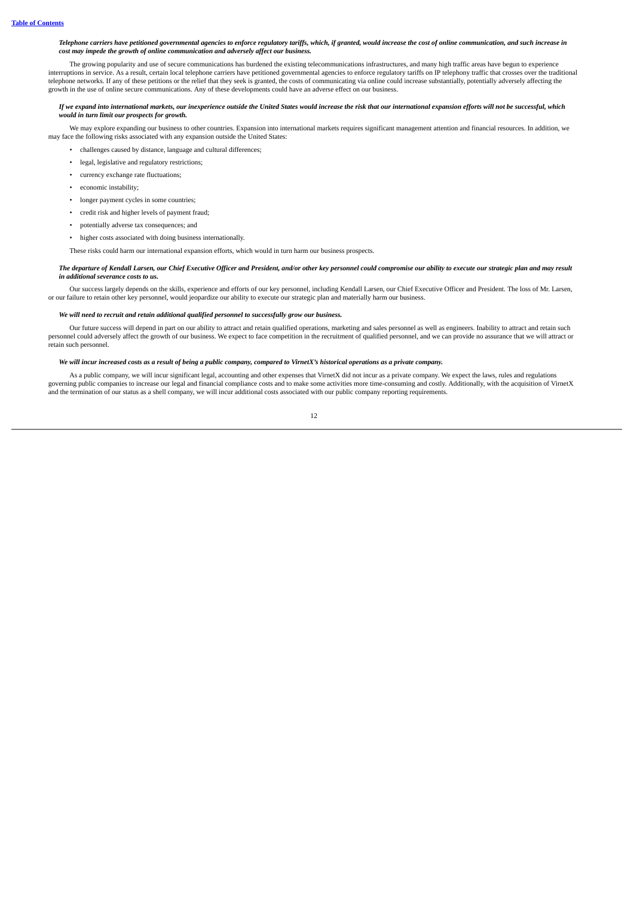***Telephone carriers have petitioned governmental agencies to enforce regulatory tariffs, which, if granted, would increase the cost of online communication, and such increase in cost may impede the growth of online communication and adversely affect our business.***

The growing popularity and use of secure communications has burdened the existing telecommunications infrastructures, and many high traffic areas have begun to experience interruptions in service. As a result, certain local telephone carriers have petitioned governmental agencies to enforce regulatory tariffs on IP telephony traffic that crosses over the traditional telephone networks. If any of these petitions or the relief that they seek is granted, the costs of communicating via online could increase substantially, potentially adversely affecting the growth in the use of online secure communications. Any of these developments could have an adverse effect on our business.

***If we expand into international markets, our inexperience outside the United States would increase the risk that our international expansion efforts will not be successful, which would in turn limit our prospects for growth.***

We may explore expanding our business to other countries. Expansion into international markets requires significant management attention and financial resources. In addition, we may face the following risks associated with any expansion outside the United States:

- challenges caused by distance, language and cultural differences;
- legal, legislative and regulatory restrictions;
- currency exchange rate fluctuations;
- economic instability;
- longer payment cycles in some countries;
- credit risk and higher levels of payment fraud;
- potentially adverse tax consequences; and
- higher costs associated with doing business internationally.

These risks could harm our international expansion efforts, which would in turn harm our business prospects.

***The departure of Kendall Larsen, our Chief Executive Officer and President, and/or other key personnel could compromise our ability to execute our strategic plan and may result in additional severance costs to us.***

Our success largely depends on the skills, experience and efforts of our key personnel, including Kendall Larsen, our Chief Executive Officer and President. The loss of Mr. Larsen, or our failure to retain other key personnel, would jeopardize our ability to execute our strategic plan and materially harm our business.

***We will need to recruit and retain additional qualified personnel to successfully grow our business.***

Our future success will depend in part on our ability to attract and retain qualified operations, marketing and sales personnel as well as engineers. Inability to attract and retain such personnel could adversely affect the growth of our business. We expect to face competition in the recruitment of qualified personnel, and we can provide no assurance that we will attract or retain such personnel.

***We will incur increased costs as a result of being a public company, compared to VirnetX's historical operations as a private company.***

As a public company, we will incur significant legal, accounting and other expenses that VirnetX did not incur as a private company. We expect the laws, rules and regulations governing public companies to increase our legal and financial compliance costs and to make some activities more time-consuming and costly. Additionally, with the acquisition of VirnetX and the termination of our status as a shell company, we will incur additional costs associated with our public company reporting requirements.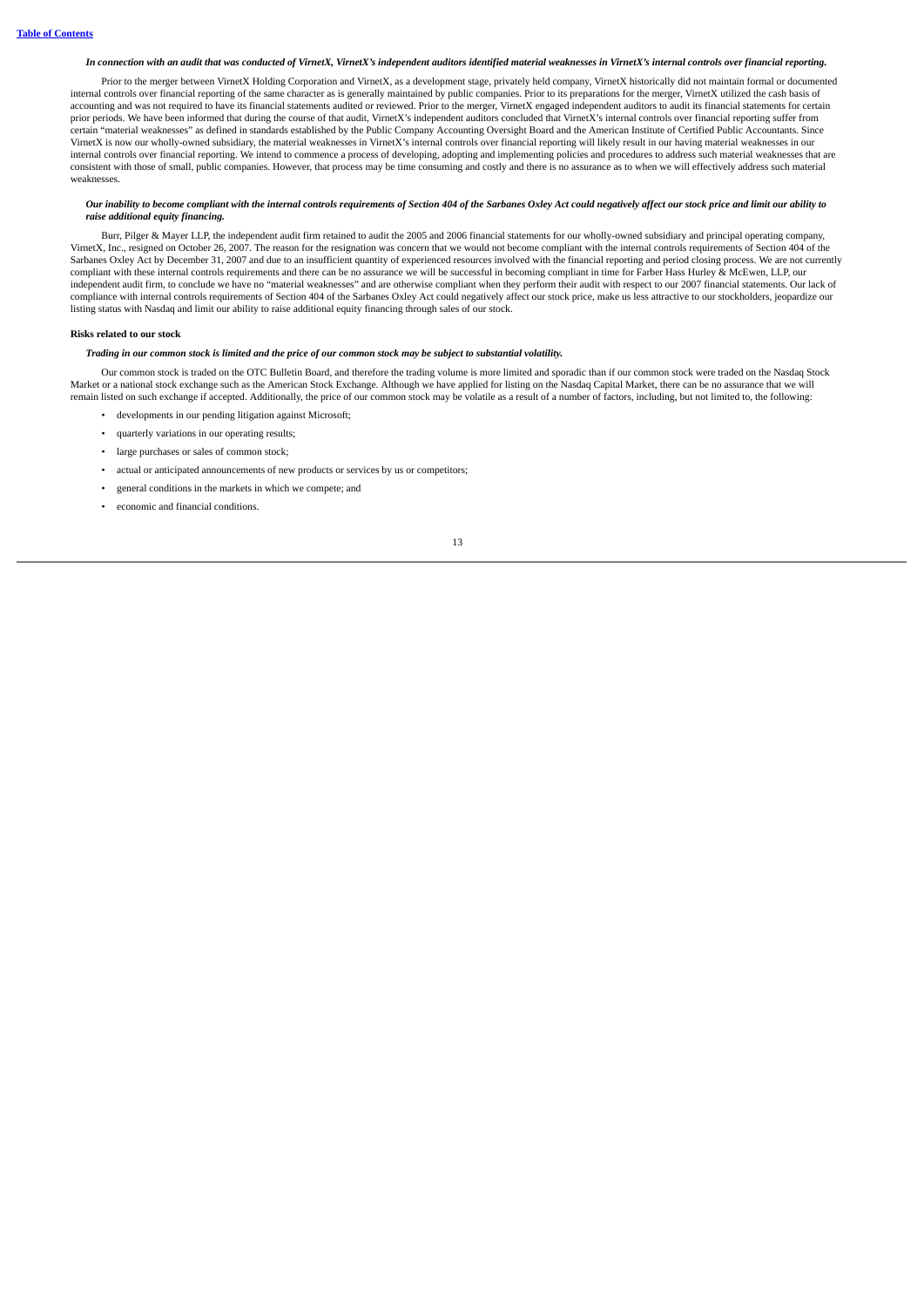*In connection with an audit that was conducted of VirnetX, VirnetX's independent auditors identified material weaknesses in VirnetX's internal controls over financial reporting.*

Prior to the merger between VirnetX Holding Corporation and VirnetX, as a development stage, privately held company, VirnetX historically did not maintain formal or documented internal controls over financial reporting of the same character as is generally maintained by public companies. Prior to its preparations for the merger, VirnetX utilized the cash basis of accounting and was not required to have its financial statements audited or reviewed. Prior to the merger, VirnetX engaged independent auditors to audit its financial statements for certain prior periods. We have been informed that during the course of that audit, VirnetX's independent auditors concluded that VirnetX's internal controls over financial reporting suffer from certain "material weaknesses" as defined in standards established by the Public Company Accounting Oversight Board and the American Institute of Certified Public Accountants. Since VirnetX is now our wholly-owned subsidiary, the material weaknesses in VirnetX's internal controls over financial reporting will likely result in our having material weaknesses in our internal controls over financial reporting. We intend to commence a process of developing, adopting and implementing policies and procedures to address such material weaknesses that are consistent with those of small, public companies. However, that process may be time consuming and costly and there is no assurance as to when we will effectively address such material weaknesses.

*Our inability to become compliant with the internal controls requirements of Section 404 of the Sarbanes Oxley Act could negatively affect our stock price and limit our ability to raise additional equity financing.*

Burr, Pilger & Mayer LLP, the independent audit firm retained to audit the 2005 and 2006 financial statements for our wholly-owned subsidiary and principal operating company, VirnetX, Inc., resigned on October 26, 2007. The reason for the resignation was concern that we would not become compliant with the internal controls requirements of Section 404 of the Sarbanes Oxley Act by December 31, 2007 and due to an insufficient quantity of experienced resources involved with the financial reporting and period closing process. We are not currently compliant with these internal controls requirements and there can be no assurance we will be successful in becoming compliant in time for Farber Hass Hurley & McEwen, LLP, our independent audit firm, to conclude we have no "material weaknesses" and are otherwise compliant when they perform their audit with respect to our 2007 financial statements. Our lack of compliance with internal controls requirements of Section 404 of the Sarbanes Oxley Act could negatively affect our stock price, make us less attractive to our stockholders, jeopardize our listing status with Nasdaq and limit our ability to raise additional equity financing through sales of our stock.

**Risks related to our stock**

*Trading in our common stock is limited and the price of our common stock may be subject to substantial volatility.*

Our common stock is traded on the OTC Bulletin Board, and therefore the trading volume is more limited and sporadic than if our common stock were traded on the Nasdaq Stock Market or a national stock exchange such as the American Stock Exchange. Although we have applied for listing on the Nasdaq Capital Market, there can be no assurance that we will remain listed on such exchange if accepted. Additionally, the price of our common stock may be volatile as a result of a number of factors, including, but not limited to, the following:

- developments in our pending litigation against Microsoft;
- quarterly variations in our operating results;
- large purchases or sales of common stock;
- actual or anticipated announcements of new products or services by us or competitors;
- general conditions in the markets in which we compete; and
- economic and financial conditions.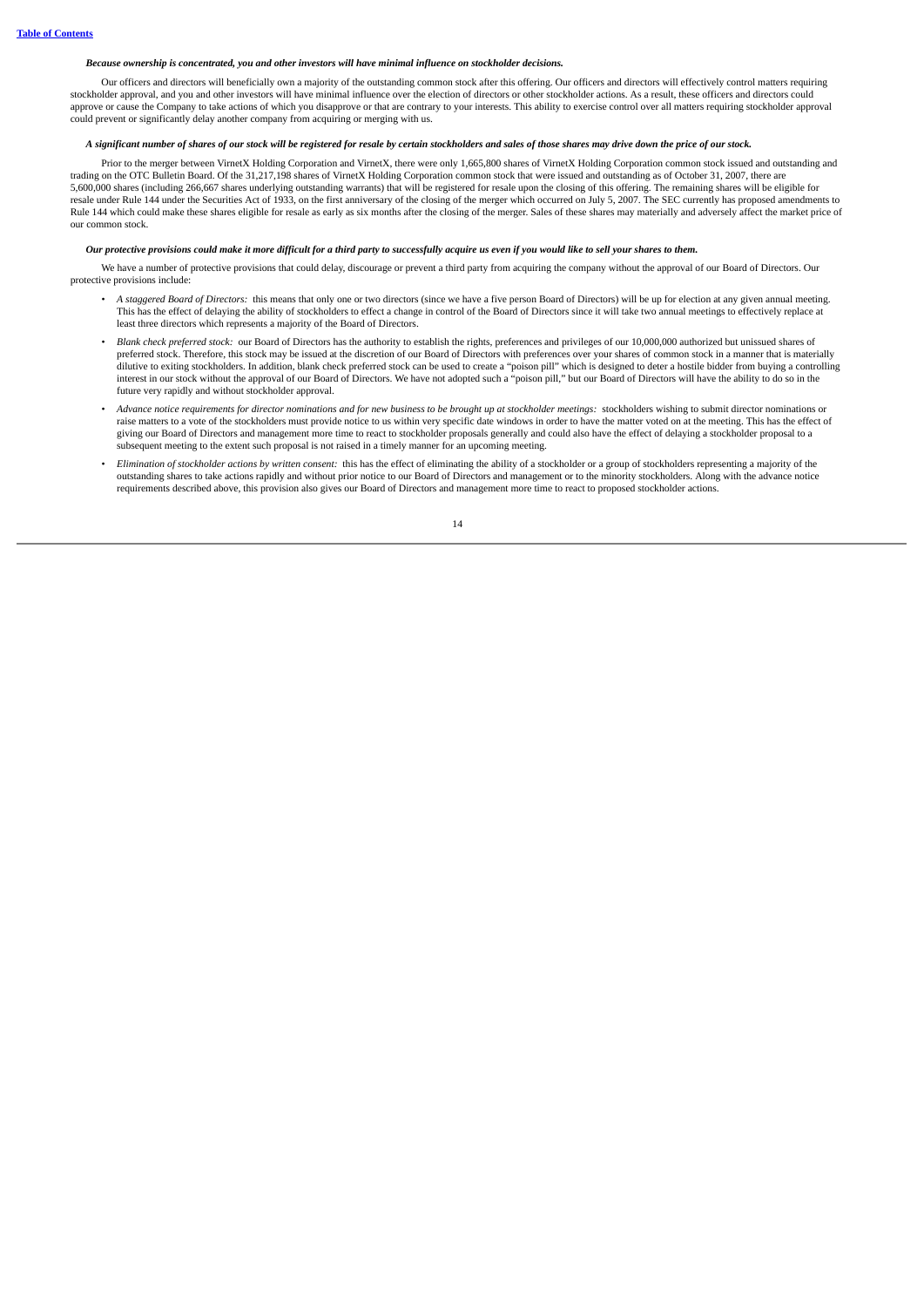***Because ownership is concentrated, you and other investors will have minimal influence on stockholder decisions.***

Our officers and directors will beneficially own a majority of the outstanding common stock after this offering. Our officers and directors will effectively control matters requiring stockholder approval, and you and other investors will have minimal influence over the election of directors or other stockholder actions. As a result, these officers and directors could approve or cause the Company to take actions of which you disapprove or that are contrary to your interests. This ability to exercise control over all matters requiring stockholder approval could prevent or significantly delay another company from acquiring or merging with us.

***A significant number of shares of our stock will be registered for resale by certain stockholders and sales of those shares may drive down the price of our stock.***

Prior to the merger between VirnetX Holding Corporation and VirnetX, there were only 1,665,800 shares of VirnetX Holding Corporation common stock issued and outstanding and trading on the OTC Bulletin Board. Of the 31,217,198 shares of VirnetX Holding Corporation common stock that were issued and outstanding as of October 31, 2007, there are 5,600,000 shares (including 266,667 shares underlying outstanding warrants) that will be registered for resale upon the closing of this offering. The remaining shares will be eligible for resale under Rule 144 under the Securities Act of 1933, on the first anniversary of the closing of the merger which occurred on July 5, 2007. The SEC currently has proposed amendments to Rule 144 which could make these shares eligible for resale as early as six months after the closing of the merger. Sales of these shares may materially and adversely affect the market price of our common stock.

***Our protective provisions could make it more difficult for a third party to successfully acquire us even if you would like to sell your shares to them.***

We have a number of protective provisions that could delay, discourage or prevent a third party from acquiring the company without the approval of our Board of Directors. Our protective provisions include:

- *A staggered Board of Directors:* this means that only one or two directors (since we have a five person Board of Directors) will be up for election at any given annual meeting. This has the effect of delaying the ability of stockholders to effect a change in control of the Board of Directors since it will take two annual meetings to effectively replace at least three directors which represents a majority of the Board of Directors.
- *Blank check preferred stock:* our Board of Directors has the authority to establish the rights, preferences and privileges of our 10,000,000 authorized but unissued shares of preferred stock. Therefore, this stock may be issued at the discretion of our Board of Directors with preferences over your shares of common stock in a manner that is materially dilutive to exiting stockholders. In addition, blank check preferred stock can be used to create a "poison pill" which is designed to deter a hostile bidder from buying a controlling interest in our stock without the approval of our Board of Directors. We have not adopted such a "poison pill," but our Board of Directors will have the ability to do so in the future very rapidly and without stockholder approval.
- *Advance notice requirements for director nominations and for new business to be brought up at stockholder meetings:* stockholders wishing to submit director nominations or raise matters to a vote of the stockholders must provide notice to us within very specific date windows in order to have the matter voted on at the meeting. This has the effect of giving our Board of Directors and management more time to react to stockholder proposals generally and could also have the effect of delaying a stockholder proposal to a subsequent meeting to the extent such proposal is not raised in a timely manner for an upcoming meeting.
- *Elimination of stockholder actions by written consent:* this has the effect of eliminating the ability of a stockholder or a group of stockholders representing a majority of the outstanding shares to take actions rapidly and without prior notice to our Board of Directors and management or to the minority stockholders. Along with the advance notice requirements described above, this provision also gives our Board of Directors and management more time to react to proposed stockholder actions.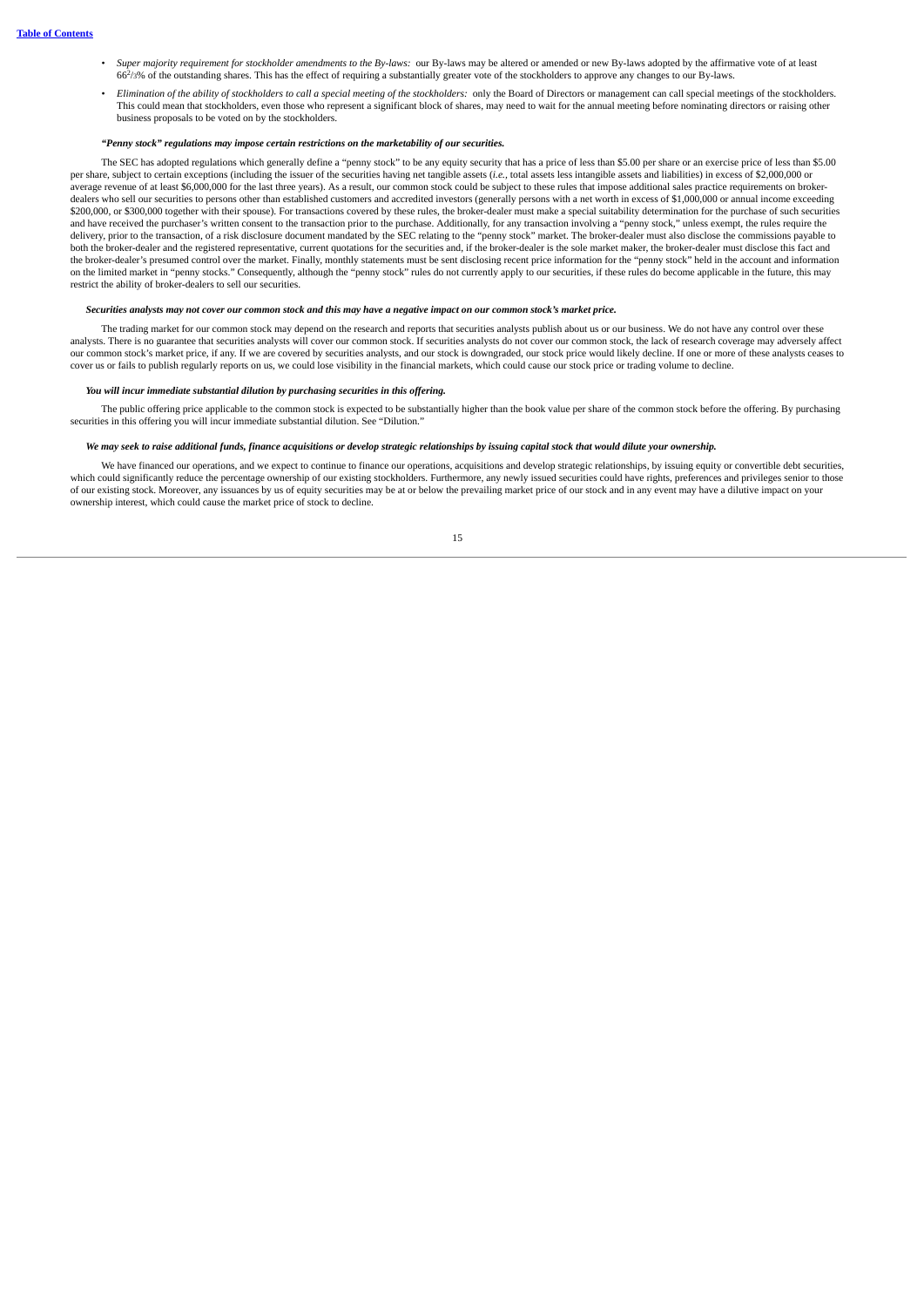- *Super majority requirement for stockholder amendments to the By-laws:* our By-laws may be altered or amended or new By-laws adopted by the affirmative vote of at least 66²/₃% of the outstanding shares. This has the effect of requiring a substantially greater vote of the stockholders to approve any changes to our By-laws.
- *Elimination of the ability of stockholders to call a special meeting of the stockholders:* only the Board of Directors or management can call special meetings of the stockholders. This could mean that stockholders, even those who represent a significant block of shares, may need to wait for the annual meeting before nominating directors or raising other business proposals to be voted on by the stockholders.

***"Penny stock" regulations may impose certain restrictions on the marketability of our securities.***

The SEC has adopted regulations which generally define a "penny stock" to be any equity security that has a price of less than $5.00 per share or an exercise price of less than $5.00 per share, subject to certain exceptions (including the issuer of the securities having net tangible assets (*i.e.*, total assets less intangible assets and liabilities) in excess of $2,000,000 or average revenue of at least $6,000,000 for the last three years). As a result, our common stock could be subject to these rules that impose additional sales practice requirements on broker-dealers who sell our securities to persons other than established customers and accredited investors (generally persons with a net worth in excess of $1,000,000 or annual income exceeding $200,000, or $300,000 together with their spouse). For transactions covered by these rules, the broker-dealer must make a special suitability determination for the purchase of such securities and have received the purchaser's written consent to the transaction prior to the purchase. Additionally, for any transaction involving a "penny stock," unless exempt, the rules require the delivery, prior to the transaction, of a risk disclosure document mandated by the SEC relating to the "penny stock" market. The broker-dealer must also disclose the commissions payable to both the broker-dealer and the registered representative, current quotations for the securities and, if the broker-dealer is the sole market maker, the broker-dealer must disclose this fact and the broker-dealer's presumed control over the market. Finally, monthly statements must be sent disclosing recent price information for the "penny stock" held in the account and information on the limited market in "penny stocks." Consequently, although the "penny stock" rules do not currently apply to our securities, if these rules do become applicable in the future, this may restrict the ability of broker-dealers to sell our securities.

***Securities analysts may not cover our common stock and this may have a negative impact on our common stock's market price.***

The trading market for our common stock may depend on the research and reports that securities analysts publish about us or our business. We do not have any control over these analysts. There is no guarantee that securities analysts will cover our common stock. If securities analysts do not cover our common stock, the lack of research coverage may adversely affect our common stock's market price, if any. If we are covered by securities analysts, and our stock is downgraded, our stock price would likely decline. If one or more of these analysts ceases to cover us or fails to publish regularly reports on us, we could lose visibility in the financial markets, which could cause our stock price or trading volume to decline.

***You will incur immediate substantial dilution by purchasing securities in this offering.***

The public offering price applicable to the common stock is expected to be substantially higher than the book value per share of the common stock before the offering. By purchasing securities in this offering you will incur immediate substantial dilution. See "Dilution."

***We may seek to raise additional funds, finance acquisitions or develop strategic relationships by issuing capital stock that would dilute your ownership.***

We have financed our operations, and we expect to continue to finance our operations, acquisitions and develop strategic relationships, by issuing equity or convertible debt securities, which could significantly reduce the percentage ownership of our existing stockholders. Furthermore, any newly issued securities could have rights, preferences and privileges senior to those of our existing stock. Moreover, any issuances by us of equity securities may be at or below the prevailing market price of our stock and in any event may have a dilutive impact on your ownership interest, which could cause the market price of stock to decline.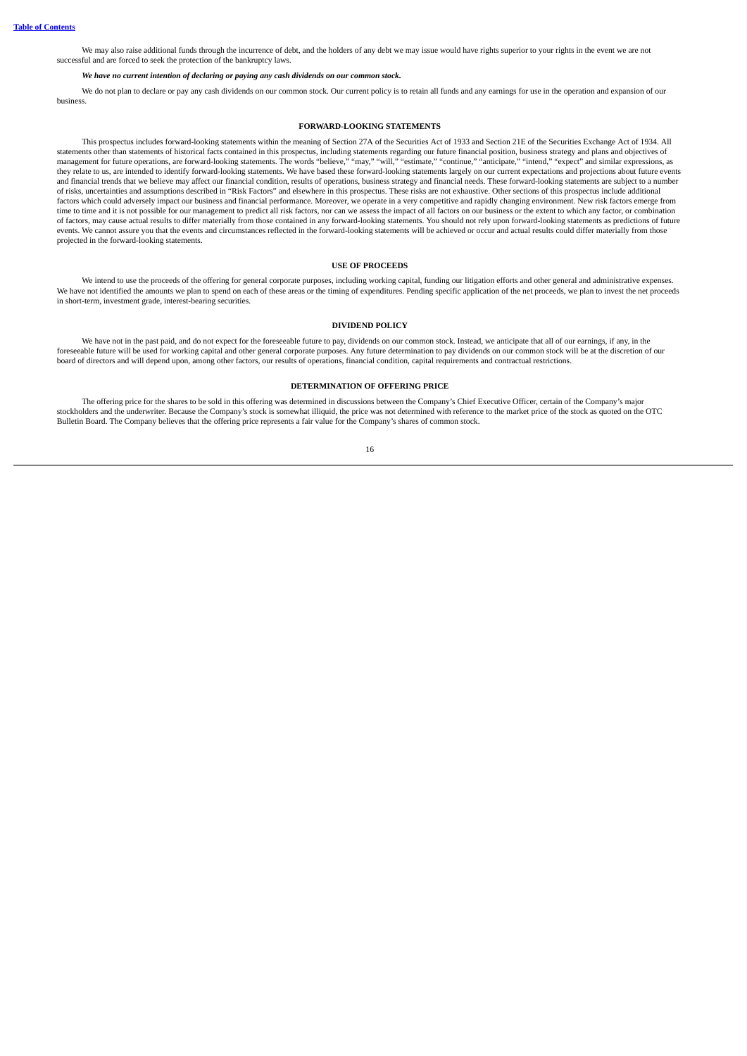We may also raise additional funds through the incurrence of debt, and the holders of any debt we may issue would have rights superior to your rights in the event we are not successful and are forced to seek the protection of the bankruptcy laws.

***We have no current intention of declaring or paying any cash dividends on our common stock.***

We do not plan to declare or pay any cash dividends on our common stock. Our current policy is to retain all funds and any earnings for use in the operation and expansion of our business.

## FORWARD-LOOKING STATEMENTS

This prospectus includes forward-looking statements within the meaning of Section 27A of the Securities Act of 1933 and Section 21E of the Securities Exchange Act of 1934. All statements other than statements of historical facts contained in this prospectus, including statements regarding our future financial position, business strategy and plans and objectives of management for future operations, are forward-looking statements. The words "believe," "may," "will," "estimate," "continue," "anticipate," "intend," "expect" and similar expressions, as they relate to us, are intended to identify forward-looking statements. We have based these forward-looking statements largely on our current expectations and projections about future events and financial trends that we believe may affect our financial condition, results of operations, business strategy and financial needs. These forward-looking statements are subject to a number of risks, uncertainties and assumptions described in "Risk Factors" and elsewhere in this prospectus. These risks are not exhaustive. Other sections of this prospectus include additional factors which could adversely impact our business and financial performance. Moreover, we operate in a very competitive and rapidly changing environment. New risk factors emerge from time to time and it is not possible for our management to predict all risk factors, nor can we assess the impact of all factors on our business or the extent to which any factor, or combination of factors, may cause actual results to differ materially from those contained in any forward-looking statements. You should not rely upon forward-looking statements as predictions of future events. We cannot assure you that the events and circumstances reflected in the forward-looking statements will be achieved or occur and actual results could differ materially from those projected in the forward-looking statements.

## USE OF PROCEEDS

We intend to use the proceeds of the offering for general corporate purposes, including working capital, funding our litigation efforts and other general and administrative expenses. We have not identified the amounts we plan to spend on each of these areas or the timing of expenditures. Pending specific application of the net proceeds, we plan to invest the net proceeds in short-term, investment grade, interest-bearing securities.

## DIVIDEND POLICY

We have not in the past paid, and do not expect for the foreseeable future to pay, dividends on our common stock. Instead, we anticipate that all of our earnings, if any, in the foreseeable future will be used for working capital and other general corporate purposes. Any future determination to pay dividends on our common stock will be at the discretion of our board of directors and will depend upon, among other factors, our results of operations, financial condition, capital requirements and contractual restrictions.

## DETERMINATION OF OFFERING PRICE

The offering price for the shares to be sold in this offering was determined in discussions between the Company's Chief Executive Officer, certain of the Company's major stockholders and the underwriter. Because the Company's stock is somewhat illiquid, the price was not determined with reference to the market price of the stock as quoted on the OTC Bulletin Board. The Company believes that the offering price represents a fair value for the Company's shares of common stock.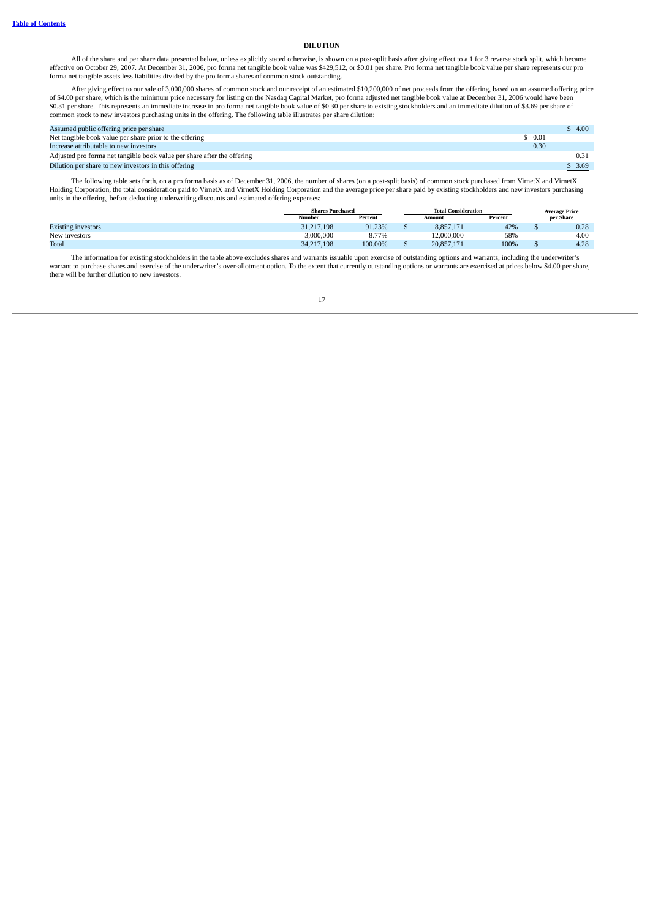## DILUTION

All of the share and per share data presented below, unless explicitly stated otherwise, is shown on a post-split basis after giving effect to a 1 for 3 reverse stock split, which became effective on October 29, 2007. At December 31, 2006, pro forma net tangible book value was $429,512, or $0.01 per share. Pro forma net tangible book value per share represents our pro forma net tangible assets less liabilities divided by the pro forma shares of common stock outstanding.

After giving effect to our sale of 3,000,000 shares of common stock and our receipt of an estimated $10,200,000 of net proceeds from the offering, based on an assumed offering price of $4.00 per share, which is the minimum price necessary for listing on the Nasdaq Capital Market, pro forma adjusted net tangible book value at December 31, 2006 would have been $0.31 per share. This represents an immediate increase in pro forma net tangible book value of $0.30 per share to existing stockholders and an immediate dilution of $3.69 per share of common stock to new investors purchasing units in the offering. The following table illustrates per share dilution:

| | | |
|---|---|---|
| Assumed public offering price per share | | $ 4.00 |
| Net tangible book value per share prior to the offering | $ 0.01 | |
| Increase attributable to new investors | 0.30 | |
| Adjusted pro forma net tangible book value per share after the offering | | 0.31 |
| Dilution per share to new investors in this offering | | $ 3.69 |

The following table sets forth, on a pro forma basis as of December 31, 2006, the number of shares (on a post-split basis) of common stock purchased from VirnetX and VirnetX Holding Corporation, the total consideration paid to VirnetX and VirnetX Holding Corporation and the average price per share paid by existing stockholders and new investors purchasing units in the offering, before deducting underwriting discounts and estimated offering expenses:

| | Shares Purchased | | Total Consideration | | Average Price per Share |
|---|---|---|---|---|---|
| | Number | Percent | Amount | Percent | |
| Existing investors | 31,217,198 | 91.23% | $ 8,857,171 | 42% | $ 0.28 |
| New investors | 3,000,000 | 8.77% | 12,000,000 | 58% | 4.00 |
| Total | 34,217,198 | 100.00% | $ 20,857,171 | 100% | $ 4.28 |

The information for existing stockholders in the table above excludes shares and warrants issuable upon exercise of outstanding options and warrants, including the underwriter's warrant to purchase shares and exercise of the underwriter's over-allotment option. To the extent that currently outstanding options or warrants are exercised at prices below $4.00 per share, there will be further dilution to new investors.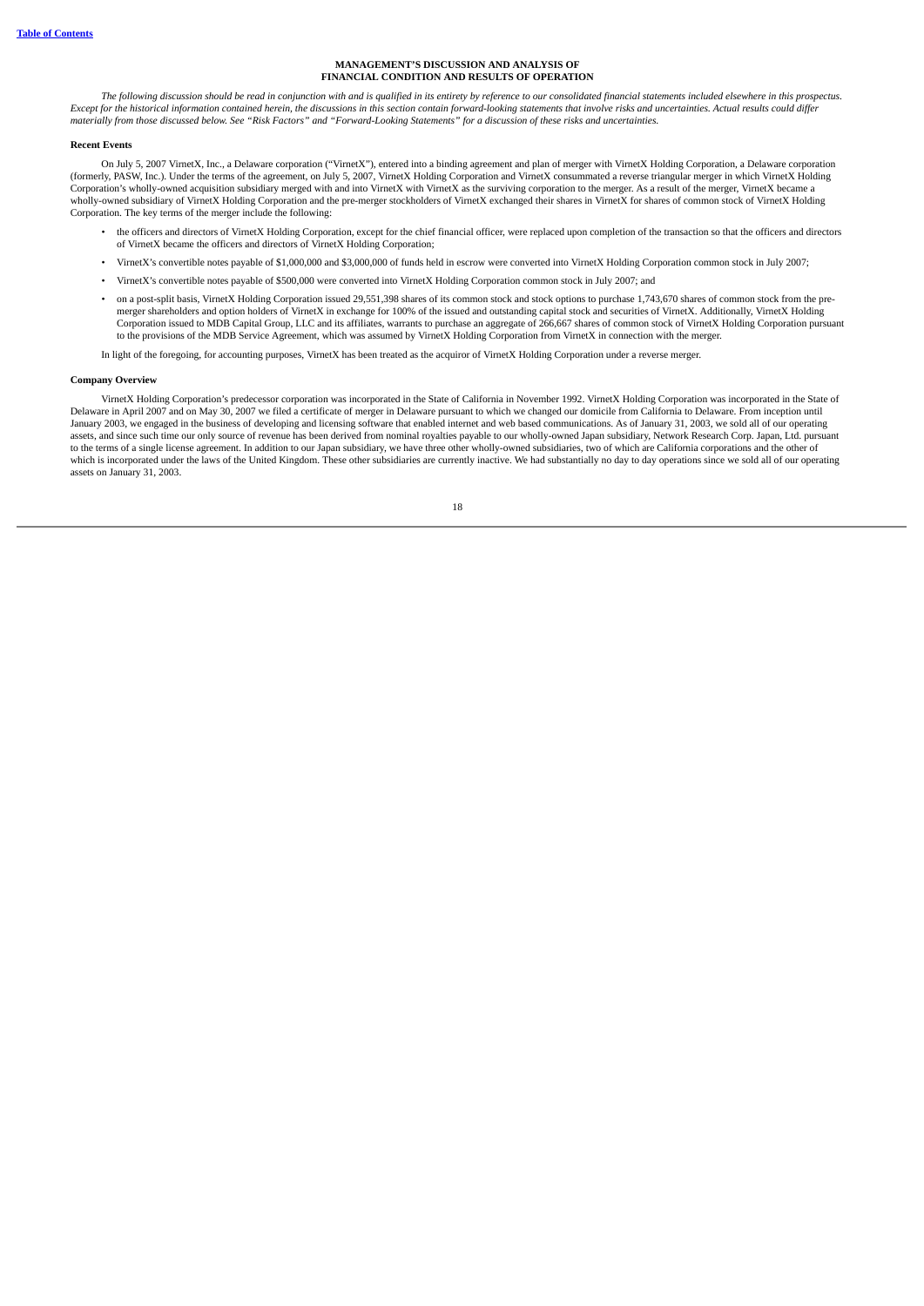# MANAGEMENT'S DISCUSSION AND ANALYSIS OF FINANCIAL CONDITION AND RESULTS OF OPERATION

*The following discussion should be read in conjunction with and is qualified in its entirety by reference to our consolidated financial statements included elsewhere in this prospectus. Except for the historical information contained herein, the discussions in this section contain forward-looking statements that involve risks and uncertainties. Actual results could differ materially from those discussed below. See "Risk Factors" and "Forward-Looking Statements" for a discussion of these risks and uncertainties.*

**Recent Events**

On July 5, 2007 VirnetX, Inc., a Delaware corporation ("VirnetX"), entered into a binding agreement and plan of merger with VirnetX Holding Corporation, a Delaware corporation (formerly, PASW, Inc.). Under the terms of the agreement, on July 5, 2007, VirnetX Holding Corporation and VirnetX consummated a reverse triangular merger in which VirnetX Holding Corporation's wholly-owned acquisition subsidiary merged with and into VirnetX with VirnetX as the surviving corporation to the merger. As a result of the merger, VirnetX became a wholly-owned subsidiary of VirnetX Holding Corporation and the pre-merger stockholders of VirnetX exchanged their shares in VirnetX for shares of common stock of VirnetX Holding Corporation. The key terms of the merger include the following:

- the officers and directors of VirnetX Holding Corporation, except for the chief financial officer, were replaced upon completion of the transaction so that the officers and directors of VirnetX became the officers and directors of VirnetX Holding Corporation;
- VirnetX's convertible notes payable of $1,000,000 and $3,000,000 of funds held in escrow were converted into VirnetX Holding Corporation common stock in July 2007;
- VirnetX's convertible notes payable of $500,000 were converted into VirnetX Holding Corporation common stock in July 2007; and
- on a post-split basis, VirnetX Holding Corporation issued 29,551,398 shares of its common stock and stock options to purchase 1,743,670 shares of common stock from the pre-merger shareholders and option holders of VirnetX in exchange for 100% of the issued and outstanding capital stock and securities of VirnetX. Additionally, VirnetX Holding Corporation issued to MDB Capital Group, LLC and its affiliates, warrants to purchase an aggregate of 266,667 shares of common stock of VirnetX Holding Corporation pursuant to the provisions of the MDB Service Agreement, which was assumed by VirnetX Holding Corporation from VirnetX in connection with the merger.

In light of the foregoing, for accounting purposes, VirnetX has been treated as the acquiror of VirnetX Holding Corporation under a reverse merger.

**Company Overview**

VirnetX Holding Corporation's predecessor corporation was incorporated in the State of California in November 1992. VirnetX Holding Corporation was incorporated in the State of Delaware in April 2007 and on May 30, 2007 we filed a certificate of merger in Delaware pursuant to which we changed our domicile from California to Delaware. From inception until January 2003, we engaged in the business of developing and licensing software that enabled internet and web based communications. As of January 31, 2003, we sold all of our operating assets, and since such time our only source of revenue has been derived from nominal royalties payable to our wholly-owned Japan subsidiary, Network Research Corp. Japan, Ltd. pursuant to the terms of a single license agreement. In addition to our Japan subsidiary, we have three other wholly-owned subsidiaries, two of which are California corporations and the other of which is incorporated under the laws of the United Kingdom. These other subsidiaries are currently inactive. We had substantially no day to day operations since we sold all of our operating assets on January 31, 2003.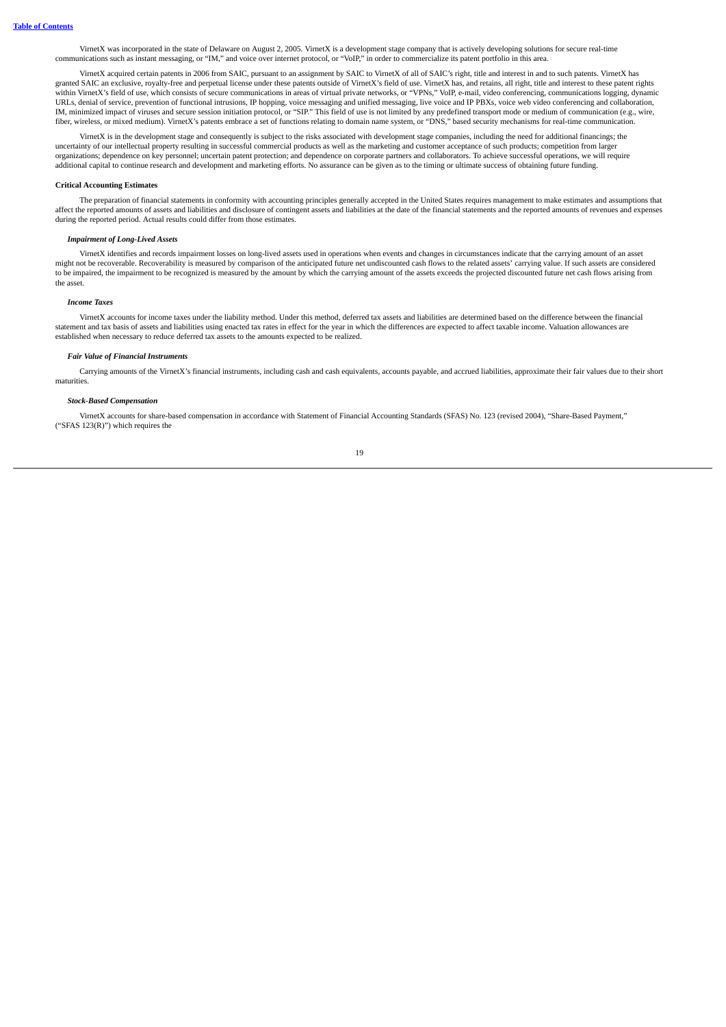VirnetX was incorporated in the state of Delaware on August 2, 2005. VirnetX is a development stage company that is actively developing solutions for secure real-time communications such as instant messaging, or "IM," and voice over internet protocol, or "VoIP," in order to commercialize its patent portfolio in this area.

VirnetX acquired certain patents in 2006 from SAIC, pursuant to an assignment by SAIC to VirnetX of all of SAIC's right, title and interest in and to such patents. VirnetX has granted SAIC an exclusive, royalty-free and perpetual license under these patents outside of VirnetX's field of use. VirnetX has, and retains, all right, title and interest to these patent rights within VirnetX's field of use, which consists of secure communications in areas of virtual private networks, or "VPNs," VoIP, e-mail, video conferencing, communications logging, dynamic URLs, denial of service, prevention of functional intrusions, IP hopping, voice messaging and unified messaging, live voice and IP PBXs, voice web video conferencing and collaboration, IM, minimized impact of viruses and secure session initiation protocol, or "SIP." This field of use is not limited by any predefined transport mode or medium of communication (e.g., wire, fiber, wireless, or mixed medium). VirnetX's patents embrace a set of functions relating to domain name system, or "DNS," based security mechanisms for real-time communication.

VirnetX is in the development stage and consequently is subject to the risks associated with development stage companies, including the need for additional financings; the uncertainty of our intellectual property resulting in successful commercial products as well as the marketing and customer acceptance of such products; competition from larger organizations; dependence on key personnel; uncertain patent protection; and dependence on corporate partners and collaborators. To achieve successful operations, we will require additional capital to continue research and development and marketing efforts. No assurance can be given as to the timing or ultimate success of obtaining future funding.

**Critical Accounting Estimates**

The preparation of financial statements in conformity with accounting principles generally accepted in the United States requires management to make estimates and assumptions that affect the reported amounts of assets and liabilities and disclosure of contingent assets and liabilities at the date of the financial statements and the reported amounts of revenues and expenses during the reported period. Actual results could differ from those estimates.

***Impairment of Long-Lived Assets***

VirnetX identifies and records impairment losses on long-lived assets used in operations when events and changes in circumstances indicate that the carrying amount of an asset might not be recoverable. Recoverability is measured by comparison of the anticipated future net undiscounted cash flows to the related assets' carrying value. If such assets are considered to be impaired, the impairment to be recognized is measured by the amount by which the carrying amount of the assets exceeds the projected discounted future net cash flows arising from the asset.

***Income Taxes***

VirnetX accounts for income taxes under the liability method. Under this method, deferred tax assets and liabilities are determined based on the difference between the financial statement and tax basis of assets and liabilities using enacted tax rates in effect for the year in which the differences are expected to affect taxable income. Valuation allowances are established when necessary to reduce deferred tax assets to the amounts expected to be realized.

***Fair Value of Financial Instruments***

Carrying amounts of the VirnetX's financial instruments, including cash and cash equivalents, accounts payable, and accrued liabilities, approximate their fair values due to their short maturities.

***Stock-Based Compensation***

VirnetX accounts for share-based compensation in accordance with Statement of Financial Accounting Standards (SFAS) No. 123 (revised 2004), "Share-Based Payment," ("SFAS 123(R)") which requires the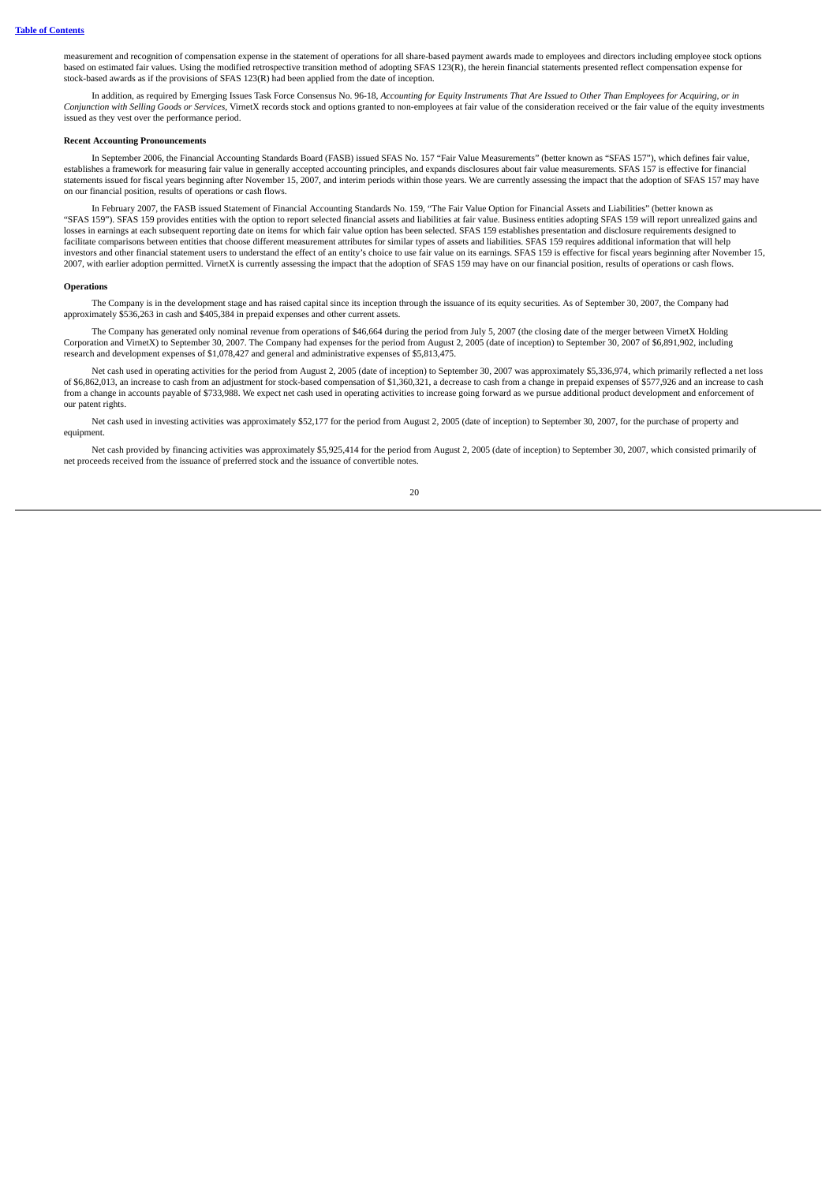measurement and recognition of compensation expense in the statement of operations for all share-based payment awards made to employees and directors including employee stock options based on estimated fair values. Using the modified retrospective transition method of adopting SFAS 123(R), the herein financial statements presented reflect compensation expense for stock-based awards as if the provisions of SFAS 123(R) had been applied from the date of inception.

In addition, as required by Emerging Issues Task Force Consensus No. 96-18, *Accounting for Equity Instruments That Are Issued to Other Than Employees for Acquiring, or in Conjunction with Selling Goods or Services*, VirnetX records stock and options granted to non-employees at fair value of the consideration received or the fair value of the equity investments issued as they vest over the performance period.

**Recent Accounting Pronouncements**

In September 2006, the Financial Accounting Standards Board (FASB) issued SFAS No. 157 "Fair Value Measurements" (better known as "SFAS 157"), which defines fair value, establishes a framework for measuring fair value in generally accepted accounting principles, and expands disclosures about fair value measurements. SFAS 157 is effective for financial statements issued for fiscal years beginning after November 15, 2007, and interim periods within those years. We are currently assessing the impact that the adoption of SFAS 157 may have on our financial position, results of operations or cash flows.

In February 2007, the FASB issued Statement of Financial Accounting Standards No. 159, "The Fair Value Option for Financial Assets and Liabilities" (better known as "SFAS 159"). SFAS 159 provides entities with the option to report selected financial assets and liabilities at fair value. Business entities adopting SFAS 159 will report unrealized gains and losses in earnings at each subsequent reporting date on items for which fair value option has been selected. SFAS 159 establishes presentation and disclosure requirements designed to facilitate comparisons between entities that choose different measurement attributes for similar types of assets and liabilities. SFAS 159 requires additional information that will help investors and other financial statement users to understand the effect of an entity's choice to use fair value on its earnings. SFAS 159 is effective for fiscal years beginning after November 15, 2007, with earlier adoption permitted. VirnetX is currently assessing the impact that the adoption of SFAS 159 may have on our financial position, results of operations or cash flows.

**Operations**

The Company is in the development stage and has raised capital since its inception through the issuance of its equity securities. As of September 30, 2007, the Company had approximately $536,263 in cash and $405,384 in prepaid expenses and other current assets.

The Company has generated only nominal revenue from operations of $46,664 during the period from July 5, 2007 (the closing date of the merger between VirnetX Holding Corporation and VirnetX) to September 30, 2007. The Company had expenses for the period from August 2, 2005 (date of inception) to September 30, 2007 of $6,891,902, including research and development expenses of $1,078,427 and general and administrative expenses of $5,813,475.

Net cash used in operating activities for the period from August 2, 2005 (date of inception) to September 30, 2007 was approximately $5,336,974, which primarily reflected a net loss of $6,862,013, an increase to cash from an adjustment for stock-based compensation of $1,360,321, a decrease to cash from a change in prepaid expenses of $577,926 and an increase to cash from a change in accounts payable of $733,988. We expect net cash used in operating activities to increase going forward as we pursue additional product development and enforcement of our patent rights.

Net cash used in investing activities was approximately $52,177 for the period from August 2, 2005 (date of inception) to September 30, 2007, for the purchase of property and equipment.

Net cash provided by financing activities was approximately $5,925,414 for the period from August 2, 2005 (date of inception) to September 30, 2007, which consisted primarily of net proceeds received from the issuance of preferred stock and the issuance of convertible notes.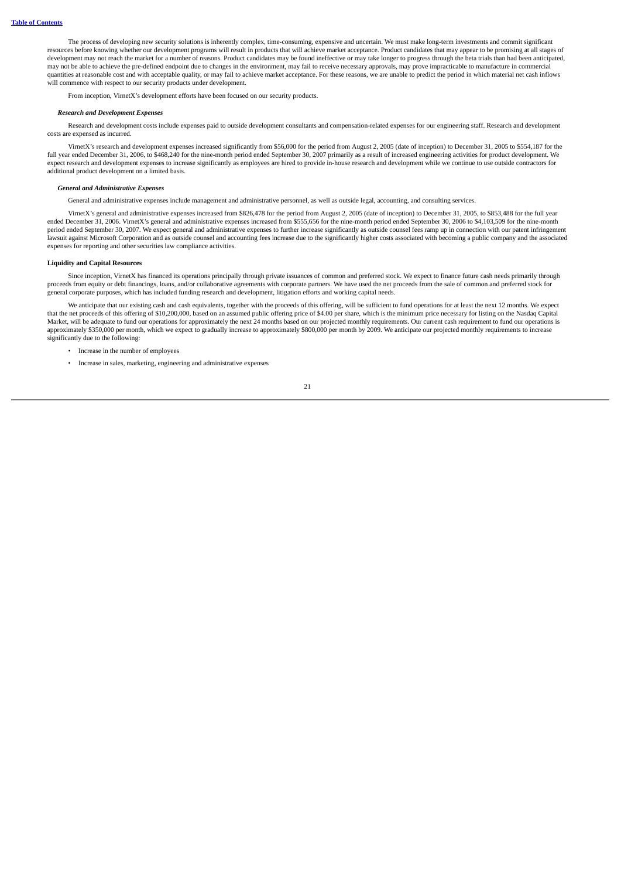The process of developing new security solutions is inherently complex, time-consuming, expensive and uncertain. We must make long-term investments and commit significant resources before knowing whether our development programs will result in products that will achieve market acceptance. Product candidates that may appear to be promising at all stages of development may not reach the market for a number of reasons. Product candidates may be found ineffective or may take longer to progress through the beta trials than had been anticipated, may not be able to achieve the pre-defined endpoint due to changes in the environment, may fail to receive necessary approvals, may prove impracticable to manufacture in commercial quantities at reasonable cost and with acceptable quality, or may fail to achieve market acceptance. For these reasons, we are unable to predict the period in which material net cash inflows will commence with respect to our security products under development.

From inception, VirnetX's development efforts have been focused on our security products.

### *Research and Development Expenses*

Research and development costs include expenses paid to outside development consultants and compensation-related expenses for our engineering staff. Research and development costs are expensed as incurred.

VirnetX's research and development expenses increased significantly from $56,000 for the period from August 2, 2005 (date of inception) to December 31, 2005 to $554,187 for the full year ended December 31, 2006, to $468,240 for the nine-month period ended September 30, 2007 primarily as a result of increased engineering activities for product development. We expect research and development expenses to increase significantly as employees are hired to provide in-house research and development while we continue to use outside contractors for additional product development on a limited basis.

### *General and Administrative Expenses*

General and administrative expenses include management and administrative personnel, as well as outside legal, accounting, and consulting services.

VirnetX's general and administrative expenses increased from $826,478 for the period from August 2, 2005 (date of inception) to December 31, 2005, to $853,488 for the full year ended December 31, 2006. VirnetX's general and administrative expenses increased from $555,656 for the nine-month period ended September 30, 2006 to $4,103,509 for the nine-month period ended September 30, 2007. We expect general and administrative expenses to further increase significantly as outside counsel fees ramp up in connection with our patent infringement lawsuit against Microsoft Corporation and as outside counsel and accounting fees increase due to the significantly higher costs associated with becoming a public company and the associated expenses for reporting and other securities law compliance activities.

### **Liquidity and Capital Resources**

Since inception, VirnetX has financed its operations principally through private issuances of common and preferred stock. We expect to finance future cash needs primarily through proceeds from equity or debt financings, loans, and/or collaborative agreements with corporate partners. We have used the net proceeds from the sale of common and preferred stock for general corporate purposes, which has included funding research and development, litigation efforts and working capital needs.

We anticipate that our existing cash and cash equivalents, together with the proceeds of this offering, will be sufficient to fund operations for at least the next 12 months. We expect that the net proceeds of this offering of $10,200,000, based on an assumed public offering price of $4.00 per share, which is the minimum price necessary for listing on the Nasdaq Capital Market, will be adequate to fund our operations for approximately the next 24 months based on our projected monthly requirements. Our current cash requirement to fund our operations is approximately $350,000 per month, which we expect to gradually increase to approximately $800,000 per month by 2009. We anticipate our projected monthly requirements to increase significantly due to the following:

- Increase in the number of employees
- Increase in sales, marketing, engineering and administrative expenses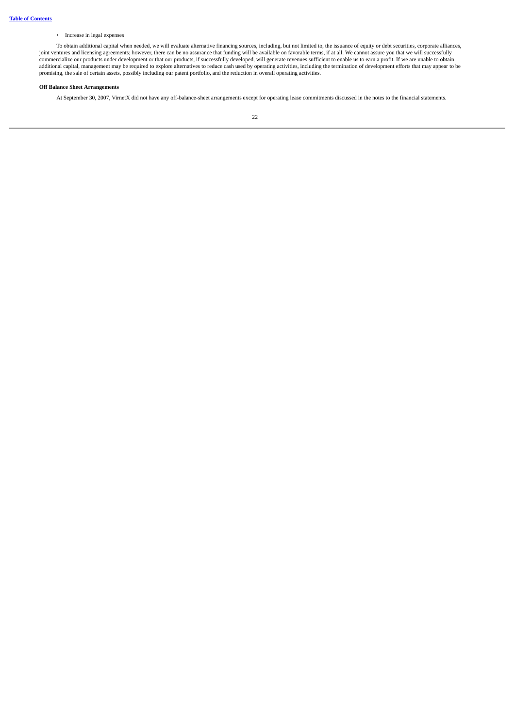- Increase in legal expenses

To obtain additional capital when needed, we will evaluate alternative financing sources, including, but not limited to, the issuance of equity or debt securities, corporate alliances, joint ventures and licensing agreements; however, there can be no assurance that funding will be available on favorable terms, if at all. We cannot assure you that we will successfully commercialize our products under development or that our products, if successfully developed, will generate revenues sufficient to enable us to earn a profit. If we are unable to obtain additional capital, management may be required to explore alternatives to reduce cash used by operating activities, including the termination of development efforts that may appear to be promising, the sale of certain assets, possibly including our patent portfolio, and the reduction in overall operating activities.

**Off Balance Sheet Arrangements**

At September 30, 2007, VirnetX did not have any off-balance-sheet arrangements except for operating lease commitments discussed in the notes to the financial statements.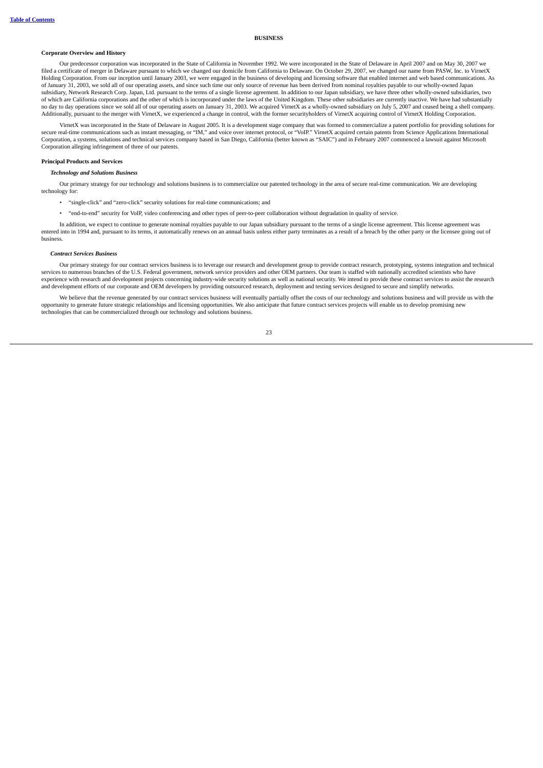# BUSINESS

**Corporate Overview and History**

Our predecessor corporation was incorporated in the State of California in November 1992. We were incorporated in the State of Delaware in April 2007 and on May 30, 2007 we filed a certificate of merger in Delaware pursuant to which we changed our domicile from California to Delaware. On October 29, 2007, we changed our name from PASW, Inc. to VirnetX Holding Corporation. From our inception until January 2003, we were engaged in the business of developing and licensing software that enabled internet and web based communications. As of January 31, 2003, we sold all of our operating assets, and since such time our only source of revenue has been derived from nominal royalties payable to our wholly-owned Japan subsidiary, Network Research Corp. Japan, Ltd. pursuant to the terms of a single license agreement. In addition to our Japan subsidiary, we have three other wholly-owned subsidiaries, two of which are California corporations and the other of which is incorporated under the laws of the United Kingdom. These other subsidiaries are currently inactive. We have had substantially no day to day operations since we sold all of our operating assets on January 31, 2003. We acquired VirnetX as a wholly-owned subsidiary on July 5, 2007 and ceased being a shell company. Additionally, pursuant to the merger with VirnetX, we experienced a change in control, with the former securityholders of VirnetX acquiring control of VirnetX Holding Corporation.

VirnetX was incorporated in the State of Delaware in August 2005. It is a development stage company that was formed to commercialize a patent portfolio for providing solutions for secure real-time communications such as instant messaging, or "IM," and voice over internet protocol, or "VoIP." VirnetX acquired certain patents from Science Applications International Corporation, a systems, solutions and technical services company based in San Diego, California (better known as "SAIC") and in February 2007 commenced a lawsuit against Microsoft Corporation alleging infringement of three of our patents.

**Principal Products and Services**

***Technology and Solutions Business***

Our primary strategy for our technology and solutions business is to commercialize our patented technology in the area of secure real-time communication. We are developing technology for:

- "single-click" and "zero-click" security solutions for real-time communications; and
- "end-to-end" security for VoIP, video conferencing and other types of peer-to-peer collaboration without degradation in quality of service.

In addition, we expect to continue to generate nominal royalties payable to our Japan subsidiary pursuant to the terms of a single license agreement. This license agreement was entered into in 1994 and, pursuant to its terms, it automatically renews on an annual basis unless either party terminates as a result of a breach by the other party or the licensee going out of business.

***Contract Services Business***

Our primary strategy for our contract services business is to leverage our research and development group to provide contract research, prototyping, systems integration and technical services to numerous branches of the U.S. Federal government, network service providers and other OEM partners. Our team is staffed with nationally accredited scientists who have experience with research and development projects concerning industry-wide security solutions as well as national security. We intend to provide these contract services to assist the research and development efforts of our corporate and OEM developers by providing outsourced research, deployment and testing services designed to secure and simplify networks.

We believe that the revenue generated by our contract services business will eventually partially offset the costs of our technology and solutions business and will provide us with the opportunity to generate future strategic relationships and licensing opportunities. We also anticipate that future contract services projects will enable us to develop promising new technologies that can be commercialized through our technology and solutions business.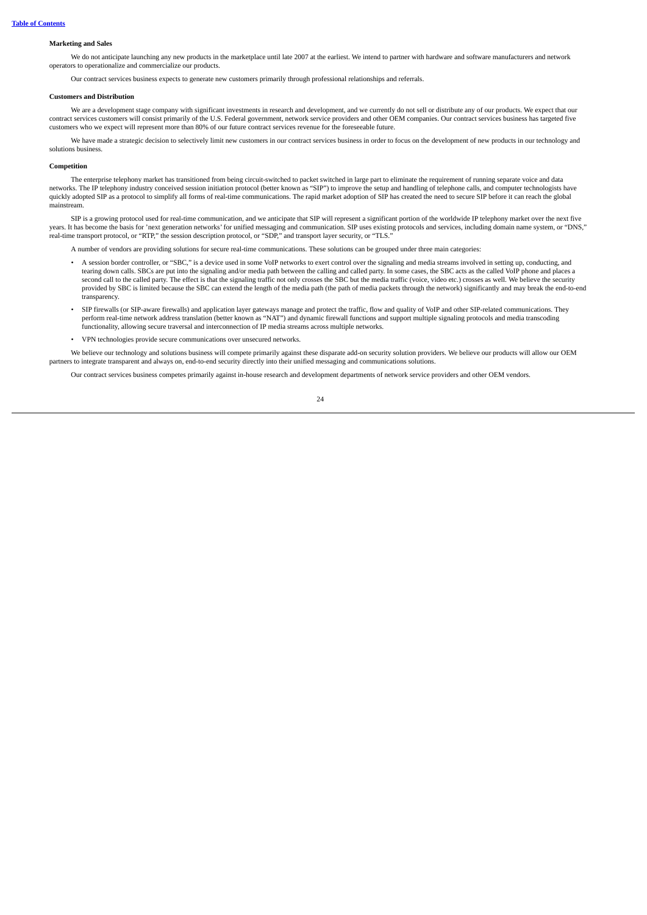**Marketing and Sales**

We do not anticipate launching any new products in the marketplace until late 2007 at the earliest. We intend to partner with hardware and software manufacturers and network operators to operationalize and commercialize our products.

Our contract services business expects to generate new customers primarily through professional relationships and referrals.

**Customers and Distribution**

We are a development stage company with significant investments in research and development, and we currently do not sell or distribute any of our products. We expect that our contract services customers will consist primarily of the U.S. Federal government, network service providers and other OEM companies. Our contract services business has targeted five customers who we expect will represent more than 80% of our future contract services revenue for the foreseeable future.

We have made a strategic decision to selectively limit new customers in our contract services business in order to focus on the development of new products in our technology and solutions business.

**Competition**

The enterprise telephony market has transitioned from being circuit-switched to packet switched in large part to eliminate the requirement of running separate voice and data networks. The IP telephony industry conceived session initiation protocol (better known as "SIP") to improve the setup and handling of telephone calls, and computer technologists have quickly adopted SIP as a protocol to simplify all forms of real-time communications. The rapid market adoption of SIP has created the need to secure SIP before it can reach the global mainstream.

SIP is a growing protocol used for real-time communication, and we anticipate that SIP will represent a significant portion of the worldwide IP telephony market over the next five years. It has become the basis for 'next generation networks' for unified messaging and communication. SIP uses existing protocols and services, including domain name system, or "DNS," real-time transport protocol, or "RTP," the session description protocol, or "SDP," and transport layer security, or "TLS."

A number of vendors are providing solutions for secure real-time communications. These solutions can be grouped under three main categories:

- A session border controller, or "SBC," is a device used in some VoIP networks to exert control over the signaling and media streams involved in setting up, conducting, and tearing down calls. SBCs are put into the signaling and/or media path between the calling and called party. In some cases, the SBC acts as the called VoIP phone and places a second call to the called party. The effect is that the signaling traffic not only crosses the SBC but the media traffic (voice, video etc.) crosses as well. We believe the security provided by SBC is limited because the SBC can extend the length of the media path (the path of media packets through the network) significantly and may break the end-to-end transparency.
- SIP firewalls (or SIP-aware firewalls) and application layer gateways manage and protect the traffic, flow and quality of VoIP and other SIP-related communications. They perform real-time network address translation (better known as "NAT") and dynamic firewall functions and support multiple signaling protocols and media transcoding functionality, allowing secure traversal and interconnection of IP media streams across multiple networks.
- VPN technologies provide secure communications over unsecured networks.

We believe our technology and solutions business will compete primarily against these disparate add-on security solution providers. We believe our products will allow our OEM partners to integrate transparent and always on, end-to-end security directly into their unified messaging and communications solutions.

Our contract services business competes primarily against in-house research and development departments of network service providers and other OEM vendors.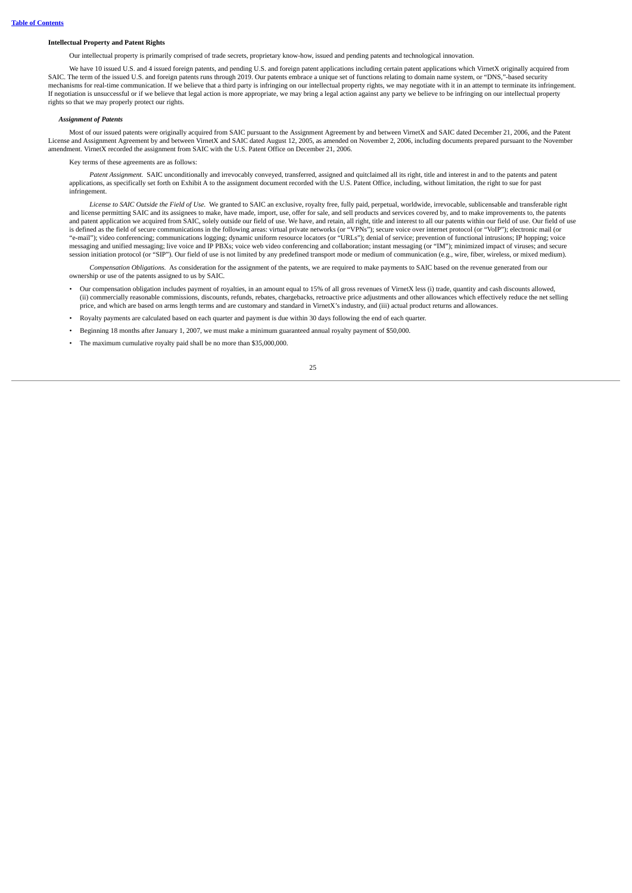**Table of Contents**

**Intellectual Property and Patent Rights**

Our intellectual property is primarily comprised of trade secrets, proprietary know-how, issued and pending patents and technological innovation.

We have 10 issued U.S. and 4 issued foreign patents, and pending U.S. and foreign patent applications including certain patent applications which VirnetX originally acquired from SAIC. The term of the issued U.S. and foreign patents runs through 2019. Our patents embrace a unique set of functions relating to domain name system, or "DNS,"-based security mechanisms for real-time communication. If we believe that a third party is infringing on our intellectual property rights, we may negotiate with it in an attempt to terminate its infringement. If negotiation is unsuccessful or if we believe that legal action is more appropriate, we may bring a legal action against any party we believe to be infringing on our intellectual property rights so that we may properly protect our rights.

***Assignment of Patents***

Most of our issued patents were originally acquired from SAIC pursuant to the Assignment Agreement by and between VirnetX and SAIC dated December 21, 2006, and the Patent License and Assignment Agreement by and between VirnetX and SAIC dated August 12, 2005, as amended on November 2, 2006, including documents prepared pursuant to the November amendment. VirnetX recorded the assignment from SAIC with the U.S. Patent Office on December 21, 2006.

Key terms of these agreements are as follows:

*Patent Assignment.* SAIC unconditionally and irrevocably conveyed, transferred, assigned and quitclaimed all its right, title and interest in and to the patents and patent applications, as specifically set forth on Exhibit A to the assignment document recorded with the U.S. Patent Office, including, without limitation, the right to sue for past infringement.

*License to SAIC Outside the Field of Use.* We granted to SAIC an exclusive, royalty free, fully paid, perpetual, worldwide, irrevocable, sublicensable and transferable right and license permitting SAIC and its assignees to make, have made, import, use, offer for sale, and sell products and services covered by, and to make improvements to, the patents and patent application we acquired from SAIC, solely outside our field of use. We have, and retain, all right, title and interest to all our patents within our field of use. Our field of use is defined as the field of secure communications in the following areas: virtual private networks (or "VPNs"); secure voice over internet protocol (or "VoIP"); electronic mail (or "e-mail"); video conferencing; communications logging; dynamic uniform resource locators (or "URLs"); denial of service; prevention of functional intrusions; IP hopping; voice messaging and unified messaging; live voice and IP PBXs; voice web video conferencing and collaboration; instant messaging (or "IM"); minimized impact of viruses; and secure session initiation protocol (or "SIP"). Our field of use is not limited by any predefined transport mode or medium of communication (e.g., wire, fiber, wireless, or mixed medium).

*Compensation Obligations.* As consideration for the assignment of the patents, we are required to make payments to SAIC based on the revenue generated from our ownership or use of the patents assigned to us by SAIC.

- Our compensation obligation includes payment of royalties, in an amount equal to 15% of all gross revenues of VirnetX less (i) trade, quantity and cash discounts allowed, (ii) commercially reasonable commissions, discounts, refunds, rebates, chargebacks, retroactive price adjustments and other allowances which effectively reduce the net selling price, and which are based on arms length terms and are customary and standard in VirnetX's industry, and (iii) actual product returns and allowances.
- Royalty payments are calculated based on each quarter and payment is due within 30 days following the end of each quarter.
- Beginning 18 months after January 1, 2007, we must make a minimum guaranteed annual royalty payment of $50,000.
- The maximum cumulative royalty paid shall be no more than $35,000,000.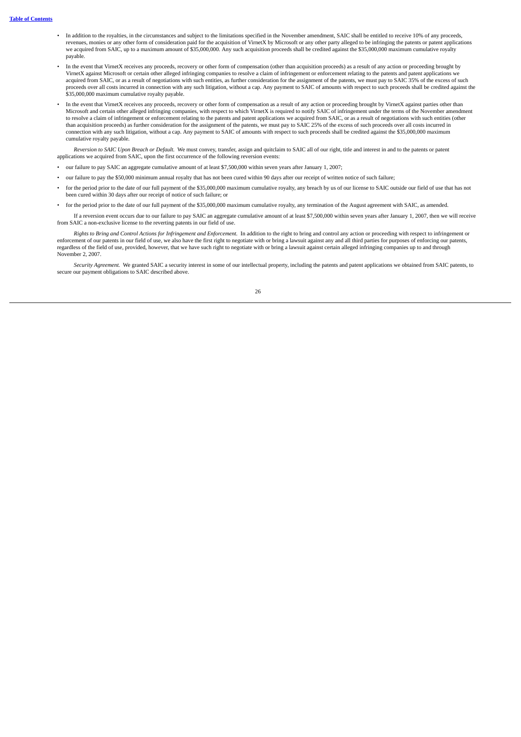- In addition to the royalties, in the circumstances and subject to the limitations specified in the November amendment, SAIC shall be entitled to receive 10% of any proceeds, revenues, monies or any other form of consideration paid for the acquisition of VirnetX by Microsoft or any other party alleged to be infringing the patents or patent applications we acquired from SAIC, up to a maximum amount of $35,000,000. Any such acquisition proceeds shall be credited against the $35,000,000 maximum cumulative royalty payable.
- In the event that VirnetX receives any proceeds, recovery or other form of compensation (other than acquisition proceeds) as a result of any action or proceeding brought by VirnetX against Microsoft or certain other alleged infringing companies to resolve a claim of infringement or enforcement relating to the patents and patent applications we acquired from SAIC, or as a result of negotiations with such entities, as further consideration for the assignment of the patents, we must pay to SAIC 35% of the excess of such proceeds over all costs incurred in connection with any such litigation, without a cap. Any payment to SAIC of amounts with respect to such proceeds shall be credited against the $35,000,000 maximum cumulative royalty payable.
- In the event that VirnetX receives any proceeds, recovery or other form of compensation as a result of any action or proceeding brought by VirnetX against parties other than Microsoft and certain other alleged infringing companies, with respect to which VirnetX is required to notify SAIC of infringement under the terms of the November amendment to resolve a claim of infringement or enforcement relating to the patents and patent applications we acquired from SAIC, or as a result of negotiations with such entities (other than acquisition proceeds) as further consideration for the assignment of the patents, we must pay to SAIC 25% of the excess of such proceeds over all costs incurred in connection with any such litigation, without a cap. Any payment to SAIC of amounts with respect to such proceeds shall be credited against the $35,000,000 maximum cumulative royalty payable.

*Reversion to SAIC Upon Breach or Default.* We must convey, transfer, assign and quitclaim to SAIC all of our right, title and interest in and to the patents or patent applications we acquired from SAIC, upon the first occurrence of the following reversion events:

- our failure to pay SAIC an aggregate cumulative amount of at least $7,500,000 within seven years after January 1, 2007;
- our failure to pay the $50,000 minimum annual royalty that has not been cured within 90 days after our receipt of written notice of such failure;
- for the period prior to the date of our full payment of the $35,000,000 maximum cumulative royalty, any breach by us of our license to SAIC outside our field of use that has not been cured within 30 days after our receipt of notice of such failure; or
- for the period prior to the date of our full payment of the $35,000,000 maximum cumulative royalty, any termination of the August agreement with SAIC, as amended.

If a reversion event occurs due to our failure to pay SAIC an aggregate cumulative amount of at least $7,500,000 within seven years after January 1, 2007, then we will receive from SAIC a non-exclusive license to the reverting patents in our field of use.

*Rights to Bring and Control Actions for Infringement and Enforcement.* In addition to the right to bring and control any action or proceeding with respect to infringement or enforcement of our patents in our field of use, we also have the first right to negotiate with or bring a lawsuit against any and all third parties for purposes of enforcing our patents, regardless of the field of use, provided, however, that we have such right to negotiate with or bring a lawsuit against certain alleged infringing companies up to and through November 2, 2007.

*Security Agreement.* We granted SAIC a security interest in some of our intellectual property, including the patents and patent applications we obtained from SAIC patents, to secure our payment obligations to SAIC described above.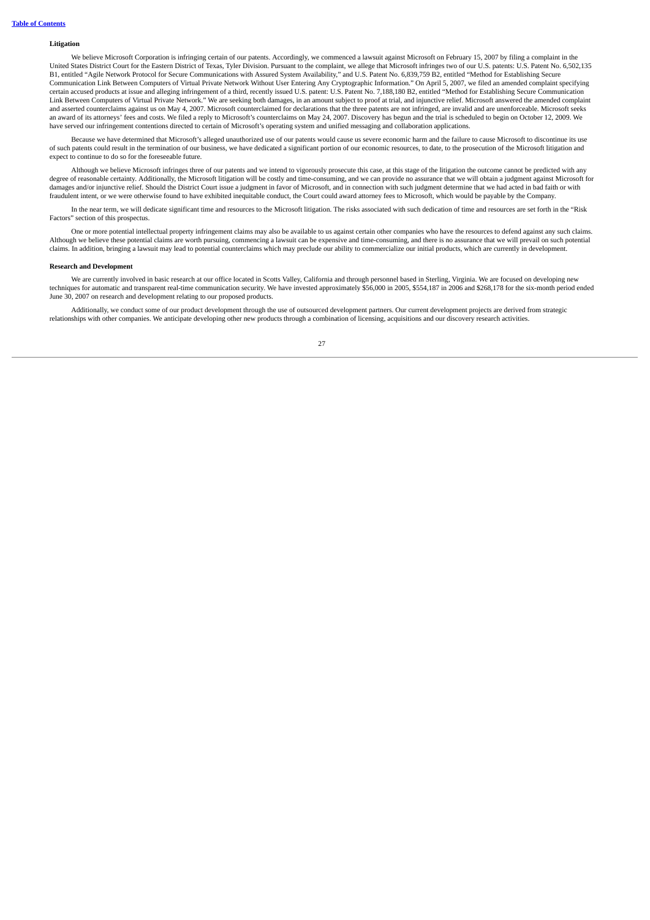**Litigation**

We believe Microsoft Corporation is infringing certain of our patents. Accordingly, we commenced a lawsuit against Microsoft on February 15, 2007 by filing a complaint in the United States District Court for the Eastern District of Texas, Tyler Division. Pursuant to the complaint, we allege that Microsoft infringes two of our U.S. patents: U.S. Patent No. 6,502,135 B1, entitled "Agile Network Protocol for Secure Communications with Assured System Availability," and U.S. Patent No. 6,839,759 B2, entitled "Method for Establishing Secure Communication Link Between Computers of Virtual Private Network Without User Entering Any Cryptographic Information." On April 5, 2007, we filed an amended complaint specifying certain accused products at issue and alleging infringement of a third, recently issued U.S. patent: U.S. Patent No. 7,188,180 B2, entitled "Method for Establishing Secure Communication Link Between Computers of Virtual Private Network." We are seeking both damages, in an amount subject to proof at trial, and injunctive relief. Microsoft answered the amended complaint and asserted counterclaims against us on May 4, 2007. Microsoft counterclaimed for declarations that the three patents are not infringed, are invalid and are unenforceable. Microsoft seeks an award of its attorneys' fees and costs. We filed a reply to Microsoft's counterclaims on May 24, 2007. Discovery has begun and the trial is scheduled to begin on October 12, 2009. We have served our infringement contentions directed to certain of Microsoft's operating system and unified messaging and collaboration applications.

Because we have determined that Microsoft's alleged unauthorized use of our patents would cause us severe economic harm and the failure to cause Microsoft to discontinue its use of such patents could result in the termination of our business, we have dedicated a significant portion of our economic resources, to date, to the prosecution of the Microsoft litigation and expect to continue to do so for the foreseeable future.

Although we believe Microsoft infringes three of our patents and we intend to vigorously prosecute this case, at this stage of the litigation the outcome cannot be predicted with any degree of reasonable certainty. Additionally, the Microsoft litigation will be costly and time-consuming, and we can provide no assurance that we will obtain a judgment against Microsoft for damages and/or injunctive relief. Should the District Court issue a judgment in favor of Microsoft, and in connection with such judgment determine that we had acted in bad faith or with fraudulent intent, or we were otherwise found to have exhibited inequitable conduct, the Court could award attorney fees to Microsoft, which would be payable by the Company.

In the near term, we will dedicate significant time and resources to the Microsoft litigation. The risks associated with such dedication of time and resources are set forth in the "Risk Factors" section of this prospectus.

One or more potential intellectual property infringement claims may also be available to us against certain other companies who have the resources to defend against any such claims. Although we believe these potential claims are worth pursuing, commencing a lawsuit can be expensive and time-consuming, and there is no assurance that we will prevail on such potential claims. In addition, bringing a lawsuit may lead to potential counterclaims which may preclude our ability to commercialize our initial products, which are currently in development.

**Research and Development**

We are currently involved in basic research at our office located in Scotts Valley, California and through personnel based in Sterling, Virginia. We are focused on developing new techniques for automatic and transparent real-time communication security. We have invested approximately $56,000 in 2005, $554,187 in 2006 and $268,178 for the six-month period ended June 30, 2007 on research and development relating to our proposed products.

Additionally, we conduct some of our product development through the use of outsourced development partners. Our current development projects are derived from strategic relationships with other companies. We anticipate developing other new products through a combination of licensing, acquisitions and our discovery research activities.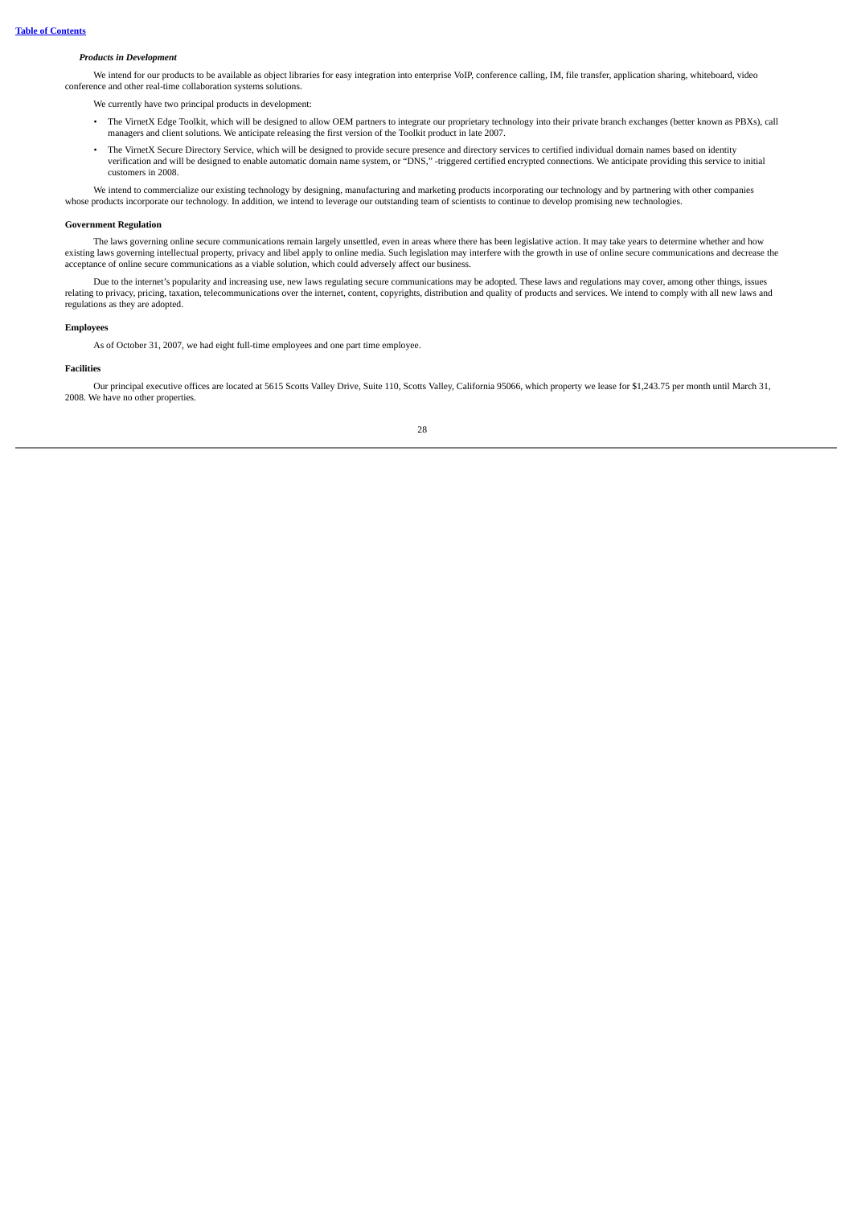### *Products in Development*

We intend for our products to be available as object libraries for easy integration into enterprise VoIP, conference calling, IM, file transfer, application sharing, whiteboard, video conference and other real-time collaboration systems solutions.

We currently have two principal products in development:

- The VirnetX Edge Toolkit, which will be designed to allow OEM partners to integrate our proprietary technology into their private branch exchanges (better known as PBXs), call managers and client solutions. We anticipate releasing the first version of the Toolkit product in late 2007.
- The VirnetX Secure Directory Service, which will be designed to provide secure presence and directory services to certified individual domain names based on identity verification and will be designed to enable automatic domain name system, or "DNS," -triggered certified encrypted connections. We anticipate providing this service to initial customers in 2008.

We intend to commercialize our existing technology by designing, manufacturing and marketing products incorporating our technology and by partnering with other companies whose products incorporate our technology. In addition, we intend to leverage our outstanding team of scientists to continue to develop promising new technologies.

**Government Regulation**

The laws governing online secure communications remain largely unsettled, even in areas where there has been legislative action. It may take years to determine whether and how existing laws governing intellectual property, privacy and libel apply to online media. Such legislation may interfere with the growth in use of online secure communications and decrease the acceptance of online secure communications as a viable solution, which could adversely affect our business.

Due to the internet's popularity and increasing use, new laws regulating secure communications may be adopted. These laws and regulations may cover, among other things, issues relating to privacy, pricing, taxation, telecommunications over the internet, content, copyrights, distribution and quality of products and services. We intend to comply with all new laws and regulations as they are adopted.

**Employees**

As of October 31, 2007, we had eight full-time employees and one part time employee.

**Facilities**

Our principal executive offices are located at 5615 Scotts Valley Drive, Suite 110, Scotts Valley, California 95066, which property we lease for $1,243.75 per month until March 31, 2008. We have no other properties.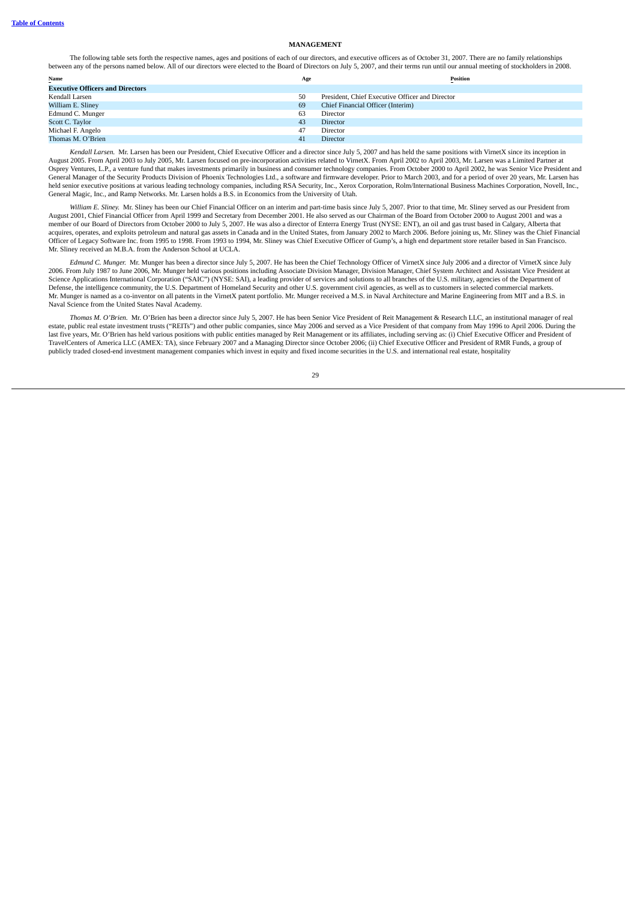[Table of Contents](#)

## MANAGEMENT

The following table sets forth the respective names, ages and positions of each of our directors, and executive officers as of October 31, 2007. There are no family relationships between any of the persons named below. All of our directors were elected to the Board of Directors on July 5, 2007, and their terms run until our annual meeting of stockholders in 2008.

| Name | Age | Position |
|---|---|---|
| **Executive Officers and Directors** | | |
| Kendall Larsen | 50 | President, Chief Executive Officer and Director |
| William E. Sliney | 69 | Chief Financial Officer (Interim) |
| Edmund C. Munger | 63 | Director |
| Scott C. Taylor | 43 | Director |
| Michael F. Angelo | 47 | Director |
| Thomas M. O'Brien | 41 | Director |

*Kendall Larsen.* Mr. Larsen has been our President, Chief Executive Officer and a director since July 5, 2007 and has held the same positions with VirnetX since its inception in August 2005. From April 2003 to July 2005, Mr. Larsen focused on pre-incorporation activities related to VirnetX. From April 2002 to April 2003, Mr. Larsen was a Limited Partner at Osprey Ventures, L.P., a venture fund that makes investments primarily in business and consumer technology companies. From October 2000 to April 2002, he was Senior Vice President and General Manager of the Security Products Division of Phoenix Technologies Ltd., a software and firmware developer. Prior to March 2003, and for a period of over 20 years, Mr. Larsen has held senior executive positions at various leading technology companies, including RSA Security, Inc., Xerox Corporation, Rolm/International Business Machines Corporation, Novell, Inc., General Magic, Inc., and Ramp Networks. Mr. Larsen holds a B.S. in Economics from the University of Utah.

*William E. Sliney.* Mr. Sliney has been our Chief Financial Officer on an interim and part-time basis since July 5, 2007. Prior to that time, Mr. Sliney served as our President from August 2001, Chief Financial Officer from April 1999 and Secretary from December 2001. He also served as our Chairman of the Board from October 2000 to August 2001 and was a member of our Board of Directors from October 2000 to July 5, 2007. He was also a director of Enterra Energy Trust (NYSE: ENT), an oil and gas trust based in Calgary, Alberta that acquires, operates, and exploits petroleum and natural gas assets in Canada and in the United States, from January 2002 to March 2006. Before joining us, Mr. Sliney was the Chief Financial Officer of Legacy Software Inc. from 1995 to 1998. From 1993 to 1994, Mr. Sliney was Chief Executive Officer of Gump's, a high end department store retailer based in San Francisco. Mr. Sliney received an M.B.A. from the Anderson School at UCLA.

*Edmund C. Munger.* Mr. Munger has been a director since July 5, 2007. He has been the Chief Technology Officer of VirnetX since July 2006 and a director of VirnetX since July 2006. From July 1987 to June 2006, Mr. Munger held various positions including Associate Division Manager, Division Manager, Chief System Architect and Assistant Vice President at Science Applications International Corporation ("SAIC") (NYSE: SAI), a leading provider of services and solutions to all branches of the U.S. military, agencies of the Department of Defense, the intelligence community, the U.S. Department of Homeland Security and other U.S. government civil agencies, as well as to customers in selected commercial markets. Mr. Munger is named as a co-inventor on all patents in the VirnetX patent portfolio. Mr. Munger received a M.S. in Naval Architecture and Marine Engineering from MIT and a B.S. in Naval Science from the United States Naval Academy.

*Thomas M. O'Brien.* Mr. O'Brien has been a director since July 5, 2007. He has been Senior Vice President of Reit Management & Research LLC, an institutional manager of real estate, public real estate investment trusts ("REITs") and other public companies, since May 2006 and served as a Vice President of that company from May 1996 to April 2006. During the last five years, Mr. O'Brien has held various positions with public entities managed by Reit Management or its affiliates, including serving as: (i) Chief Executive Officer and President of TravelCenters of America LLC (AMEX: TA), since February 2007 and a Managing Director since October 2006; (ii) Chief Executive Officer and President of RMR Funds, a group of publicly traded closed-end investment management companies which invest in equity and fixed income securities in the U.S. and international real estate, hospitality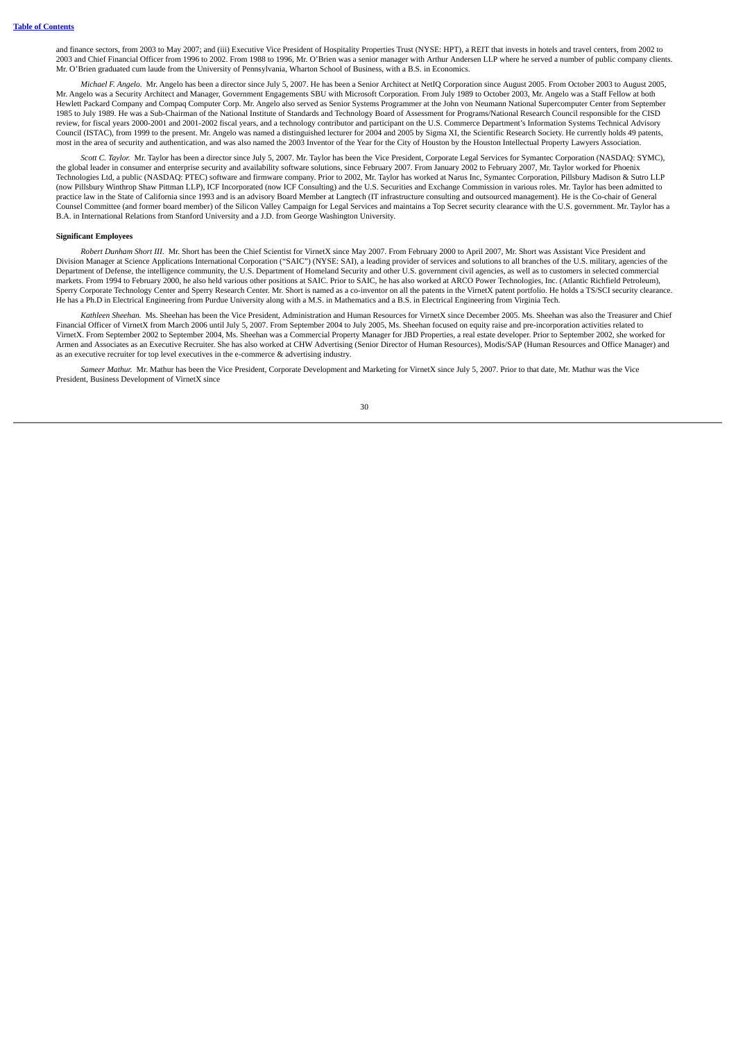and finance sectors, from 2003 to May 2007; and (iii) Executive Vice President of Hospitality Properties Trust (NYSE: HPT), a REIT that invests in hotels and travel centers, from 2002 to 2003 and Chief Financial Officer from 1996 to 2002. From 1988 to 1996, Mr. O'Brien was a senior manager with Arthur Andersen LLP where he served a number of public company clients. Mr. O'Brien graduated cum laude from the University of Pennsylvania, Wharton School of Business, with a B.S. in Economics.

*Michael F. Angelo.* Mr. Angelo has been a director since July 5, 2007. He has been a Senior Architect at NetIQ Corporation since August 2005. From October 2003 to August 2005, Mr. Angelo was a Security Architect and Manager, Government Engagements SBU with Microsoft Corporation. From July 1989 to October 2003, Mr. Angelo was a Staff Fellow at both Hewlett Packard Company and Compaq Computer Corp. Mr. Angelo also served as Senior Systems Programmer at the John von Neumann National Supercomputer Center from September 1985 to July 1989. He was a Sub-Chairman of the National Institute of Standards and Technology Board of Assessment for Programs/National Research Council responsible for the CISD review, for fiscal years 2000-2001 and 2001-2002 fiscal years, and a technology contributor and participant on the U.S. Commerce Department's Information Systems Technical Advisory Council (ISTAC), from 1999 to the present. Mr. Angelo was named a distinguished lecturer for 2004 and 2005 by Sigma XI, the Scientific Research Society. He currently holds 49 patents, most in the area of security and authentication, and was also named the 2003 Inventor of the Year for the City of Houston by the Houston Intellectual Property Lawyers Association.

*Scott C. Taylor.* Mr. Taylor has been a director since July 5, 2007. Mr. Taylor has been the Vice President, Corporate Legal Services for Symantec Corporation (NASDAQ: SYMC), the global leader in consumer and enterprise security and availability software solutions, since February 2007. From January 2002 to February 2007, Mr. Taylor worked for Phoenix Technologies Ltd, a public (NASDAQ: PTEC) software and firmware company. Prior to 2002, Mr. Taylor has worked at Narus Inc, Symantec Corporation, Pillsbury Madison & Sutro LLP (now Pillsbury Winthrop Shaw Pittman LLP), ICF Incorporated (now ICF Consulting) and the U.S. Securities and Exchange Commission in various roles. Mr. Taylor has been admitted to practice law in the State of California since 1993 and is an advisory Board Member at Langtech (IT infrastructure consulting and outsourced management). He is the Co-chair of General Counsel Committee (and former board member) of the Silicon Valley Campaign for Legal Services and maintains a Top Secret security clearance with the U.S. government. Mr. Taylor has a B.A. in International Relations from Stanford University and a J.D. from George Washington University.

**Significant Employees**

*Robert Dunham Short III.* Mr. Short has been the Chief Scientist for VirnetX since May 2007. From February 2000 to April 2007, Mr. Short was Assistant Vice President and Division Manager at Science Applications International Corporation ("SAIC") (NYSE: SAI), a leading provider of services and solutions to all branches of the U.S. military, agencies of the Department of Defense, the intelligence community, the U.S. Department of Homeland Security and other U.S. government civil agencies, as well as to customers in selected commercial markets. From 1994 to February 2000, he also held various other positions at SAIC. Prior to SAIC, he has also worked at ARCO Power Technologies, Inc. (Atlantic Richfield Petroleum), Sperry Corporate Technology Center and Sperry Research Center. Mr. Short is named as a co-inventor on all the patents in the VirnetX patent portfolio. He holds a TS/SCI security clearance. He has a Ph.D in Electrical Engineering from Purdue University along with a M.S. in Mathematics and a B.S. in Electrical Engineering from Virginia Tech.

*Kathleen Sheehan.* Ms. Sheehan has been the Vice President, Administration and Human Resources for VirnetX since December 2005. Ms. Sheehan was also the Treasurer and Chief Financial Officer of VirnetX from March 2006 until July 5, 2007. From September 2004 to July 2005, Ms. Sheehan focused on equity raise and pre-incorporation activities related to VirnetX. From September 2002 to September 2004, Ms. Sheehan was a Commercial Property Manager for JBD Properties, a real estate developer. Prior to September 2002, she worked for Armen and Associates as an Executive Recruiter. She has also worked at CHW Advertising (Senior Director of Human Resources), Modis/SAP (Human Resources and Office Manager) and as an executive recruiter for top level executives in the e-commerce & advertising industry.

*Sameer Mathur.* Mr. Mathur has been the Vice President, Corporate Development and Marketing for VirnetX since July 5, 2007. Prior to that date, Mr. Mathur was the Vice President, Business Development of VirnetX since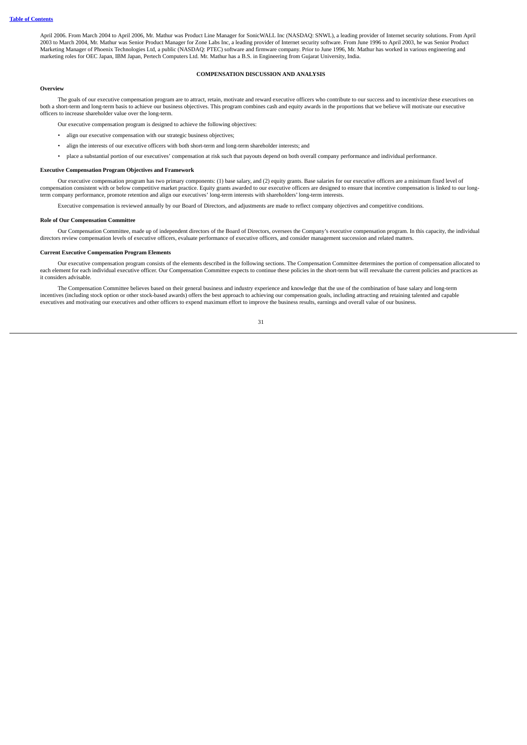April 2006. From March 2004 to April 2006, Mr. Mathur was Product Line Manager for SonicWALL Inc (NASDAQ: SNWL), a leading provider of Internet security solutions. From April 2003 to March 2004, Mr. Mathur was Senior Product Manager for Zone Labs Inc, a leading provider of Internet security software. From June 1996 to April 2003, he was Senior Product Marketing Manager of Phoenix Technologies Ltd, a public (NASDAQ: PTEC) software and firmware company. Prior to June 1996, Mr. Mathur has worked in various engineering and marketing roles for OEC Japan, IBM Japan, Pertech Computers Ltd. Mr. Mathur has a B.S. in Engineering from Gujarat University, India.

## COMPENSATION DISCUSSION AND ANALYSIS

**Overview**

The goals of our executive compensation program are to attract, retain, motivate and reward executive officers who contribute to our success and to incentivize these executives on both a short-term and long-term basis to achieve our business objectives. This program combines cash and equity awards in the proportions that we believe will motivate our executive officers to increase shareholder value over the long-term.

Our executive compensation program is designed to achieve the following objectives:

- align our executive compensation with our strategic business objectives;
- align the interests of our executive officers with both short-term and long-term shareholder interests; and
- place a substantial portion of our executives' compensation at risk such that payouts depend on both overall company performance and individual performance.

**Executive Compensation Program Objectives and Framework**

Our executive compensation program has two primary components: (1) base salary, and (2) equity grants. Base salaries for our executive officers are a minimum fixed level of compensation consistent with or below competitive market practice. Equity grants awarded to our executive officers are designed to ensure that incentive compensation is linked to our long-term company performance, promote retention and align our executives' long-term interests with shareholders' long-term interests.

Executive compensation is reviewed annually by our Board of Directors, and adjustments are made to reflect company objectives and competitive conditions.

**Role of Our Compensation Committee**

Our Compensation Committee, made up of independent directors of the Board of Directors, oversees the Company's executive compensation program. In this capacity, the individual directors review compensation levels of executive officers, evaluate performance of executive officers, and consider management succession and related matters.

**Current Executive Compensation Program Elements**

Our executive compensation program consists of the elements described in the following sections. The Compensation Committee determines the portion of compensation allocated to each element for each individual executive officer. Our Compensation Committee expects to continue these policies in the short-term but will reevaluate the current policies and practices as it considers advisable.

The Compensation Committee believes based on their general business and industry experience and knowledge that the use of the combination of base salary and long-term incentives (including stock option or other stock-based awards) offers the best approach to achieving our compensation goals, including attracting and retaining talented and capable executives and motivating our executives and other officers to expend maximum effort to improve the business results, earnings and overall value of our business.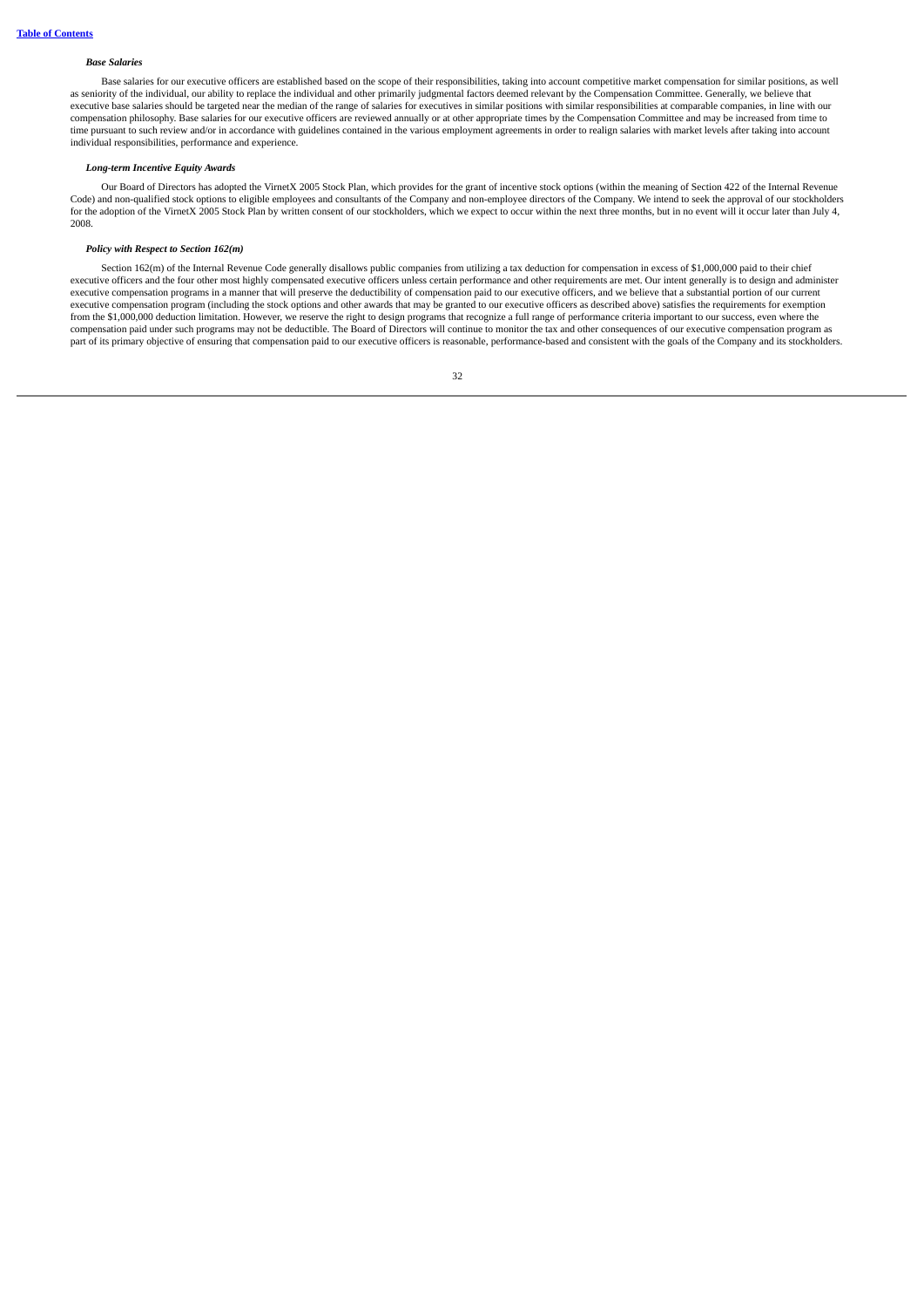***Base Salaries***

Base salaries for our executive officers are established based on the scope of their responsibilities, taking into account competitive market compensation for similar positions, as well as seniority of the individual, our ability to replace the individual and other primarily judgmental factors deemed relevant by the Compensation Committee. Generally, we believe that executive base salaries should be targeted near the median of the range of salaries for executives in similar positions with similar responsibilities at comparable companies, in line with our compensation philosophy. Base salaries for our executive officers are reviewed annually or at other appropriate times by the Compensation Committee and may be increased from time to time pursuant to such review and/or in accordance with guidelines contained in the various employment agreements in order to realign salaries with market levels after taking into account individual responsibilities, performance and experience.

***Long-term Incentive Equity Awards***

Our Board of Directors has adopted the VirnetX 2005 Stock Plan, which provides for the grant of incentive stock options (within the meaning of Section 422 of the Internal Revenue Code) and non-qualified stock options to eligible employees and consultants of the Company and non-employee directors of the Company. We intend to seek the approval of our stockholders for the adoption of the VirnetX 2005 Stock Plan by written consent of our stockholders, which we expect to occur within the next three months, but in no event will it occur later than July 4, 2008.

***Policy with Respect to Section 162(m)***

Section 162(m) of the Internal Revenue Code generally disallows public companies from utilizing a tax deduction for compensation in excess of $1,000,000 paid to their chief executive officers and the four other most highly compensated executive officers unless certain performance and other requirements are met. Our intent generally is to design and administer executive compensation programs in a manner that will preserve the deductibility of compensation paid to our executive officers, and we believe that a substantial portion of our current executive compensation program (including the stock options and other awards that may be granted to our executive officers as described above) satisfies the requirements for exemption from the $1,000,000 deduction limitation. However, we reserve the right to design programs that recognize a full range of performance criteria important to our success, even where the compensation paid under such programs may not be deductible. The Board of Directors will continue to monitor the tax and other consequences of our executive compensation program as part of its primary objective of ensuring that compensation paid to our executive officers is reasonable, performance-based and consistent with the goals of the Company and its stockholders.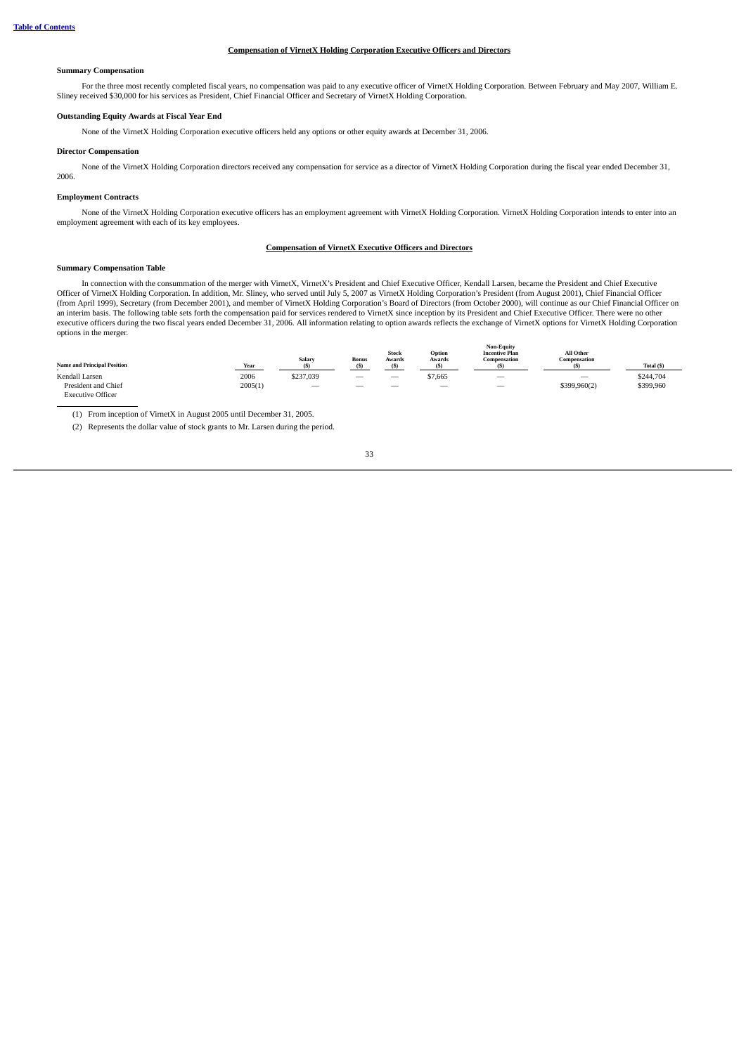[Table of Contents](#)

## Compensation of VirnetX Holding Corporation Executive Officers and Directors

### Summary Compensation

For the three most recently completed fiscal years, no compensation was paid to any executive officer of VirnetX Holding Corporation. Between February and May 2007, William E. Sliney received $30,000 for his services as President, Chief Financial Officer and Secretary of VirnetX Holding Corporation.

### Outstanding Equity Awards at Fiscal Year End

None of the VirnetX Holding Corporation executive officers held any options or other equity awards at December 31, 2006.

### Director Compensation

None of the VirnetX Holding Corporation directors received any compensation for service as a director of VirnetX Holding Corporation during the fiscal year ended December 31, 2006.

### Employment Contracts

None of the VirnetX Holding Corporation executive officers has an employment agreement with VirnetX Holding Corporation. VirnetX Holding Corporation intends to enter into an employment agreement with each of its key employees.

## Compensation of VirnetX Executive Officers and Directors

### Summary Compensation Table

In connection with the consummation of the merger with VirnetX, VirnetX's President and Chief Executive Officer, Kendall Larsen, became the President and Chief Executive Officer of VirnetX Holding Corporation. In addition, Mr. Sliney, who served until July 5, 2007 as VirnetX Holding Corporation's President (from August 2001), Chief Financial Officer (from April 1999), Secretary (from December 2001), and member of VirnetX Holding Corporation's Board of Directors (from October 2000), will continue as our Chief Financial Officer on an interim basis. The following table sets forth the compensation paid for services rendered to VirnetX since inception by its President and Chief Executive Officer. There were no other executive officers during the two fiscal years ended December 31, 2006. All information relating to option awards reflects the exchange of VirnetX options for VirnetX Holding Corporation options in the merger.

| Name and Principal Position | Year | Salary ($) | Bonus ($) | Stock Awards ($) | Option Awards ($) | Non-Equity Incentive Plan Compensation ($) | All Other Compensation ($) | Total ($) |
|---|---|---|---|---|---|---|---|---|
| Kendall Larsen | 2006 | $237,039 | — | — | $7,665 | — | — | $244,704 |
| President and Chief Executive Officer | 2005(1) | — | — | — | — | — | $399,960(2) | $399,960 |

(1) From inception of VirnetX in August 2005 until December 31, 2005.

(2) Represents the dollar value of stock grants to Mr. Larsen during the period.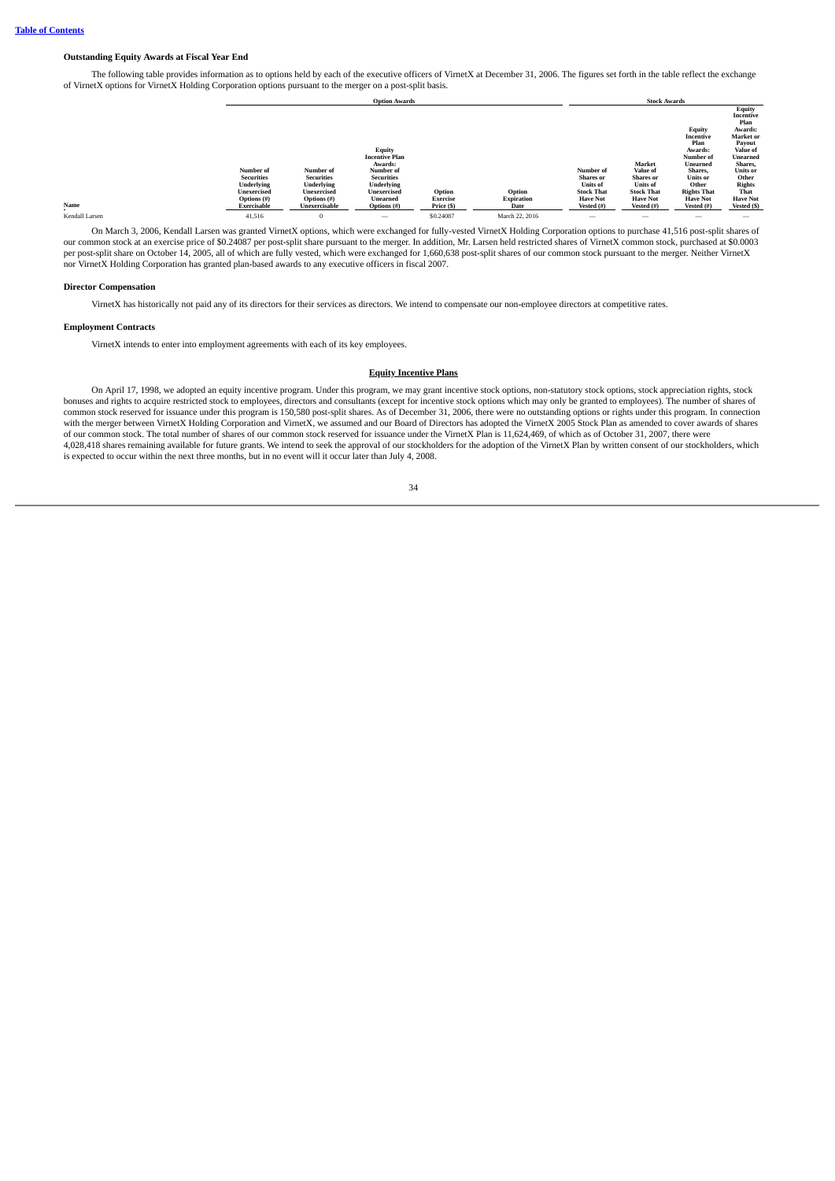### Outstanding Equity Awards at Fiscal Year End

The following table provides information as to options held by each of the executive officers of VirnetX at December 31, 2006. The figures set forth in the table reflect the exchange of VirnetX options for VirnetX Holding Corporation options pursuant to the merger on a post-split basis.

| | Option Awards | | | | | Stock Awards | | | |
|---|---|---|---|---|---|---|---|---|---|
| Name | Number of Securities Underlying Unexercised Options (#) Exercisable | Number of Securities Underlying Unexercised Options (#) Unexercisable | Equity Incentive Plan Awards: Number of Securities Underlying Unexercised Unearned Options (#) | Option Exercise Price ($) | Option Expiration Date | Number of Shares or Units of Stock That Have Not Vested (#) | Market Value of Shares or Units of Stock That Have Not Vested (#) | Equity Incentive Plan Awards: Number of Unearned Shares, Units or Other Rights That Have Not Vested (#) | Equity Incentive Plan Awards: Market or Payout Value of Unearned Shares, Units or Other Rights That Have Not Vested ($) |
| Kendall Larsen | 41,516 | 0 | — | $0.24087 | March 22, 2016 | — | — | — | — |

On March 3, 2006, Kendall Larsen was granted VirnetX options, which were exchanged for fully-vested VirnetX Holding Corporation options to purchase 41,516 post-split shares of our common stock at an exercise price of $0.24087 per post-split share pursuant to the merger. In addition, Mr. Larsen held restricted shares of VirnetX common stock, purchased at $0.0003 per post-split share on October 14, 2005, all of which are fully vested, which were exchanged for 1,660,638 post-split shares of our common stock pursuant to the merger. Neither VirnetX nor VirnetX Holding Corporation has granted plan-based awards to any executive officers in fiscal 2007.

### Director Compensation

VirnetX has historically not paid any of its directors for their services as directors. We intend to compensate our non-employee directors at competitive rates.

### Employment Contracts

VirnetX intends to enter into employment agreements with each of its key employees.

## Equity Incentive Plans

On April 17, 1998, we adopted an equity incentive program. Under this program, we may grant incentive stock options, non-statutory stock options, stock appreciation rights, stock bonuses and rights to acquire restricted stock to employees, directors and consultants (except for incentive stock options which may only be granted to employees). The number of shares of common stock reserved for issuance under this program is 150,580 post-split shares. As of December 31, 2006, there were no outstanding options or rights under this program. In connection with the merger between VirnetX Holding Corporation and VirnetX, we assumed and our Board of Directors has adopted the VirnetX 2005 Stock Plan as amended to cover awards of shares of our common stock. The total number of shares of our common stock reserved for issuance under the VirnetX Plan is 11,624,469, of which as of October 31, 2007, there were 4,028,418 shares remaining available for future grants. We intend to seek the approval of our stockholders for the adoption of the VirnetX Plan by written consent of our stockholders, which is expected to occur within the next three months, but in no event will it occur later than July 4, 2008.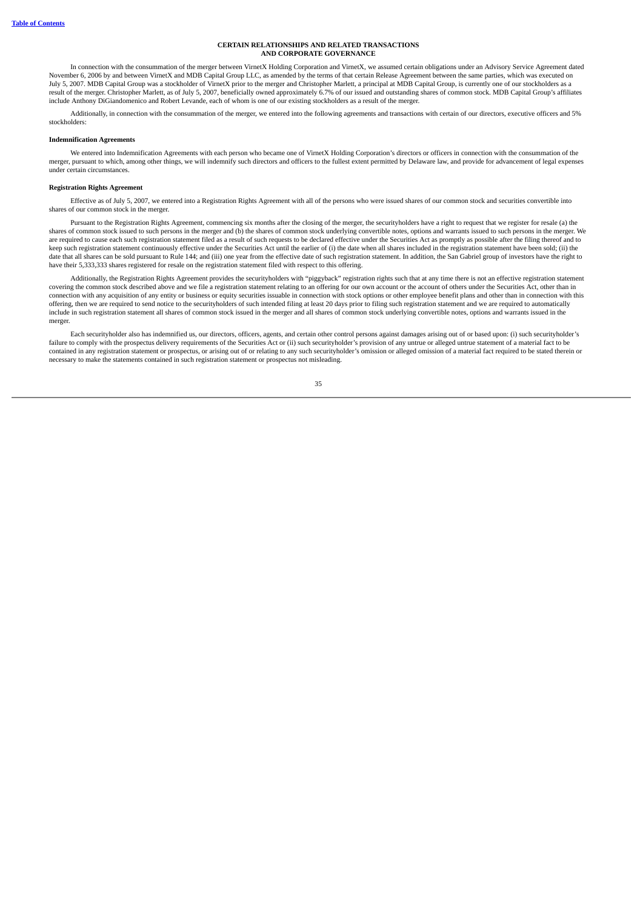# CERTAIN RELATIONSHIPS AND RELATED TRANSACTIONS AND CORPORATE GOVERNANCE

In connection with the consummation of the merger between VirnetX Holding Corporation and VirnetX, we assumed certain obligations under an Advisory Service Agreement dated November 6, 2006 by and between VirnetX and MDB Capital Group LLC, as amended by the terms of that certain Release Agreement between the same parties, which was executed on July 5, 2007. MDB Capital Group was a stockholder of VirnetX prior to the merger and Christopher Marlett, a principal at MDB Capital Group, is currently one of our stockholders as a result of the merger. Christopher Marlett, as of July 5, 2007, beneficially owned approximately 6.7% of our issued and outstanding shares of common stock. MDB Capital Group's affiliates include Anthony DiGiandomenico and Robert Levande, each of whom is one of our existing stockholders as a result of the merger.

Additionally, in connection with the consummation of the merger, we entered into the following agreements and transactions with certain of our directors, executive officers and 5% stockholders:

**Indemnification Agreements**

We entered into Indemnification Agreements with each person who became one of VirnetX Holding Corporation's directors or officers in connection with the consummation of the merger, pursuant to which, among other things, we will indemnify such directors and officers to the fullest extent permitted by Delaware law, and provide for advancement of legal expenses under certain circumstances.

**Registration Rights Agreement**

Effective as of July 5, 2007, we entered into a Registration Rights Agreement with all of the persons who were issued shares of our common stock and securities convertible into shares of our common stock in the merger.

Pursuant to the Registration Rights Agreement, commencing six months after the closing of the merger, the securityholders have a right to request that we register for resale (a) the shares of common stock issued to such persons in the merger and (b) the shares of common stock underlying convertible notes, options and warrants issued to such persons in the merger. We are required to cause each such registration statement filed as a result of such requests to be declared effective under the Securities Act as promptly as possible after the filing thereof and to keep such registration statement continuously effective under the Securities Act until the earlier of (i) the date when all shares included in the registration statement have been sold; (ii) the date that all shares can be sold pursuant to Rule 144; and (iii) one year from the effective date of such registration statement. In addition, the San Gabriel group of investors have the right to have their 5,333,333 shares registered for resale on the registration statement filed with respect to this offering.

Additionally, the Registration Rights Agreement provides the securityholders with "piggyback" registration rights such that at any time there is not an effective registration statement covering the common stock described above and we file a registration statement relating to an offering for our own account or the account of others under the Securities Act, other than in connection with any acquisition of any entity or business or equity securities issuable in connection with stock options or other employee benefit plans and other than in connection with this offering, then we are required to send notice to the securityholders of such intended filing at least 20 days prior to filing such registration statement and we are required to automatically include in such registration statement all shares of common stock issued in the merger and all shares of common stock underlying convertible notes, options and warrants issued in the merger.

Each securityholder also has indemnified us, our directors, officers, agents, and certain other control persons against damages arising out of or based upon: (i) such securityholder's failure to comply with the prospectus delivery requirements of the Securities Act or (ii) such securityholder's provision of any untrue or alleged untrue statement of a material fact to be contained in any registration statement or prospectus, or arising out of or relating to any such securityholder's omission or alleged omission of a material fact required to be stated therein or necessary to make the statements contained in such registration statement or prospectus not misleading.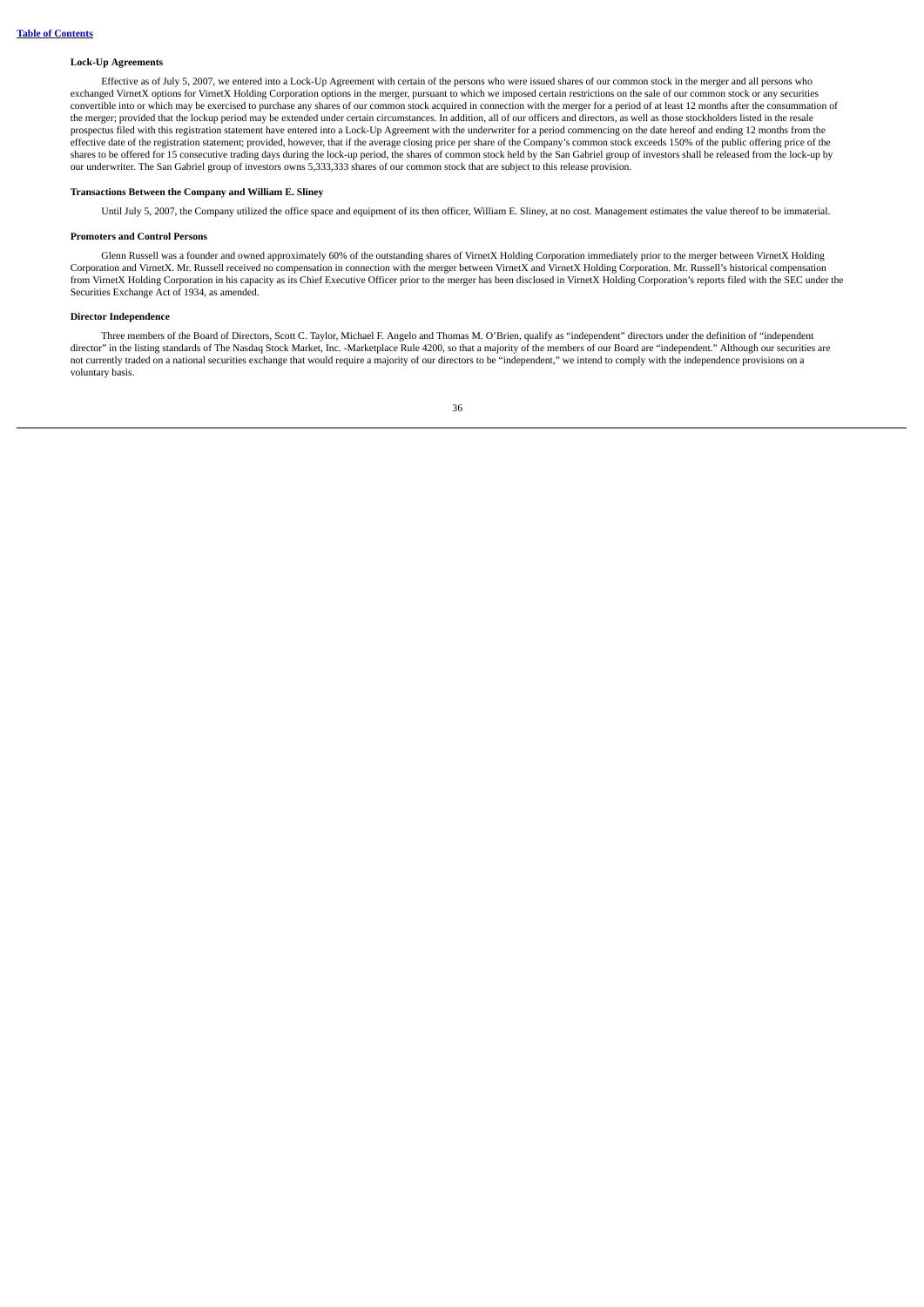**Lock-Up Agreements**

Effective as of July 5, 2007, we entered into a Lock-Up Agreement with certain of the persons who were issued shares of our common stock in the merger and all persons who exchanged VirnetX options for VirnetX Holding Corporation options in the merger, pursuant to which we imposed certain restrictions on the sale of our common stock or any securities convertible into or which may be exercised to purchase any shares of our common stock acquired in connection with the merger for a period of at least 12 months after the consummation of the merger; provided that the lockup period may be extended under certain circumstances. In addition, all of our officers and directors, as well as those stockholders listed in the resale prospectus filed with this registration statement have entered into a Lock-Up Agreement with the underwriter for a period commencing on the date hereof and ending 12 months from the effective date of the registration statement; provided, however, that if the average closing price per share of the Company's common stock exceeds 150% of the public offering price of the shares to be offered for 15 consecutive trading days during the lock-up period, the shares of common stock held by the San Gabriel group of investors shall be released from the lock-up by our underwriter. The San Gabriel group of investors owns 5,333,333 shares of our common stock that are subject to this release provision.

**Transactions Between the Company and William E. Sliney**

Until July 5, 2007, the Company utilized the office space and equipment of its then officer, William E. Sliney, at no cost. Management estimates the value thereof to be immaterial.

**Promoters and Control Persons**

Glenn Russell was a founder and owned approximately 60% of the outstanding shares of VirnetX Holding Corporation immediately prior to the merger between VirnetX Holding Corporation and VirnetX. Mr. Russell received no compensation in connection with the merger between VirnetX and VirnetX Holding Corporation. Mr. Russell's historical compensation from VirnetX Holding Corporation in his capacity as its Chief Executive Officer prior to the merger has been disclosed in VirnetX Holding Corporation's reports filed with the SEC under the Securities Exchange Act of 1934, as amended.

**Director Independence**

Three members of the Board of Directors, Scott C. Taylor, Michael F. Angelo and Thomas M. O'Brien, qualify as "independent" directors under the definition of "independent director" in the listing standards of The Nasdaq Stock Market, Inc. -Marketplace Rule 4200, so that a majority of the members of our Board are "independent." Although our securities are not currently traded on a national securities exchange that would require a majority of our directors to be "independent," we intend to comply with the independence provisions on a voluntary basis.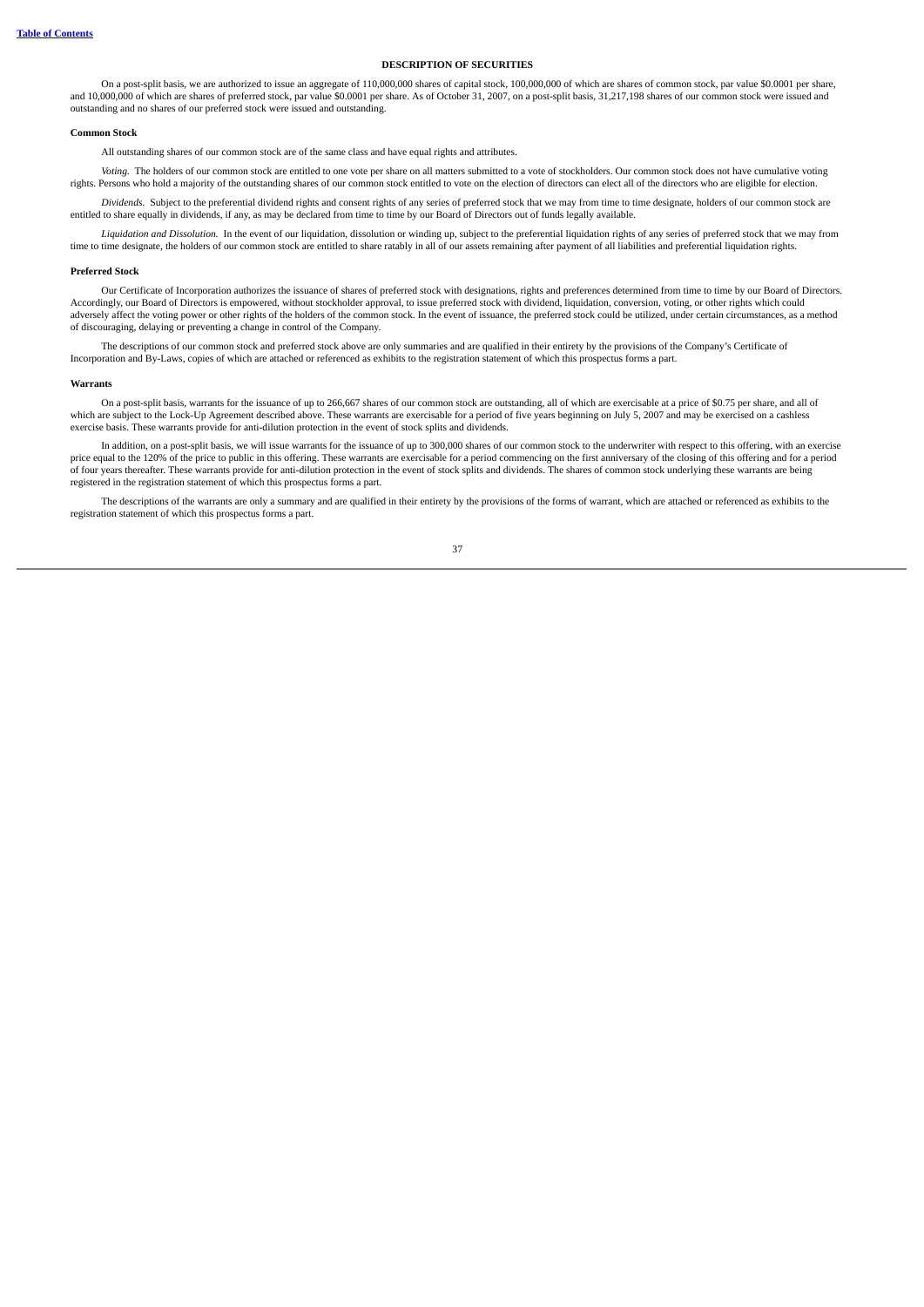# DESCRIPTION OF SECURITIES

On a post-split basis, we are authorized to issue an aggregate of 110,000,000 shares of capital stock, 100,000,000 of which are shares of common stock, par value $0.0001 per share, and 10,000,000 of which are shares of preferred stock, par value $0.0001 per share. As of October 31, 2007, on a post-split basis, 31,217,198 shares of our common stock were issued and outstanding and no shares of our preferred stock were issued and outstanding.

**Common Stock**

All outstanding shares of our common stock are of the same class and have equal rights and attributes.

*Voting.* The holders of our common stock are entitled to one vote per share on all matters submitted to a vote of stockholders. Our common stock does not have cumulative voting rights. Persons who hold a majority of the outstanding shares of our common stock entitled to vote on the election of directors can elect all of the directors who are eligible for election.

*Dividends.* Subject to the preferential dividend rights and consent rights of any series of preferred stock that we may from time to time designate, holders of our common stock are entitled to share equally in dividends, if any, as may be declared from time to time by our Board of Directors out of funds legally available.

*Liquidation and Dissolution.* In the event of our liquidation, dissolution or winding up, subject to the preferential liquidation rights of any series of preferred stock that we may from time to time designate, the holders of our common stock are entitled to share ratably in all of our assets remaining after payment of all liabilities and preferential liquidation rights.

**Preferred Stock**

Our Certificate of Incorporation authorizes the issuance of shares of preferred stock with designations, rights and preferences determined from time to time by our Board of Directors. Accordingly, our Board of Directors is empowered, without stockholder approval, to issue preferred stock with dividend, liquidation, conversion, voting, or other rights which could adversely affect the voting power or other rights of the holders of the common stock. In the event of issuance, the preferred stock could be utilized, under certain circumstances, as a method of discouraging, delaying or preventing a change in control of the Company.

The descriptions of our common stock and preferred stock above are only summaries and are qualified in their entirety by the provisions of the Company's Certificate of Incorporation and By-Laws, copies of which are attached or referenced as exhibits to the registration statement of which this prospectus forms a part.

**Warrants**

On a post-split basis, warrants for the issuance of up to 266,667 shares of our common stock are outstanding, all of which are exercisable at a price of $0.75 per share, and all of which are subject to the Lock-Up Agreement described above. These warrants are exercisable for a period of five years beginning on July 5, 2007 and may be exercised on a cashless exercise basis. These warrants provide for anti-dilution protection in the event of stock splits and dividends.

In addition, on a post-split basis, we will issue warrants for the issuance of up to 300,000 shares of our common stock to the underwriter with respect to this offering, with an exercise price equal to the 120% of the price to public in this offering. These warrants are exercisable for a period commencing on the first anniversary of the closing of this offering and for a period of four years thereafter. These warrants provide for anti-dilution protection in the event of stock splits and dividends. The shares of common stock underlying these warrants are being registered in the registration statement of which this prospectus forms a part.

The descriptions of the warrants are only a summary and are qualified in their entirety by the provisions of the forms of warrant, which are attached or referenced as exhibits to the registration statement of which this prospectus forms a part.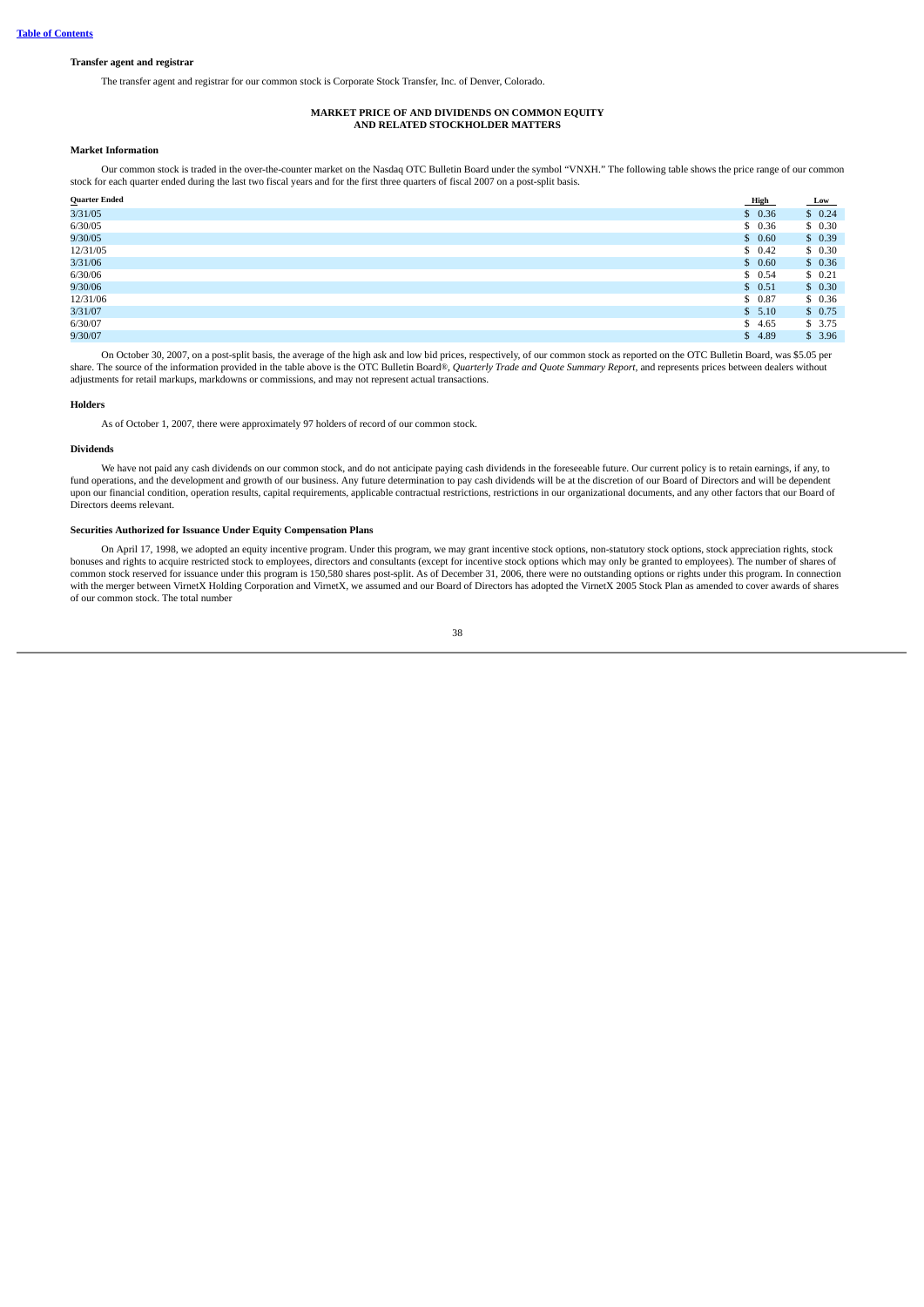**Table of Contents**

**Transfer agent and registrar**

The transfer agent and registrar for our common stock is Corporate Stock Transfer, Inc. of Denver, Colorado.

**MARKET PRICE OF AND DIVIDENDS ON COMMON EQUITY AND RELATED STOCKHOLDER MATTERS**

**Market Information**

Our common stock is traded in the over-the-counter market on the Nasdaq OTC Bulletin Board under the symbol "VNXH." The following table shows the price range of our common stock for each quarter ended during the last two fiscal years and for the first three quarters of fiscal 2007 on a post-split basis.

| Quarter Ended | High | Low |
|---|---|---|
| 3/31/05 | $ 0.36 | $ 0.24 |
| 6/30/05 | $ 0.36 | $ 0.30 |
| 9/30/05 | $ 0.60 | $ 0.39 |
| 12/31/05 | $ 0.42 | $ 0.30 |
| 3/31/06 | $ 0.60 | $ 0.36 |
| 6/30/06 | $ 0.54 | $ 0.21 |
| 9/30/06 | $ 0.51 | $ 0.30 |
| 12/31/06 | $ 0.87 | $ 0.36 |
| 3/31/07 | $ 5.10 | $ 0.75 |
| 6/30/07 | $ 4.65 | $ 3.75 |
| 9/30/07 | $ 4.89 | $ 3.96 |

On October 30, 2007, on a post-split basis, the average of the high ask and low bid prices, respectively, of our common stock as reported on the OTC Bulletin Board, was $5.05 per share. The source of the information provided in the table above is the OTC Bulletin Board®, *Quarterly Trade and Quote Summary Report*, and represents prices between dealers without adjustments for retail markups, markdowns or commissions, and may not represent actual transactions.

**Holders**

As of October 1, 2007, there were approximately 97 holders of record of our common stock.

**Dividends**

We have not paid any cash dividends on our common stock, and do not anticipate paying cash dividends in the foreseeable future. Our current policy is to retain earnings, if any, to fund operations, and the development and growth of our business. Any future determination to pay cash dividends will be at the discretion of our Board of Directors and will be dependent upon our financial condition, operation results, capital requirements, applicable contractual restrictions, restrictions in our organizational documents, and any other factors that our Board of Directors deems relevant.

**Securities Authorized for Issuance Under Equity Compensation Plans**

On April 17, 1998, we adopted an equity incentive program. Under this program, we may grant incentive stock options, non-statutory stock options, stock appreciation rights, stock bonuses and rights to acquire restricted stock to employees, directors and consultants (except for incentive stock options which may only be granted to employees). The number of shares of common stock reserved for issuance under this program is 150,580 shares post-split. As of December 31, 2006, there were no outstanding options or rights under this program. In connection with the merger between VirnetX Holding Corporation and VirnetX, we assumed and our Board of Directors has adopted the VirnetX 2005 Stock Plan as amended to cover awards of shares of our common stock. The total number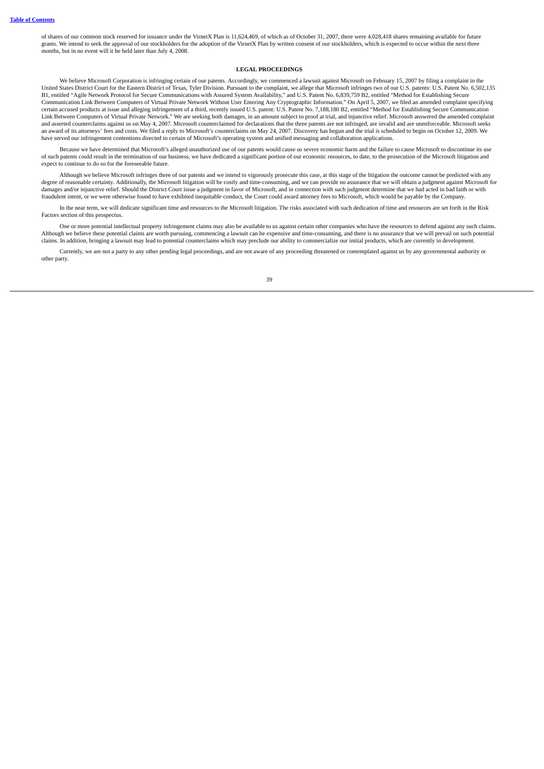of shares of our common stock reserved for issuance under the VirnetX Plan is 11,624,469, of which as of October 31, 2007, there were 4,028,418 shares remaining available for future grants. We intend to seek the approval of our stockholders for the adoption of the VirnetX Plan by written consent of our stockholders, which is expected to occur within the next three months, but in no event will it be held later than July 4, 2008.

## LEGAL PROCEEDINGS

We believe Microsoft Corporation is infringing certain of our patents. Accordingly, we commenced a lawsuit against Microsoft on February 15, 2007 by filing a complaint in the United States District Court for the Eastern District of Texas, Tyler Division. Pursuant to the complaint, we allege that Microsoft infringes two of our U.S. patents: U.S. Patent No. 6,502,135 B1, entitled "Agile Network Protocol for Secure Communications with Assured System Availability," and U.S. Patent No. 6,839,759 B2, entitled "Method for Establishing Secure Communication Link Between Computers of Virtual Private Network Without User Entering Any Cryptographic Information." On April 5, 2007, we filed an amended complaint specifying certain accused products at issue and alleging infringement of a third, recently issued U.S. patent: U.S. Patent No. 7,188,180 B2, entitled "Method for Establishing Secure Communication Link Between Computers of Virtual Private Network." We are seeking both damages, in an amount subject to proof at trial, and injunctive relief. Microsoft answered the amended complaint and asserted counterclaims against us on May 4, 2007. Microsoft counterclaimed for declarations that the three patents are not infringed, are invalid and are unenforceable. Microsoft seeks an award of its attorneys' fees and costs. We filed a reply to Microsoft's counterclaims on May 24, 2007. Discovery has begun and the trial is scheduled to begin on October 12, 2009. We have served our infringement contentions directed to certain of Microsoft's operating system and unified messaging and collaboration applications.

Because we have determined that Microsoft's alleged unauthorized use of our patents would cause us severe economic harm and the failure to cause Microsoft to discontinue its use of such patents could result in the termination of our business, we have dedicated a significant portion of our economic resources, to date, to the prosecution of the Microsoft litigation and expect to continue to do so for the foreseeable future.

Although we believe Microsoft infringes three of our patents and we intend to vigorously prosecute this case, at this stage of the litigation the outcome cannot be predicted with any degree of reasonable certainty. Additionally, the Microsoft litigation will be costly and time-consuming, and we can provide no assurance that we will obtain a judgment against Microsoft for damages and/or injunctive relief. Should the District Court issue a judgment in favor of Microsoft, and in connection with such judgment determine that we had acted in bad faith or with fraudulent intent, or we were otherwise found to have exhibited inequitable conduct, the Court could award attorney fees to Microsoft, which would be payable by the Company.

In the near term, we will dedicate significant time and resources to the Microsoft litigation. The risks associated with such dedication of time and resources are set forth in the Risk Factors section of this prospectus.

One or more potential intellectual property infringement claims may also be available to us against certain other companies who have the resources to defend against any such claims. Although we believe these potential claims are worth pursuing, commencing a lawsuit can be expensive and time-consuming, and there is no assurance that we will prevail on such potential claims. In addition, bringing a lawsuit may lead to potential counterclaims which may preclude our ability to commercialize our initial products, which are currently in development.

Currently, we are not a party to any other pending legal proceedings, and are not aware of any proceeding threatened or contemplated against us by any governmental authority or other party.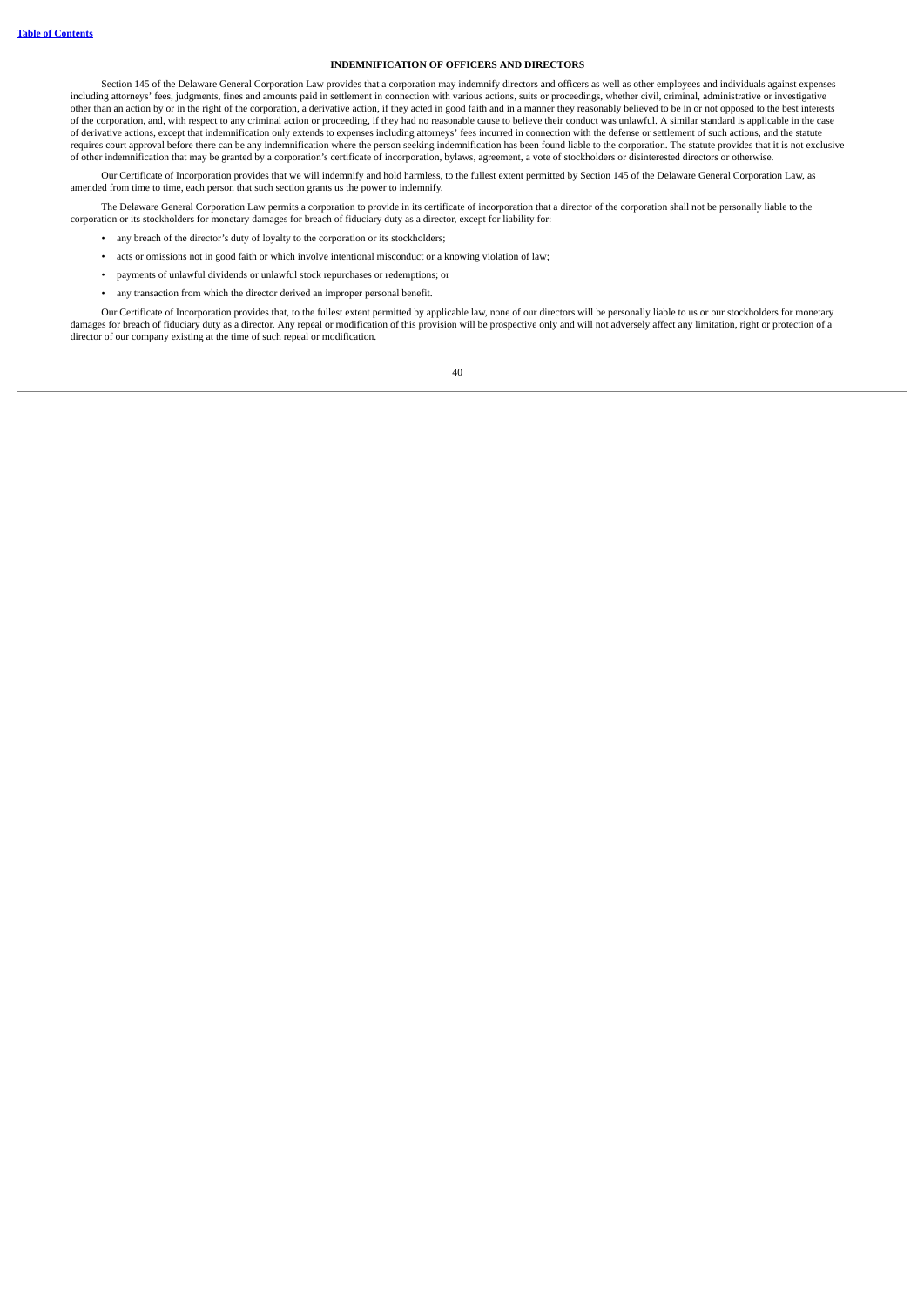**INDEMNIFICATION OF OFFICERS AND DIRECTORS**

Section 145 of the Delaware General Corporation Law provides that a corporation may indemnify directors and officers as well as other employees and individuals against expenses including attorneys' fees, judgments, fines and amounts paid in settlement in connection with various actions, suits or proceedings, whether civil, criminal, administrative or investigative other than an action by or in the right of the corporation, a derivative action, if they acted in good faith and in a manner they reasonably believed to be in or not opposed to the best interests of the corporation, and, with respect to any criminal action or proceeding, if they had no reasonable cause to believe their conduct was unlawful. A similar standard is applicable in the case of derivative actions, except that indemnification only extends to expenses including attorneys' fees incurred in connection with the defense or settlement of such actions, and the statute requires court approval before there can be any indemnification where the person seeking indemnification has been found liable to the corporation. The statute provides that it is not exclusive of other indemnification that may be granted by a corporation's certificate of incorporation, bylaws, agreement, a vote of stockholders or disinterested directors or otherwise.

Our Certificate of Incorporation provides that we will indemnify and hold harmless, to the fullest extent permitted by Section 145 of the Delaware General Corporation Law, as amended from time to time, each person that such section grants us the power to indemnify.

The Delaware General Corporation Law permits a corporation to provide in its certificate of incorporation that a director of the corporation shall not be personally liable to the corporation or its stockholders for monetary damages for breach of fiduciary duty as a director, except for liability for:

- any breach of the director's duty of loyalty to the corporation or its stockholders;
- acts or omissions not in good faith or which involve intentional misconduct or a knowing violation of law;
- payments of unlawful dividends or unlawful stock repurchases or redemptions; or
- any transaction from which the director derived an improper personal benefit.

Our Certificate of Incorporation provides that, to the fullest extent permitted by applicable law, none of our directors will be personally liable to us or our stockholders for monetary damages for breach of fiduciary duty as a director. Any repeal or modification of this provision will be prospective only and will not adversely affect any limitation, right or protection of a director of our company existing at the time of such repeal or modification.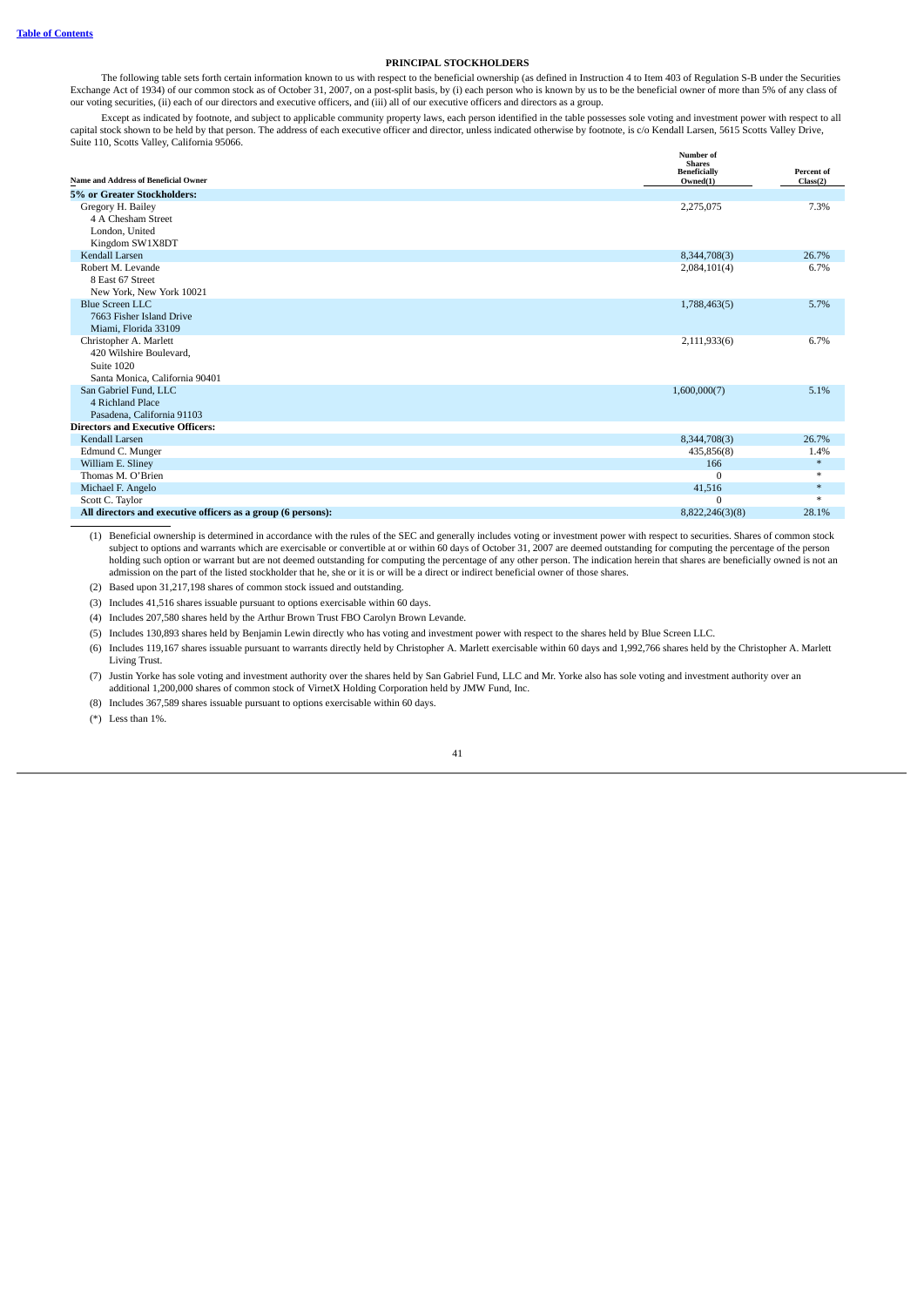## PRINCIPAL STOCKHOLDERS

The following table sets forth certain information known to us with respect to the beneficial ownership (as defined in Instruction 4 to Item 403 of Regulation S-B under the Securities Exchange Act of 1934) of our common stock as of October 31, 2007, on a post-split basis, by (i) each person who is known by us to be the beneficial owner of more than 5% of any class of our voting securities, (ii) each of our directors and executive officers, and (iii) all of our executive officers and directors as a group.

Except as indicated by footnote, and subject to applicable community property laws, each person identified in the table possesses sole voting and investment power with respect to all capital stock shown to be held by that person. The address of each executive officer and director, unless indicated otherwise by footnote, is c/o Kendall Larsen, 5615 Scotts Valley Drive, Suite 110, Scotts Valley, California 95066.

| Name and Address of Beneficial Owner | Number of Shares Beneficially Owned(1) | Percent of Class(2) |
|---|---|---|
| **5% or Greater Stockholders:** | | |
| Gregory H. Bailey<br>4 A Chesham Street<br>London, United<br>Kingdom SW1X8DT | 2,275,075 | 7.3% |
| Kendall Larsen | 8,344,708(3) | 26.7% |
| Robert M. Levande<br>8 East 67 Street<br>New York, New York 10021 | 2,084,101(4) | 6.7% |
| Blue Screen LLC<br>7663 Fisher Island Drive<br>Miami, Florida 33109 | 1,788,463(5) | 5.7% |
| Christopher A. Marlett<br>420 Wilshire Boulevard,<br>Suite 1020<br>Santa Monica, California 90401 | 2,111,933(6) | 6.7% |
| San Gabriel Fund, LLC<br>4 Richland Place<br>Pasadena, California 91103 | 1,600,000(7) | 5.1% |
| **Directors and Executive Officers:** | | |
| Kendall Larsen | 8,344,708(3) | 26.7% |
| Edmund C. Munger | 435,856(8) | 1.4% |
| William E. Sliney | 166 | * |
| Thomas M. O'Brien | 0 | * |
| Michael F. Angelo | 41,516 | * |
| Scott C. Taylor | 0 | * |
| **All directors and executive officers as a group (6 persons):** | 8,822,246(3)(8) | 28.1% |

(1) Beneficial ownership is determined in accordance with the rules of the SEC and generally includes voting or investment power with respect to securities. Shares of common stock subject to options and warrants which are exercisable or convertible at or within 60 days of October 31, 2007 are deemed outstanding for computing the percentage of the person holding such option or warrant but are not deemed outstanding for computing the percentage of any other person. The indication herein that shares are beneficially owned is not an admission on the part of the listed stockholder that he, she or it is or will be a direct or indirect beneficial owner of those shares.

(2) Based upon 31,217,198 shares of common stock issued and outstanding.

(3) Includes 41,516 shares issuable pursuant to options exercisable within 60 days.

(4) Includes 207,580 shares held by the Arthur Brown Trust FBO Carolyn Brown Levande.

(5) Includes 130,893 shares held by Benjamin Lewin directly who has voting and investment power with respect to the shares held by Blue Screen LLC.

(6) Includes 119,167 shares issuable pursuant to warrants directly held by Christopher A. Marlett exercisable within 60 days and 1,992,766 shares held by the Christopher A. Marlett Living Trust.

(7) Justin Yorke has sole voting and investment authority over the shares held by San Gabriel Fund, LLC and Mr. Yorke also has sole voting and investment authority over an additional 1,200,000 shares of common stock of VirnetX Holding Corporation held by JMW Fund, Inc.

(8) Includes 367,589 shares issuable pursuant to options exercisable within 60 days.

(*) Less than 1%.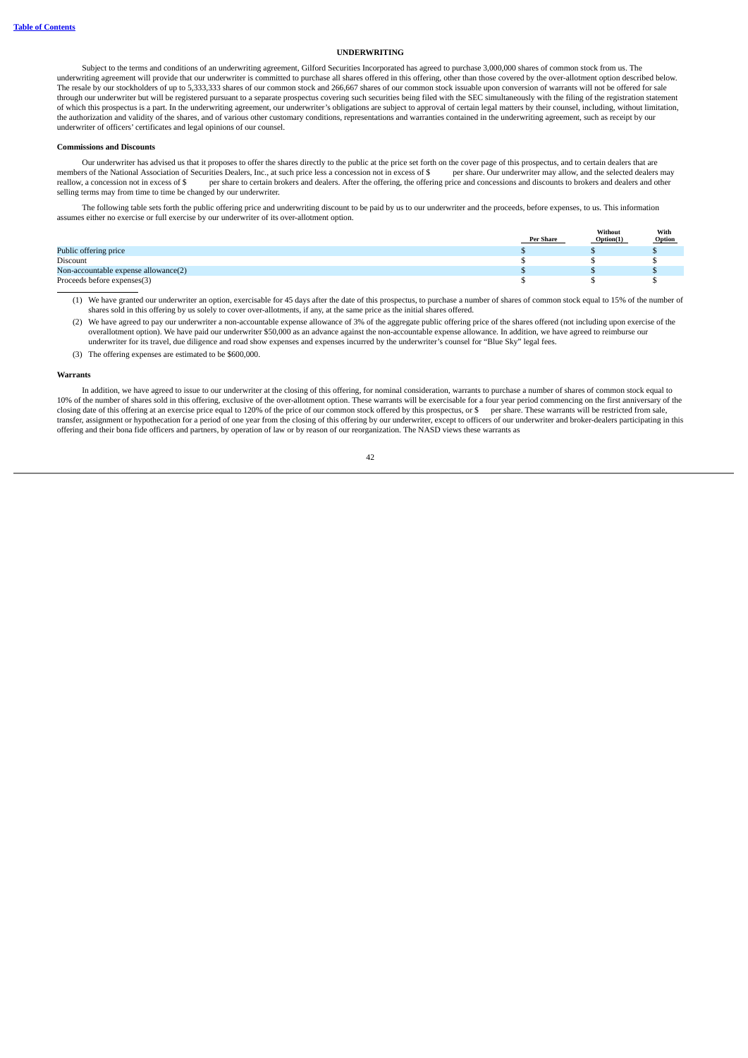**Table of Contents**

# UNDERWRITING

Subject to the terms and conditions of an underwriting agreement, Gilford Securities Incorporated has agreed to purchase 3,000,000 shares of common stock from us. The underwriting agreement will provide that our underwriter is committed to purchase all shares offered in this offering, other than those covered by the over-allotment option described below. The resale by our stockholders of up to 5,333,333 shares of our common stock and 266,667 shares of our common stock issuable upon conversion of warrants will not be offered for sale through our underwriter but will be registered pursuant to a separate prospectus covering such securities being filed with the SEC simultaneously with the filing of the registration statement of which this prospectus is a part. In the underwriting agreement, our underwriter's obligations are subject to approval of certain legal matters by their counsel, including, without limitation, the authorization and validity of the shares, and of various other customary conditions, representations and warranties contained in the underwriting agreement, such as receipt by our underwriter of officers' certificates and legal opinions of our counsel.

**Commissions and Discounts**

Our underwriter has advised us that it proposes to offer the shares directly to the public at the price set forth on the cover page of this prospectus, and to certain dealers that are members of the National Association of Securities Dealers, Inc., at such price less a concession not in excess of $ per share. Our underwriter may allow, and the selected dealers may reallow, a concession not in excess of $ per share to certain brokers and dealers. After the offering, the offering price and concessions and discounts to brokers and dealers and other selling terms may from time to time be changed by our underwriter.

The following table sets forth the public offering price and underwriting discount to be paid by us to our underwriter and the proceeds, before expenses, to us. This information assumes either no exercise or full exercise by our underwriter of its over-allotment option.

| | Per Share | Without Option(1) | With Option |
|---|---|---|---|
| Public offering price | $ | $ | $ |
| Discount | $ | $ | $ |
| Non-accountable expense allowance(2) | $ | $ | $ |
| Proceeds before expenses(3) | $ | $ | $ |

(1) We have granted our underwriter an option, exercisable for 45 days after the date of this prospectus, to purchase a number of shares of common stock equal to 15% of the number of shares sold in this offering by us solely to cover over-allotments, if any, at the same price as the initial shares offered.

(2) We have agreed to pay our underwriter a non-accountable expense allowance of 3% of the aggregate public offering price of the shares offered (not including upon exercise of the overallotment option). We have paid our underwriter $50,000 as an advance against the non-accountable expense allowance. In addition, we have agreed to reimburse our underwriter for its travel, due diligence and road show expenses and expenses incurred by the underwriter's counsel for "Blue Sky" legal fees.

(3) The offering expenses are estimated to be $600,000.

**Warrants**

In addition, we have agreed to issue to our underwriter at the closing of this offering, for nominal consideration, warrants to purchase a number of shares of common stock equal to 10% of the number of shares sold in this offering, exclusive of the over-allotment option. These warrants will be exercisable for a four year period commencing on the first anniversary of the closing date of this offering at an exercise price equal to 120% of the price of our common stock offered by this prospectus, or $ per share. These warrants will be restricted from sale, transfer, assignment or hypothecation for a period of one year from the closing of this offering by our underwriter, except to officers of our underwriter and broker-dealers participating in this offering and their bona fide officers and partners, by operation of law or by reason of our reorganization. The NASD views these warrants as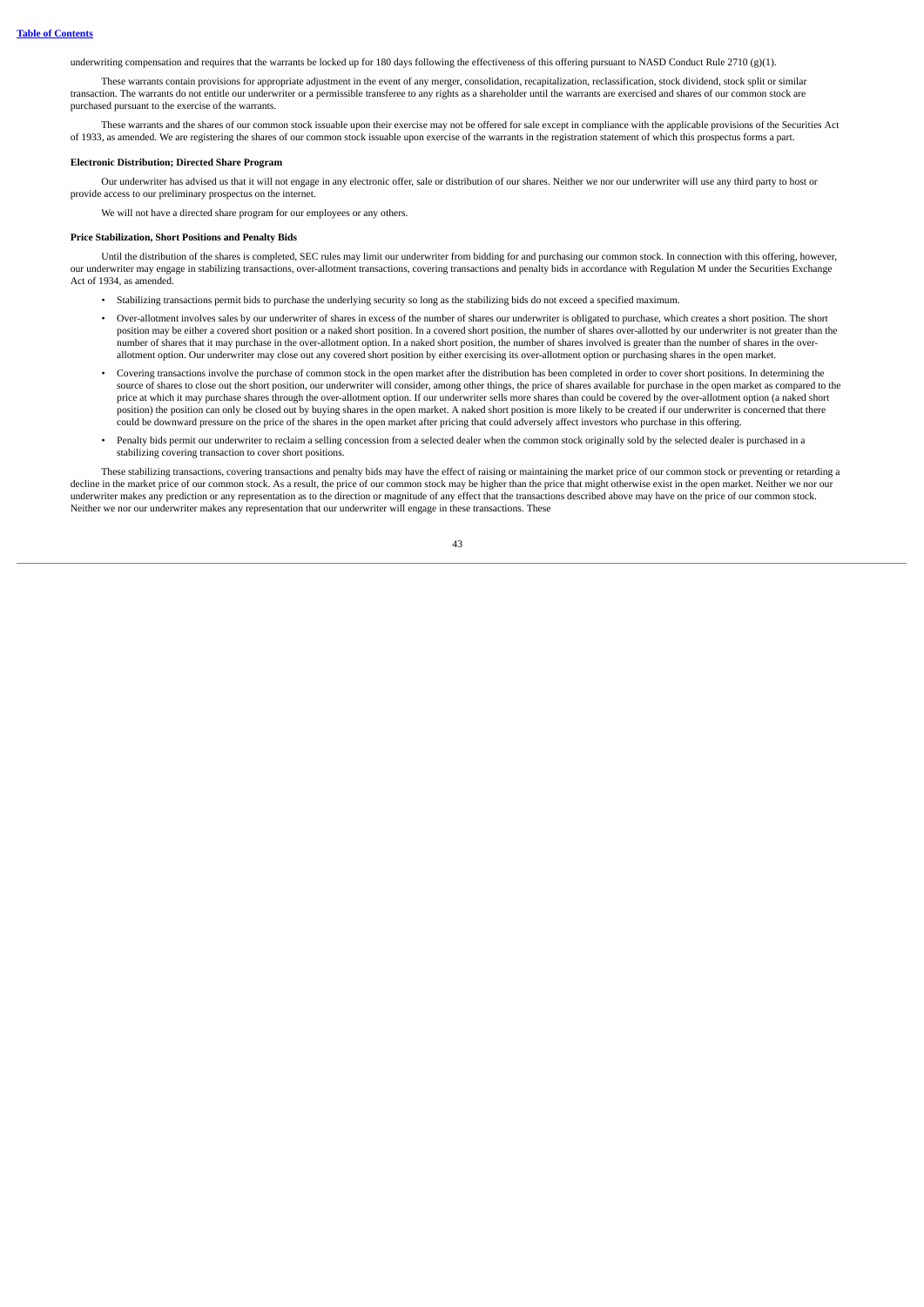underwriting compensation and requires that the warrants be locked up for 180 days following the effectiveness of this offering pursuant to NASD Conduct Rule 2710 (g)(1).

These warrants contain provisions for appropriate adjustment in the event of any merger, consolidation, recapitalization, reclassification, stock dividend, stock split or similar transaction. The warrants do not entitle our underwriter or a permissible transferee to any rights as a shareholder until the warrants are exercised and shares of our common stock are purchased pursuant to the exercise of the warrants.

These warrants and the shares of our common stock issuable upon their exercise may not be offered for sale except in compliance with the applicable provisions of the Securities Act of 1933, as amended. We are registering the shares of our common stock issuable upon exercise of the warrants in the registration statement of which this prospectus forms a part.

**Electronic Distribution; Directed Share Program**

Our underwriter has advised us that it will not engage in any electronic offer, sale or distribution of our shares. Neither we nor our underwriter will use any third party to host or provide access to our preliminary prospectus on the internet.

We will not have a directed share program for our employees or any others.

**Price Stabilization, Short Positions and Penalty Bids**

Until the distribution of the shares is completed, SEC rules may limit our underwriter from bidding for and purchasing our common stock. In connection with this offering, however, our underwriter may engage in stabilizing transactions, over-allotment transactions, covering transactions and penalty bids in accordance with Regulation M under the Securities Exchange Act of 1934, as amended.

- Stabilizing transactions permit bids to purchase the underlying security so long as the stabilizing bids do not exceed a specified maximum.
- Over-allotment involves sales by our underwriter of shares in excess of the number of shares our underwriter is obligated to purchase, which creates a short position. The short position may be either a covered short position or a naked short position. In a covered short position, the number of shares over-allotted by our underwriter is not greater than the number of shares that it may purchase in the over-allotment option. In a naked short position, the number of shares involved is greater than the number of shares in the over-allotment option. Our underwriter may close out any covered short position by either exercising its over-allotment option or purchasing shares in the open market.
- Covering transactions involve the purchase of common stock in the open market after the distribution has been completed in order to cover short positions. In determining the source of shares to close out the short position, our underwriter will consider, among other things, the price of shares available for purchase in the open market as compared to the price at which it may purchase shares through the over-allotment option. If our underwriter sells more shares than could be covered by the over-allotment option (a naked short position) the position can only be closed out by buying shares in the open market. A naked short position is more likely to be created if our underwriter is concerned that there could be downward pressure on the price of the shares in the open market after pricing that could adversely affect investors who purchase in this offering.
- Penalty bids permit our underwriter to reclaim a selling concession from a selected dealer when the common stock originally sold by the selected dealer is purchased in a stabilizing covering transaction to cover short positions.

These stabilizing transactions, covering transactions and penalty bids may have the effect of raising or maintaining the market price of our common stock or preventing or retarding a decline in the market price of our common stock. As a result, the price of our common stock may be higher than the price that might otherwise exist in the open market. Neither we nor our underwriter makes any prediction or any representation as to the direction or magnitude of any effect that the transactions described above may have on the price of our common stock. Neither we nor our underwriter makes any representation that our underwriter will engage in these transactions. These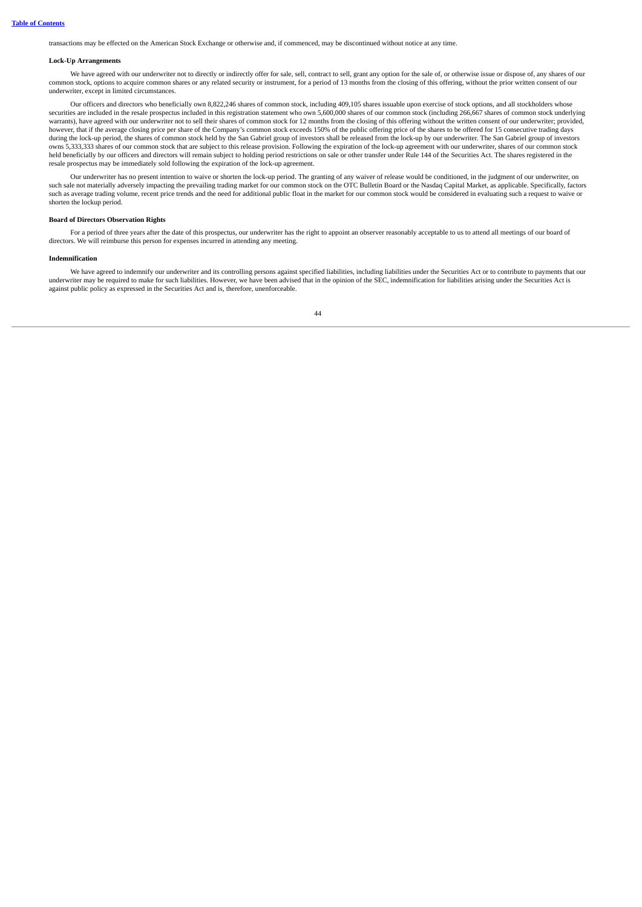transactions may be effected on the American Stock Exchange or otherwise and, if commenced, may be discontinued without notice at any time.

**Lock-Up Arrangements**

We have agreed with our underwriter not to directly or indirectly offer for sale, sell, contract to sell, grant any option for the sale of, or otherwise issue or dispose of, any shares of our common stock, options to acquire common shares or any related security or instrument, for a period of 13 months from the closing of this offering, without the prior written consent of our underwriter, except in limited circumstances.

Our officers and directors who beneficially own 8,822,246 shares of common stock, including 409,105 shares issuable upon exercise of stock options, and all stockholders whose securities are included in the resale prospectus included in this registration statement who own 5,600,000 shares of our common stock (including 266,667 shares of common stock underlying warrants), have agreed with our underwriter not to sell their shares of common stock for 12 months from the closing of this offering without the written consent of our underwriter; provided, however, that if the average closing price per share of the Company's common stock exceeds 150% of the public offering price of the shares to be offered for 15 consecutive trading days during the lock-up period, the shares of common stock held by the San Gabriel group of investors shall be released from the lock-up by our underwriter. The San Gabriel group of investors owns 5,333,333 shares of our common stock that are subject to this release provision. Following the expiration of the lock-up agreement with our underwriter, shares of our common stock held beneficially by our officers and directors will remain subject to holding period restrictions on sale or other transfer under Rule 144 of the Securities Act. The shares registered in the resale prospectus may be immediately sold following the expiration of the lock-up agreement.

Our underwriter has no present intention to waive or shorten the lock-up period. The granting of any waiver of release would be conditioned, in the judgment of our underwriter, on such sale not materially adversely impacting the prevailing trading market for our common stock on the OTC Bulletin Board or the Nasdaq Capital Market, as applicable. Specifically, factors such as average trading volume, recent price trends and the need for additional public float in the market for our common stock would be considered in evaluating such a request to waive or shorten the lockup period.

**Board of Directors Observation Rights**

For a period of three years after the date of this prospectus, our underwriter has the right to appoint an observer reasonably acceptable to us to attend all meetings of our board of directors. We will reimburse this person for expenses incurred in attending any meeting.

**Indemnification**

We have agreed to indemnify our underwriter and its controlling persons against specified liabilities, including liabilities under the Securities Act or to contribute to payments that our underwriter may be required to make for such liabilities. However, we have been advised that in the opinion of the SEC, indemnification for liabilities arising under the Securities Act is against public policy as expressed in the Securities Act and is, therefore, unenforceable.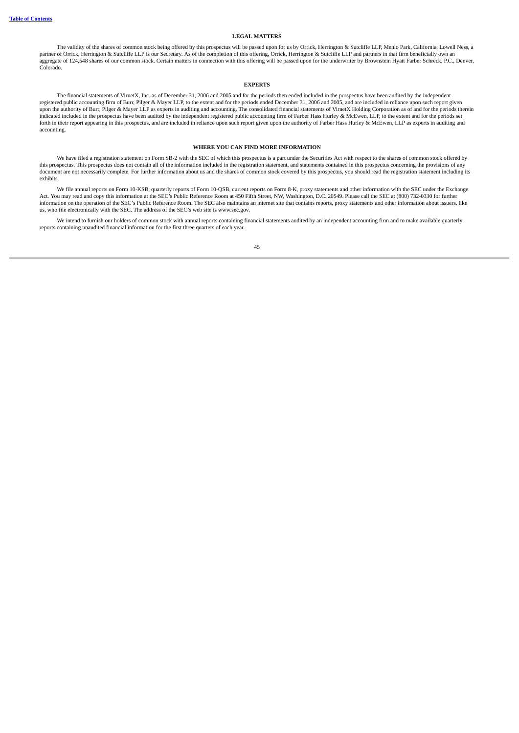## LEGAL MATTERS

The validity of the shares of common stock being offered by this prospectus will be passed upon for us by Orrick, Herrington & Sutcliffe LLP, Menlo Park, California. Lowell Ness, a partner of Orrick, Herrington & Sutcliffe LLP is our Secretary. As of the completion of this offering, Orrick, Herrington & Sutcliffe LLP and partners in that firm beneficially own an aggregate of 124,548 shares of our common stock. Certain matters in connection with this offering will be passed upon for the underwriter by Brownstein Hyatt Farber Schreck, P.C., Denver, Colorado.

## EXPERTS

The financial statements of VirnetX, Inc. as of December 31, 2006 and 2005 and for the periods then ended included in the prospectus have been audited by the independent registered public accounting firm of Burr, Pilger & Mayer LLP, to the extent and for the periods ended December 31, 2006 and 2005, and are included in reliance upon such report given upon the authority of Burr, Pilger & Mayer LLP as experts in auditing and accounting. The consolidated financial statements of VirnetX Holding Corporation as of and for the periods therein indicated included in the prospectus have been audited by the independent registered public accounting firm of Farber Hass Hurley & McEwen, LLP, to the extent and for the periods set forth in their report appearing in this prospectus, and are included in reliance upon such report given upon the authority of Farber Hass Hurley & McEwen, LLP as experts in auditing and accounting.

## WHERE YOU CAN FIND MORE INFORMATION

We have filed a registration statement on Form SB-2 with the SEC of which this prospectus is a part under the Securities Act with respect to the shares of common stock offered by this prospectus. This prospectus does not contain all of the information included in the registration statement, and statements contained in this prospectus concerning the provisions of any document are not necessarily complete. For further information about us and the shares of common stock covered by this prospectus, you should read the registration statement including its exhibits.

We file annual reports on Form 10-KSB, quarterly reports of Form 10-QSB, current reports on Form 8-K, proxy statements and other information with the SEC under the Exchange Act. You may read and copy this information at the SEC's Public Reference Room at 450 Fifth Street, NW, Washington, D.C. 20549. Please call the SEC at (800) 732-0330 for further information on the operation of the SEC's Public Reference Room. The SEC also maintains an internet site that contains reports, proxy statements and other information about issuers, like us, who file electronically with the SEC. The address of the SEC's web site is www.sec.gov.

We intend to furnish our holders of common stock with annual reports containing financial statements audited by an independent accounting firm and to make available quarterly reports containing unaudited financial information for the first three quarters of each year.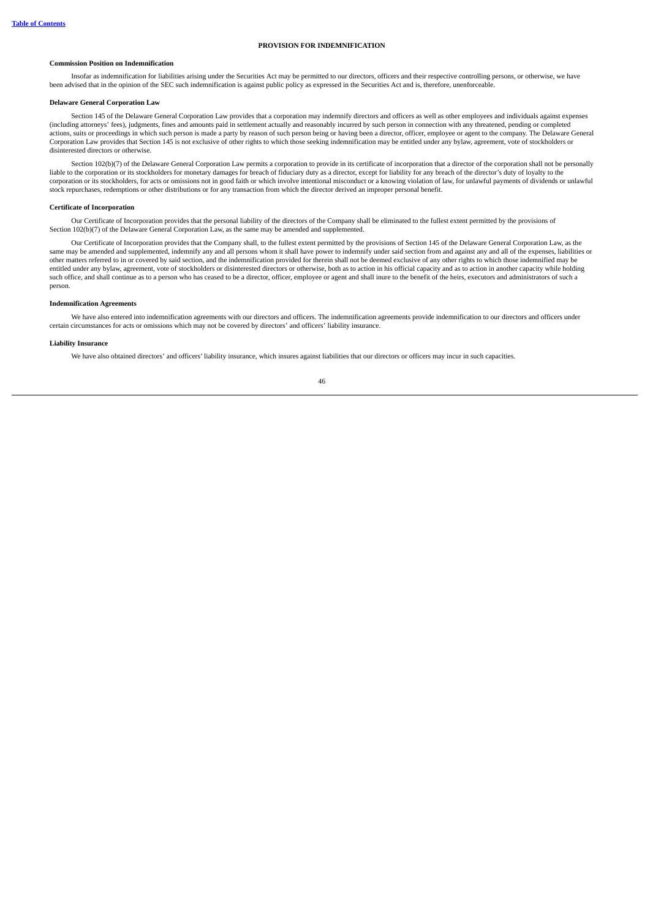## PROVISION FOR INDEMNIFICATION

**Commission Position on Indemnification**

Insofar as indemnification for liabilities arising under the Securities Act may be permitted to our directors, officers and their respective controlling persons, or otherwise, we have been advised that in the opinion of the SEC such indemnification is against public policy as expressed in the Securities Act and is, therefore, unenforceable.

**Delaware General Corporation Law**

Section 145 of the Delaware General Corporation Law provides that a corporation may indemnify directors and officers as well as other employees and individuals against expenses (including attorneys' fees), judgments, fines and amounts paid in settlement actually and reasonably incurred by such person in connection with any threatened, pending or completed actions, suits or proceedings in which such person is made a party by reason of such person being or having been a director, officer, employee or agent to the company. The Delaware General Corporation Law provides that Section 145 is not exclusive of other rights to which those seeking indemnification may be entitled under any bylaw, agreement, vote of stockholders or disinterested directors or otherwise.

Section 102(b)(7) of the Delaware General Corporation Law permits a corporation to provide in its certificate of incorporation that a director of the corporation shall not be personally liable to the corporation or its stockholders for monetary damages for breach of fiduciary duty as a director, except for liability for any breach of the director's duty of loyalty to the corporation or its stockholders, for acts or omissions not in good faith or which involve intentional misconduct or a knowing violation of law, for unlawful payments of dividends or unlawful stock repurchases, redemptions or other distributions or for any transaction from which the director derived an improper personal benefit.

**Certificate of Incorporation**

Our Certificate of Incorporation provides that the personal liability of the directors of the Company shall be eliminated to the fullest extent permitted by the provisions of Section 102(b)(7) of the Delaware General Corporation Law, as the same may be amended and supplemented.

Our Certificate of Incorporation provides that the Company shall, to the fullest extent permitted by the provisions of Section 145 of the Delaware General Corporation Law, as the same may be amended and supplemented, indemnify any and all persons whom it shall have power to indemnify under said section from and against any and all of the expenses, liabilities or other matters referred to in or covered by said section, and the indemnification provided for therein shall not be deemed exclusive of any other rights to which those indemnified may be entitled under any bylaw, agreement, vote of stockholders or disinterested directors or otherwise, both as to action in his official capacity and as to action in another capacity while holding such office, and shall continue as to a person who has ceased to be a director, officer, employee or agent and shall inure to the benefit of the heirs, executors and administrators of such a person.

**Indemnification Agreements**

We have also entered into indemnification agreements with our directors and officers. The indemnification agreements provide indemnification to our directors and officers under certain circumstances for acts or omissions which may not be covered by directors' and officers' liability insurance.

**Liability Insurance**

We have also obtained directors' and officers' liability insurance, which insures against liabilities that our directors or officers may incur in such capacities.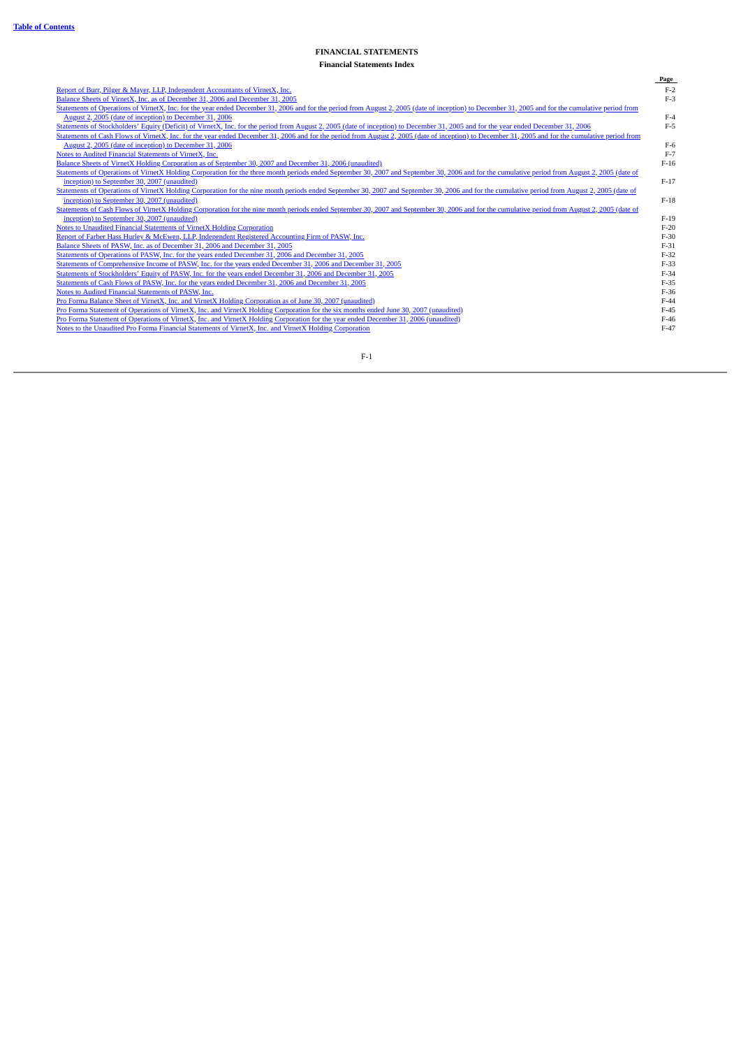**Table of Contents**

# FINANCIAL STATEMENTS

## Financial Statements Index

| | Page |
|---|---|
| Report of Burr, Pilger & Mayer, LLP, Independent Accountants of VirnetX, Inc. | F-2 |
| Balance Sheets of VirnetX, Inc. as of December 31, 2006 and December 31, 2005 | F-3 |
| Statements of Operations of VirnetX, Inc. for the year ended December 31, 2006 and for the period from August 2, 2005 (date of inception) to December 31, 2005 and for the cumulative period from August 2, 2005 (date of inception) to December 31, 2006 | F-4 |
| Statements of Stockholders' Equity (Deficit) of VirnetX, Inc. for the period from August 2, 2005 (date of inception) to December 31, 2005 and for the year ended December 31, 2006 | F-5 |
| Statements of Cash Flows of VirnetX, Inc. for the year ended December 31, 2006 and for the period from August 2, 2005 (date of inception) to December 31, 2005 and for the cumulative period from August 2, 2005 (date of inception) to December 31, 2006 | F-6 |
| Notes to Audited Financial Statements of VirnetX, Inc. | F-7 |
| Balance Sheets of VirnetX Holding Corporation as of September 30, 2007 and December 31, 2006 (unaudited) | F-16 |
| Statements of Operations of VirnetX Holding Corporation for the three month periods ended September 30, 2007 and September 30, 2006 and for the cumulative period from August 2, 2005 (date of inception) to September 30, 2007 (unaudited) | F-17 |
| Statements of Operations of VirnetX Holding Corporation for the nine month periods ended September 30, 2007 and September 30, 2006 and for the cumulative period from August 2, 2005 (date of inception) to September 30, 2007 (unaudited) | F-18 |
| Statements of Cash Flows of VirnetX Holding Corporation for the nine month periods ended September 30, 2007 and September 30, 2006 and for the cumulative period from August 2, 2005 (date of inception) to September 30, 2007 (unaudited) | F-19 |
| Notes to Unaudited Financial Statements of VirnetX Holding Corporation | F-20 |
| Report of Farber Hass Hurley & McEwen, LLP, Independent Registered Accounting Firm of PASW, Inc. | F-30 |
| Balance Sheets of PASW, Inc. as of December 31, 2006 and December 31, 2005 | F-31 |
| Statements of Operations of PASW, Inc. for the years ended December 31, 2006 and December 31, 2005 | F-32 |
| Statements of Comprehensive Income of PASW, Inc. for the years ended December 31, 2006 and December 31, 2005 | F-33 |
| Statements of Stockholders' Equity of PASW, Inc. for the years ended December 31, 2006 and December 31, 2005 | F-34 |
| Statements of Cash Flows of PASW, Inc. for the years ended December 31, 2006 and December 31, 2005 | F-35 |
| Notes to Audited Financial Statements of PASW, Inc. | F-36 |
| Pro Forma Balance Sheet of VirnetX, Inc. and VirnetX Holding Corporation as of June 30, 2007 (unaudited) | F-44 |
| Pro Forma Statement of Operations of VirnetX, Inc. and VirnetX Holding Corporation for the six months ended June 30, 2007 (unaudited) | F-45 |
| Pro Forma Statement of Operations of VirnetX, Inc. and VirnetX Holding Corporation for the year ended December 31, 2006 (unaudited) | F-46 |
| Notes to the Unaudited Pro Forma Financial Statements of VirnetX, Inc. and VirnetX Holding Corporation | F-47 |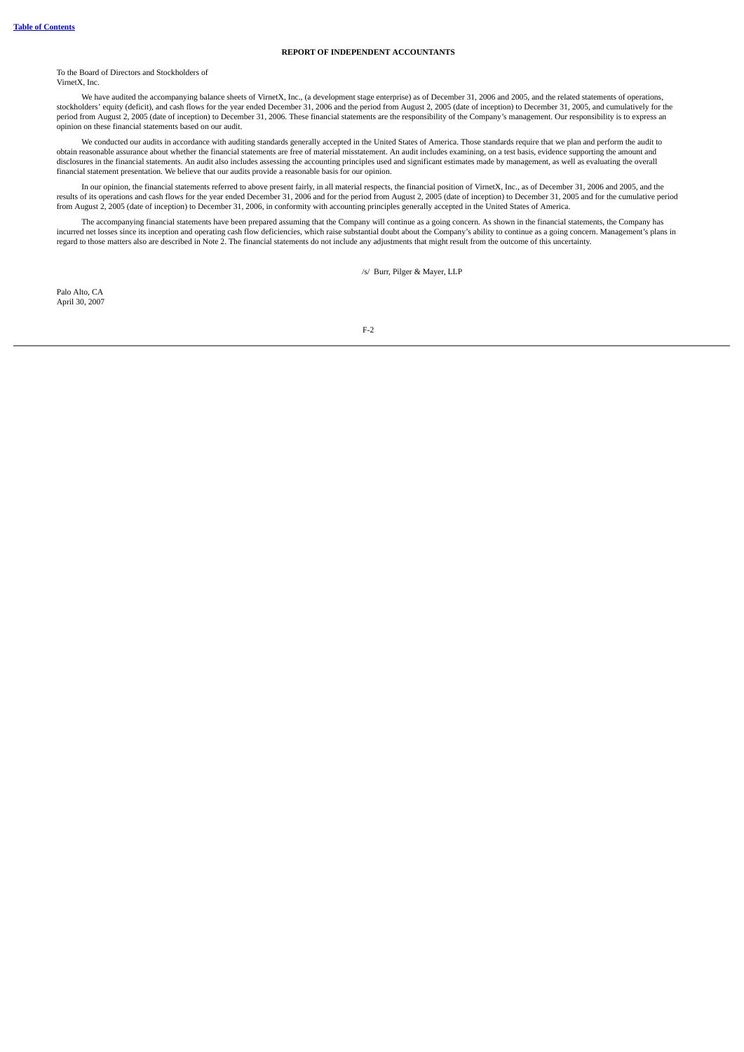# REPORT OF INDEPENDENT ACCOUNTANTS

To the Board of Directors and Stockholders of
VirnetX, Inc.

We have audited the accompanying balance sheets of VirnetX, Inc., (a development stage enterprise) as of December 31, 2006 and 2005, and the related statements of operations, stockholders' equity (deficit), and cash flows for the year ended December 31, 2006 and the period from August 2, 2005 (date of inception) to December 31, 2005, and cumulatively for the period from August 2, 2005 (date of inception) to December 31, 2006. These financial statements are the responsibility of the Company's management. Our responsibility is to express an opinion on these financial statements based on our audit.

We conducted our audits in accordance with auditing standards generally accepted in the United States of America. Those standards require that we plan and perform the audit to obtain reasonable assurance about whether the financial statements are free of material misstatement. An audit includes examining, on a test basis, evidence supporting the amount and disclosures in the financial statements. An audit also includes assessing the accounting principles used and significant estimates made by management, as well as evaluating the overall financial statement presentation. We believe that our audits provide a reasonable basis for our opinion.

In our opinion, the financial statements referred to above present fairly, in all material respects, the financial position of VirnetX, Inc., as of December 31, 2006 and 2005, and the results of its operations and cash flows for the year ended December 31, 2006 and for the period from August 2, 2005 (date of inception) to December 31, 2005 and for the cumulative period from August 2, 2005 (date of inception) to December 31, 2006, in conformity with accounting principles generally accepted in the United States of America.

The accompanying financial statements have been prepared assuming that the Company will continue as a going concern. As shown in the financial statements, the Company has incurred net losses since its inception and operating cash flow deficiencies, which raise substantial doubt about the Company's ability to continue as a going concern. Management's plans in regard to those matters also are described in Note 2. The financial statements do not include any adjustments that might result from the outcome of this uncertainty.

/s/ Burr, Pilger & Mayer, LLP

Palo Alto, CA
April 30, 2007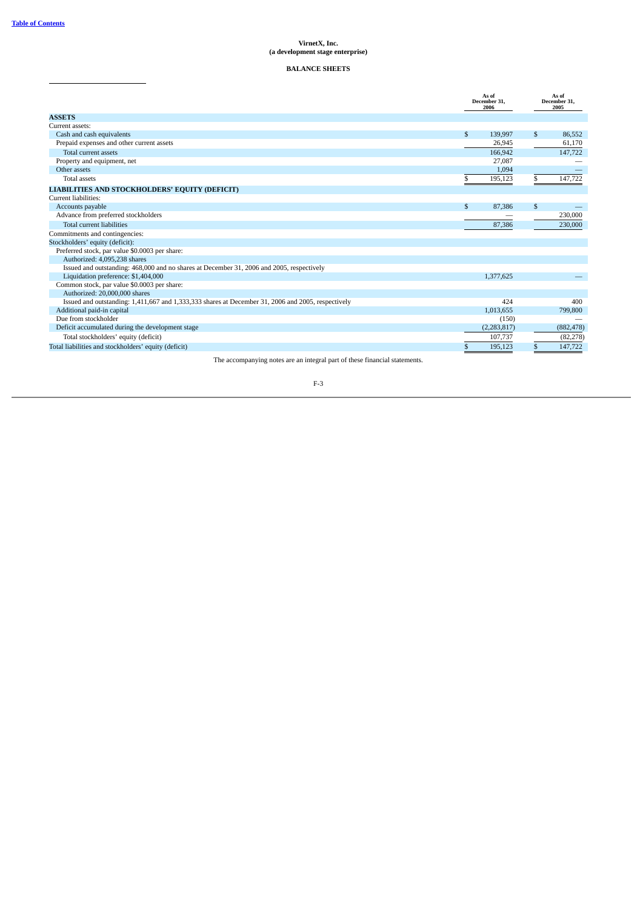VirnetX, Inc.
(a development stage enterprise)

**BALANCE SHEETS**

| | As of December 31, 2006 | As of December 31, 2005 |
|---|---|---|
| **ASSETS** | | |
| Current assets: | | |
| Cash and cash equivalents | $ 139,997 | $ 86,552 |
| Prepaid expenses and other current assets | 26,945 | 61,170 |
| Total current assets | 166,942 | 147,722 |
| Property and equipment, net | 27,087 | — |
| Other assets | 1,094 | — |
| Total assets | $ 195,123 | $ 147,722 |
| **LIABILITIES AND STOCKHOLDERS' EQUITY (DEFICIT)** | | |
| Current liabilities: | | |
| Accounts payable | $ 87,386 | $ — |
| Advance from preferred stockholders | — | 230,000 |
| Total current liabilities | 87,386 | 230,000 |
| Commitments and contingencies: | | |
| Stockholders' equity (deficit): | | |
| Preferred stock, par value $0.0003 per share: | | |
| Authorized: 4,095,238 shares | | |
| Issued and outstanding: 468,000 and no shares at December 31, 2006 and 2005, respectively | | |
| Liquidation preference: $1,404,000 | 1,377,625 | — |
| Common stock, par value $0.0003 per share: | | |
| Authorized: 20,000,000 shares | | |
| Issued and outstanding: 1,411,667 and 1,333,333 shares at December 31, 2006 and 2005, respectively | 424 | 400 |
| Additional paid-in capital | 1,013,655 | 799,800 |
| Due from stockholder | (150) | — |
| Deficit accumulated during the development stage | (2,283,817) | (882,478) |
| Total stockholders' equity (deficit) | 107,737 | (82,278) |
| Total liabilities and stockholders' equity (deficit) | $ 195,123 | $ 147,722 |

The accompanying notes are an integral part of these financial statements.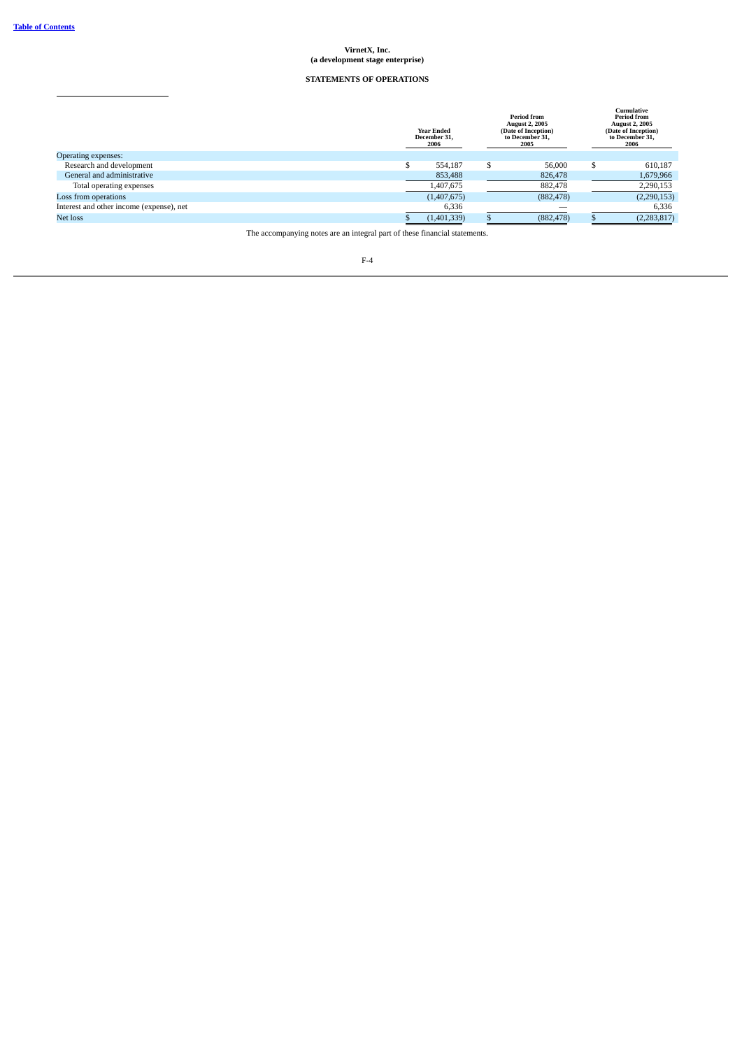**Table of Contents**

**VirnetX, Inc.**
**(a development stage enterprise)**

**STATEMENTS OF OPERATIONS**

| | Year Ended December 31, 2006 | Period from August 2, 2005 (Date of Inception) to December 31, 2005 | Cumulative Period from August 2, 2005 (Date of Inception) to December 31, 2006 |
|---|---|---|---|
| Operating expenses: | | | |
| Research and development | $ 554,187 | $ 56,000 | $ 610,187 |
| General and administrative | 853,488 | 826,478 | 1,679,966 |
| Total operating expenses | 1,407,675 | 882,478 | 2,290,153 |
| Loss from operations | (1,407,675) | (882,478) | (2,290,153) |
| Interest and other income (expense), net | 6,336 | — | 6,336 |
| Net loss | $ (1,401,339) | $ (882,478) | $ (2,283,817) |

The accompanying notes are an integral part of these financial statements.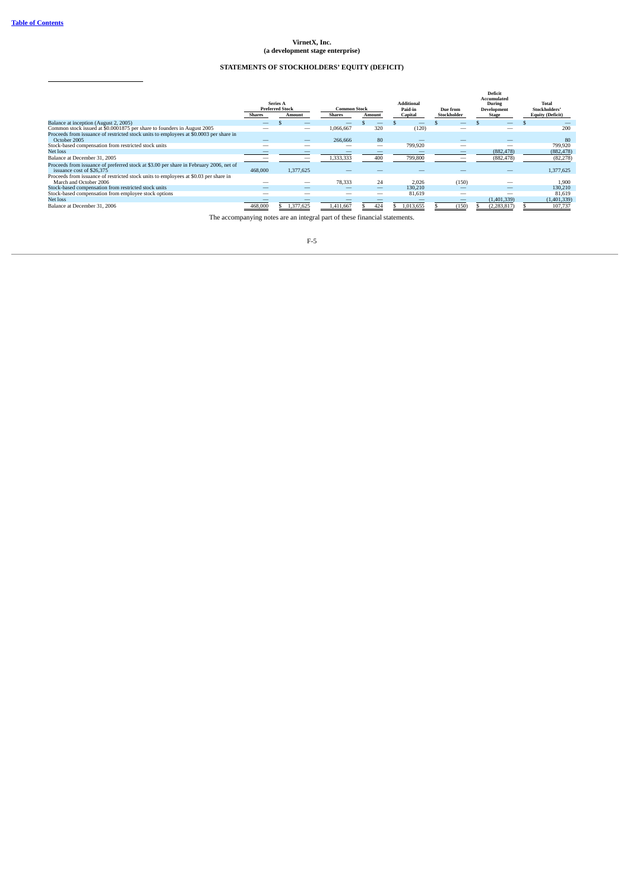**Table of Contents**

# VirnetX, Inc.
## (a development stage enterprise)

## STATEMENTS OF STOCKHOLDERS' EQUITY (DEFICIT)

| | Series A Preferred Stock | | Common Stock | | Additional Paid-in Capital | Due from Stockholder | Deficit Accumulated During Development Stage | Total Stockholders' Equity (Deficit) |
|---|---|---|---|---|---|---|---|---|
| | Shares | Amount | Shares | Amount | | | | |
| Balance at inception (August 2, 2005) | — | $ — | — | $ — | $ — | $ — | $ — | $ — |
| Common stock issued at $0.0001875 per share to founders in August 2005 | — | — | 1,066,667 | 320 | (120) | — | — | 200 |
| Proceeds from issuance of restricted stock units to employees at $0.0003 per share in October 2005 | — | — | 266,666 | 80 | — | — | — | 80 |
| Stock-based compensation from restricted stock units | — | — | — | — | 799,920 | — | — | 799,920 |
| Net loss | — | — | — | — | — | — | (882,478) | (882,478) |
| Balance at December 31, 2005 | — | — | 1,333,333 | 400 | 799,800 | — | (882,478) | (82,278) |
| Proceeds from issuance of preferred stock at $3.00 per share in February 2006, net of issuance cost of $26,375 | 468,000 | 1,377,625 | — | — | — | — | — | 1,377,625 |
| Proceeds from issuance of restricted stock units to employees at $0.03 per share in March and October 2006 | — | — | 78,333 | 24 | 2,026 | (150) | — | 1,900 |
| Stock-based compensation from restricted stock units | — | — | — | — | 130,210 | — | — | 130,210 |
| Stock-based compensation from employee stock options | — | — | — | — | 81,619 | — | — | 81,619 |
| Net loss | — | — | — | — | — | — | (1,401,339) | (1,401,339) |
| Balance at December 31, 2006 | 468,000 | $ 1,377,625 | 1,411,667 | $ 424 | $ 1,013,655 | $ (150) | $ (2,283,817) | $ 107,737 |

The accompanying notes are an integral part of these financial statements.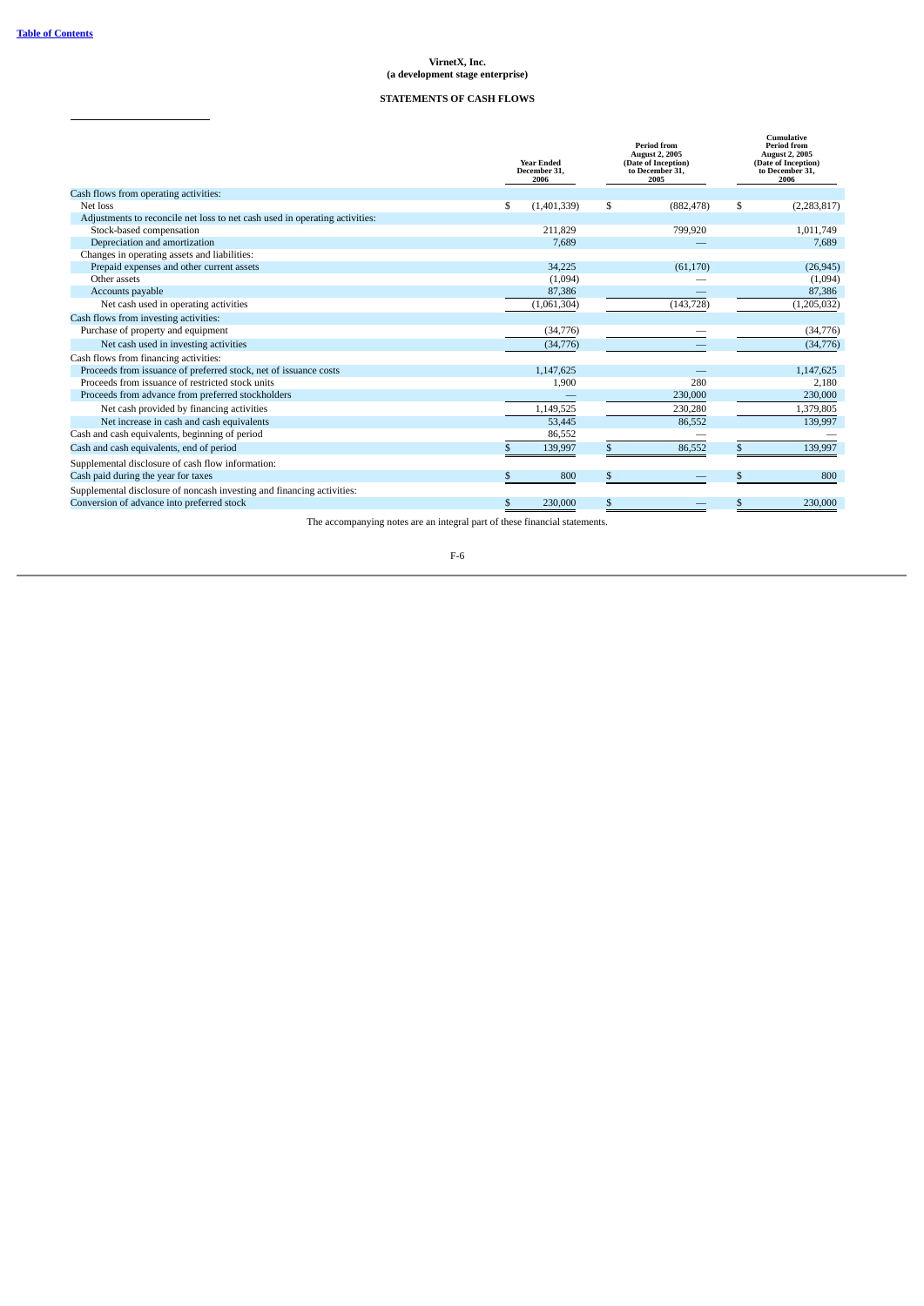**VirnetX, Inc.**
**(a development stage enterprise)**

**STATEMENTS OF CASH FLOWS**

| | Year Ended December 31, 2006 | Period from August 2, 2005 (Date of Inception) to December 31, 2005 | Cumulative Period from August 2, 2005 (Date of Inception) to December 31, 2006 |
|---|---|---|---|
| Cash flows from operating activities: | | | |
| Net loss | $ (1,401,339) | $ (882,478) | $ (2,283,817) |
| Adjustments to reconcile net loss to net cash used in operating activities: | | | |
| Stock-based compensation | 211,829 | 799,920 | 1,011,749 |
| Depreciation and amortization | 7,689 | — | 7,689 |
| Changes in operating assets and liabilities: | | | |
| Prepaid expenses and other current assets | 34,225 | (61,170) | (26,945) |
| Other assets | (1,094) | — | (1,094) |
| Accounts payable | 87,386 | — | 87,386 |
| Net cash used in operating activities | (1,061,304) | (143,728) | (1,205,032) |
| Cash flows from investing activities: | | | |
| Purchase of property and equipment | (34,776) | — | (34,776) |
| Net cash used in investing activities | (34,776) | — | (34,776) |
| Cash flows from financing activities: | | | |
| Proceeds from issuance of preferred stock, net of issuance costs | 1,147,625 | — | 1,147,625 |
| Proceeds from issuance of restricted stock units | 1,900 | 280 | 2,180 |
| Proceeds from advance from preferred stockholders | — | 230,000 | 230,000 |
| Net cash provided by financing activities | 1,149,525 | 230,280 | 1,379,805 |
| Net increase in cash and cash equivalents | 53,445 | 86,552 | 139,997 |
| Cash and cash equivalents, beginning of period | 86,552 | — | — |
| Cash and cash equivalents, end of period | $ 139,997 | $ 86,552 | $ 139,997 |
| Supplemental disclosure of cash flow information: | | | |
| Cash paid during the year for taxes | $ 800 | $ — | $ 800 |
| Supplemental disclosure of noncash investing and financing activities: | | | |
| Conversion of advance into preferred stock | $ 230,000 | $ — | $ 230,000 |

The accompanying notes are an integral part of these financial statements.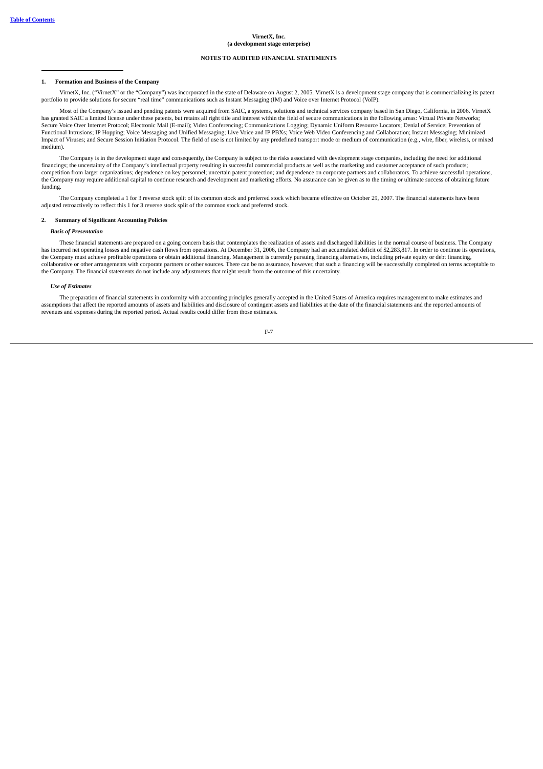**VirnetX, Inc.**
**(a development stage enterprise)**

**NOTES TO AUDITED FINANCIAL STATEMENTS**

---

**1. Formation and Business of the Company**

VirnetX, Inc. ("VirnetX" or the "Company") was incorporated in the state of Delaware on August 2, 2005. VirnetX is a development stage company that is commercializing its patent portfolio to provide solutions for secure "real time" communications such as Instant Messaging (IM) and Voice over Internet Protocol (VoIP).

Most of the Company's issued and pending patents were acquired from SAIC, a systems, solutions and technical services company based in San Diego, California, in 2006. VirnetX has granted SAIC a limited license under these patents, but retains all right title and interest within the field of secure communications in the following areas: Virtual Private Networks; Secure Voice Over Internet Protocol; Electronic Mail (E-mail); Video Conferencing; Communications Logging; Dynamic Uniform Resource Locators; Denial of Service; Prevention of Functional Intrusions; IP Hopping; Voice Messaging and Unified Messaging; Live Voice and IP PBXs; Voice Web Video Conferencing and Collaboration; Instant Messaging; Minimized Impact of Viruses; and Secure Session Initiation Protocol. The field of use is not limited by any predefined transport mode or medium of communication (e.g., wire, fiber, wireless, or mixed medium).

The Company is in the development stage and consequently, the Company is subject to the risks associated with development stage companies, including the need for additional financings; the uncertainty of the Company's intellectual property resulting in successful commercial products as well as the marketing and customer acceptance of such products; competition from larger organizations; dependence on key personnel; uncertain patent protection; and dependence on corporate partners and collaborators. To achieve successful operations, the Company may require additional capital to continue research and development and marketing efforts. No assurance can be given as to the timing or ultimate success of obtaining future funding.

The Company completed a 1 for 3 reverse stock split of its common stock and preferred stock which became effective on October 29, 2007. The financial statements have been adjusted retroactively to reflect this 1 for 3 reverse stock split of the common stock and preferred stock.

**2. Summary of Significant Accounting Policies**

***Basis of Presentation***

These financial statements are prepared on a going concern basis that contemplates the realization of assets and discharged liabilities in the normal course of business. The Company has incurred net operating losses and negative cash flows from operations. At December 31, 2006, the Company had an accumulated deficit of $2,283,817. In order to continue its operations, the Company must achieve profitable operations or obtain additional financing. Management is currently pursuing financing alternatives, including private equity or debt financing, collaborative or other arrangements with corporate partners or other sources. There can be no assurance, however, that such a financing will be successfully completed on terms acceptable to the Company. The financial statements do not include any adjustments that might result from the outcome of this uncertainty.

***Use of Estimates***

The preparation of financial statements in conformity with accounting principles generally accepted in the United States of America requires management to make estimates and assumptions that affect the reported amounts of assets and liabilities and disclosure of contingent assets and liabilities at the date of the financial statements and the reported amounts of revenues and expenses during the reported period. Actual results could differ from those estimates.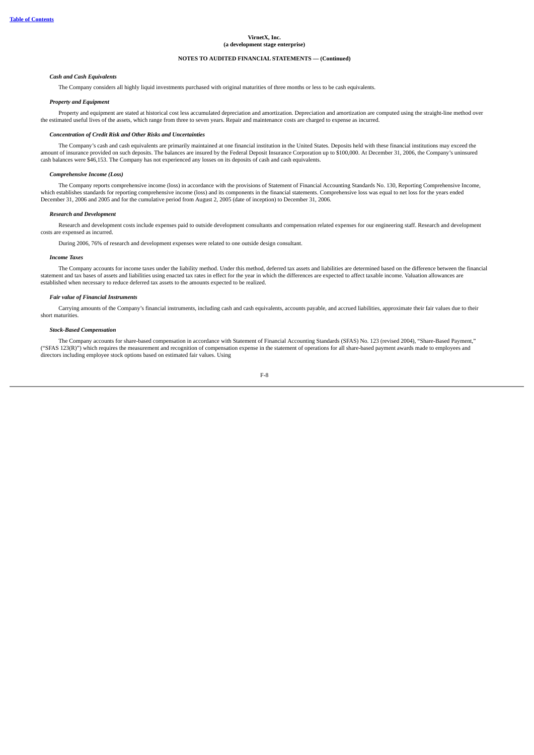**VirnetX, Inc.**
**(a development stage enterprise)**

**NOTES TO AUDITED FINANCIAL STATEMENTS — (Continued)**

***Cash and Cash Equivalents***

The Company considers all highly liquid investments purchased with original maturities of three months or less to be cash equivalents.

***Property and Equipment***

Property and equipment are stated at historical cost less accumulated depreciation and amortization. Depreciation and amortization are computed using the straight-line method over the estimated useful lives of the assets, which range from three to seven years. Repair and maintenance costs are charged to expense as incurred.

***Concentration of Credit Risk and Other Risks and Uncertainties***

The Company's cash and cash equivalents are primarily maintained at one financial institution in the United States. Deposits held with these financial institutions may exceed the amount of insurance provided on such deposits. The balances are insured by the Federal Deposit Insurance Corporation up to $100,000. At December 31, 2006, the Company's uninsured cash balances were $46,153. The Company has not experienced any losses on its deposits of cash and cash equivalents.

***Comprehensive Income (Loss)***

The Company reports comprehensive income (loss) in accordance with the provisions of Statement of Financial Accounting Standards No. 130, Reporting Comprehensive Income, which establishes standards for reporting comprehensive income (loss) and its components in the financial statements. Comprehensive loss was equal to net loss for the years ended December 31, 2006 and 2005 and for the cumulative period from August 2, 2005 (date of inception) to December 31, 2006.

***Research and Development***

Research and development costs include expenses paid to outside development consultants and compensation related expenses for our engineering staff. Research and development costs are expensed as incurred.

During 2006, 76% of research and development expenses were related to one outside design consultant.

***Income Taxes***

The Company accounts for income taxes under the liability method. Under this method, deferred tax assets and liabilities are determined based on the difference between the financial statement and tax bases of assets and liabilities using enacted tax rates in effect for the year in which the differences are expected to affect taxable income. Valuation allowances are established when necessary to reduce deferred tax assets to the amounts expected to be realized.

***Fair value of Financial Instruments***

Carrying amounts of the Company's financial instruments, including cash and cash equivalents, accounts payable, and accrued liabilities, approximate their fair values due to their short maturities.

***Stock-Based Compensation***

The Company accounts for share-based compensation in accordance with Statement of Financial Accounting Standards (SFAS) No. 123 (revised 2004), "Share-Based Payment," ("SFAS 123(R)") which requires the measurement and recognition of compensation expense in the statement of operations for all share-based payment awards made to employees and directors including employee stock options based on estimated fair values. Using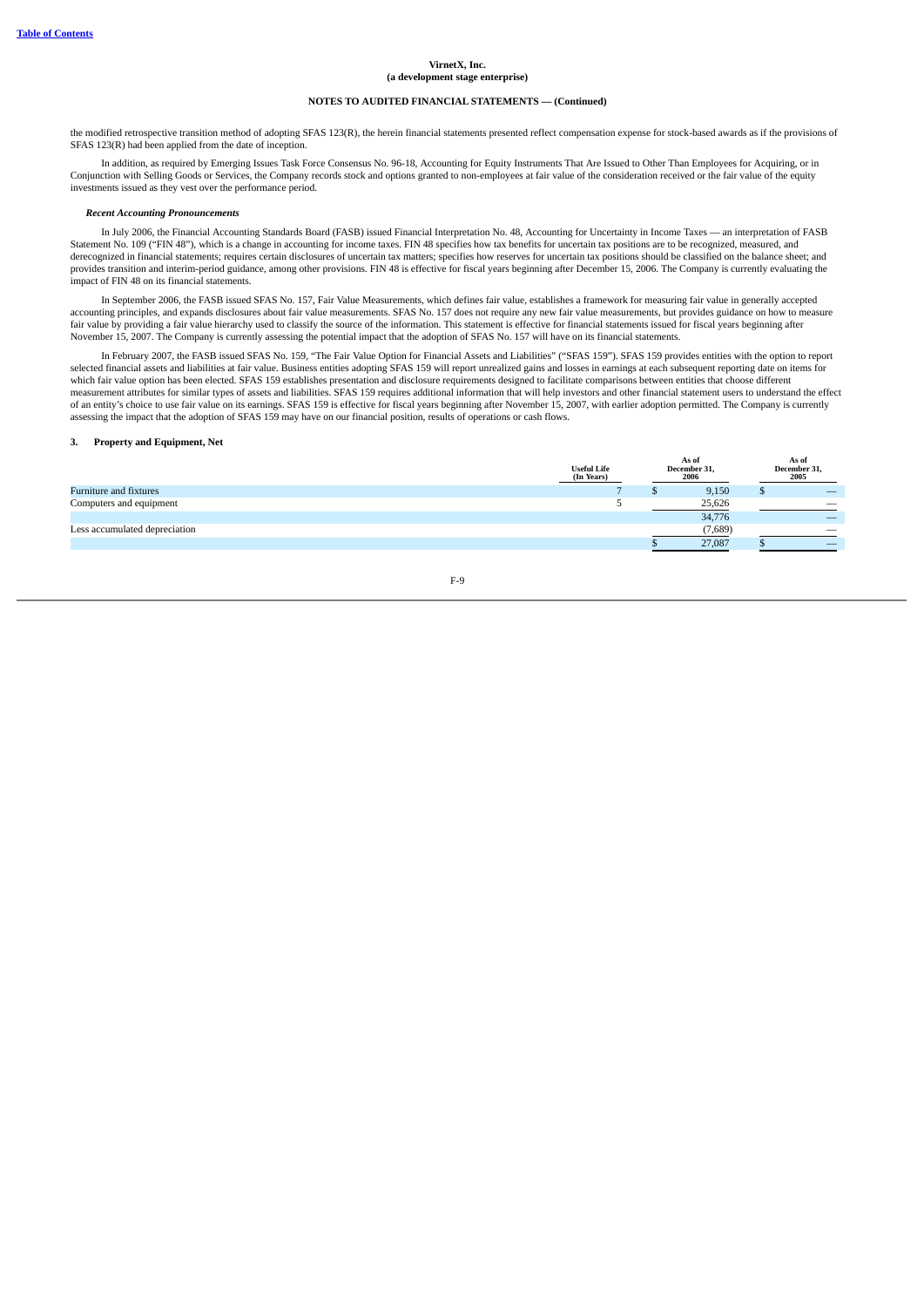**VirnetX, Inc.**
**(a development stage enterprise)**

**NOTES TO AUDITED FINANCIAL STATEMENTS — (Continued)**

the modified retrospective transition method of adopting SFAS 123(R), the herein financial statements presented reflect compensation expense for stock-based awards as if the provisions of SFAS 123(R) had been applied from the date of inception.

In addition, as required by Emerging Issues Task Force Consensus No. 96-18, Accounting for Equity Instruments That Are Issued to Other Than Employees for Acquiring, or in Conjunction with Selling Goods or Services, the Company records stock and options granted to non-employees at fair value of the consideration received or the fair value of the equity investments issued as they vest over the performance period.

***Recent Accounting Pronouncements***

In July 2006, the Financial Accounting Standards Board (FASB) issued Financial Interpretation No. 48, Accounting for Uncertainty in Income Taxes — an interpretation of FASB Statement No. 109 ("FIN 48"), which is a change in accounting for income taxes. FIN 48 specifies how tax benefits for uncertain tax positions are to be recognized, measured, and derecognized in financial statements; requires certain disclosures of uncertain tax matters; specifies how reserves for uncertain tax positions should be classified on the balance sheet; and provides transition and interim-period guidance, among other provisions. FIN 48 is effective for fiscal years beginning after December 15, 2006. The Company is currently evaluating the impact of FIN 48 on its financial statements.

In September 2006, the FASB issued SFAS No. 157, Fair Value Measurements, which defines fair value, establishes a framework for measuring fair value in generally accepted accounting principles, and expands disclosures about fair value measurements. SFAS No. 157 does not require any new fair value measurements, but provides guidance on how to measure fair value by providing a fair value hierarchy used to classify the source of the information. This statement is effective for financial statements issued for fiscal years beginning after November 15, 2007. The Company is currently assessing the potential impact that the adoption of SFAS No. 157 will have on its financial statements.

In February 2007, the FASB issued SFAS No. 159, "The Fair Value Option for Financial Assets and Liabilities" ("SFAS 159"). SFAS 159 provides entities with the option to report selected financial assets and liabilities at fair value. Business entities adopting SFAS 159 will report unrealized gains and losses in earnings at each subsequent reporting date on items for which fair value option has been elected. SFAS 159 establishes presentation and disclosure requirements designed to facilitate comparisons between entities that choose different measurement attributes for similar types of assets and liabilities. SFAS 159 requires additional information that will help investors and other financial statement users to understand the effect of an entity's choice to use fair value on its earnings. SFAS 159 is effective for fiscal years beginning after November 15, 2007, with earlier adoption permitted. The Company is currently assessing the impact that the adoption of SFAS 159 may have on our financial position, results of operations or cash flows.

**3. Property and Equipment, Net**

| | Useful Life (In Years) | As of December 31, 2006 | As of December 31, 2005 |
|---|---|---|---|
| Furniture and fixtures | 7 | $ 9,150 | $ — |
| Computers and equipment | 5 | 25,626 | — |
| | | 34,776 | — |
| Less accumulated depreciation | | (7,689) | — |
| | | $ 27,087 | $ — |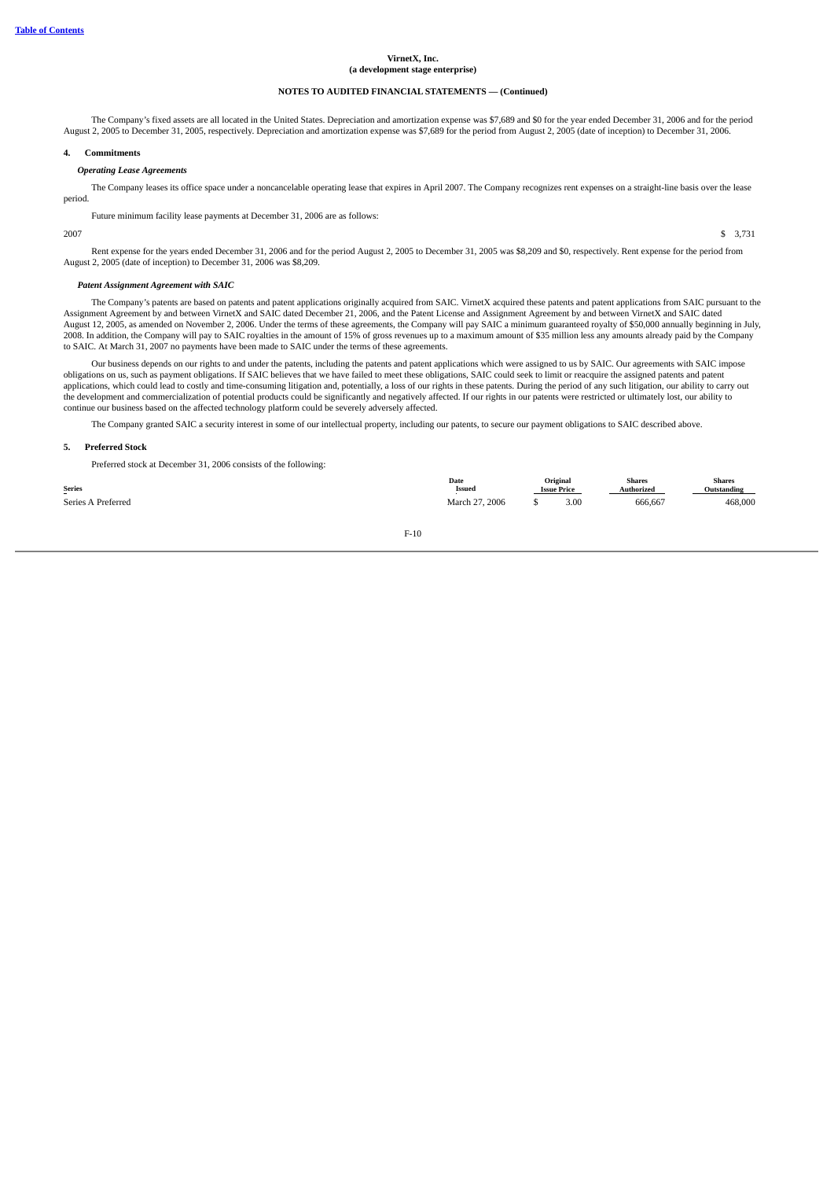**Table of Contents**

**VirnetX, Inc.**
**(a development stage enterprise)**

**NOTES TO AUDITED FINANCIAL STATEMENTS — (Continued)**

The Company's fixed assets are all located in the United States. Depreciation and amortization expense was $7,689 and $0 for the year ended December 31, 2006 and for the period August 2, 2005 to December 31, 2005, respectively. Depreciation and amortization expense was $7,689 for the period from August 2, 2005 (date of inception) to December 31, 2006.

**4. Commitments**

***Operating Lease Agreements***

The Company leases its office space under a noncancelable operating lease that expires in April 2007. The Company recognizes rent expenses on a straight-line basis over the lease period.

Future minimum facility lease payments at December 31, 2006 are as follows:

| | |
|---|---|
| 2007 | $ 3,731 |

Rent expense for the years ended December 31, 2006 and for the period August 2, 2005 to December 31, 2005 was $8,209 and $0, respectively. Rent expense for the period from August 2, 2005 (date of inception) to December 31, 2006 was $8,209.

***Patent Assignment Agreement with SAIC***

The Company's patents are based on patents and patent applications originally acquired from SAIC. VirnetX acquired these patents and patent applications from SAIC pursuant to the Assignment Agreement by and between VirnetX and SAIC dated December 21, 2006, and the Patent License and Assignment Agreement by and between VirnetX and SAIC dated August 12, 2005, as amended on November 2, 2006. Under the terms of these agreements, the Company will pay SAIC a minimum guaranteed royalty of $50,000 annually beginning in July, 2008. In addition, the Company will pay to SAIC royalties in the amount of 15% of gross revenues up to a maximum amount of $35 million less any amounts already paid by the Company to SAIC. At March 31, 2007 no payments have been made to SAIC under the terms of these agreements.

Our business depends on our rights to and under the patents, including the patents and patent applications which were assigned to us by SAIC. Our agreements with SAIC impose obligations on us, such as payment obligations. If SAIC believes that we have failed to meet these obligations, SAIC could seek to limit or reacquire the assigned patents and patent applications, which could lead to costly and time-consuming litigation and, potentially, a loss of our rights in these patents. During the period of any such litigation, our ability to carry out the development and commercialization of potential products could be significantly and negatively affected. If our rights in our patents were restricted or ultimately lost, our ability to continue our business based on the affected technology platform could be severely adversely affected.

The Company granted SAIC a security interest in some of our intellectual property, including our patents, to secure our payment obligations to SAIC described above.

**5. Preferred Stock**

Preferred stock at December 31, 2006 consists of the following:

| Series | Date Issued | Original Issue Price | Shares Authorized | Shares Outstanding |
|---|---|---|---|---|
| Series A Preferred | March 27, 2006 | $ 3.00 | 666,667 | 468,000 |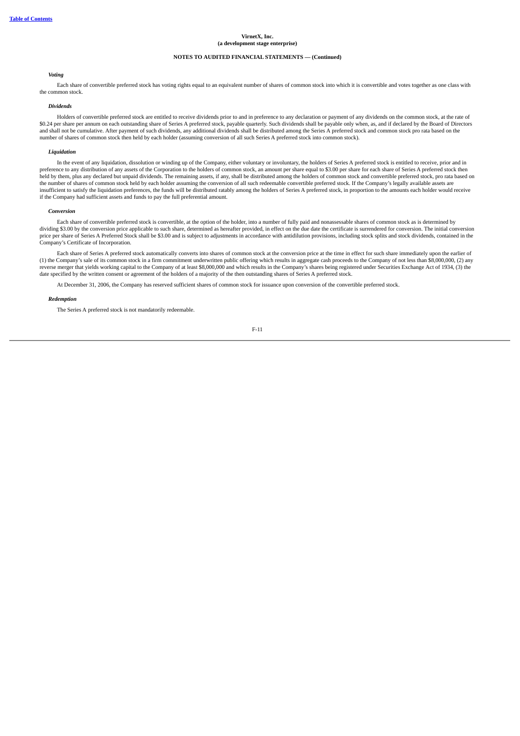VirnetX, Inc.
(a development stage enterprise)

NOTES TO AUDITED FINANCIAL STATEMENTS — (Continued)

***Voting***

Each share of convertible preferred stock has voting rights equal to an equivalent number of shares of common stock into which it is convertible and votes together as one class with the common stock.

***Dividends***

Holders of convertible preferred stock are entitled to receive dividends prior to and in preference to any declaration or payment of any dividends on the common stock, at the rate of $0.24 per share per annum on each outstanding share of Series A preferred stock, payable quarterly. Such dividends shall be payable only when, as, and if declared by the Board of Directors and shall not be cumulative. After payment of such dividends, any additional dividends shall be distributed among the Series A preferred stock and common stock pro rata based on the number of shares of common stock then held by each holder (assuming conversion of all such Series A preferred stock into common stock).

***Liquidation***

In the event of any liquidation, dissolution or winding up of the Company, either voluntary or involuntary, the holders of Series A preferred stock is entitled to receive, prior and in preference to any distribution of any assets of the Corporation to the holders of common stock, an amount per share equal to $3.00 per share for each share of Series A preferred stock then held by them, plus any declared but unpaid dividends. The remaining assets, if any, shall be distributed among the holders of common stock and convertible preferred stock, pro rata based on the number of shares of common stock held by each holder assuming the conversion of all such redeemable convertible preferred stock. If the Company's legally available assets are insufficient to satisfy the liquidation preferences, the funds will be distributed ratably among the holders of Series A preferred stock, in proportion to the amounts each holder would receive if the Company had sufficient assets and funds to pay the full preferential amount.

***Conversion***

Each share of convertible preferred stock is convertible, at the option of the holder, into a number of fully paid and nonassessable shares of common stock as is determined by dividing $3.00 by the conversion price applicable to such share, determined as hereafter provided, in effect on the due date the certificate is surrendered for conversion. The initial conversion price per share of Series A Preferred Stock shall be $3.00 and is subject to adjustments in accordance with antidilution provisions, including stock splits and stock dividends, contained in the Company's Certificate of Incorporation.

Each share of Series A preferred stock automatically converts into shares of common stock at the conversion price at the time in effect for such share immediately upon the earlier of (1) the Company's sale of its common stock in a firm commitment underwritten public offering which results in aggregate cash proceeds to the Company of not less than $8,000,000, (2) any reverse merger that yields working capital to the Company of at least $8,000,000 and which results in the Company's shares being registered under Securities Exchange Act of 1934, (3) the date specified by the written consent or agreement of the holders of a majority of the then outstanding shares of Series A preferred stock.

At December 31, 2006, the Company has reserved sufficient shares of common stock for issuance upon conversion of the convertible preferred stock.

***Redemption***

The Series A preferred stock is not mandatorily redeemable.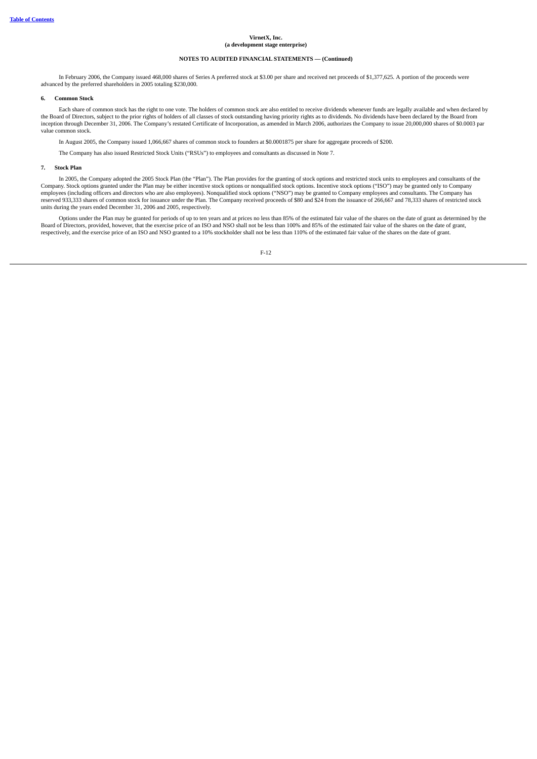**VirnetX, Inc.**
**(a development stage enterprise)**

**NOTES TO AUDITED FINANCIAL STATEMENTS — (Continued)**

In February 2006, the Company issued 468,000 shares of Series A preferred stock at $3.00 per share and received net proceeds of $1,377,625. A portion of the proceeds were advanced by the preferred shareholders in 2005 totaling $230,000.

## 6. Common Stock

Each share of common stock has the right to one vote. The holders of common stock are also entitled to receive dividends whenever funds are legally available and when declared by the Board of Directors, subject to the prior rights of holders of all classes of stock outstanding having priority rights as to dividends. No dividends have been declared by the Board from inception through December 31, 2006. The Company's restated Certificate of Incorporation, as amended in March 2006, authorizes the Company to issue 20,000,000 shares of $0.0003 par value common stock.

In August 2005, the Company issued 1,066,667 shares of common stock to founders at $0.0001875 per share for aggregate proceeds of $200.

The Company has also issued Restricted Stock Units ("RSUs") to employees and consultants as discussed in Note 7.

## 7. Stock Plan

In 2005, the Company adopted the 2005 Stock Plan (the "Plan"). The Plan provides for the granting of stock options and restricted stock units to employees and consultants of the Company. Stock options granted under the Plan may be either incentive stock options or nonqualified stock options. Incentive stock options ("ISO") may be granted only to Company employees (including officers and directors who are also employees). Nonqualified stock options ("NSO") may be granted to Company employees and consultants. The Company has reserved 933,333 shares of common stock for issuance under the Plan. The Company received proceeds of $80 and $24 from the issuance of 266,667 and 78,333 shares of restricted stock units during the years ended December 31, 2006 and 2005, respectively.

Options under the Plan may be granted for periods of up to ten years and at prices no less than 85% of the estimated fair value of the shares on the date of grant as determined by the Board of Directors, provided, however, that the exercise price of an ISO and NSO shall not be less than 100% and 85% of the estimated fair value of the shares on the date of grant, respectively, and the exercise price of an ISO and NSO granted to a 10% stockholder shall not be less than 110% of the estimated fair value of the shares on the date of grant.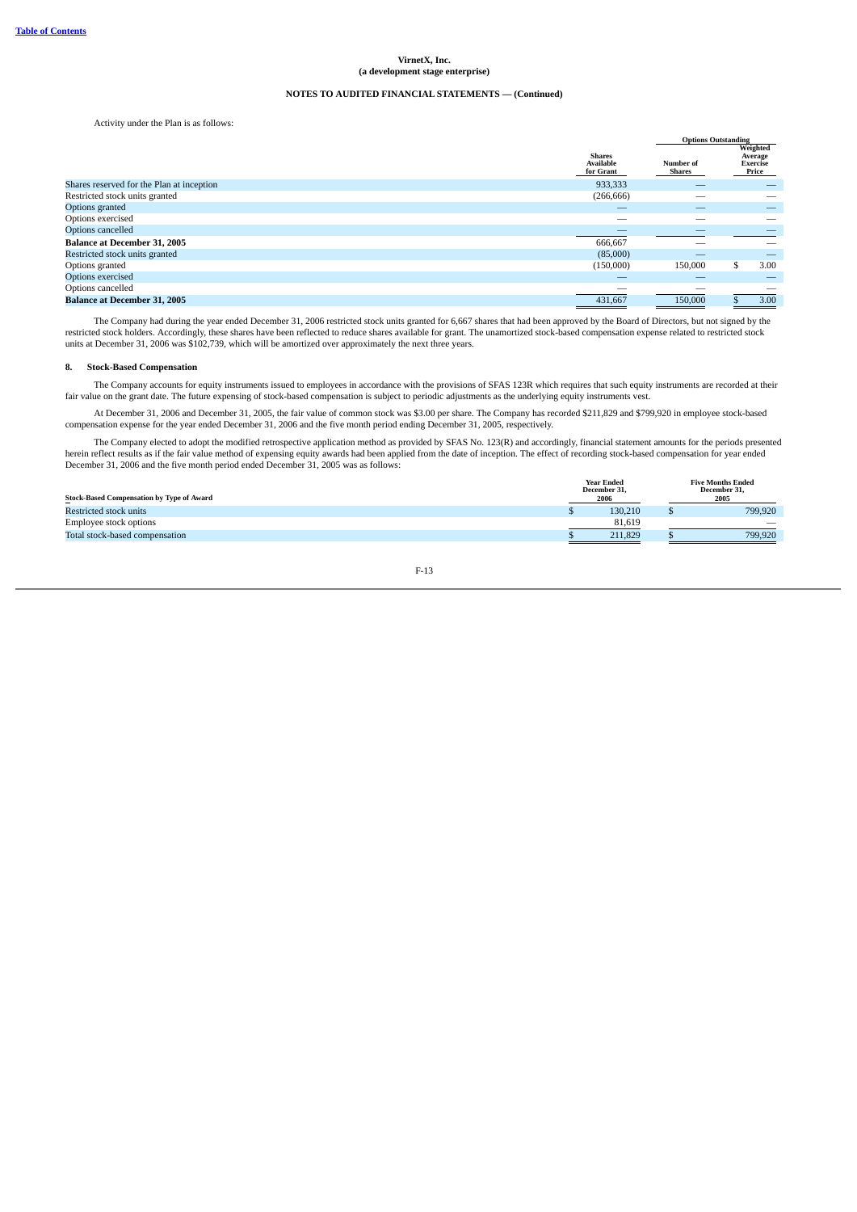VirnetX, Inc.
(a development stage enterprise)

NOTES TO AUDITED FINANCIAL STATEMENTS — (Continued)

Activity under the Plan is as follows:

| | Shares Available for Grant | Options Outstanding | |
|---|---|---|---|
| | | Number of Shares | Weighted Average Exercise Price |
| Shares reserved for the Plan at inception | 933,333 | — | — |
| Restricted stock units granted | (266,666) | — | — |
| Options granted | — | — | — |
| Options exercised | — | — | — |
| Options cancelled | — | — | — |
| **Balance at December 31, 2005** | 666,667 | — | — |
| Restricted stock units granted | (85,000) | — | — |
| Options granted | (150,000) | 150,000 | $ 3.00 |
| Options exercised | — | — | — |
| Options cancelled | — | — | — |
| **Balance at December 31, 2005** | 431,667 | 150,000 | $ 3.00 |

The Company had during the year ended December 31, 2006 restricted stock units granted for 6,667 shares that had been approved by the Board of Directors, but not signed by the restricted stock holders. Accordingly, these shares have been reflected to reduce shares available for grant. The unamortized stock-based compensation expense related to restricted stock units at December 31, 2006 was $102,739, which will be amortized over approximately the next three years.

## 8. Stock-Based Compensation

The Company accounts for equity instruments issued to employees in accordance with the provisions of SFAS 123R which requires that such equity instruments are recorded at their fair value on the grant date. The future expensing of stock-based compensation is subject to periodic adjustments as the underlying equity instruments vest.

At December 31, 2006 and December 31, 2005, the fair value of common stock was $3.00 per share. The Company has recorded $211,829 and $799,920 in employee stock-based compensation expense for the year ended December 31, 2006 and the five month period ending December 31, 2005, respectively.

The Company elected to adopt the modified retrospective application method as provided by SFAS No. 123(R) and accordingly, financial statement amounts for the periods presented herein reflect results as if the fair value method of expensing equity awards had been applied from the date of inception. The effect of recording stock-based compensation for year ended December 31, 2006 and the five month period ended December 31, 2005 was as follows:

| Stock-Based Compensation by Type of Award | Year Ended December 31, 2006 | Five Months Ended December 31, 2005 |
|---|---|---|
| Restricted stock units | $ 130,210 | $ 799,920 |
| Employee stock options | 81,619 | — |
| Total stock-based compensation | $ 211,829 | $ 799,920 |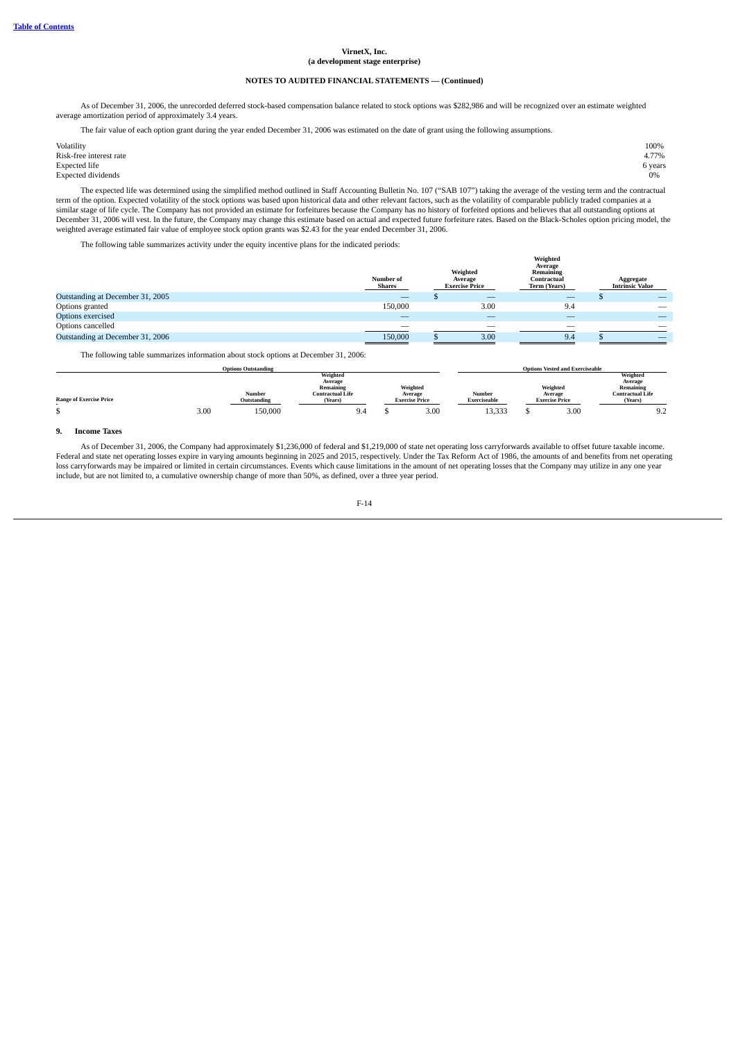**VirnetX, Inc.**
**(a development stage enterprise)**

**NOTES TO AUDITED FINANCIAL STATEMENTS — (Continued)**

As of December 31, 2006, the unrecorded deferred stock-based compensation balance related to stock options was $282,986 and will be recognized over an estimate weighted average amortization period of approximately 3.4 years.

The fair value of each option grant during the year ended December 31, 2006 was estimated on the date of grant using the following assumptions.

| | |
|---|---|
| Volatility | 100% |
| Risk-free interest rate | 4.77% |
| Expected life | 6 years |
| Expected dividends | 0% |

The expected life was determined using the simplified method outlined in Staff Accounting Bulletin No. 107 ("SAB 107") taking the average of the vesting term and the contractual term of the option. Expected volatility of the stock options was based upon historical data and other relevant factors, such as the volatility of comparable publicly traded companies at a similar stage of life cycle. The Company has not provided an estimate for forfeitures because the Company has no history of forfeited options and believes that all outstanding options at December 31, 2006 will vest. In the future, the Company may change this estimate based on actual and expected future forfeiture rates. Based on the Black-Scholes option pricing model, the weighted average estimated fair value of employee stock option grants was $2.43 for the year ended December 31, 2006.

The following table summarizes activity under the equity incentive plans for the indicated periods:

| | Number of Shares | Weighted Average Exercise Price | Weighted Average Remaining Contractual Term (Years) | Aggregate Intrinsic Value |
|---|---|---|---|---|
| Outstanding at December 31, 2005 | — | $ — | — | $ — |
| Options granted | 150,000 | 3.00 | 9.4 | — |
| Options exercised | — | — | — | — |
| Options cancelled | — | — | — | — |
| Outstanding at December 31, 2006 | 150,000 | $ 3.00 | 9.4 | $ — |

The following table summarizes information about stock options at December 31, 2006:

| | Options Outstanding | | | Options Vested and Exercisable | | |
|---|---|---|---|---|---|---|
| Range of Exercise Price | Number Outstanding | Weighted Average Remaining Contractual Life (Years) | Weighted Average Exercise Price | Number Exerciseable | Weighted Average Exercise Price | Weighted Average Remaining Contractual Life (Years) |
| $ 3.00 | 150,000 | 9.4 | $ 3.00 | 13,333 | $ 3.00 | 9.2 |

## 9. Income Taxes

As of December 31, 2006, the Company had approximately $1,236,000 of federal and $1,219,000 of state net operating loss carryforwards available to offset future taxable income. Federal and state net operating losses expire in varying amounts beginning in 2025 and 2015, respectively. Under the Tax Reform Act of 1986, the amounts of and benefits from net operating loss carryforwards may be impaired or limited in certain circumstances. Events which cause limitations in the amount of net operating losses that the Company may utilize in any one year include, but are not limited to, a cumulative ownership change of more than 50%, as defined, over a three year period.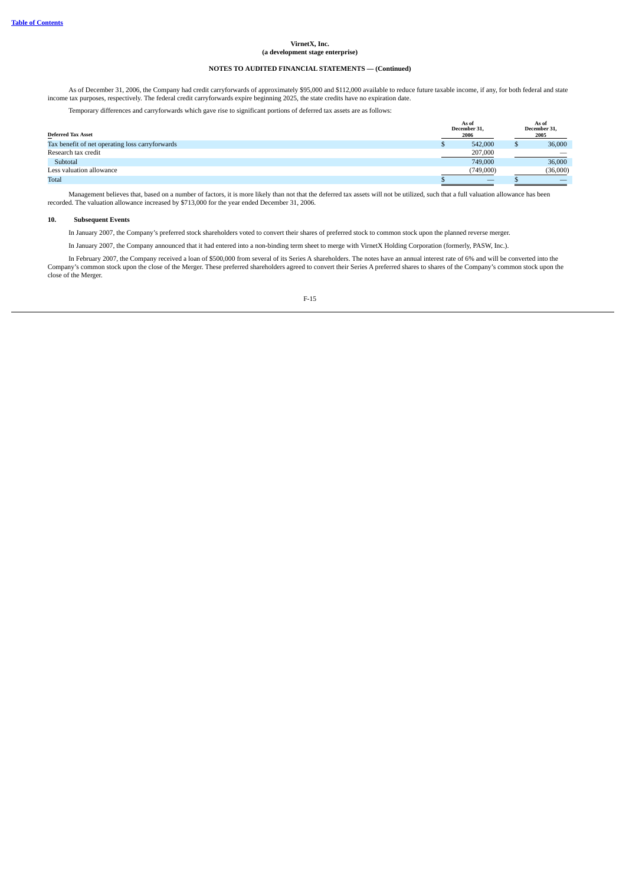**VirnetX, Inc.**
**(a development stage enterprise)**

**NOTES TO AUDITED FINANCIAL STATEMENTS — (Continued)**

As of December 31, 2006, the Company had credit carryforwards of approximately $95,000 and $112,000 available to reduce future taxable income, if any, for both federal and state income tax purposes, respectively. The federal credit carryforwards expire beginning 2025, the state credits have no expiration date.

Temporary differences and carryforwards which gave rise to significant portions of deferred tax assets are as follows:

| Deferred Tax Asset | As of December 31, 2006 | As of December 31, 2005 |
|---|---|---|
| Tax benefit of net operating loss carryforwards | $ 542,000 | $ 36,000 |
| Research tax credit | 207,000 | — |
| Subtotal | 749,000 | 36,000 |
| Less valuation allowance | (749,000) | (36,000) |
| Total | $ — | $ — |

Management believes that, based on a number of factors, it is more likely than not that the deferred tax assets will not be utilized, such that a full valuation allowance has been recorded. The valuation allowance increased by $713,000 for the year ended December 31, 2006.

**10. Subsequent Events**

In January 2007, the Company's preferred stock shareholders voted to convert their shares of preferred stock to common stock upon the planned reverse merger.

In January 2007, the Company announced that it had entered into a non-binding term sheet to merge with VirnetX Holding Corporation (formerly, PASW, Inc.).

In February 2007, the Company received a loan of $500,000 from several of its Series A shareholders. The notes have an annual interest rate of 6% and will be converted into the Company's common stock upon the close of the Merger. These preferred shareholders agreed to convert their Series A preferred shares to shares of the Company's common stock upon the close of the Merger.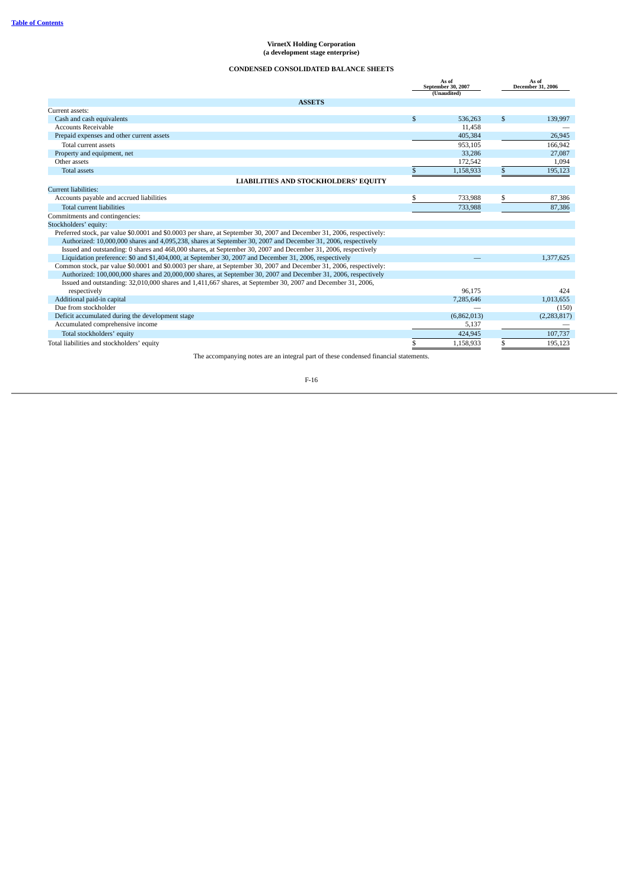[Table of Contents](#)

**VirnetX Holding Corporation**
**(a development stage enterprise)**

**CONDENSED CONSOLIDATED BALANCE SHEETS**

| | As of September 30, 2007 (Unaudited) | As of December 31, 2006 |
|---|---|---|
| **ASSETS** | | |
| Current assets: | | |
| Cash and cash equivalents | $ 536,263 | $ 139,997 |
| Accounts Receivable | 11,458 | — |
| Prepaid expenses and other current assets | 405,384 | 26,945 |
| Total current assets | 953,105 | 166,942 |
| Property and equipment, net | 33,286 | 27,087 |
| Other assets | 172,542 | 1,094 |
| Total assets | $ 1,158,933 | $ 195,123 |
| **LIABILITIES AND STOCKHOLDERS' EQUITY** | | |
| Current liabilities: | | |
| Accounts payable and accrued liabilities | $ 733,988 | $ 87,386 |
| Total current liabilities | 733,988 | 87,386 |
| Commitments and contingencies: | | |
| Stockholders' equity: | | |
| Preferred stock, par value $0.0001 and $0.0003 per share, at September 30, 2007 and December 31, 2006, respectively: | | |
| Authorized: 10,000,000 shares and 4,095,238, shares at September 30, 2007 and December 31, 2006, respectively | | |
| Issued and outstanding: 0 shares and 468,000 shares, at September 30, 2007 and December 31, 2006, respectively | | |
| Liquidation preference: $0 and $1,404,000, at September 30, 2007 and December 31, 2006, respectively | — | 1,377,625 |
| Common stock, par value $0.0001 and $0.0003 per share, at September 30, 2007 and December 31, 2006, respectively: | | |
| Authorized: 100,000,000 shares and 20,000,000 shares, at September 30, 2007 and December 31, 2006, respectively | | |
| Issued and outstanding: 32,010,000 shares and 1,411,667 shares, at September 30, 2007 and December 31, 2006, respectively | 96,175 | 424 |
| Additional paid-in capital | 7,285,646 | 1,013,655 |
| Due from stockholder | — | (150) |
| Deficit accumulated during the development stage | (6,862,013) | (2,283,817) |
| Accumulated comprehensive income | 5,137 | — |
| Total stockholders' equity | 424,945 | 107,737 |
| Total liabilities and stockholders' equity | $ 1,158,933 | $ 195,123 |

The accompanying notes are an integral part of these condensed financial statements.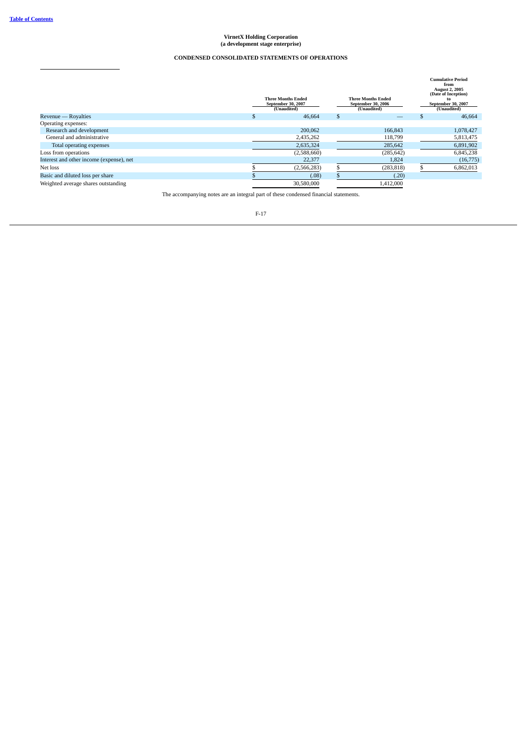**VirnetX Holding Corporation**
**(a development stage enterprise)**

**CONDENSED CONSOLIDATED STATEMENTS OF OPERATIONS**

| | Three Months Ended September 30, 2007 (Unaudited) | Three Months Ended September 30, 2006 (Unaudited) | Cumulative Period from August 2, 2005 (Date of Inception) to September 30, 2007 (Unaudited) |
|---|---|---|---|
| Revenue — Royalties | $ 46,664 | $ — | $ 46,664 |
| Operating expenses: | | | |
| Research and development | 200,062 | 166,843 | 1,078,427 |
| General and administrative | 2,435,262 | 118,799 | 5,813,475 |
| Total operating expenses | 2,635,324 | 285,642 | 6,891,902 |
| Loss from operations | (2,588,660) | (285,642) | 6,845,238 |
| Interest and other income (expense), net | 22,377 | 1,824 | (16,775) |
| Net loss | $ (2,566,283) | $ (283,818) | $ 6,862,013 |
| Basic and diluted loss per share | $ (.08) | $ (.20) | |
| Weighted average shares outstanding | 30,580,000 | 1,412,000 | |

The accompanying notes are an integral part of these condensed financial statements.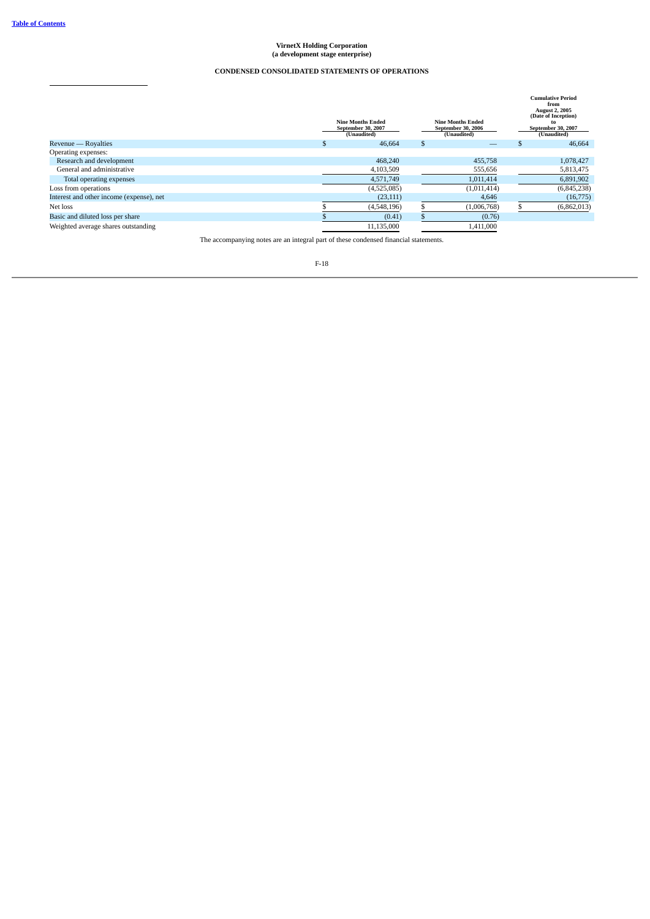**VirnetX Holding Corporation**
**(a development stage enterprise)**

**CONDENSED CONSOLIDATED STATEMENTS OF OPERATIONS**

| | Nine Months Ended September 30, 2007 (Unaudited) | Nine Months Ended September 30, 2006 (Unaudited) | Cumulative Period from August 2, 2005 (Date of Inception) to September 30, 2007 (Unaudited) |
|---|---|---|---|
| Revenue — Royalties | $ 46,664 | $ — | $ 46,664 |
| Operating expenses: | | | |
| Research and development | 468,240 | 455,758 | 1,078,427 |
| General and administrative | 4,103,509 | 555,656 | 5,813,475 |
| Total operating expenses | 4,571,749 | 1,011,414 | 6,891,902 |
| Loss from operations | (4,525,085) | (1,011,414) | (6,845,238) |
| Interest and other income (expense), net | (23,111) | 4,646 | (16,775) |
| Net loss | $ (4,548,196) | $ (1,006,768) | $ (6,862,013) |
| Basic and diluted loss per share | $ (0.41) | $ (0.76) | |
| Weighted average shares outstanding | 11,135,000 | 1,411,000 | |

The accompanying notes are an integral part of these condensed financial statements.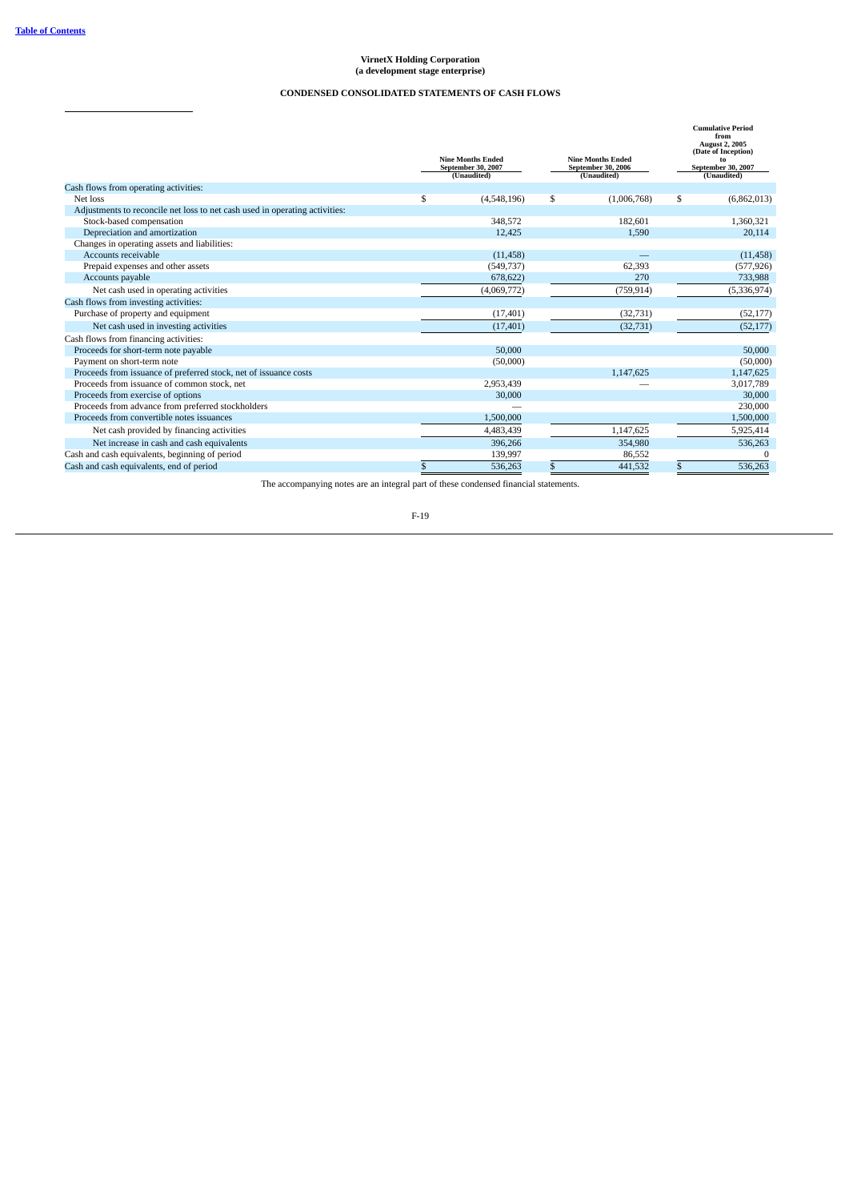**VirnetX Holding Corporation**
**(a development stage enterprise)**

**CONDENSED CONSOLIDATED STATEMENTS OF CASH FLOWS**

| | Nine Months Ended September 30, 2007 (Unaudited) | Nine Months Ended September 30, 2006 (Unaudited) | Cumulative Period from August 2, 2005 (Date of Inception) to September 30, 2007 (Unaudited) |
|---|---|---|---|
| Cash flows from operating activities: | | | |
| Net loss | $ (4,548,196) | $ (1,006,768) | $ (6,862,013) |
| Adjustments to reconcile net loss to net cash used in operating activities: | | | |
| Stock-based compensation | 348,572 | 182,601 | 1,360,321 |
| Depreciation and amortization | 12,425 | 1,590 | 20,114 |
| Changes in operating assets and liabilities: | | | |
| Accounts receivable | (11,458) | — | (11,458) |
| Prepaid expenses and other assets | (549,737) | 62,393 | (577,926) |
| Accounts payable | 678,622) | 270 | 733,988 |
| Net cash used in operating activities | (4,069,772) | (759,914) | (5,336,974) |
| Cash flows from investing activities: | | | |
| Purchase of property and equipment | (17,401) | (32,731) | (52,177) |
| Net cash used in investing activities | (17,401) | (32,731) | (52,177) |
| Cash flows from financing activities: | | | |
| Proceeds for short-term note payable | 50,000 | | 50,000 |
| Payment on short-term note | (50,000) | | (50,000) |
| Proceeds from issuance of preferred stock, net of issuance costs | | 1,147,625 | 1,147,625 |
| Proceeds from issuance of common stock, net | 2,953,439 | — | 3,017,789 |
| Proceeds from exercise of options | 30,000 | | 30,000 |
| Proceeds from advance from preferred stockholders | — | | 230,000 |
| Proceeds from convertible notes issuances | 1,500,000 | | 1,500,000 |
| Net cash provided by financing activities | 4,483,439 | 1,147,625 | 5,925,414 |
| Net increase in cash and cash equivalents | 396,266 | 354,980 | 536,263 |
| Cash and cash equivalents, beginning of period | 139,997 | 86,552 | 0 |
| Cash and cash equivalents, end of period | $ 536,263 | $ 441,532 | $ 536,263 |

The accompanying notes are an integral part of these condensed financial statements.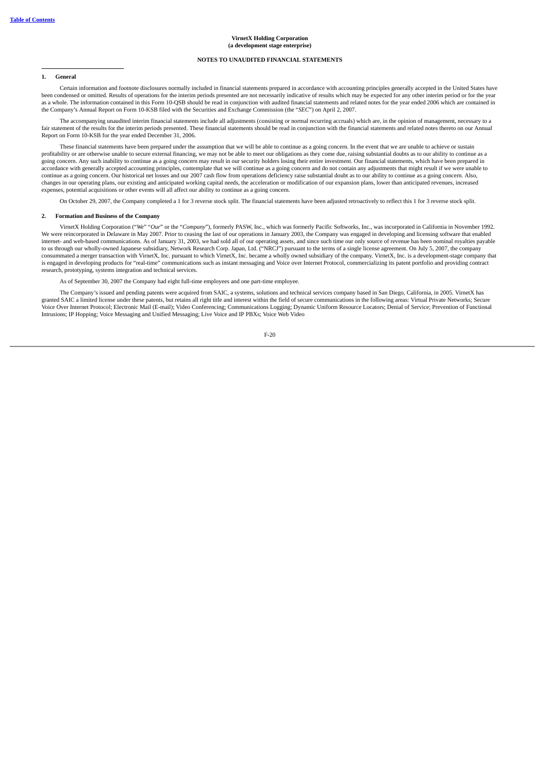**VirnetX Holding Corporation**
**(a development stage enterprise)**

**NOTES TO UNAUDITED FINANCIAL STATEMENTS**

**1. General**

Certain information and footnote disclosures normally included in financial statements prepared in accordance with accounting principles generally accepted in the United States have been condensed or omitted. Results of operations for the interim periods presented are not necessarily indicative of results which may be expected for any other interim period or for the year as a whole. The information contained in this Form 10-QSB should be read in conjunction with audited financial statements and related notes for the year ended 2006 which are contained in the Company's Annual Report on Form 10-KSB filed with the Securities and Exchange Commission (the "*SEC*") on April 2, 2007.

The accompanying unaudited interim financial statements include all adjustments (consisting or normal recurring accruals) which are, in the opinion of management, necessary to a fair statement of the results for the interim periods presented. These financial statements should be read in conjunction with the financial statements and related notes thereto on our Annual Report on Form 10-KSB for the year ended December 31, 2006.

These financial statements have been prepared under the assumption that we will be able to continue as a going concern. In the event that we are unable to achieve or sustain profitability or are otherwise unable to secure external financing, we may not be able to meet our obligations as they come due, raising substantial doubts as to our ability to continue as a going concern. Any such inability to continue as a going concern may result in our security holders losing their entire investment. Our financial statements, which have been prepared in accordance with generally accepted accounting principles, contemplate that we will continue as a going concern and do not contain any adjustments that might result if we were unable to continue as a going concern. Our historical net losses and our 2007 cash flow from operations deficiency raise substantial doubt as to our ability to continue as a going concern. Also, changes in our operating plans, our existing and anticipated working capital needs, the acceleration or modification of our expansion plans, lower than anticipated revenues, increased expenses, potential acquisitions or other events will all affect our ability to continue as a going concern.

On October 29, 2007, the Company completed a 1 for 3 reverse stock split. The financial statements have been adjusted retroactively to reflect this 1 for 3 reverse stock split.

**2. Formation and Business of the Company**

VirnetX Holding Corporation ("*We*" "*Our*" or the "*Company*"), formerly PASW, Inc., which was formerly Pacific Softworks, Inc., was incorporated in California in November 1992. We were reincorporated in Delaware in May 2007. Prior to ceasing the last of our operations in January 2003, the Company was engaged in developing and licensing software that enabled internet- and web-based communications. As of January 31, 2003, we had sold all of our operating assets, and since such time our only source of revenue has been nominal royalties payable to us through our wholly-owned Japanese subsidiary, Network Research Corp. Japan, Ltd. ("NRCJ") pursuant to the terms of a single license agreement. On July 5, 2007, the company consummated a merger transaction with VirnetX, Inc. pursuant to which VirnetX, Inc. became a wholly owned subsidiary of the company. VirnetX, Inc. is a development-stage company that is engaged in developing products for "real-time" communications such as instant messaging and Voice over Internet Protocol, commercializing its patent portfolio and providing contract research, prototyping, systems integration and technical services.

As of September 30, 2007 the Company had eight full-time employees and one part-time employee.

The Company's issued and pending patents were acquired from SAIC, a systems, solutions and technical services company based in San Diego, California, in 2005. VirnetX has granted SAIC a limited license under these patents, but retains all right title and interest within the field of secure communications in the following areas: Virtual Private Networks; Secure Voice Over Internet Protocol; Electronic Mail (E-mail); Video Conferencing; Communications Logging; Dynamic Uniform Resource Locators; Denial of Service; Prevention of Functional Intrusions; IP Hopping; Voice Messaging and Unified Messaging; Live Voice and IP PBXs; Voice Web Video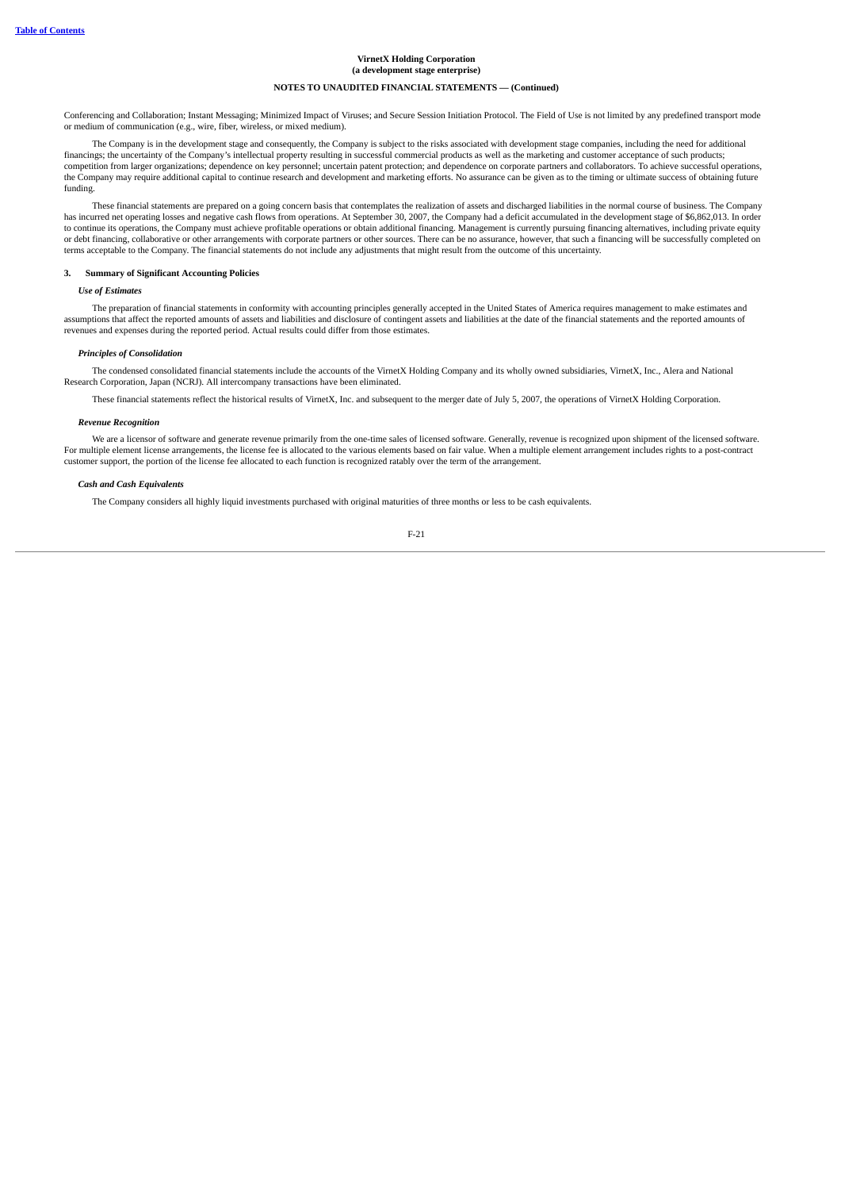VirnetX Holding Corporation
(a development stage enterprise)

NOTES TO UNAUDITED FINANCIAL STATEMENTS — (Continued)

Conferencing and Collaboration; Instant Messaging; Minimized Impact of Viruses; and Secure Session Initiation Protocol. The Field of Use is not limited by any predefined transport mode or medium of communication (e.g., wire, fiber, wireless, or mixed medium).

The Company is in the development stage and consequently, the Company is subject to the risks associated with development stage companies, including the need for additional financings; the uncertainty of the Company's intellectual property resulting in successful commercial products as well as the marketing and customer acceptance of such products; competition from larger organizations; dependence on key personnel; uncertain patent protection; and dependence on corporate partners and collaborators. To achieve successful operations, the Company may require additional capital to continue research and development and marketing efforts. No assurance can be given as to the timing or ultimate success of obtaining future funding.

These financial statements are prepared on a going concern basis that contemplates the realization of assets and discharged liabilities in the normal course of business. The Company has incurred net operating losses and negative cash flows from operations. At September 30, 2007, the Company had a deficit accumulated in the development stage of $6,862,013. In order to continue its operations, the Company must achieve profitable operations or obtain additional financing. Management is currently pursuing financing alternatives, including private equity or debt financing, collaborative or other arrangements with corporate partners or other sources. There can be no assurance, however, that such a financing will be successfully completed on terms acceptable to the Company. The financial statements do not include any adjustments that might result from the outcome of this uncertainty.

### 3. Summary of Significant Accounting Policies

***Use of Estimates***

The preparation of financial statements in conformity with accounting principles generally accepted in the United States of America requires management to make estimates and assumptions that affect the reported amounts of assets and liabilities and disclosure of contingent assets and liabilities at the date of the financial statements and the reported amounts of revenues and expenses during the reported period. Actual results could differ from those estimates.

***Principles of Consolidation***

The condensed consolidated financial statements include the accounts of the VirnetX Holding Company and its wholly owned subsidiaries, VirnetX, Inc., Alera and National Research Corporation, Japan (NCRJ). All intercompany transactions have been eliminated.

These financial statements reflect the historical results of VirnetX, Inc. and subsequent to the merger date of July 5, 2007, the operations of VirnetX Holding Corporation.

***Revenue Recognition***

We are a licensor of software and generate revenue primarily from the one-time sales of licensed software. Generally, revenue is recognized upon shipment of the licensed software. For multiple element license arrangements, the license fee is allocated to the various elements based on fair value. When a multiple element arrangement includes rights to a post-contract customer support, the portion of the license fee allocated to each function is recognized ratably over the term of the arrangement.

***Cash and Cash Equivalents***

The Company considers all highly liquid investments purchased with original maturities of three months or less to be cash equivalents.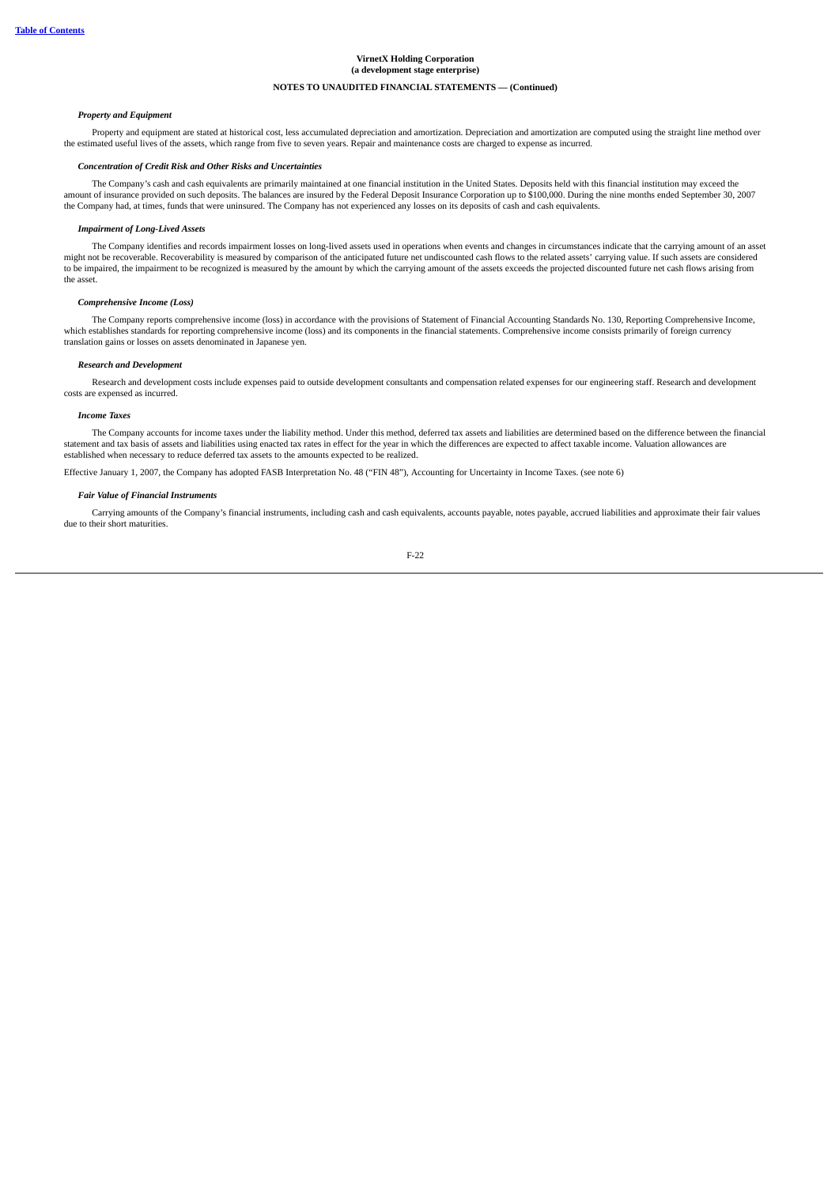**VirnetX Holding Corporation**
**(a development stage enterprise)**

**NOTES TO UNAUDITED FINANCIAL STATEMENTS — (Continued)**

***Property and Equipment***

Property and equipment are stated at historical cost, less accumulated depreciation and amortization. Depreciation and amortization are computed using the straight line method over the estimated useful lives of the assets, which range from five to seven years. Repair and maintenance costs are charged to expense as incurred.

***Concentration of Credit Risk and Other Risks and Uncertainties***

The Company's cash and cash equivalents are primarily maintained at one financial institution in the United States. Deposits held with this financial institution may exceed the amount of insurance provided on such deposits. The balances are insured by the Federal Deposit Insurance Corporation up to $100,000. During the nine months ended September 30, 2007 the Company had, at times, funds that were uninsured. The Company has not experienced any losses on its deposits of cash and cash equivalents.

***Impairment of Long-Lived Assets***

The Company identifies and records impairment losses on long-lived assets used in operations when events and changes in circumstances indicate that the carrying amount of an asset might not be recoverable. Recoverability is measured by comparison of the anticipated future net undiscounted cash flows to the related assets' carrying value. If such assets are considered to be impaired, the impairment to be recognized is measured by the amount by which the carrying amount of the assets exceeds the projected discounted future net cash flows arising from the asset.

***Comprehensive Income (Loss)***

The Company reports comprehensive income (loss) in accordance with the provisions of Statement of Financial Accounting Standards No. 130, Reporting Comprehensive Income, which establishes standards for reporting comprehensive income (loss) and its components in the financial statements. Comprehensive income consists primarily of foreign currency translation gains or losses on assets denominated in Japanese yen.

***Research and Development***

Research and development costs include expenses paid to outside development consultants and compensation related expenses for our engineering staff. Research and development costs are expensed as incurred.

***Income Taxes***

The Company accounts for income taxes under the liability method. Under this method, deferred tax assets and liabilities are determined based on the difference between the financial statement and tax basis of assets and liabilities using enacted tax rates in effect for the year in which the differences are expected to affect taxable income. Valuation allowances are established when necessary to reduce deferred tax assets to the amounts expected to be realized.

Effective January 1, 2007, the Company has adopted FASB Interpretation No. 48 ("FIN 48"), Accounting for Uncertainty in Income Taxes. (see note 6)

***Fair Value of Financial Instruments***

Carrying amounts of the Company's financial instruments, including cash and cash equivalents, accounts payable, notes payable, accrued liabilities and approximate their fair values due to their short maturities.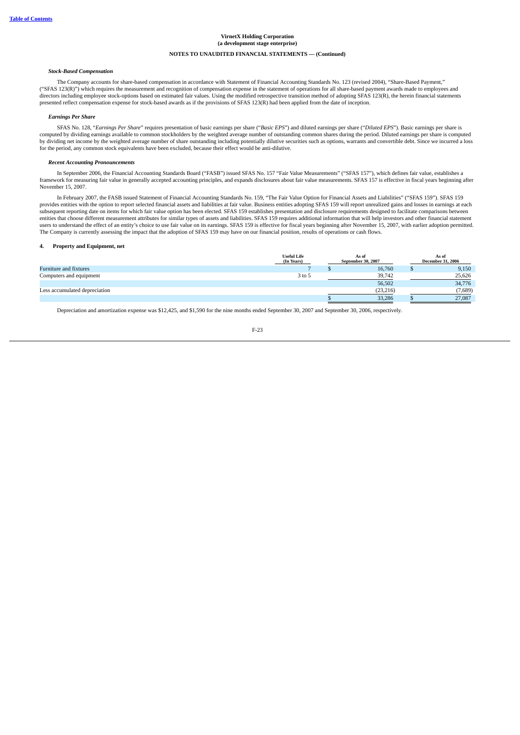**VirnetX Holding Corporation**
**(a development stage enterprise)**

**NOTES TO UNAUDITED FINANCIAL STATEMENTS — (Continued)**

***Stock-Based Compensation***

The Company accounts for share-based compensation in accordance with Statement of Financial Accounting Standards No. 123 (revised 2004), "Share-Based Payment," ("SFAS 123(R)") which requires the measurement and recognition of compensation expense in the statement of operations for all share-based payment awards made to employees and directors including employee stock-options based on estimated fair values. Using the modified retrospective transition method of adopting SFAS 123(R), the herein financial statements presented reflect compensation expense for stock-based awards as if the provisions of SFAS 123(R) had been applied from the date of inception.

***Earnings Per Share***

SFAS No. 128, "*Earnings Per Share*" requires presentation of basic earnings per share ("*Basic EPS*") and diluted earnings per share ("*Diluted EPS*"). Basic earnings per share is computed by dividing earnings available to common stockholders by the weighted average number of outstanding common shares during the period. Diluted earnings per share is computed by dividing net income by the weighted average number of share outstanding including potentially dilutive securities such as options, warrants and convertible debt. Since we incurred a loss for the period, any common stock equivalents have been excluded, because their effect would be anti-dilutive.

***Recent Accounting Pronouncements***

In September 2006, the Financial Accounting Standards Board ("FASB") issued SFAS No. 157 "Fair Value Measurements" ("SFAS 157"), which defines fair value, establishes a framework for measuring fair value in generally accepted accounting principles, and expands disclosures about fair value measurements. SFAS 157 is effective in fiscal years beginning after November 15, 2007.

In February 2007, the FASB issued Statement of Financial Accounting Standards No. 159, "The Fair Value Option for Financial Assets and Liabilities" ("SFAS 159"). SFAS 159 provides entities with the option to report selected financial assets and liabilities at fair value. Business entities adopting SFAS 159 will report unrealized gains and losses in earnings at each subsequent reporting date on items for which fair value option has been elected. SFAS 159 establishes presentation and disclosure requirements designed to facilitate comparisons between entities that choose different measurement attributes for similar types of assets and liabilities. SFAS 159 requires additional information that will help investors and other financial statement users to understand the effect of an entity's choice to use fair value on its earnings. SFAS 159 is effective for fiscal years beginning after November 15, 2007, with earlier adoption permitted. The Company is currently assessing the impact that the adoption of SFAS 159 may have on our financial position, results of operations or cash flows.

## 4. Property and Equipment, net

| | Useful Life (In Years) | As of September 30, 2007 | As of December 31, 2006 |
|---|---|---|---|
| Furniture and fixtures | 7 | $ 16,760 | $ 9,150 |
| Computers and equipment | 3 to 5 | 39,742 | 25,626 |
| | | 56,502 | 34,776 |
| Less accumulated depreciation | | (23,216) | (7,689) |
| | | $ 33,286 | $ 27,087 |

Depreciation and amortization expense was $12,425, and $1,590 for the nine months ended September 30, 2007 and September 30, 2006, respectively.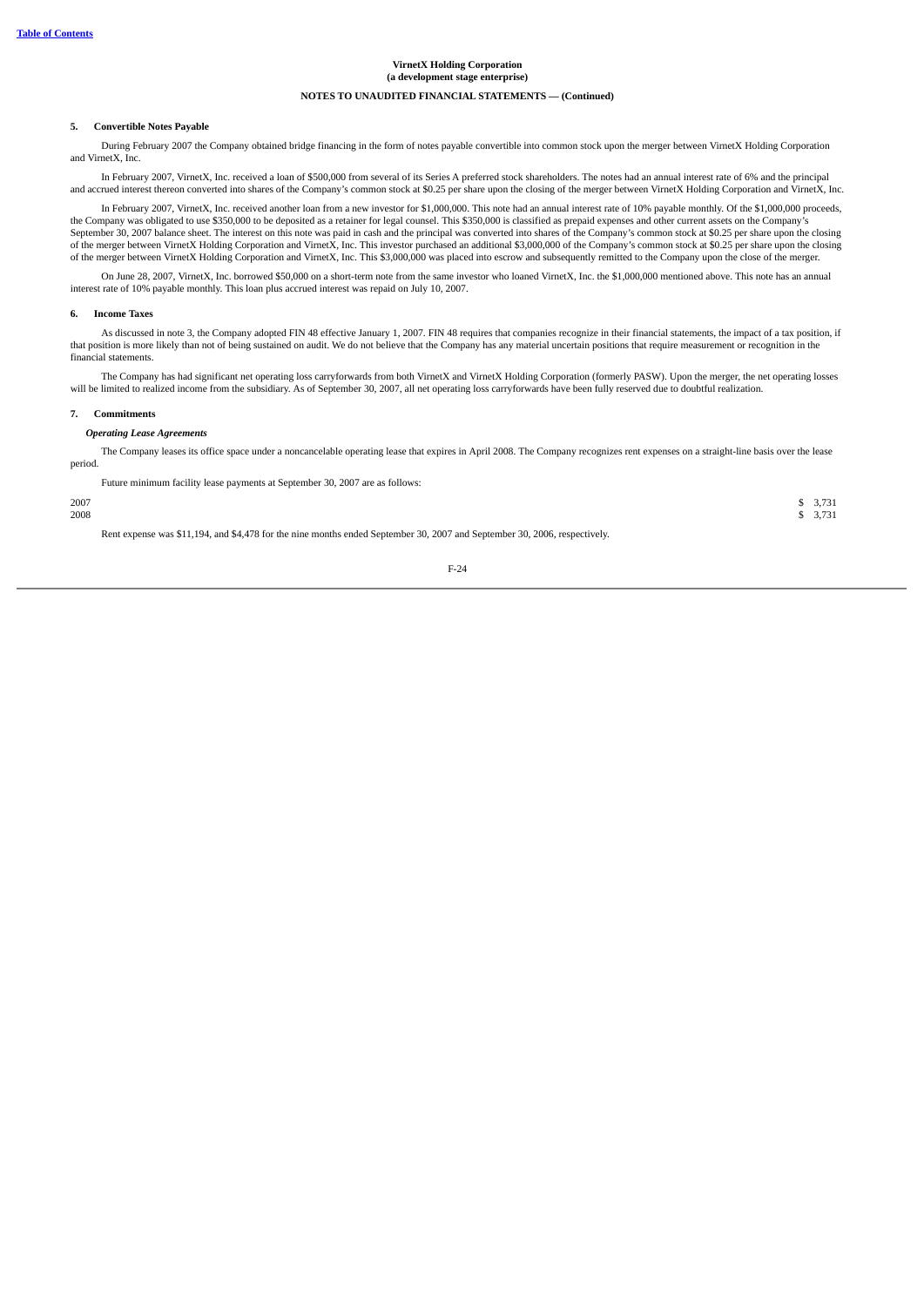**VirnetX Holding Corporation**
**(a development stage enterprise)**

**NOTES TO UNAUDITED FINANCIAL STATEMENTS — (Continued)**

## 5. Convertible Notes Payable

During February 2007 the Company obtained bridge financing in the form of notes payable convertible into common stock upon the merger between VirnetX Holding Corporation and VirnetX, Inc.

In February 2007, VirnetX, Inc. received a loan of $500,000 from several of its Series A preferred stock shareholders. The notes had an annual interest rate of 6% and the principal and accrued interest thereon converted into shares of the Company's common stock at $0.25 per share upon the closing of the merger between VirnetX Holding Corporation and VirnetX, Inc.

In February 2007, VirnetX, Inc. received another loan from a new investor for $1,000,000. This note had an annual interest rate of 10% payable monthly. Of the $1,000,000 proceeds, the Company was obligated to use $350,000 to be deposited as a retainer for legal counsel. This $350,000 is classified as prepaid expenses and other current assets on the Company's September 30, 2007 balance sheet. The interest on this note was paid in cash and the principal was converted into shares of the Company's common stock at $0.25 per share upon the closing of the merger between VirnetX Holding Corporation and VirnetX, Inc. This investor purchased an additional $3,000,000 of the Company's common stock at $0.25 per share upon the closing of the merger between VirnetX Holding Corporation and VirnetX, Inc. This $3,000,000 was placed into escrow and subsequently remitted to the Company upon the close of the merger.

On June 28, 2007, VirnetX, Inc. borrowed $50,000 on a short-term note from the same investor who loaned VirnetX, Inc. the $1,000,000 mentioned above. This note has an annual interest rate of 10% payable monthly. This loan plus accrued interest was repaid on July 10, 2007.

## 6. Income Taxes

As discussed in note 3, the Company adopted FIN 48 effective January 1, 2007. FIN 48 requires that companies recognize in their financial statements, the impact of a tax position, if that position is more likely than not of being sustained on audit. We do not believe that the Company has any material uncertain positions that require measurement or recognition in the financial statements.

The Company has had significant net operating loss carryforwards from both VirnetX and VirnetX Holding Corporation (formerly PASW). Upon the merger, the net operating losses will be limited to realized income from the subsidiary. As of September 30, 2007, all net operating loss carryforwards have been fully reserved due to doubtful realization.

## 7. Commitments

### *Operating Lease Agreements*

The Company leases its office space under a noncancelable operating lease that expires in April 2008. The Company recognizes rent expenses on a straight-line basis over the lease period.

Future minimum facility lease payments at September 30, 2007 are as follows:

| | |
|---|---|
| 2007 | $ 3,731 |
| 2008 | $ 3,731 |

Rent expense was $11,194, and $4,478 for the nine months ended September 30, 2007 and September 30, 2006, respectively.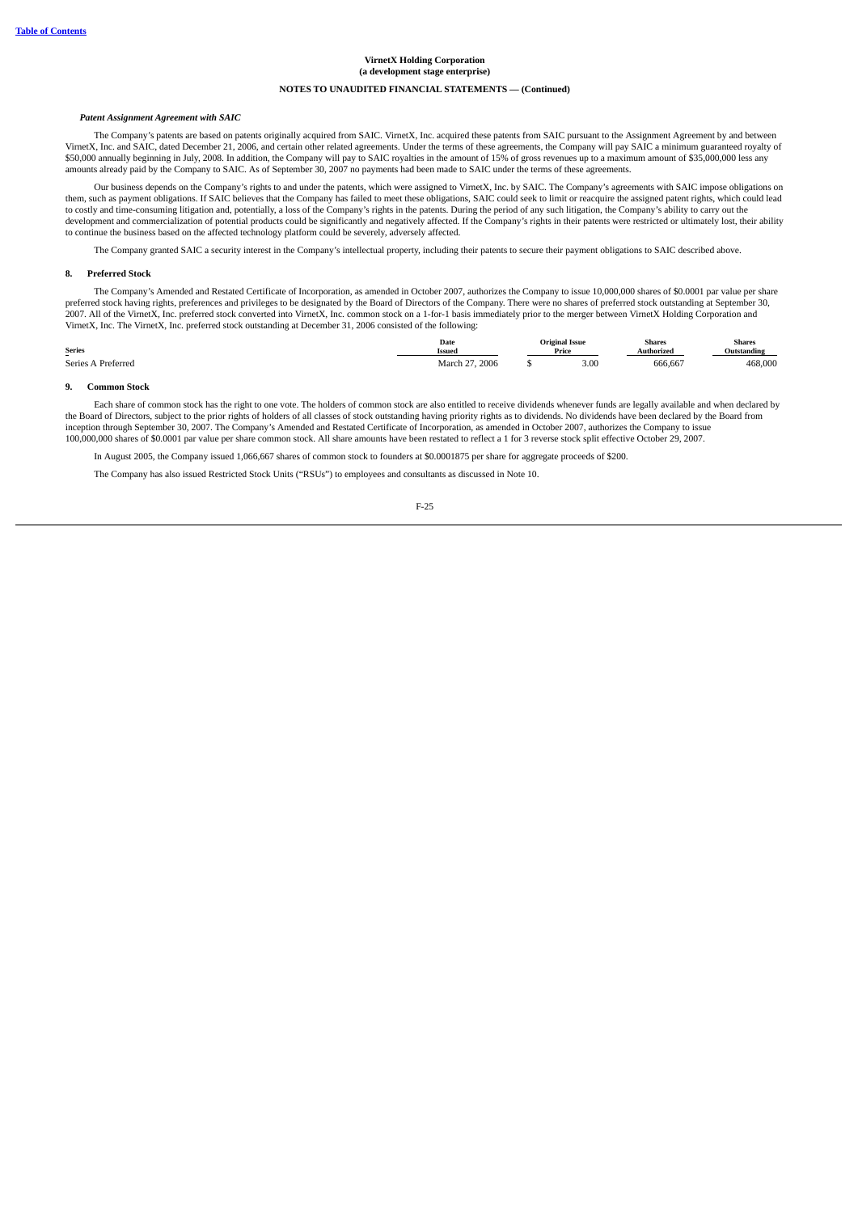**VirnetX Holding Corporation**
**(a development stage enterprise)**

**NOTES TO UNAUDITED FINANCIAL STATEMENTS — (Continued)**

***Patent Assignment Agreement with SAIC***

The Company's patents are based on patents originally acquired from SAIC. VirnetX, Inc. acquired these patents from SAIC pursuant to the Assignment Agreement by and between VirnetX, Inc. and SAIC, dated December 21, 2006, and certain other related agreements. Under the terms of these agreements, the Company will pay SAIC a minimum guaranteed royalty of $50,000 annually beginning in July, 2008. In addition, the Company will pay to SAIC royalties in the amount of 15% of gross revenues up to a maximum amount of $35,000,000 less any amounts already paid by the Company to SAIC. As of September 30, 2007 no payments had been made to SAIC under the terms of these agreements.

Our business depends on the Company's rights to and under the patents, which were assigned to VirnetX, Inc. by SAIC. The Company's agreements with SAIC impose obligations on them, such as payment obligations. If SAIC believes that the Company has failed to meet these obligations, SAIC could seek to limit or reacquire the assigned patent rights, which could lead to costly and time-consuming litigation and, potentially, a loss of the Company's rights in the patents. During the period of any such litigation, the Company's ability to carry out the development and commercialization of potential products could be significantly and negatively affected. If the Company's rights in their patents were restricted or ultimately lost, their ability to continue the business based on the affected technology platform could be severely, adversely affected.

The Company granted SAIC a security interest in the Company's intellectual property, including their patents to secure their payment obligations to SAIC described above.

## 8. Preferred Stock

The Company's Amended and Restated Certificate of Incorporation, as amended in October 2007, authorizes the Company to issue 10,000,000 shares of $0.0001 par value per share preferred stock having rights, preferences and privileges to be designated by the Board of Directors of the Company. There were no shares of preferred stock outstanding at September 30, 2007. All of the VirnetX, Inc. preferred stock converted into VirnetX, Inc. common stock on a 1-for-1 basis immediately prior to the merger between VirnetX Holding Corporation and VirnetX, Inc. The VirnetX, Inc. preferred stock outstanding at December 31, 2006 consisted of the following:

| Series | Date Issued | Original Issue Price | Shares Authorized | Shares Outstanding |
|---|---|---|---|---|
| Series A Preferred | March 27, 2006 | $ 3.00 | 666,667 | 468,000 |

## 9. Common Stock

Each share of common stock has the right to one vote. The holders of common stock are also entitled to receive dividends whenever funds are legally available and when declared by the Board of Directors, subject to the prior rights of holders of all classes of stock outstanding having priority rights as to dividends. No dividends have been declared by the Board from inception through September 30, 2007. The Company's Amended and Restated Certificate of Incorporation, as amended in October 2007, authorizes the Company to issue 100,000,000 shares of $0.0001 par value per share common stock. All share amounts have been restated to reflect a 1 for 3 reverse stock split effective October 29, 2007.

In August 2005, the Company issued 1,066,667 shares of common stock to founders at $0.0001875 per share for aggregate proceeds of $200.

The Company has also issued Restricted Stock Units ("RSUs") to employees and consultants as discussed in Note 10.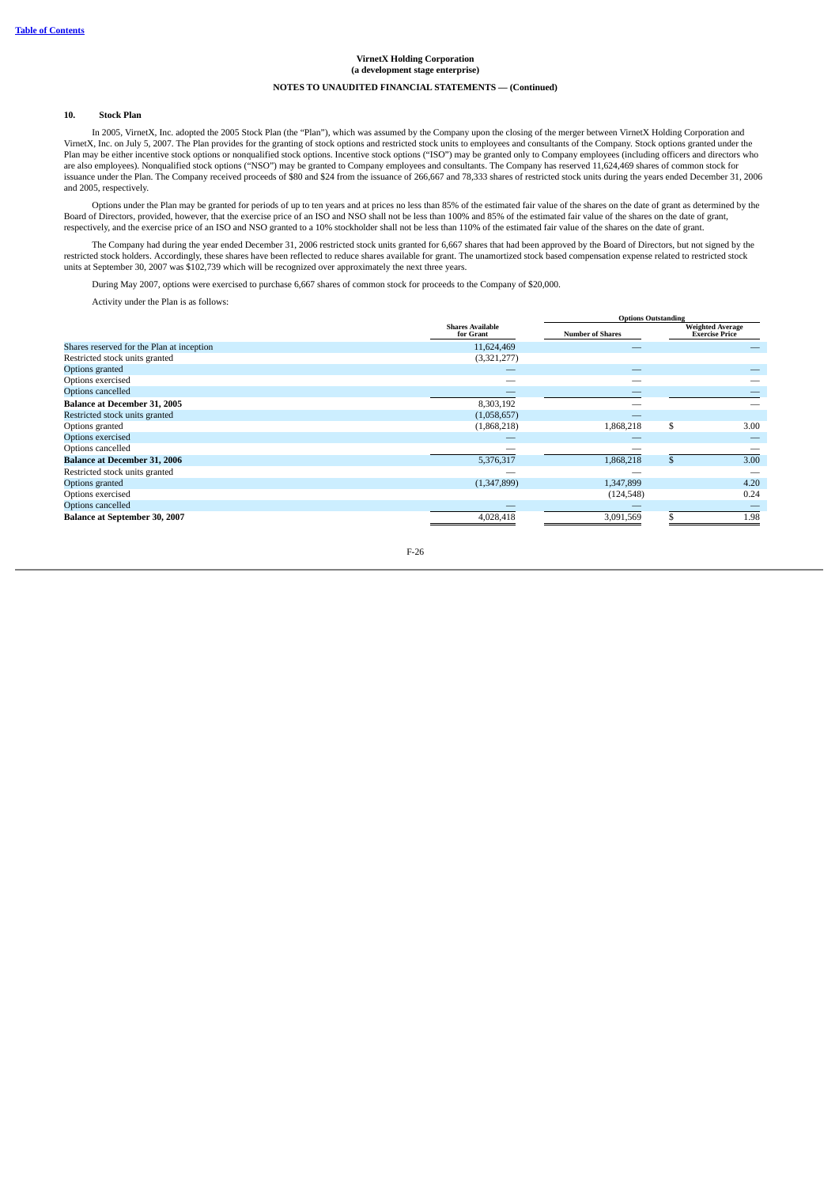**VirnetX Holding Corporation**
**(a development stage enterprise)**

**NOTES TO UNAUDITED FINANCIAL STATEMENTS — (Continued)**

### 10. Stock Plan

In 2005, VirnetX, Inc. adopted the 2005 Stock Plan (the "Plan"), which was assumed by the Company upon the closing of the merger between VirnetX Holding Corporation and VirnetX, Inc. on July 5, 2007. The Plan provides for the granting of stock options and restricted stock units to employees and consultants of the Company. Stock options granted under the Plan may be either incentive stock options or nonqualified stock options. Incentive stock options ("ISO") may be granted only to Company employees (including officers and directors who are also employees). Nonqualified stock options ("NSO") may be granted to Company employees and consultants. The Company has reserved 11,624,469 shares of common stock for issuance under the Plan. The Company received proceeds of $80 and $24 from the issuance of 266,667 and 78,333 shares of restricted stock units during the years ended December 31, 2006 and 2005, respectively.

Options under the Plan may be granted for periods of up to ten years and at prices no less than 85% of the estimated fair value of the shares on the date of grant as determined by the Board of Directors, provided, however, that the exercise price of an ISO and NSO shall not be less than 100% and 85% of the estimated fair value of the shares on the date of grant, respectively, and the exercise price of an ISO and NSO granted to a 10% stockholder shall not be less than 110% of the estimated fair value of the shares on the date of grant.

The Company had during the year ended December 31, 2006 restricted stock units granted for 6,667 shares that had been approved by the Board of Directors, but not signed by the restricted stock holders. Accordingly, these shares have been reflected to reduce shares available for grant. The unamortized stock based compensation expense related to restricted stock units at September 30, 2007 was $102,739 which will be recognized over approximately the next three years.

During May 2007, options were exercised to purchase 6,667 shares of common stock for proceeds to the Company of $20,000.

Activity under the Plan is as follows:

| | Shares Available for Grant | Options Outstanding | |
|---|---|---|---|
| | | Number of Shares | Weighted Average Exercise Price |
| Shares reserved for the Plan at inception | 11,624,469 | — | — |
| Restricted stock units granted | (3,321,277) | | |
| Options granted | — | — | — |
| Options exercised | — | — | — |
| Options cancelled | — | — | — |
| **Balance at December 31, 2005** | 8,303,192 | — | — |
| Restricted stock units granted | (1,058,657) | — | |
| Options granted | (1,868,218) | 1,868,218 | $ 3.00 |
| Options exercised | — | — | — |
| Options cancelled | — | — | — |
| **Balance at December 31, 2006** | 5,376,317 | 1,868,218 | $ 3.00 |
| Restricted stock units granted | — | — | — |
| Options granted | (1,347,899) | 1,347,899 | 4.20 |
| Options exercised | | (124,548) | 0.24 |
| Options cancelled | — | — | — |
| **Balance at September 30, 2007** | 4,028,418 | 3,091,569 | $ 1.98 |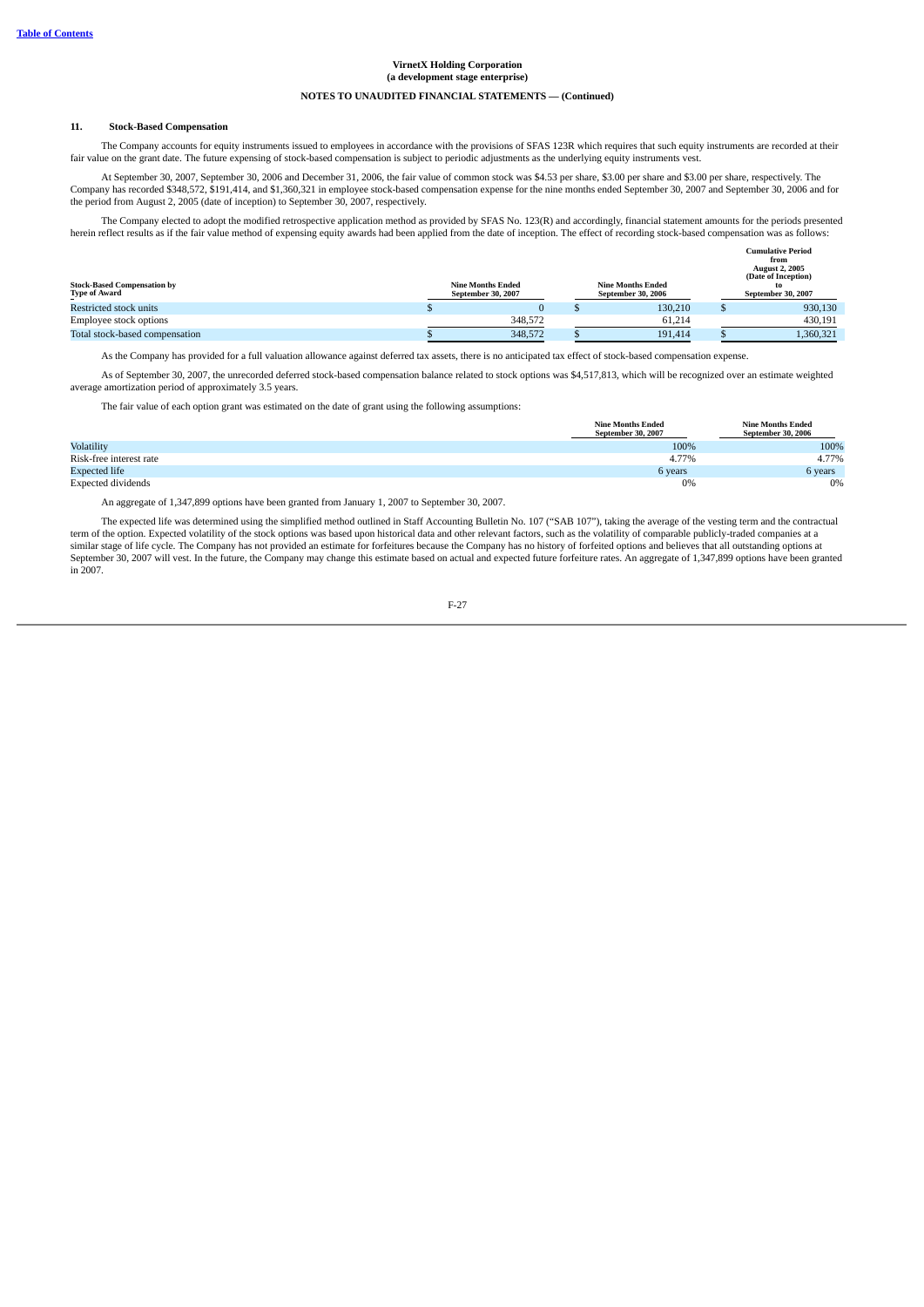**VirnetX Holding Corporation**
**(a development stage enterprise)**

**NOTES TO UNAUDITED FINANCIAL STATEMENTS — (Continued)**

### 11. Stock-Based Compensation

The Company accounts for equity instruments issued to employees in accordance with the provisions of SFAS 123R which requires that such equity instruments are recorded at their fair value on the grant date. The future expensing of stock-based compensation is subject to periodic adjustments as the underlying equity instruments vest.

At September 30, 2007, September 30, 2006 and December 31, 2006, the fair value of common stock was $4.53 per share, $3.00 per share and $3.00 per share, respectively. The Company has recorded $348,572, $191,414, and $1,360,321 in employee stock-based compensation expense for the nine months ended September 30, 2007 and September 30, 2006 and for the period from August 2, 2005 (date of inception) to September 30, 2007, respectively.

The Company elected to adopt the modified retrospective application method as provided by SFAS No. 123(R) and accordingly, financial statement amounts for the periods presented herein reflect results as if the fair value method of expensing equity awards had been applied from the date of inception. The effect of recording stock-based compensation was as follows:

| Stock-Based Compensation by Type of Award | Nine Months Ended September 30, 2007 | Nine Months Ended September 30, 2006 | Cumulative Period from August 2, 2005 (Date of Inception) to September 30, 2007 |
|---|---|---|---|
| Restricted stock units | $ 0 | $ 130,210 | $ 930,130 |
| Employee stock options | 348,572 | 61,214 | 430,191 |
| Total stock-based compensation | $ 348,572 | $ 191,414 | $ 1,360,321 |

As the Company has provided for a full valuation allowance against deferred tax assets, there is no anticipated tax effect of stock-based compensation expense.

As of September 30, 2007, the unrecorded deferred stock-based compensation balance related to stock options was $4,517,813, which will be recognized over an estimate weighted average amortization period of approximately 3.5 years.

The fair value of each option grant was estimated on the date of grant using the following assumptions:

| | Nine Months Ended September 30, 2007 | Nine Months Ended September 30, 2006 |
|---|---|---|
| Volatility | 100% | 100% |
| Risk-free interest rate | 4.77% | 4.77% |
| Expected life | 6 years | 6 years |
| Expected dividends | 0% | 0% |

An aggregate of 1,347,899 options have been granted from January 1, 2007 to September 30, 2007.

The expected life was determined using the simplified method outlined in Staff Accounting Bulletin No. 107 ("SAB 107"), taking the average of the vesting term and the contractual term of the option. Expected volatility of the stock options was based upon historical data and other relevant factors, such as the volatility of comparable publicly-traded companies at a similar stage of life cycle. The Company has not provided an estimate for forfeitures because the Company has no history of forfeited options and believes that all outstanding options at September 30, 2007 will vest. In the future, the Company may change this estimate based on actual and expected future forfeiture rates. An aggregate of 1,347,899 options have been granted in 2007.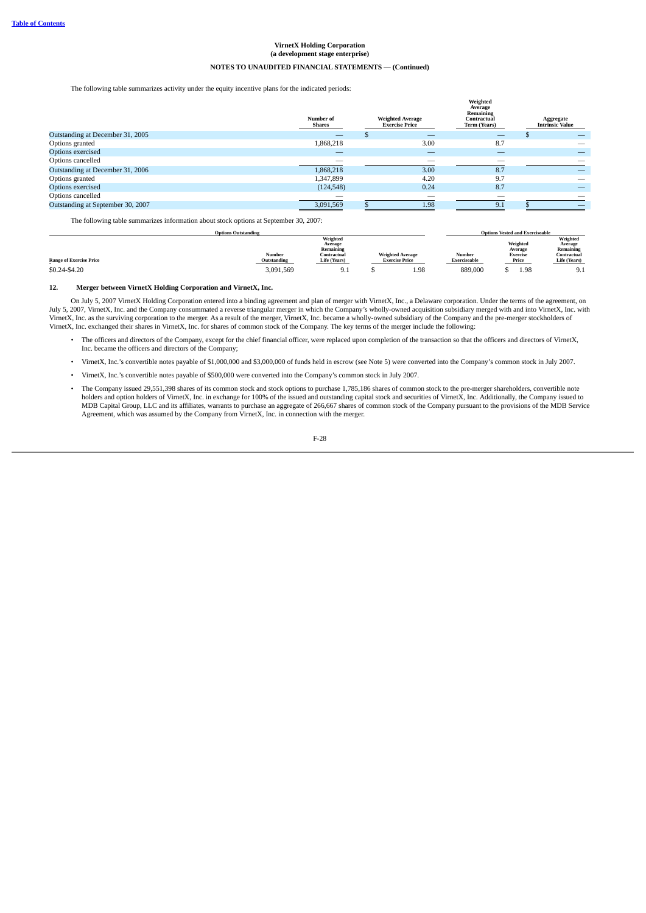**VirnetX Holding Corporation**
**(a development stage enterprise)**

**NOTES TO UNAUDITED FINANCIAL STATEMENTS — (Continued)**

The following table summarizes activity under the equity incentive plans for the indicated periods:

| | Number of Shares | Weighted Average Exercise Price | Weighted Average Remaining Contractual Term (Years) | Aggregate Intrinsic Value |
|---|---|---|---|---|
| Outstanding at December 31, 2005 | — | $ — | — | $ — |
| Options granted | 1,868,218 | 3.00 | 8.7 | — |
| Options exercised | — | — | — | — |
| Options cancelled | — | — | — | — |
| Outstanding at December 31, 2006 | 1,868,218 | 3.00 | 8.7 | — |
| Options granted | 1,347,899 | 4.20 | 9.7 | — |
| Options exercised | (124,548) | 0.24 | 8.7 | — |
| Options cancelled | — | — | — | — |
| Outstanding at September 30, 2007 | 3,091,569 | $ 1.98 | 9.1 | $ — |

The following table summarizes information about stock options at September 30, 2007:

| Options Outstanding | | | | Options Vested and Exercisable | | |
|---|---|---|---|---|---|---|
| Range of Exercise Price | Number Outstanding | Weighted Average Remaining Contractual Life (Years) | Weighted Average Exercise Price | Number Exerciseable | Weighted Average Exercise Price | Weighted Average Remaining Contractual Life (Years) |
| $0.24-$4.20 | 3,091,569 | 9.1 | $ 1.98 | 889,000 | $ 1.98 | 9.1 |

## 12. Merger between VirnetX Holding Corporation and VirnetX, Inc.

On July 5, 2007 VirnetX Holding Corporation entered into a binding agreement and plan of merger with VirnetX, Inc., a Delaware corporation. Under the terms of the agreement, on July 5, 2007, VirnetX, Inc. and the Company consummated a reverse triangular merger in which the Company's wholly-owned acquisition subsidiary merged with and into VirnetX, Inc. with VirnetX, Inc. as the surviving corporation to the merger. As a result of the merger, VirnetX, Inc. became a wholly-owned subsidiary of the Company and the pre-merger stockholders of VirnetX, Inc. exchanged their shares in VirnetX, Inc. for shares of common stock of the Company. The key terms of the merger include the following:

- The officers and directors of the Company, except for the chief financial officer, were replaced upon completion of the transaction so that the officers and directors of VirnetX, Inc. became the officers and directors of the Company;
- VirnetX, Inc.'s convertible notes payable of $1,000,000 and $3,000,000 of funds held in escrow (see Note 5) were converted into the Company's common stock in July 2007.
- VirnetX, Inc.'s convertible notes payable of $500,000 were converted into the Company's common stock in July 2007.
- The Company issued 29,551,398 shares of its common stock and stock options to purchase 1,785,186 shares of common stock to the pre-merger shareholders, convertible note holders and option holders of VirnetX, Inc. in exchange for 100% of the issued and outstanding capital stock and securities of VirnetX, Inc. Additionally, the Company issued to MDB Capital Group, LLC and its affiliates, warrants to purchase an aggregate of 266,667 shares of common stock of the Company pursuant to the provisions of the MDB Service Agreement, which was assumed by the Company from VirnetX, Inc. in connection with the merger.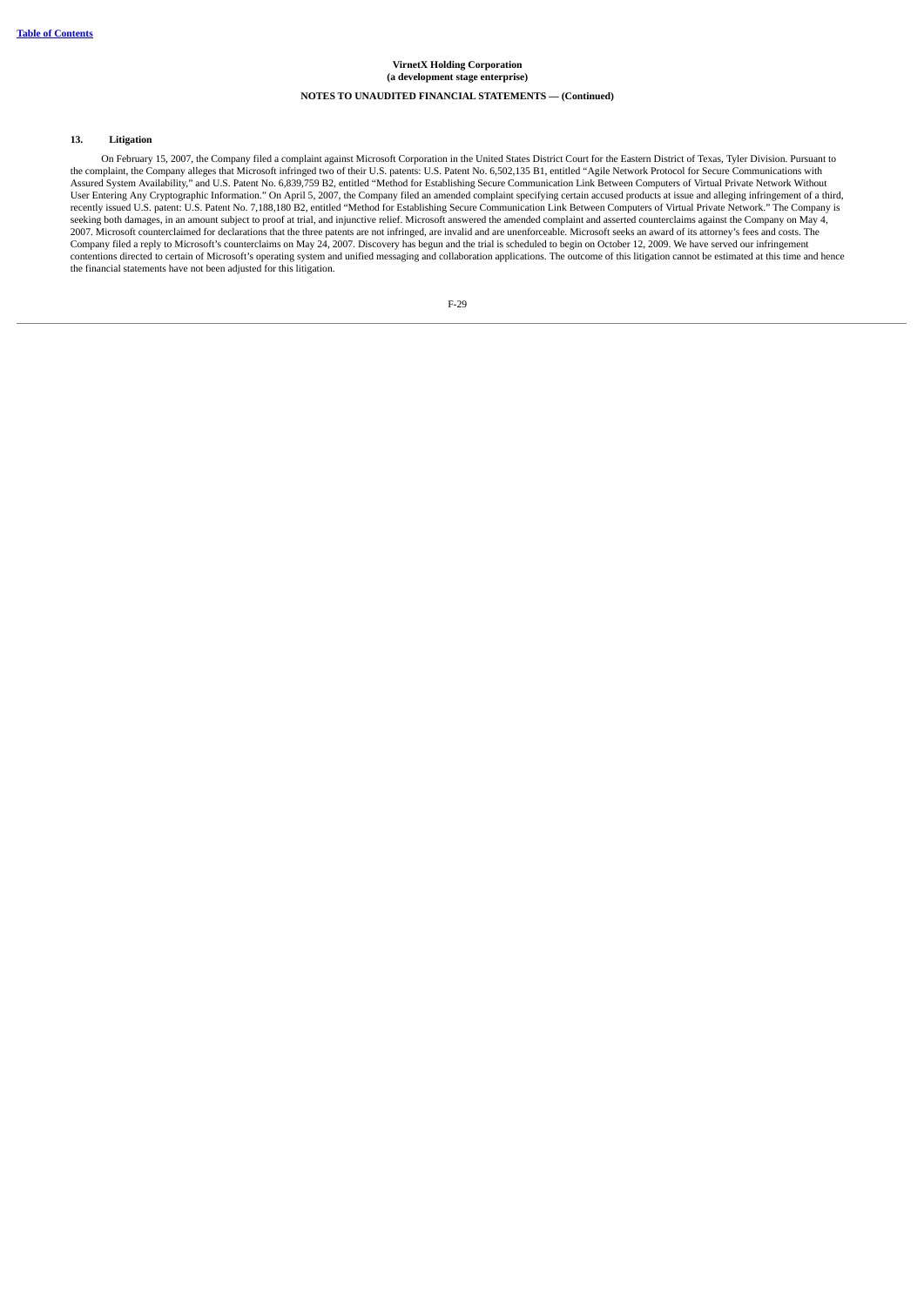**VirnetX Holding Corporation**
**(a development stage enterprise)**

**NOTES TO UNAUDITED FINANCIAL STATEMENTS — (Continued)**

**13. Litigation**

On February 15, 2007, the Company filed a complaint against Microsoft Corporation in the United States District Court for the Eastern District of Texas, Tyler Division. Pursuant to the complaint, the Company alleges that Microsoft infringed two of their U.S. patents: U.S. Patent No. 6,502,135 B1, entitled "Agile Network Protocol for Secure Communications with Assured System Availability," and U.S. Patent No. 6,839,759 B2, entitled "Method for Establishing Secure Communication Link Between Computers of Virtual Private Network Without User Entering Any Cryptographic Information." On April 5, 2007, the Company filed an amended complaint specifying certain accused products at issue and alleging infringement of a third, recently issued U.S. patent: U.S. Patent No. 7,188,180 B2, entitled "Method for Establishing Secure Communication Link Between Computers of Virtual Private Network." The Company is seeking both damages, in an amount subject to proof at trial, and injunctive relief. Microsoft answered the amended complaint and asserted counterclaims against the Company on May 4, 2007. Microsoft counterclaimed for declarations that the three patents are not infringed, are invalid and are unenforceable. Microsoft seeks an award of its attorney's fees and costs. The Company filed a reply to Microsoft's counterclaims on May 24, 2007. Discovery has begun and the trial is scheduled to begin on October 12, 2009. We have served our infringement contentions directed to certain of Microsoft's operating system and unified messaging and collaboration applications. The outcome of this litigation cannot be estimated at this time and hence the financial statements have not been adjusted for this litigation.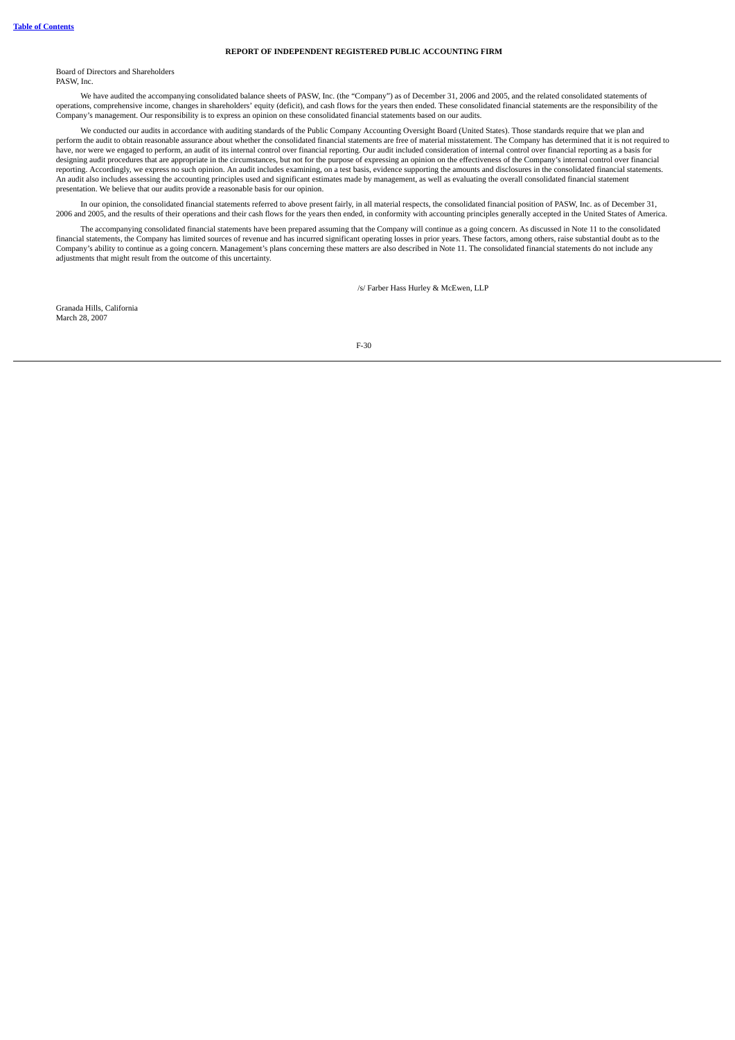## REPORT OF INDEPENDENT REGISTERED PUBLIC ACCOUNTING FIRM

Board of Directors and Shareholders
PASW, Inc.

We have audited the accompanying consolidated balance sheets of PASW, Inc. (the "Company") as of December 31, 2006 and 2005, and the related consolidated statements of operations, comprehensive income, changes in shareholders' equity (deficit), and cash flows for the years then ended. These consolidated financial statements are the responsibility of the Company's management. Our responsibility is to express an opinion on these consolidated financial statements based on our audits.

We conducted our audits in accordance with auditing standards of the Public Company Accounting Oversight Board (United States). Those standards require that we plan and perform the audit to obtain reasonable assurance about whether the consolidated financial statements are free of material misstatement. The Company has determined that it is not required to have, nor were we engaged to perform, an audit of its internal control over financial reporting. Our audit included consideration of internal control over financial reporting as a basis for designing audit procedures that are appropriate in the circumstances, but not for the purpose of expressing an opinion on the effectiveness of the Company's internal control over financial reporting. Accordingly, we express no such opinion. An audit includes examining, on a test basis, evidence supporting the amounts and disclosures in the consolidated financial statements. An audit also includes assessing the accounting principles used and significant estimates made by management, as well as evaluating the overall consolidated financial statement presentation. We believe that our audits provide a reasonable basis for our opinion.

In our opinion, the consolidated financial statements referred to above present fairly, in all material respects, the consolidated financial position of PASW, Inc. as of December 31, 2006 and 2005, and the results of their operations and their cash flows for the years then ended, in conformity with accounting principles generally accepted in the United States of America.

The accompanying consolidated financial statements have been prepared assuming that the Company will continue as a going concern. As discussed in Note 11 to the consolidated financial statements, the Company has limited sources of revenue and has incurred significant operating losses in prior years. These factors, among others, raise substantial doubt as to the Company's ability to continue as a going concern. Management's plans concerning these matters are also described in Note 11. The consolidated financial statements do not include any adjustments that might result from the outcome of this uncertainty.

/s/ Farber Hass Hurley & McEwen, LLP

Granada Hills, California
March 28, 2007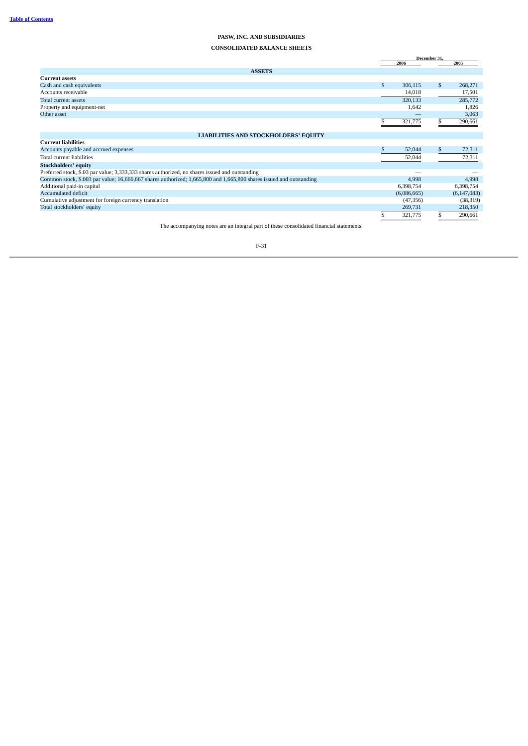**Table of Contents**

# PASW, INC. AND SUBSIDIARIES

## CONSOLIDATED BALANCE SHEETS

| | December 31, 2006 | December 31, 2005 |
|---|---|---|
| **ASSETS** | | |
| **Current assets** | | |
| Cash and cash equivalents | $ 306,115 | $ 268,271 |
| Accounts receivable | 14,018 | 17,501 |
| Total current assets | 320,133 | 285,772 |
| Property and equipment-net | 1,642 | 1,826 |
| Other asset | — | 3,063 |
| | $ 321,775 | $ 290,661 |
| **LIABILITIES AND STOCKHOLDERS' EQUITY** | | |
| **Current liabilities** | | |
| Accounts payable and accrued expenses | $ 52,044 | $ 72,311 |
| Total current liabilities | 52,044 | 72,311 |
| **Stockholders' equity** | | |
| Preferred stock, $.03 par value; 3,333,333 shares authorized, no shares issued and outstanding | — | — |
| Common stock, $.003 par value; 16,666,667 shares authorized; 1,665,800 and 1,665,800 shares issued and outstanding | 4,998 | 4,998 |
| Additional paid-in capital | 6,398,754 | 6,398,754 |
| Accumulated deficit | (6,086,665) | (6,147,083) |
| Cumulative adjustment for foreign currency translation | (47,356) | (38,319) |
| Total stockholders' equity | 269,731 | 218,350 |
| | $ 321,775 | $ 290,661 |

The accompanying notes are an integral part of these consolidated financial statements.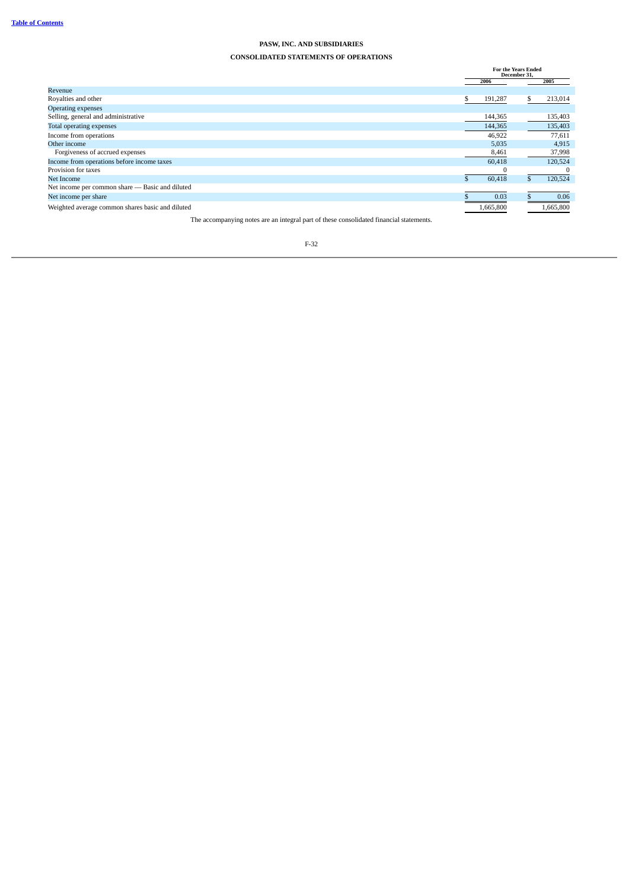[Table of Contents](#)

# PASW, INC. AND SUBSIDIARIES

## CONSOLIDATED STATEMENTS OF OPERATIONS

| | For the Years Ended December 31, | |
|---|---|---|
| | 2006 | 2005 |
| Revenue | | |
| Royalties and other | $ 191,287 | $ 213,014 |
| Operating expenses | | |
| Selling, general and administrative | 144,365 | 135,403 |
| Total operating expenses | 144,365 | 135,403 |
| Income from operations | 46,922 | 77,611 |
| Other income | 5,035 | 4,915 |
| Forgiveness of accrued expenses | 8,461 | 37,998 |
| Income from operations before income taxes | 60,418 | 120,524 |
| Provision for taxes | 0 | 0 |
| Net Income | $ 60,418 | $ 120,524 |
| Net income per common share — Basic and diluted | | |
| Net income per share | $ 0.03 | $ 0.06 |
| Weighted average common shares basic and diluted | 1,665,800 | 1,665,800 |

The accompanying notes are an integral part of these consolidated financial statements.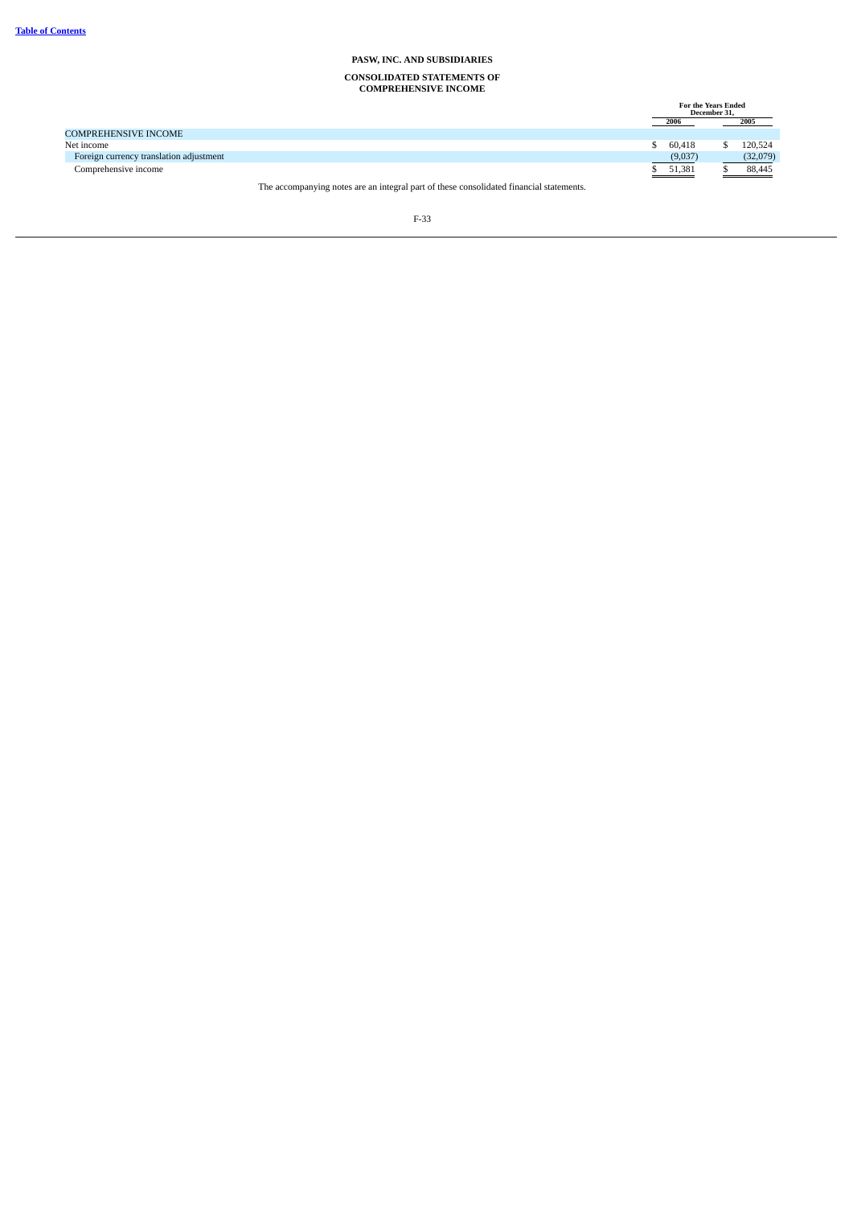Table of Contents

**PASW, INC. AND SUBSIDIARIES**

**CONSOLIDATED STATEMENTS OF COMPREHENSIVE INCOME**

| | For the Years Ended December 31, | |
|---|---|---|
| | 2006 | 2005 |
| COMPREHENSIVE INCOME | | |
| Net income | $ 60,418 | $ 120,524 |
| Foreign currency translation adjustment | (9,037) | (32,079) |
| Comprehensive income | $ 51,381 | $ 88,445 |

The accompanying notes are an integral part of these consolidated financial statements.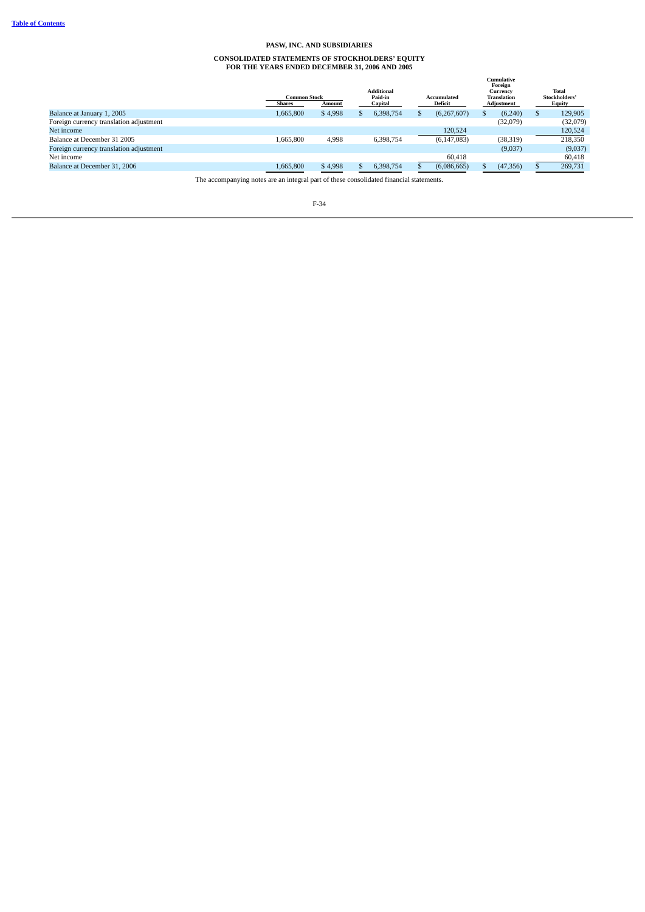# PASW, INC. AND SUBSIDIARIES

## CONSOLIDATED STATEMENTS OF STOCKHOLDERS' EQUITY
## FOR THE YEARS ENDED DECEMBER 31, 2006 AND 2005

| | Common Stock | | Additional Paid-in | Accumulated | Cumulative Foreign Currency Translation | Total Stockholders' |
|---|---|---|---|---|---|---|
| | Shares | Amount | Capital | Deficit | Adjustment | Equity |
| Balance at January 1, 2005 | 1,665,800 | $ 4,998 | $ 6,398,754 | $ (6,267,607) | $ (6,240) | $ 129,905 |
| Foreign currency translation adjustment | | | | | (32,079) | (32,079) |
| Net income | | | | 120,524 | | 120,524 |
| Balance at December 31 2005 | 1,665,800 | 4,998 | 6,398,754 | (6,147,083) | (38,319) | 218,350 |
| Foreign currency translation adjustment | | | | | (9,037) | (9,037) |
| Net income | | | | 60,418 | | 60,418 |
| Balance at December 31, 2006 | 1,665,800 | $ 4,998 | $ 6,398,754 | $ (6,086,665) | $ (47,356) | $ 269,731 |

The accompanying notes are an integral part of these consolidated financial statements.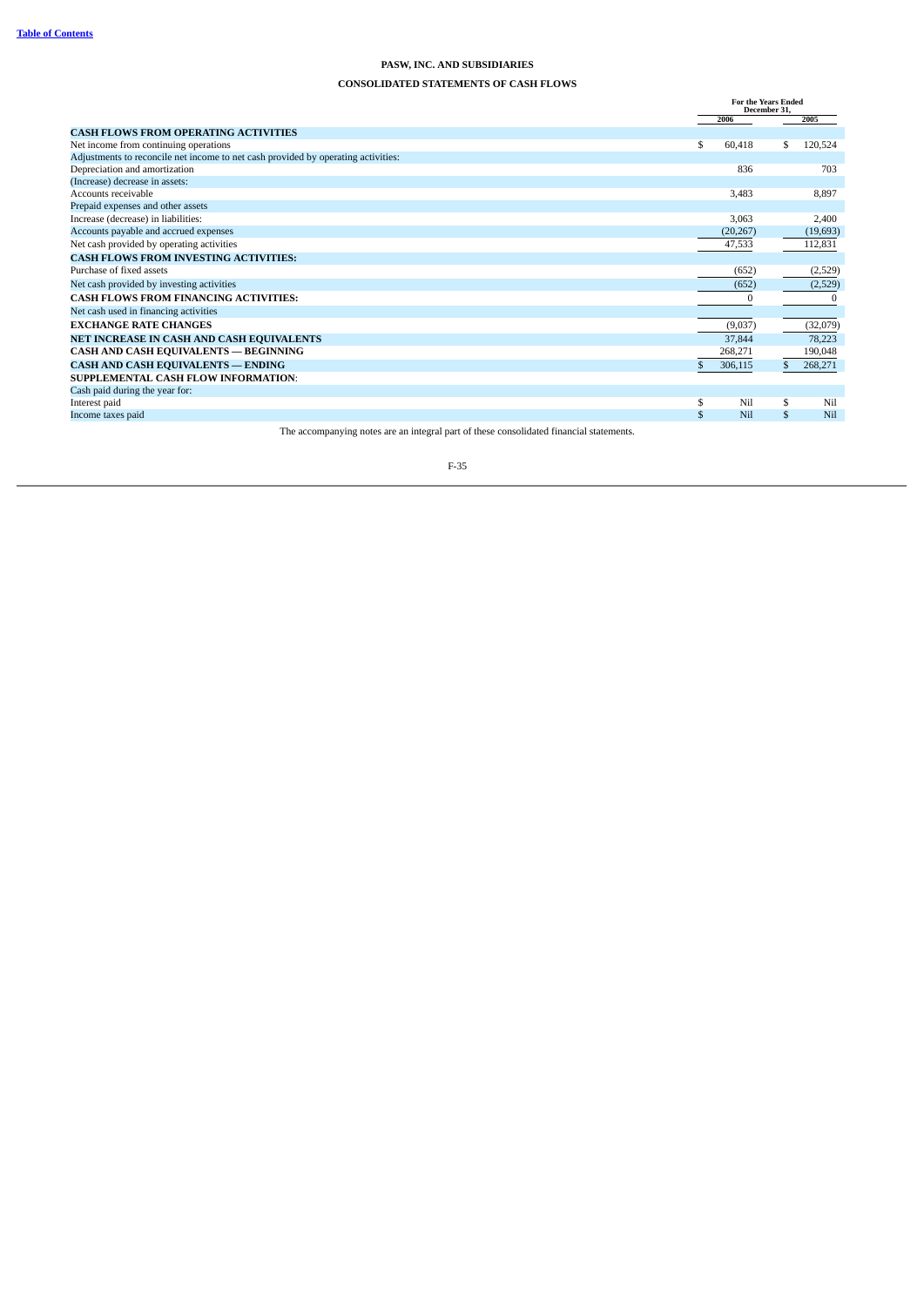**PASW, INC. AND SUBSIDIARIES**

**CONSOLIDATED STATEMENTS OF CASH FLOWS**

| | For the Years Ended December 31, | |
|---|---|---|
| | 2006 | 2005 |
| **CASH FLOWS FROM OPERATING ACTIVITIES** | | |
| Net income from continuing operations | $ 60,418 | $ 120,524 |
| Adjustments to reconcile net income to net cash provided by operating activities: | | |
| Depreciation and amortization | 836 | 703 |
| (Increase) decrease in assets: | | |
| Accounts receivable | 3,483 | 8,897 |
| Prepaid expenses and other assets | | |
| Increase (decrease) in liabilities: | 3,063 | 2,400 |
| Accounts payable and accrued expenses | (20,267) | (19,693) |
| Net cash provided by operating activities | 47,533 | 112,831 |
| **CASH FLOWS FROM INVESTING ACTIVITIES:** | | |
| Purchase of fixed assets | (652) | (2,529) |
| Net cash provided by investing activities | (652) | (2,529) |
| **CASH FLOWS FROM FINANCING ACTIVITIES:** | 0 | 0 |
| Net cash used in financing activities | | |
| **EXCHANGE RATE CHANGES** | (9,037) | (32,079) |
| **NET INCREASE IN CASH AND CASH EQUIVALENTS** | 37,844 | 78,223 |
| **CASH AND CASH EQUIVALENTS — BEGINNING** | 268,271 | 190,048 |
| **CASH AND CASH EQUIVALENTS — ENDING** | $ 306,115 | $ 268,271 |
| **SUPPLEMENTAL CASH FLOW INFORMATION**: | | |
| Cash paid during the year for: | | |
| Interest paid | $ Nil | $ Nil |
| Income taxes paid | $ Nil | $ Nil |

The accompanying notes are an integral part of these consolidated financial statements.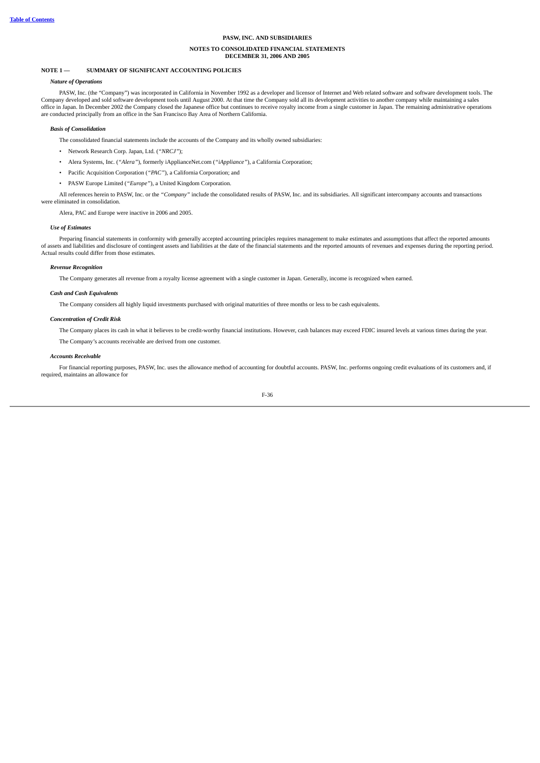**PASW, INC. AND SUBSIDIARIES**

**NOTES TO CONSOLIDATED FINANCIAL STATEMENTS**
**DECEMBER 31, 2006 AND 2005**

## NOTE 1 — SUMMARY OF SIGNIFICANT ACCOUNTING POLICIES

***Nature of Operations***

PASW, Inc. (the "Company") was incorporated in California in November 1992 as a developer and licensor of Internet and Web related software and software development tools. The Company developed and sold software development tools until August 2000. At that time the Company sold all its development activities to another company while maintaining a sales office in Japan. In December 2002 the Company closed the Japanese office but continues to receive royalty income from a single customer in Japan. The remaining administrative operations are conducted principally from an office in the San Francisco Bay Area of Northern California.

***Basis of Consolidation***

The consolidated financial statements include the accounts of the Company and its wholly owned subsidiaries:

- Network Research Corp. Japan, Ltd. (*"NRCJ"*);
- Alera Systems, Inc. (*"Alera"*), formerly iApplianceNet.com (*"iAppliance"*), a California Corporation;
- Pacific Acquisition Corporation (*"PAC"*), a California Corporation; and
- PASW Europe Limited (*"Europe"*), a United Kingdom Corporation.

All references herein to PASW, Inc. or the *"Company"* include the consolidated results of PASW, Inc. and its subsidiaries. All significant intercompany accounts and transactions were eliminated in consolidation.

Alera, PAC and Europe were inactive in 2006 and 2005.

***Use of Estimates***

Preparing financial statements in conformity with generally accepted accounting principles requires management to make estimates and assumptions that affect the reported amounts of assets and liabilities and disclosure of contingent assets and liabilities at the date of the financial statements and the reported amounts of revenues and expenses during the reporting period. Actual results could differ from those estimates.

***Revenue Recognition***

The Company generates all revenue from a royalty license agreement with a single customer in Japan. Generally, income is recognized when earned.

***Cash and Cash Equivalents***

The Company considers all highly liquid investments purchased with original maturities of three months or less to be cash equivalents.

***Concentration of Credit Risk***

The Company places its cash in what it believes to be credit-worthy financial institutions. However, cash balances may exceed FDIC insured levels at various times during the year.

The Company's accounts receivable are derived from one customer.

***Accounts Receivable***

For financial reporting purposes, PASW, Inc. uses the allowance method of accounting for doubtful accounts. PASW, Inc. performs ongoing credit evaluations of its customers and, if required, maintains an allowance for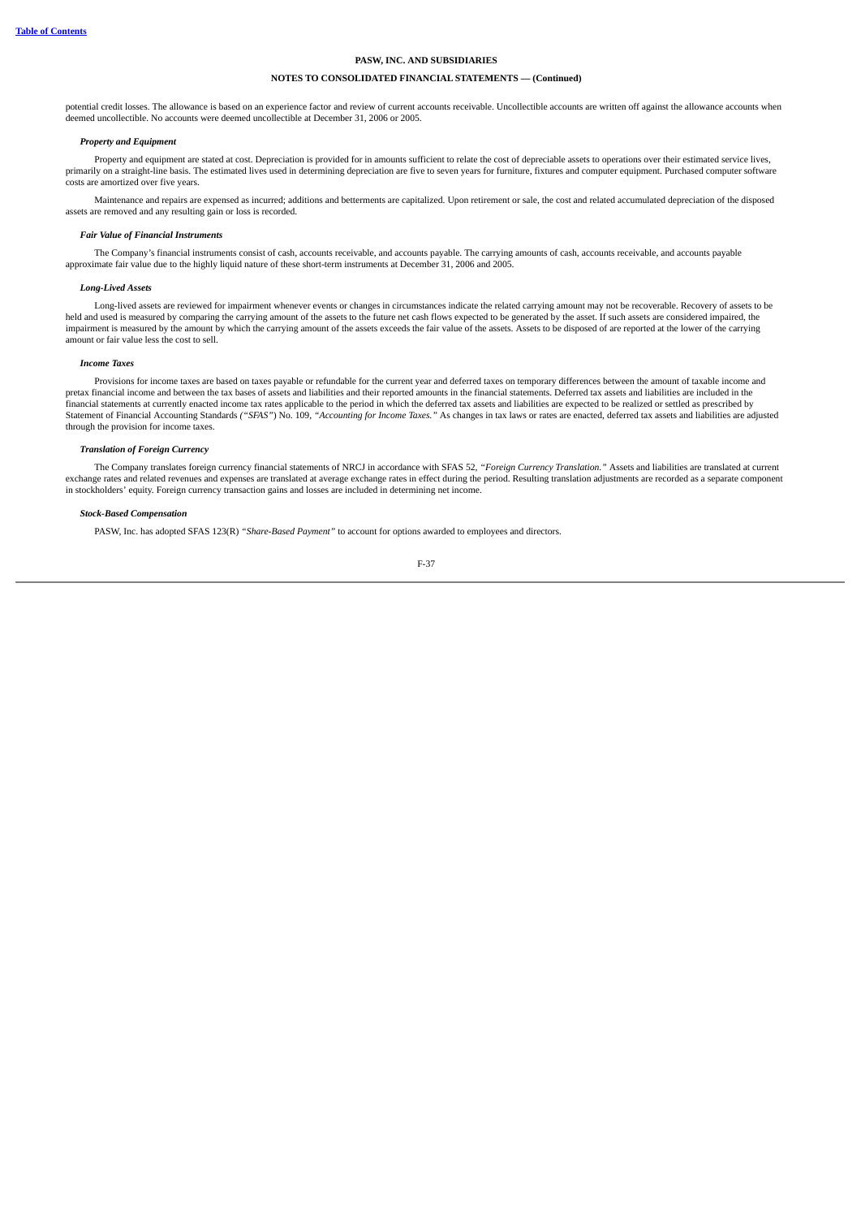potential credit losses. The allowance is based on an experience factor and review of current accounts receivable. Uncollectible accounts are written off against the allowance accounts when deemed uncollectible. No accounts were deemed uncollectible at December 31, 2006 or 2005.

***Property and Equipment***

Property and equipment are stated at cost. Depreciation is provided for in amounts sufficient to relate the cost of depreciable assets to operations over their estimated service lives, primarily on a straight-line basis. The estimated lives used in determining depreciation are five to seven years for furniture, fixtures and computer equipment. Purchased computer software costs are amortized over five years.

Maintenance and repairs are expensed as incurred; additions and betterments are capitalized. Upon retirement or sale, the cost and related accumulated depreciation of the disposed assets are removed and any resulting gain or loss is recorded.

***Fair Value of Financial Instruments***

The Company's financial instruments consist of cash, accounts receivable, and accounts payable. The carrying amounts of cash, accounts receivable, and accounts payable approximate fair value due to the highly liquid nature of these short-term instruments at December 31, 2006 and 2005.

***Long-Lived Assets***

Long-lived assets are reviewed for impairment whenever events or changes in circumstances indicate the related carrying amount may not be recoverable. Recovery of assets to be held and used is measured by comparing the carrying amount of the assets to the future net cash flows expected to be generated by the asset. If such assets are considered impaired, the impairment is measured by the amount by which the carrying amount of the assets exceeds the fair value of the assets. Assets to be disposed of are reported at the lower of the carrying amount or fair value less the cost to sell.

***Income Taxes***

Provisions for income taxes are based on taxes payable or refundable for the current year and deferred taxes on temporary differences between the amount of taxable income and pretax financial income and between the tax bases of assets and liabilities and their reported amounts in the financial statements. Deferred tax assets and liabilities are included in the financial statements at currently enacted income tax rates applicable to the period in which the deferred tax assets and liabilities are expected to be realized or settled as prescribed by Statement of Financial Accounting Standards *("SFAS")* No. 109, *"Accounting for Income Taxes."* As changes in tax laws or rates are enacted, deferred tax assets and liabilities are adjusted through the provision for income taxes.

***Translation of Foreign Currency***

The Company translates foreign currency financial statements of NRCJ in accordance with SFAS 52, *"Foreign Currency Translation."* Assets and liabilities are translated at current exchange rates and related revenues and expenses are translated at average exchange rates in effect during the period. Resulting translation adjustments are recorded as a separate component in stockholders' equity. Foreign currency transaction gains and losses are included in determining net income.

***Stock-Based Compensation***

PASW, Inc. has adopted SFAS 123(R) *"Share-Based Payment"* to account for options awarded to employees and directors.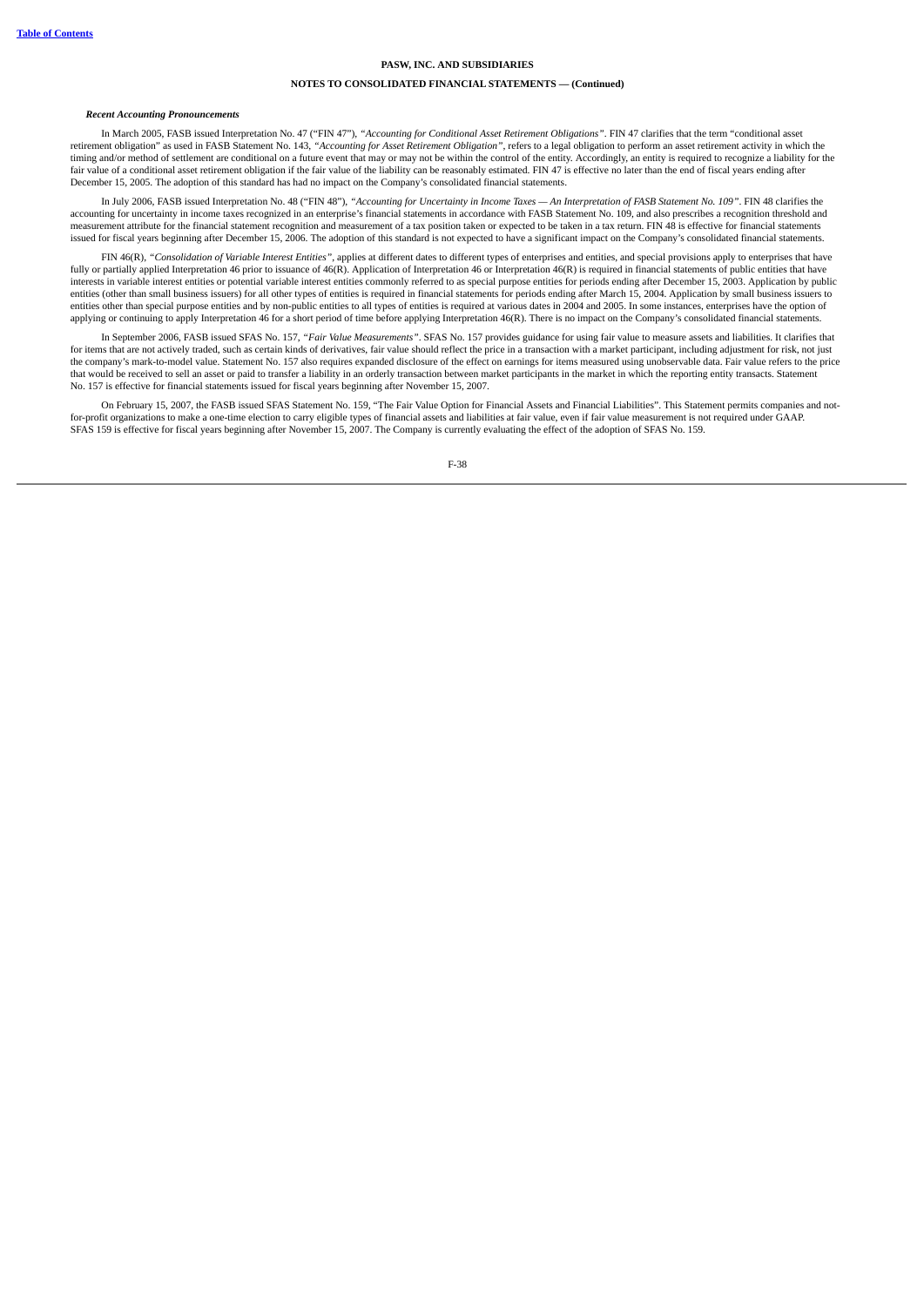***Recent Accounting Pronouncements***

In March 2005, FASB issued Interpretation No. 47 ("FIN 47"), *"Accounting for Conditional Asset Retirement Obligations"*. FIN 47 clarifies that the term "conditional asset retirement obligation" as used in FASB Statement No. 143, *"Accounting for Asset Retirement Obligation"*, refers to a legal obligation to perform an asset retirement activity in which the timing and/or method of settlement are conditional on a future event that may or may not be within the control of the entity. Accordingly, an entity is required to recognize a liability for the fair value of a conditional asset retirement obligation if the fair value of the liability can be reasonably estimated. FIN 47 is effective no later than the end of fiscal years ending after December 15, 2005. The adoption of this standard has had no impact on the Company's consolidated financial statements.

In July 2006, FASB issued Interpretation No. 48 ("FIN 48"), *"Accounting for Uncertainty in Income Taxes — An Interpretation of FASB Statement No. 109"*. FIN 48 clarifies the accounting for uncertainty in income taxes recognized in an enterprise's financial statements in accordance with FASB Statement No. 109, and also prescribes a recognition threshold and measurement attribute for the financial statement recognition and measurement of a tax position taken or expected to be taken in a tax return. FIN 48 is effective for financial statements issued for fiscal years beginning after December 15, 2006. The adoption of this standard is not expected to have a significant impact on the Company's consolidated financial statements.

FIN 46(R), *"Consolidation of Variable Interest Entities"*, applies at different dates to different types of enterprises and entities, and special provisions apply to enterprises that have fully or partially applied Interpretation 46 prior to issuance of 46(R). Application of Interpretation 46 or Interpretation 46(R) is required in financial statements of public entities that have interests in variable interest entities or potential variable interest entities commonly referred to as special purpose entities for periods ending after December 15, 2003. Application by public entities (other than small business issuers) for all other types of entities is required in financial statements for periods ending after March 15, 2004. Application by small business issuers to entities other than special purpose entities and by non-public entities to all types of entities is required at various dates in 2004 and 2005. In some instances, enterprises have the option of applying or continuing to apply Interpretation 46 for a short period of time before applying Interpretation 46(R). There is no impact on the Company's consolidated financial statements.

In September 2006, FASB issued SFAS No. 157, *"Fair Value Measurements"*. SFAS No. 157 provides guidance for using fair value to measure assets and liabilities. It clarifies that for items that are not actively traded, such as certain kinds of derivatives, fair value should reflect the price in a transaction with a market participant, including adjustment for risk, not just the company's mark-to-model value. Statement No. 157 also requires expanded disclosure of the effect on earnings for items measured using unobservable data. Fair value refers to the price that would be received to sell an asset or paid to transfer a liability in an orderly transaction between market participants in the market in which the reporting entity transacts. Statement No. 157 is effective for financial statements issued for fiscal years beginning after November 15, 2007.

On February 15, 2007, the FASB issued SFAS Statement No. 159, "The Fair Value Option for Financial Assets and Financial Liabilities". This Statement permits companies and not-for-profit organizations to make a one-time election to carry eligible types of financial assets and liabilities at fair value, even if fair value measurement is not required under GAAP. SFAS 159 is effective for fiscal years beginning after November 15, 2007. The Company is currently evaluating the effect of the adoption of SFAS No. 159.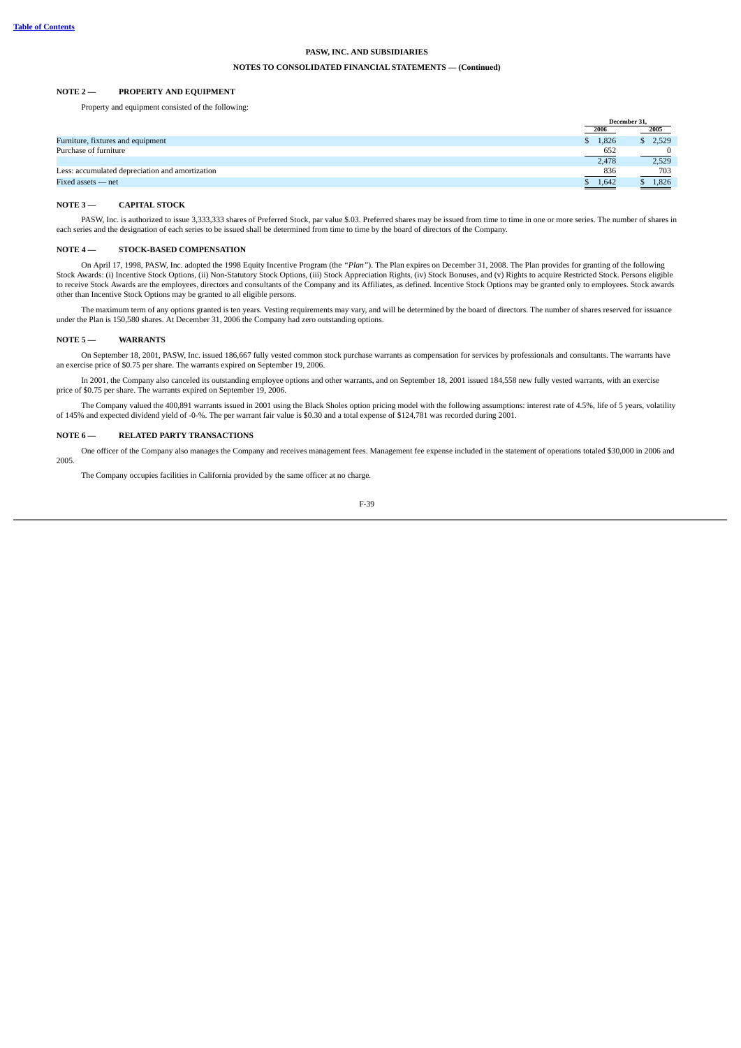PASW, INC. AND SUBSIDIARIES

NOTES TO CONSOLIDATED FINANCIAL STATEMENTS — (Continued)

### NOTE 2 — PROPERTY AND EQUIPMENT

Property and equipment consisted of the following:

| | December 31, | |
|---|---|---|
| | 2006 | 2005 |
| Furniture, fixtures and equipment | $ 1,826 | $ 2,529 |
| Purchase of furniture | 652 | 0 |
| | 2,478 | 2,529 |
| Less: accumulated depreciation and amortization | 836 | 703 |
| Fixed assets — net | $ 1,642 | $ 1,826 |

### NOTE 3 — CAPITAL STOCK

PASW, Inc. is authorized to issue 3,333,333 shares of Preferred Stock, par value $.03. Preferred shares may be issued from time to time in one or more series. The number of shares in each series and the designation of each series to be issued shall be determined from time to time by the board of directors of the Company.

### NOTE 4 — STOCK-BASED COMPENSATION

On April 17, 1998, PASW, Inc. adopted the 1998 Equity Incentive Program (the *"Plan"*). The Plan expires on December 31, 2008. The Plan provides for granting of the following Stock Awards: (i) Incentive Stock Options, (ii) Non-Statutory Stock Options, (iii) Stock Appreciation Rights, (iv) Stock Bonuses, and (v) Rights to acquire Restricted Stock. Persons eligible to receive Stock Awards are the employees, directors and consultants of the Company and its Affiliates, as defined. Incentive Stock Options may be granted only to employees. Stock awards other than Incentive Stock Options may be granted to all eligible persons.

The maximum term of any options granted is ten years. Vesting requirements may vary, and will be determined by the board of directors. The number of shares reserved for issuance under the Plan is 150,580 shares. At December 31, 2006 the Company had zero outstanding options.

### NOTE 5 — WARRANTS

On September 18, 2001, PASW, Inc. issued 186,667 fully vested common stock purchase warrants as compensation for services by professionals and consultants. The warrants have an exercise price of $0.75 per share. The warrants expired on September 19, 2006.

In 2001, the Company also canceled its outstanding employee options and other warrants, and on September 18, 2001 issued 184,558 new fully vested warrants, with an exercise price of $0.75 per share. The warrants expired on September 19, 2006.

The Company valued the 400,891 warrants issued in 2001 using the Black Sholes option pricing model with the following assumptions: interest rate of 4.5%, life of 5 years, volatility of 145% and expected dividend yield of -0-%. The per warrant fair value is $0.30 and a total expense of $124,781 was recorded during 2001.

### NOTE 6 — RELATED PARTY TRANSACTIONS

One officer of the Company also manages the Company and receives management fees. Management fee expense included in the statement of operations totaled $30,000 in 2006 and 2005.

The Company occupies facilities in California provided by the same officer at no charge.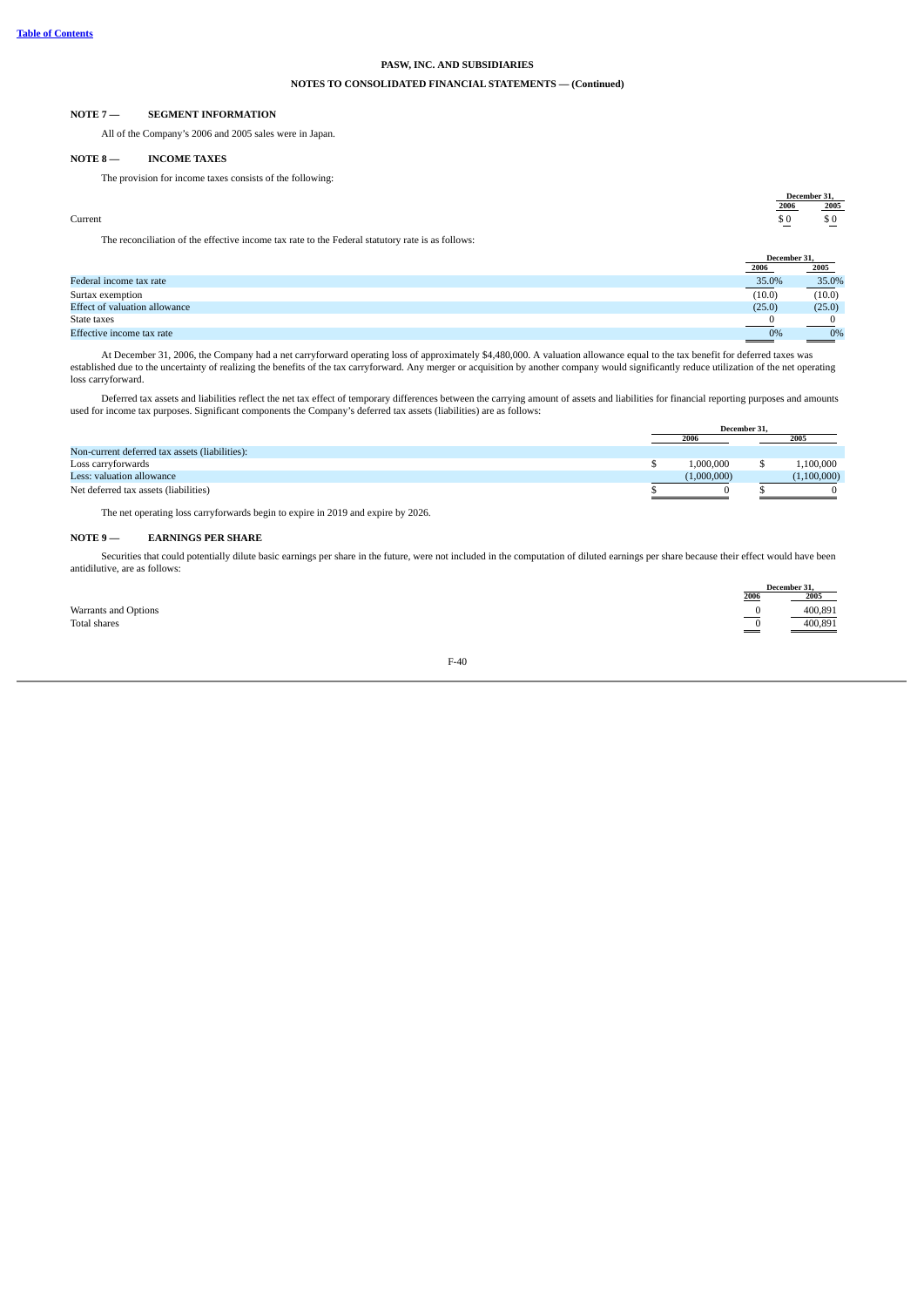PASW, INC. AND SUBSIDIARIES

NOTES TO CONSOLIDATED FINANCIAL STATEMENTS — (Continued)

## NOTE 7 — SEGMENT INFORMATION

All of the Company's 2006 and 2005 sales were in Japan.

## NOTE 8 — INCOME TAXES

The provision for income taxes consists of the following:

| | December 31, 2006 | December 31, 2005 |
|---|---|---|
| Current | $ 0 | $ 0 |

The reconciliation of the effective income tax rate to the Federal statutory rate is as follows:

| | December 31, 2006 | December 31, 2005 |
|---|---|---|
| Federal income tax rate | 35.0% | 35.0% |
| Surtax exemption | (10.0) | (10.0) |
| Effect of valuation allowance | (25.0) | (25.0) |
| State taxes | 0 | 0 |
| Effective income tax rate | 0% | 0% |

At December 31, 2006, the Company had a net carryforward operating loss of approximately $4,480,000. A valuation allowance equal to the tax benefit for deferred taxes was established due to the uncertainty of realizing the benefits of the tax carryforward. Any merger or acquisition by another company would significantly reduce utilization of the net operating loss carryforward.

Deferred tax assets and liabilities reflect the net tax effect of temporary differences between the carrying amount of assets and liabilities for financial reporting purposes and amounts used for income tax purposes. Significant components the Company's deferred tax assets (liabilities) are as follows:

| | December 31, 2006 | December 31, 2005 |
|---|---|---|
| Non-current deferred tax assets (liabilities): | | |
| Loss carryforwards | $ 1,000,000 | $ 1,100,000 |
| Less: valuation allowance | (1,000,000) | (1,100,000) |
| Net deferred tax assets (liabilities) | $ 0 | $ 0 |

The net operating loss carryforwards begin to expire in 2019 and expire by 2026.

## NOTE 9 — EARNINGS PER SHARE

Securities that could potentially dilute basic earnings per share in the future, were not included in the computation of diluted earnings per share because their effect would have been antidilutive, are as follows:

| | December 31, 2006 | December 31, 2005 |
|---|---|---|
| Warrants and Options | 0 | 400,891 |
| Total shares | 0 | 400,891 |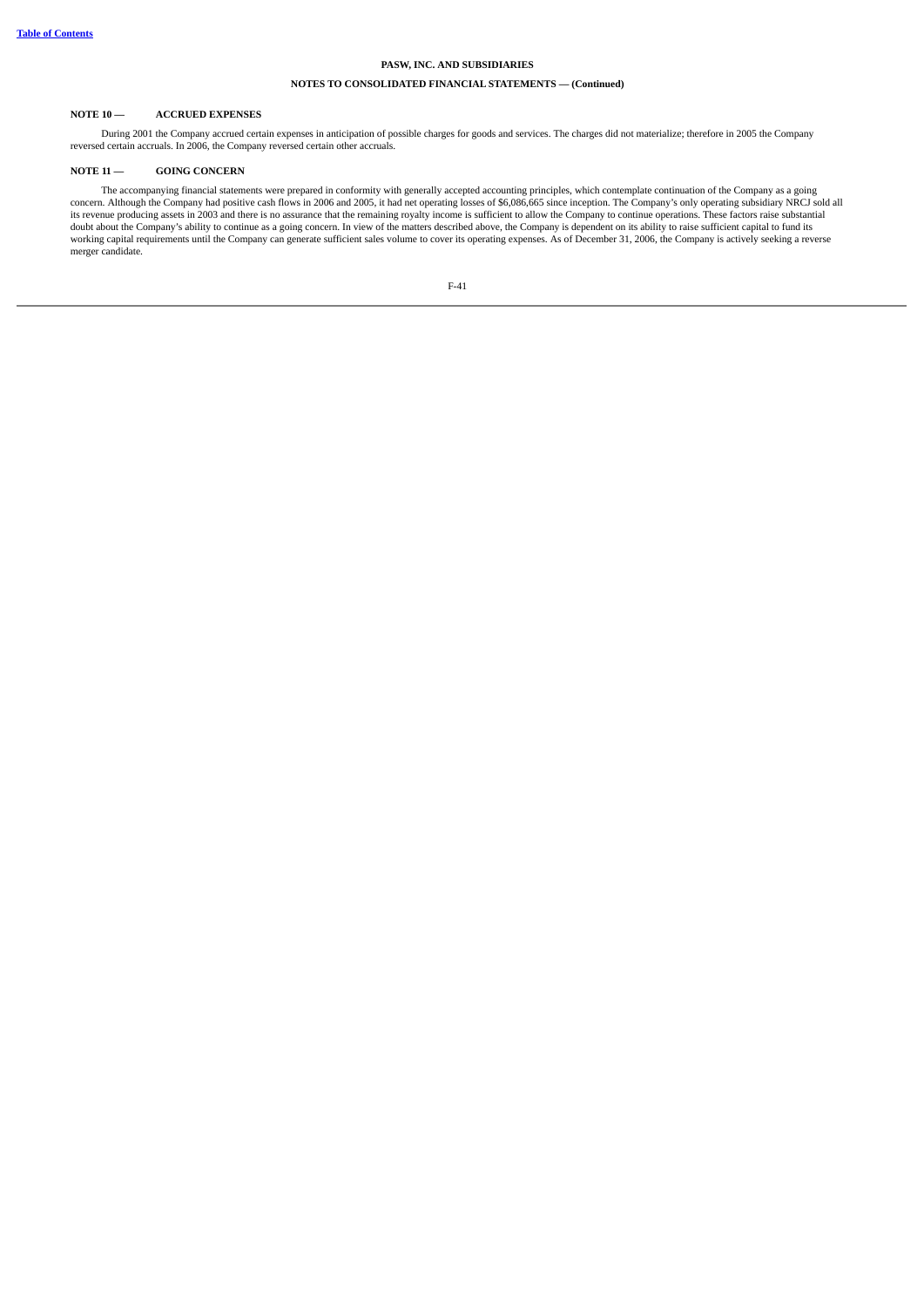**PASW, INC. AND SUBSIDIARIES**

**NOTES TO CONSOLIDATED FINANCIAL STATEMENTS — (Continued)**

**NOTE 10 — ACCRUED EXPENSES**

During 2001 the Company accrued certain expenses in anticipation of possible charges for goods and services. The charges did not materialize; therefore in 2005 the Company reversed certain accruals. In 2006, the Company reversed certain other accruals.

**NOTE 11 — GOING CONCERN**

The accompanying financial statements were prepared in conformity with generally accepted accounting principles, which contemplate continuation of the Company as a going concern. Although the Company had positive cash flows in 2006 and 2005, it had net operating losses of $6,086,665 since inception. The Company's only operating subsidiary NRCJ sold all its revenue producing assets in 2003 and there is no assurance that the remaining royalty income is sufficient to allow the Company to continue operations. These factors raise substantial doubt about the Company's ability to continue as a going concern. In view of the matters described above, the Company is dependent on its ability to raise sufficient capital to fund its working capital requirements until the Company can generate sufficient sales volume to cover its operating expenses. As of December 31, 2006, the Company is actively seeking a reverse merger candidate.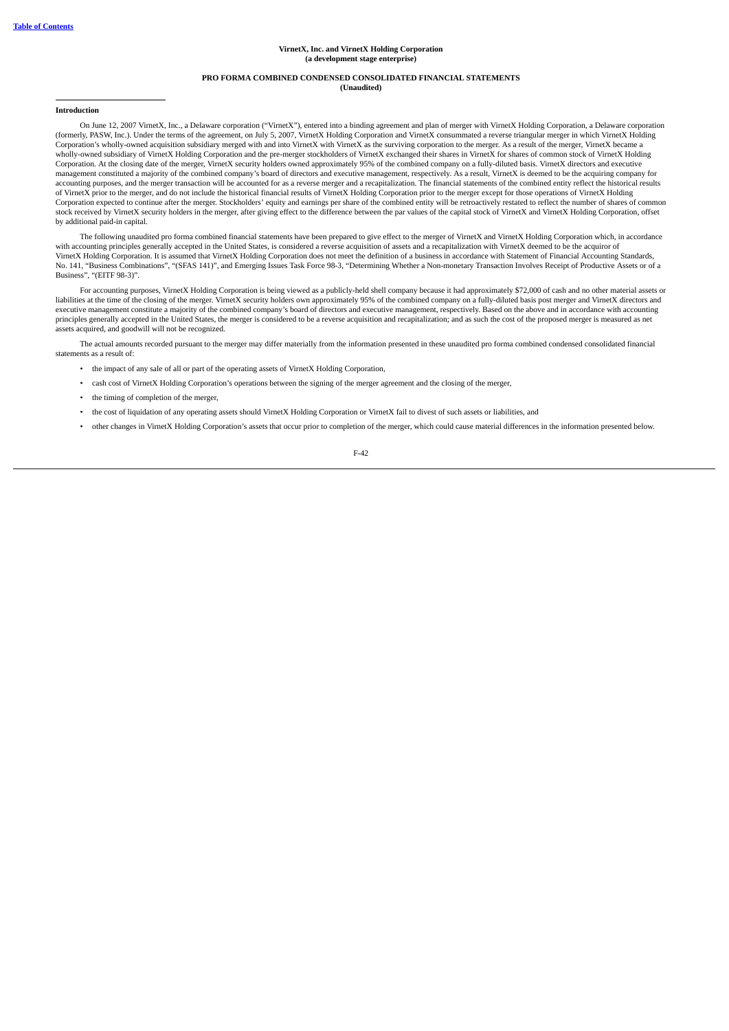**VirnetX, Inc. and VirnetX Holding Corporation**
**(a development stage enterprise)**

**PRO FORMA COMBINED CONDENSED CONSOLIDATED FINANCIAL STATEMENTS**
**(Unaudited)**

**Introduction**

On June 12, 2007 VirnetX, Inc., a Delaware corporation ("VirnetX"), entered into a binding agreement and plan of merger with VirnetX Holding Corporation, a Delaware corporation (formerly, PASW, Inc.). Under the terms of the agreement, on July 5, 2007, VirnetX Holding Corporation and VirnetX consummated a reverse triangular merger in which VirnetX Holding Corporation's wholly-owned acquisition subsidiary merged with and into VirnetX with VirnetX as the surviving corporation to the merger. As a result of the merger, VirnetX became a wholly-owned subsidiary of VirnetX Holding Corporation and the pre-merger stockholders of VirnetX exchanged their shares in VirnetX for shares of common stock of VirnetX Holding Corporation. At the closing date of the merger, VirnetX security holders owned approximately 95% of the combined company on a fully-diluted basis. VirnetX directors and executive management constituted a majority of the combined company's board of directors and executive management, respectively. As a result, VirnetX is deemed to be the acquiring company for accounting purposes, and the merger transaction will be accounted for as a reverse merger and a recapitalization. The financial statements of the combined entity reflect the historical results of VirnetX prior to the merger, and do not include the historical financial results of VirnetX Holding Corporation prior to the merger except for those operations of VirnetX Holding Corporation expected to continue after the merger. Stockholders' equity and earnings per share of the combined entity will be retroactively restated to reflect the number of shares of common stock received by VirnetX security holders in the merger, after giving effect to the difference between the par values of the capital stock of VirnetX and VirnetX Holding Corporation, offset by additional paid-in capital.

The following unaudited pro forma combined financial statements have been prepared to give effect to the merger of VirnetX and VirnetX Holding Corporation which, in accordance with accounting principles generally accepted in the United States, is considered a reverse acquisition of assets and a recapitalization with VirnetX deemed to be the acquiror of VirnetX Holding Corporation. It is assumed that VirnetX Holding Corporation does not meet the definition of a business in accordance with Statement of Financial Accounting Standards, No. 141, "Business Combinations", "(SFAS 141)", and Emerging Issues Task Force 98-3, "Determining Whether a Non-monetary Transaction Involves Receipt of Productive Assets or of a Business", "(EITF 98-3)".

For accounting purposes, VirnetX Holding Corporation is being viewed as a publicly-held shell company because it had approximately $72,000 of cash and no other material assets or liabilities at the time of the closing of the merger. VirnetX security holders own approximately 95% of the combined company on a fully-diluted basis post merger and VirnetX directors and executive management constitute a majority of the combined company's board of directors and executive management, respectively. Based on the above and in accordance with accounting principles generally accepted in the United States, the merger is considered to be a reverse acquisition and recapitalization; and as such the cost of the proposed merger is measured as net assets acquired, and goodwill will not be recognized.

The actual amounts recorded pursuant to the merger may differ materially from the information presented in these unaudited pro forma combined condensed consolidated financial statements as a result of:

- the impact of any sale of all or part of the operating assets of VirnetX Holding Corporation,
- cash cost of VirnetX Holding Corporation's operations between the signing of the merger agreement and the closing of the merger,
- the timing of completion of the merger,
- the cost of liquidation of any operating assets should VirnetX Holding Corporation or VirnetX fail to divest of such assets or liabilities, and
- other changes in VirnetX Holding Corporation's assets that occur prior to completion of the merger, which could cause material differences in the information presented below.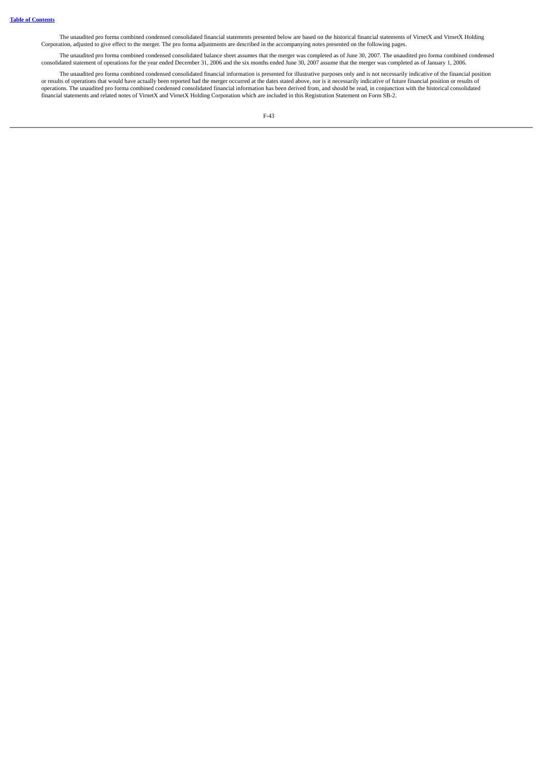The unaudited pro forma combined condensed consolidated financial statements presented below are based on the historical financial statements of VirnetX and VirnetX Holding Corporation, adjusted to give effect to the merger. The pro forma adjustments are described in the accompanying notes presented on the following pages.

The unaudited pro forma combined condensed consolidated balance sheet assumes that the merger was completed as of June 30, 2007. The unaudited pro forma combined condensed consolidated statement of operations for the year ended December 31, 2006 and the six months ended June 30, 2007 assume that the merger was completed as of January 1, 2006.

The unaudited pro forma combined condensed consolidated financial information is presented for illustrative purposes only and is not necessarily indicative of the financial position or results of operations that would have actually been reported had the merger occurred at the dates stated above, nor is it necessarily indicative of future financial position or results of operations. The unaudited pro forma combined condensed consolidated financial information has been derived from, and should be read, in conjunction with the historical consolidated financial statements and related notes of VirnetX and VirnetX Holding Corporation which are included in this Registration Statement on Form SB-2.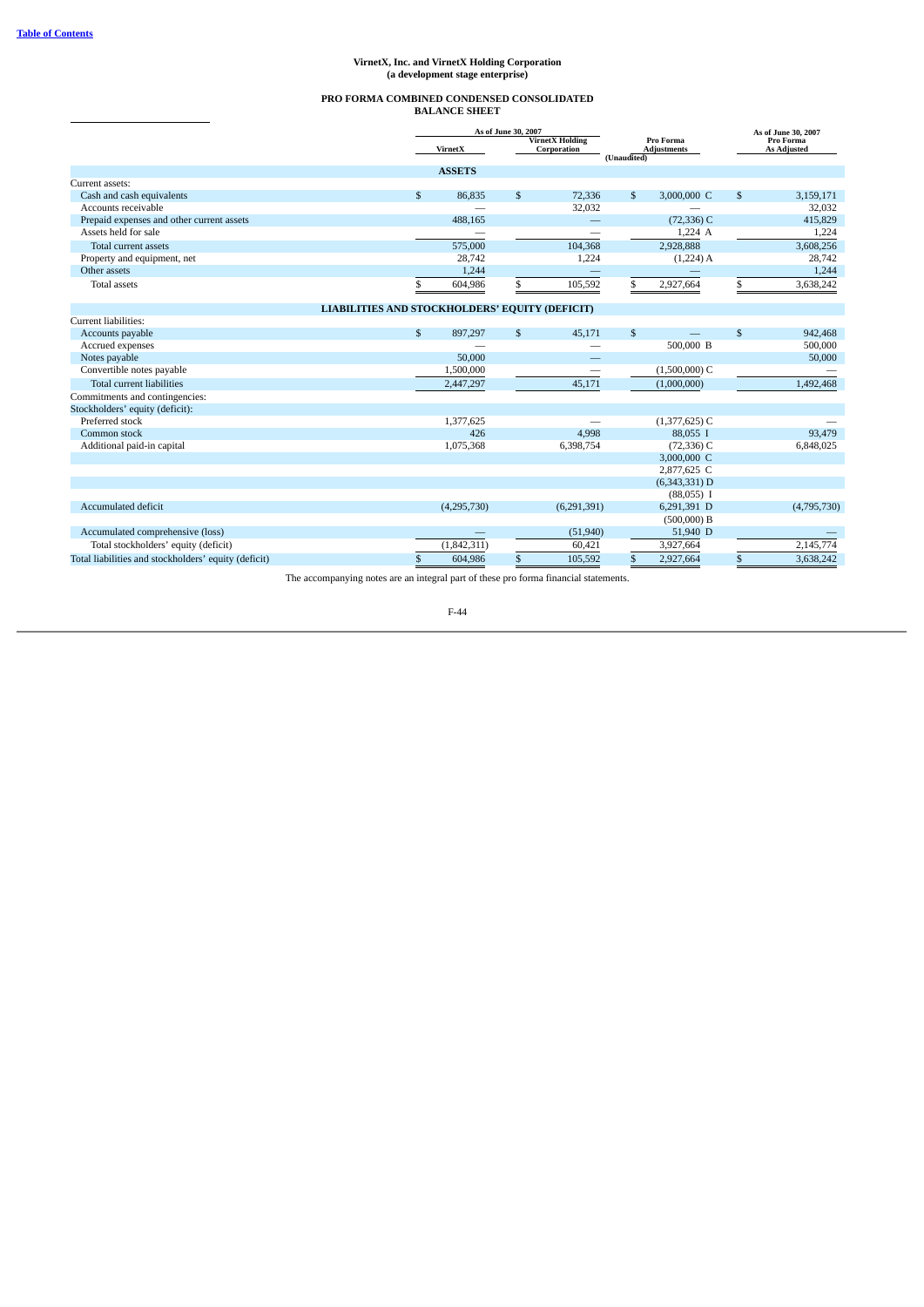**Table of Contents**

**VirnetX, Inc. and VirnetX Holding Corporation**
**(a development stage enterprise)**

**PRO FORMA COMBINED CONDENSED CONSOLIDATED**
**BALANCE SHEET**

| | As of June 30, 2007 VirnetX | As of June 30, 2007 VirnetX Holding Corporation | Pro Forma Adjustments | As of June 30, 2007 Pro Forma As Adjusted |
|---|---|---|---|---|
| | | (Unaudited) | | |
| **ASSETS** | | | | |
| Current assets: | | | | |
| Cash and cash equivalents | $ 86,835 | $ 72,336 | $ 3,000,000 C | $ 3,159,171 |
| Accounts receivable | — | 32,032 | — | 32,032 |
| Prepaid expenses and other current assets | 488,165 | — | (72,336) C | 415,829 |
| Assets held for sale | — | — | 1,224 A | 1,224 |
| Total current assets | 575,000 | 104,368 | 2,928,888 | 3,608,256 |
| Property and equipment, net | 28,742 | 1,224 | (1,224) A | 28,742 |
| Other assets | 1,244 | — | — | 1,244 |
| Total assets | $ 604,986 | $ 105,592 | $ 2,927,664 | $ 3,638,242 |
| **LIABILITIES AND STOCKHOLDERS' EQUITY (DEFICIT)** | | | | |
| Current liabilities: | | | | |
| Accounts payable | $ 897,297 | $ 45,171 | $ — | $ 942,468 |
| Accrued expenses | — | — | 500,000 B | 500,000 |
| Notes payable | 50,000 | — | | 50,000 |
| Convertible notes payable | 1,500,000 | — | (1,500,000) C | — |
| Total current liabilities | 2,447,297 | 45,171 | (1,000,000) | 1,492,468 |
| Commitments and contingencies: | | | | |
| Stockholders' equity (deficit): | | | | |
| Preferred stock | 1,377,625 | — | (1,377,625) C | — |
| Common stock | 426 | 4,998 | 88,055 I | 93,479 |
| Additional paid-in capital | 1,075,368 | 6,398,754 | (72,336) C | 6,848,025 |
| | | | 3,000,000 C | |
| | | | 2,877,625 C | |
| | | | (6,343,331) D | |
| | | | (88,055) I | |
| Accumulated deficit | (4,295,730) | (6,291,391) | 6,291,391 D | (4,795,730) |
| | | | (500,000) B | |
| Accumulated comprehensive (loss) | — | (51,940) | 51,940 D | — |
| Total stockholders' equity (deficit) | (1,842,311) | 60,421 | 3,927,664 | 2,145,774 |
| Total liabilities and stockholders' equity (deficit) | $ 604,986 | $ 105,592 | $ 2,927,664 | $ 3,638,242 |

The accompanying notes are an integral part of these pro forma financial statements.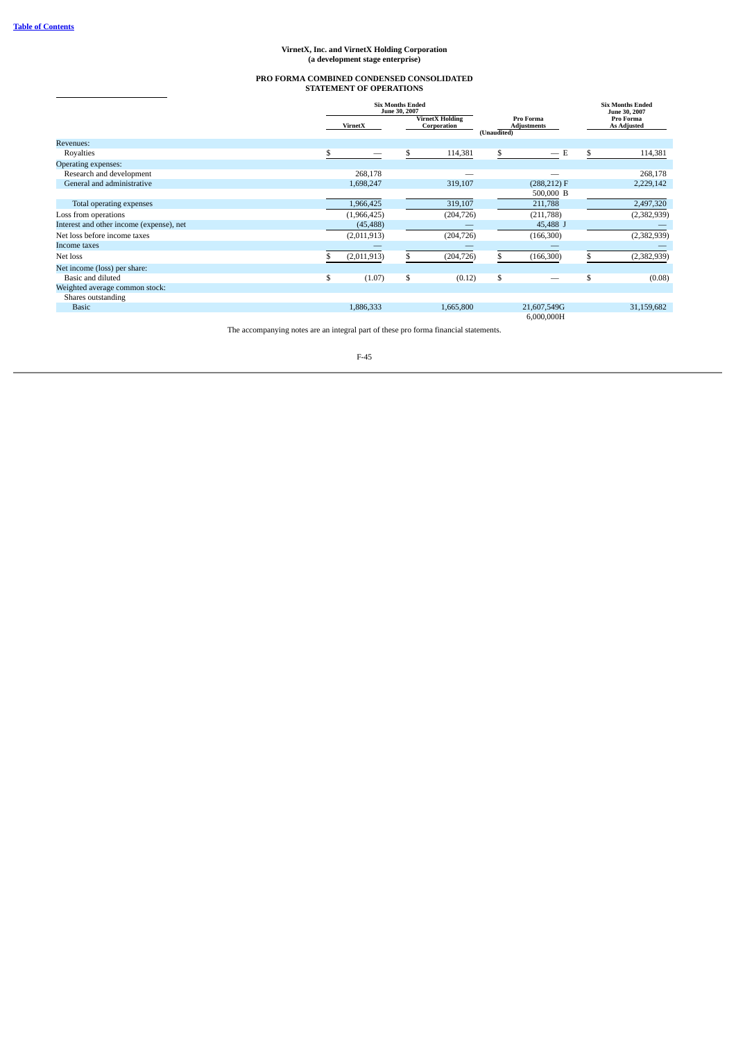VirnetX, Inc. and VirnetX Holding Corporation
(a development stage enterprise)

**PRO FORMA COMBINED CONDENSED CONSOLIDATED STATEMENT OF OPERATIONS**

| | Six Months Ended June 30, 2007 | | | Six Months Ended June 30, 2007 |
|---|---|---|---|---|
| | VirnetX | VirnetX Holding Corporation | Pro Forma Adjustments | Pro Forma As Adjusted |
| | | | (Unaudited) | |
| Revenues: | | | | |
| Royalties | $ — | $ 114,381 | $ — E | $ 114,381 |
| Operating expenses: | | | | |
| Research and development | 268,178 | — | — | 268,178 |
| General and administrative | 1,698,247 | 319,107 | (288,212) F | 2,229,142 |
| | | | 500,000 B | |
| Total operating expenses | 1,966,425 | 319,107 | 211,788 | 2,497,320 |
| Loss from operations | (1,966,425) | (204,726) | (211,788) | (2,382,939) |
| Interest and other income (expense), net | (45,488) | — | 45,488 J | — |
| Net loss before income taxes | (2,011,913) | (204,726) | (166,300) | (2,382,939) |
| Income taxes | — | — | — | — |
| Net loss | $ (2,011,913) | $ (204,726) | $ (166,300) | $ (2,382,939) |
| Net income (loss) per share: | | | | |
| Basic and diluted | $ (1.07) | $ (0.12) | $ — | $ (0.08) |
| Weighted average common stock: | | | | |
| Shares outstanding | | | | |
| Basic | 1,886,333 | 1,665,800 | 21,607,549G | 31,159,682 |
| | | | 6,000,000H | |

The accompanying notes are an integral part of these pro forma financial statements.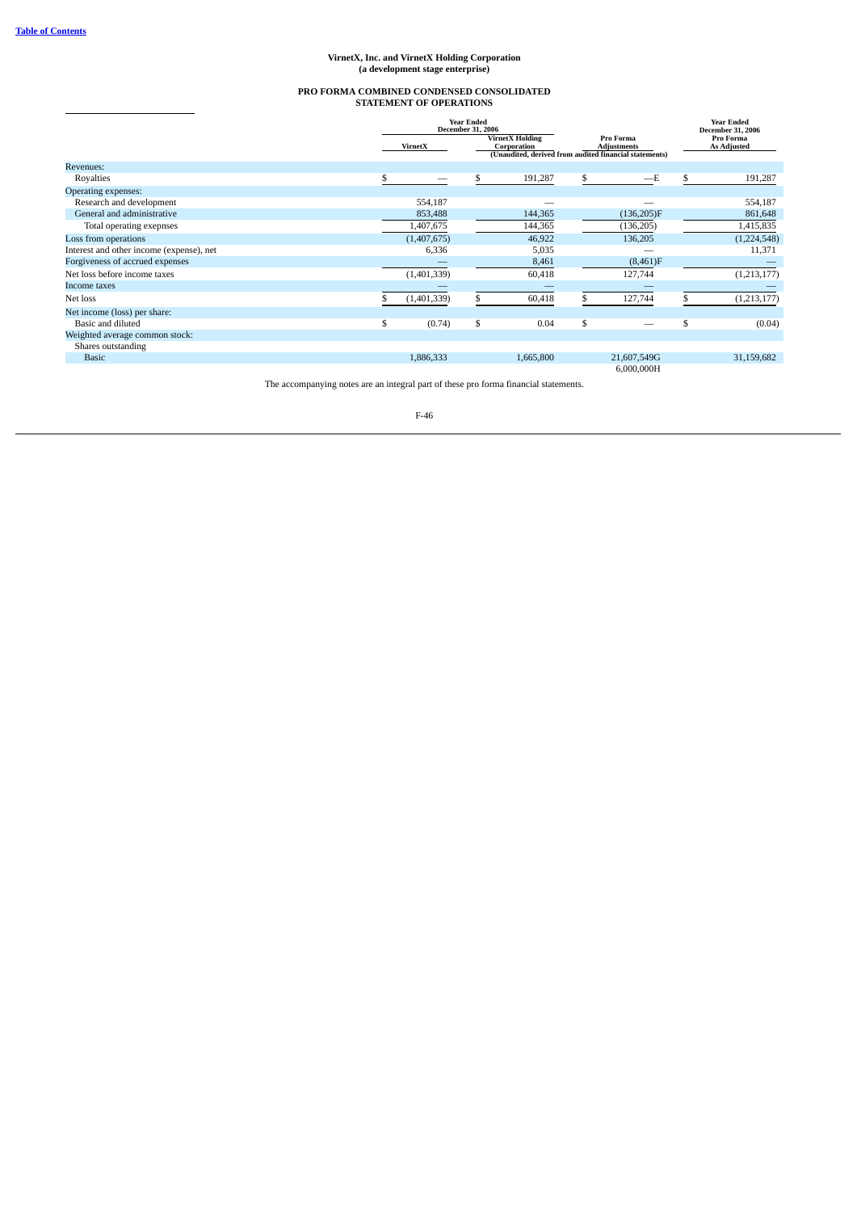**VirnetX, Inc. and VirnetX Holding Corporation**
**(a development stage enterprise)**

**PRO FORMA COMBINED CONDENSED CONSOLIDATED STATEMENT OF OPERATIONS**

| | Year Ended December 31, 2006 | | | Year Ended December 31, 2006 |
|---|---|---|---|---|
| | VirnetX | VirnetX Holding Corporation | Pro Forma Adjustments | Pro Forma As Adjusted |
| | (Unaudited, derived from audited financial statements) | | | |
| Revenues: | | | | |
| Royalties | $ — | $ 191,287 | $ —E | $ 191,287 |
| Operating expenses: | | | | |
| Research and development | 554,187 | — | — | 554,187 |
| General and administrative | 853,488 | 144,365 | (136,205)F | 861,648 |
| Total operating exepnses | 1,407,675 | 144,365 | (136,205) | 1,415,835 |
| Loss from operations | (1,407,675) | 46,922 | 136,205 | (1,224,548) |
| Interest and other income (expense), net | 6,336 | 5,035 | — | 11,371 |
| Forgiveness of accrued expenses | — | 8,461 | (8,461)F | — |
| Net loss before income taxes | (1,401,339) | 60,418 | 127,744 | (1,213,177) |
| Income taxes | — | — | — | — |
| Net loss | $ (1,401,339) | $ 60,418 | $ 127,744 | $ (1,213,177) |
| Net income (loss) per share: | | | | |
| Basic and diluted | $ (0.74) | $ 0.04 | $ — | $ (0.04) |
| Weighted average common stock: | | | | |
| Shares outstanding | | | | |
| Basic | 1,886,333 | 1,665,800 | 21,607,549G<br>6,000,000H | 31,159,682 |

The accompanying notes are an integral part of these pro forma financial statements.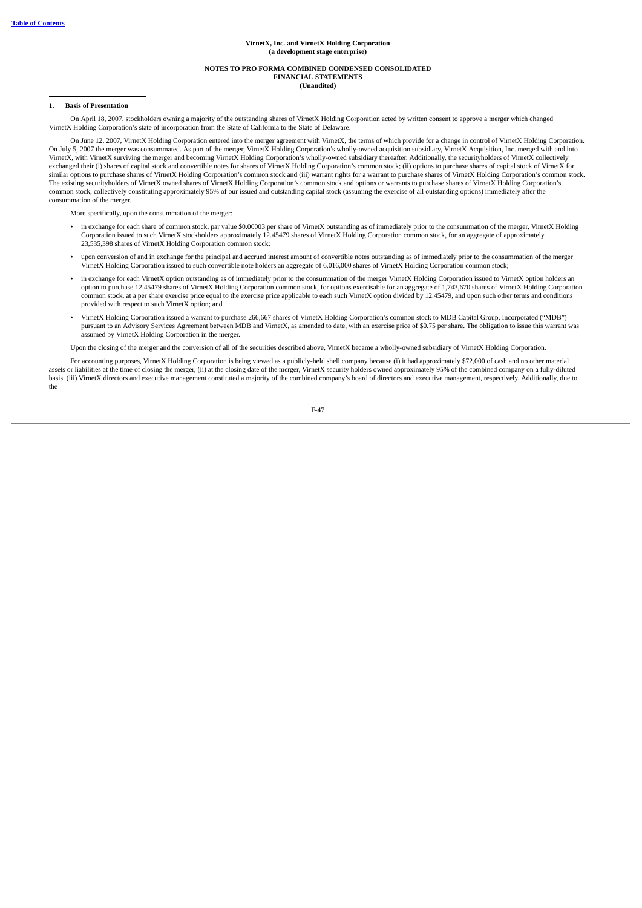**VirnetX, Inc. and VirnetX Holding Corporation**
**(a development stage enterprise)**

**NOTES TO PRO FORMA COMBINED CONDENSED CONSOLIDATED FINANCIAL STATEMENTS**
**(Unaudited)**

## 1. Basis of Presentation

On April 18, 2007, stockholders owning a majority of the outstanding shares of VirnetX Holding Corporation acted by written consent to approve a merger which changed VirnetX Holding Corporation's state of incorporation from the State of California to the State of Delaware.

On June 12, 2007, VirnetX Holding Corporation entered into the merger agreement with VirnetX, the terms of which provide for a change in control of VirnetX Holding Corporation. On July 5, 2007 the merger was consummated. As part of the merger, VirnetX Holding Corporation's wholly-owned acquisition subsidiary, VirnetX Acquisition, Inc. merged with and into VirnetX, with VirnetX surviving the merger and becoming VirnetX Holding Corporation's wholly-owned subsidiary thereafter. Additionally, the securityholders of VirnetX collectively exchanged their (i) shares of capital stock and convertible notes for shares of VirnetX Holding Corporation's common stock; (ii) options to purchase shares of capital stock of VirnetX for similar options to purchase shares of VirnetX Holding Corporation's common stock and (iii) warrant rights for a warrant to purchase shares of VirnetX Holding Corporation's common stock. The existing securityholders of VirnetX owned shares of VirnetX Holding Corporation's common stock and options or warrants to purchase shares of VirnetX Holding Corporation's common stock, collectively constituting approximately 95% of our issued and outstanding capital stock (assuming the exercise of all outstanding options) immediately after the consummation of the merger.

More specifically, upon the consummation of the merger:

- in exchange for each share of common stock, par value $0.00003 per share of VirnetX outstanding as of immediately prior to the consummation of the merger, VirnetX Holding Corporation issued to such VirnetX stockholders approximately 12.45479 shares of VirnetX Holding Corporation common stock, for an aggregate of approximately 23,535,398 shares of VirnetX Holding Corporation common stock;
- upon conversion of and in exchange for the principal and accrued interest amount of convertible notes outstanding as of immediately prior to the consummation of the merger VirnetX Holding Corporation issued to such convertible note holders an aggregate of 6,016,000 shares of VirnetX Holding Corporation common stock;
- in exchange for each VirnetX option outstanding as of immediately prior to the consummation of the merger VirnetX Holding Corporation issued to VirnetX option holders an option to purchase 12.45479 shares of VirnetX Holding Corporation common stock, for options exercisable for an aggregate of 1,743,670 shares of VirnetX Holding Corporation common stock, at a per share exercise price equal to the exercise price applicable to each such VirnetX option divided by 12.45479, and upon such other terms and conditions provided with respect to such VirnetX option; and
- VirnetX Holding Corporation issued a warrant to purchase 266,667 shares of VirnetX Holding Corporation's common stock to MDB Capital Group, Incorporated ("MDB") pursuant to an Advisory Services Agreement between MDB and VirnetX, as amended to date, with an exercise price of $0.75 per share. The obligation to issue this warrant was assumed by VirnetX Holding Corporation in the merger.

Upon the closing of the merger and the conversion of all of the securities described above, VirnetX became a wholly-owned subsidiary of VirnetX Holding Corporation.

For accounting purposes, VirnetX Holding Corporation is being viewed as a publicly-held shell company because (i) it had approximately $72,000 of cash and no other material assets or liabilities at the time of closing the merger, (ii) at the closing date of the merger, VirnetX security holders owned approximately 95% of the combined company on a fully-diluted basis, (iii) VirnetX directors and executive management constituted a majority of the combined company's board of directors and executive management, respectively. Additionally, due to the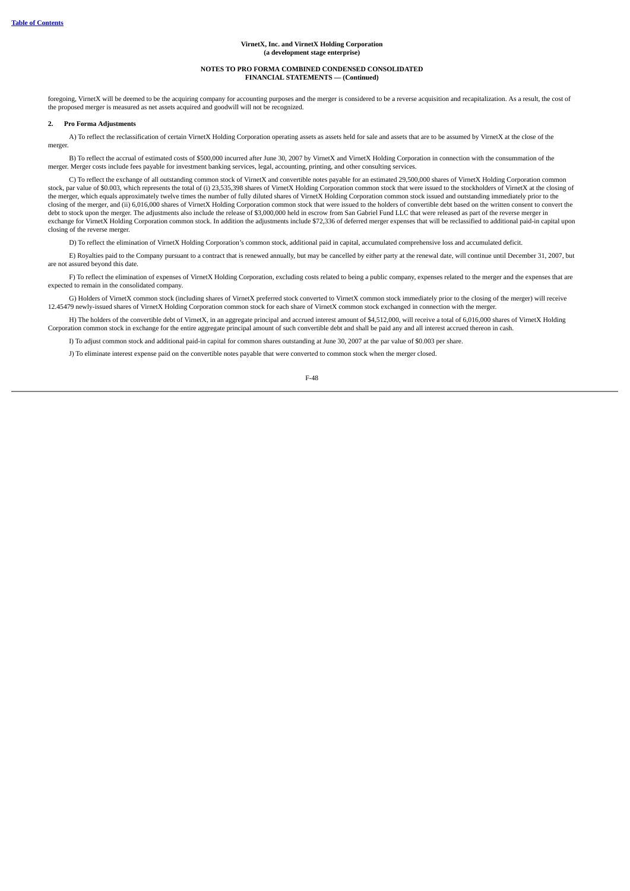**VirnetX, Inc. and VirnetX Holding Corporation**
**(a development stage enterprise)**

**NOTES TO PRO FORMA COMBINED CONDENSED CONSOLIDATED FINANCIAL STATEMENTS — (Continued)**

foregoing, VirnetX will be deemed to be the acquiring company for accounting purposes and the merger is considered to be a reverse acquisition and recapitalization. As a result, the cost of the proposed merger is measured as net assets acquired and goodwill will not be recognized.

**2. Pro Forma Adjustments**

A) To reflect the reclassification of certain VirnetX Holding Corporation operating assets as assets held for sale and assets that are to be assumed by VirnetX at the close of the merger.

B) To reflect the accrual of estimated costs of $500,000 incurred after June 30, 2007 by VirnetX and VirnetX Holding Corporation in connection with the consummation of the merger. Merger costs include fees payable for investment banking services, legal, accounting, printing, and other consulting services.

C) To reflect the exchange of all outstanding common stock of VirnetX and convertible notes payable for an estimated 29,500,000 shares of VirnetX Holding Corporation common stock, par value of $0.003, which represents the total of (i) 23,535,398 shares of VirnetX Holding Corporation common stock that were issued to the stockholders of VirnetX at the closing of the merger, which equals approximately twelve times the number of fully diluted shares of VirnetX Holding Corporation common stock issued and outstanding immediately prior to the closing of the merger, and (ii) 6,016,000 shares of VirnetX Holding Corporation common stock that were issued to the holders of convertible debt based on the written consent to convert the debt to stock upon the merger. The adjustments also include the release of $3,000,000 held in escrow from San Gabriel Fund LLC that were released as part of the reverse merger in exchange for VirnetX Holding Corporation common stock. In addition the adjustments include $72,336 of deferred merger expenses that will be reclassified to additional paid-in capital upon closing of the reverse merger.

D) To reflect the elimination of VirnetX Holding Corporation's common stock, additional paid in capital, accumulated comprehensive loss and accumulated deficit.

E) Royalties paid to the Company pursuant to a contract that is renewed annually, but may be cancelled by either party at the renewal date, will continue until December 31, 2007, but are not assured beyond this date.

F) To reflect the elimination of expenses of VirnetX Holding Corporation, excluding costs related to being a public company, expenses related to the merger and the expenses that are expected to remain in the consolidated company.

G) Holders of VirnetX common stock (including shares of VirnetX preferred stock converted to VirnetX common stock immediately prior to the closing of the merger) will receive 12.45479 newly-issued shares of VirnetX Holding Corporation common stock for each share of VirnetX common stock exchanged in connection with the merger.

H) The holders of the convertible debt of VirnetX, in an aggregate principal and accrued interest amount of $4,512,000, will receive a total of 6,016,000 shares of VirnetX Holding Corporation common stock in exchange for the entire aggregate principal amount of such convertible debt and shall be paid any and all interest accrued thereon in cash.

I) To adjust common stock and additional paid-in capital for common shares outstanding at June 30, 2007 at the par value of $0.003 per share.

J) To eliminate interest expense paid on the convertible notes payable that were converted to common stock when the merger closed.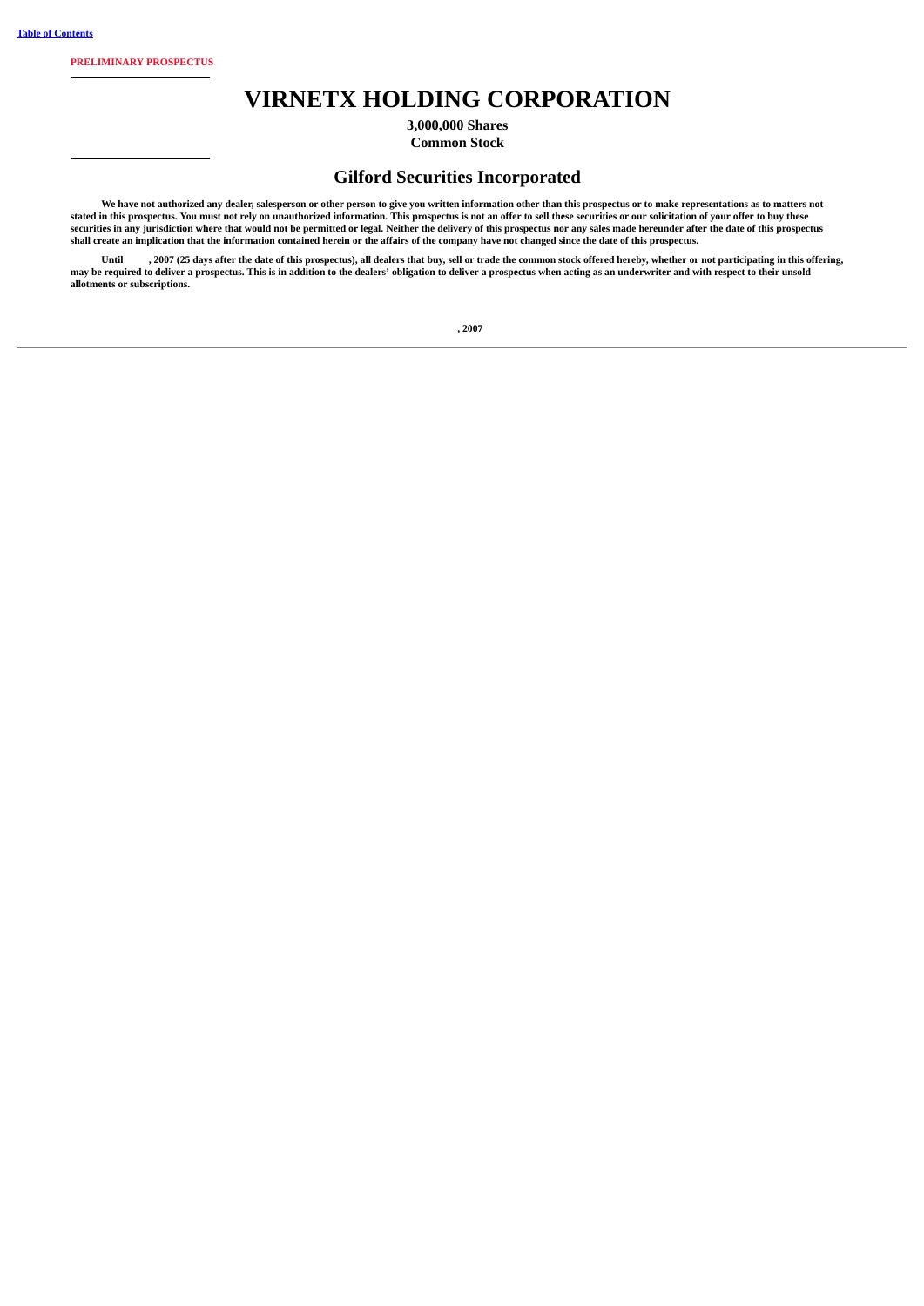**PRELIMINARY PROSPECTUS**

---

# VIRNETX HOLDING CORPORATION

**3,000,000 Shares**
**Common Stock**

---

## Gilford Securities Incorporated

**We have not authorized any dealer, salesperson or other person to give you written information other than this prospectus or to make representations as to matters not stated in this prospectus. You must not rely on unauthorized information. This prospectus is not an offer to sell these securities or our solicitation of your offer to buy these securities in any jurisdiction where that would not be permitted or legal. Neither the delivery of this prospectus nor any sales made hereunder after the date of this prospectus shall create an implication that the information contained herein or the affairs of the company have not changed since the date of this prospectus.**

**Until , 2007 (25 days after the date of this prospectus), all dealers that buy, sell or trade the common stock offered hereby, whether or not participating in this offering, may be required to deliver a prospectus. This is in addition to the dealers' obligation to deliver a prospectus when acting as an underwriter and with respect to their unsold allotments or subscriptions.**

**, 2007**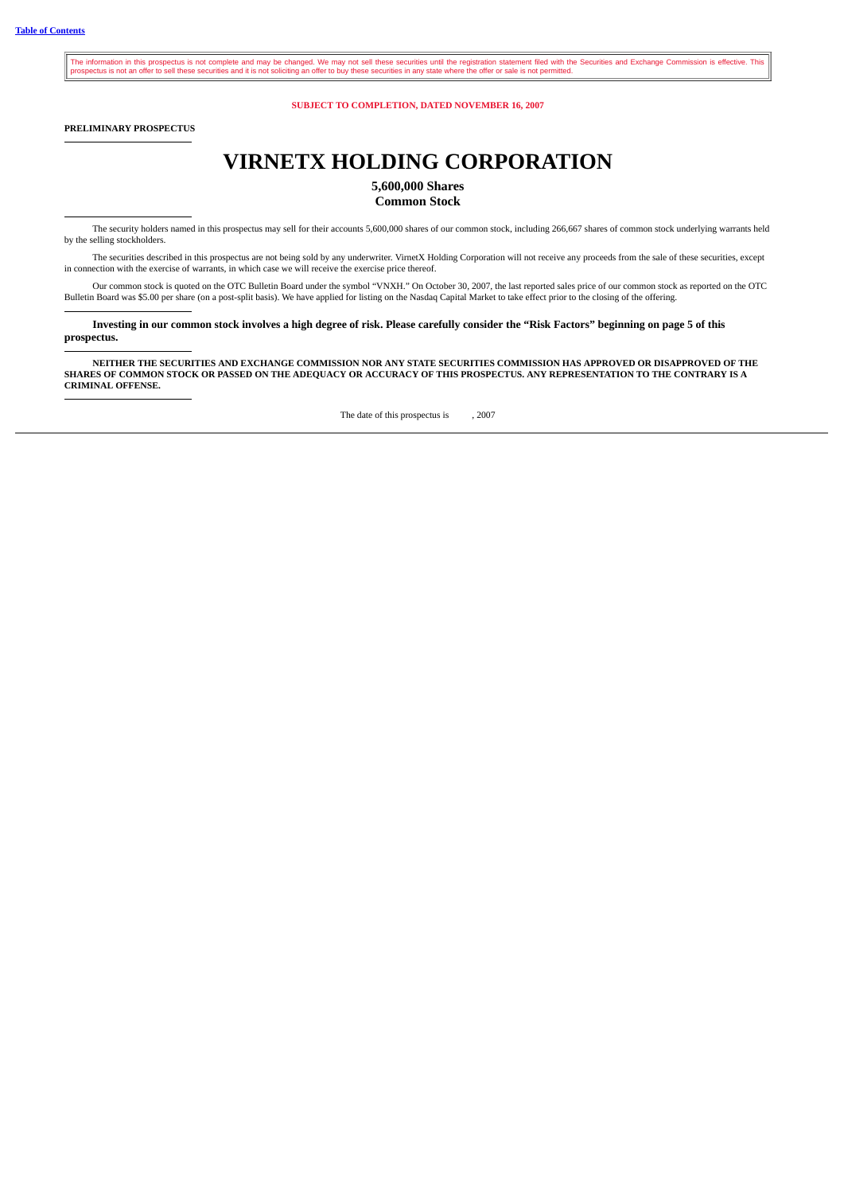The information in this prospectus is not complete and may be changed. We may not sell these securities until the registration statement filed with the Securities and Exchange Commission is effective. This prospectus is not an offer to sell these securities and it is not soliciting an offer to buy these securities in any state where the offer or sale is not permitted.

**SUBJECT TO COMPLETION, DATED NOVEMBER 16, 2007**

**PRELIMINARY PROSPECTUS**

# VIRNETX HOLDING CORPORATION

**5,600,000 Shares**
**Common Stock**

The security holders named in this prospectus may sell for their accounts 5,600,000 shares of our common stock, including 266,667 shares of common stock underlying warrants held by the selling stockholders.

The securities described in this prospectus are not being sold by any underwriter. VirnetX Holding Corporation will not receive any proceeds from the sale of these securities, except in connection with the exercise of warrants, in which case we will receive the exercise price thereof.

Our common stock is quoted on the OTC Bulletin Board under the symbol "VNXH." On October 30, 2007, the last reported sales price of our common stock as reported on the OTC Bulletin Board was $5.00 per share (on a post-split basis). We have applied for listing on the Nasdaq Capital Market to take effect prior to the closing of the offering.

**Investing in our common stock involves a high degree of risk. Please carefully consider the "Risk Factors" beginning on page 5 of this prospectus.**

**NEITHER THE SECURITIES AND EXCHANGE COMMISSION NOR ANY STATE SECURITIES COMMISSION HAS APPROVED OR DISAPPROVED OF THE SHARES OF COMMON STOCK OR PASSED ON THE ADEQUACY OR ACCURACY OF THIS PROSPECTUS. ANY REPRESENTATION TO THE CONTRARY IS A CRIMINAL OFFENSE.**

The date of this prospectus is , 2007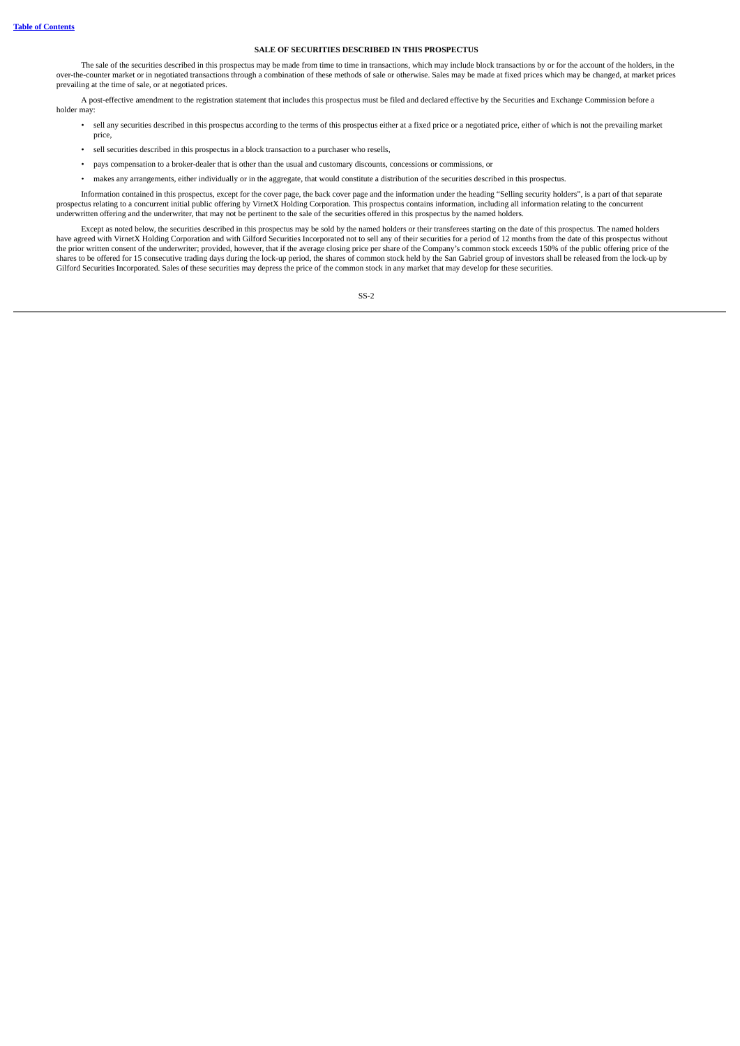## SALE OF SECURITIES DESCRIBED IN THIS PROSPECTUS

The sale of the securities described in this prospectus may be made from time to time in transactions, which may include block transactions by or for the account of the holders, in the over-the-counter market or in negotiated transactions through a combination of these methods of sale or otherwise. Sales may be made at fixed prices which may be changed, at market prices prevailing at the time of sale, or at negotiated prices.

A post-effective amendment to the registration statement that includes this prospectus must be filed and declared effective by the Securities and Exchange Commission before a holder may:

- sell any securities described in this prospectus according to the terms of this prospectus either at a fixed price or a negotiated price, either of which is not the prevailing market price,
- sell securities described in this prospectus in a block transaction to a purchaser who resells,
- pays compensation to a broker-dealer that is other than the usual and customary discounts, concessions or commissions, or
- makes any arrangements, either individually or in the aggregate, that would constitute a distribution of the securities described in this prospectus.

Information contained in this prospectus, except for the cover page, the back cover page and the information under the heading "Selling security holders", is a part of that separate prospectus relating to a concurrent initial public offering by VirnetX Holding Corporation. This prospectus contains information, including all information relating to the concurrent underwritten offering and the underwriter, that may not be pertinent to the sale of the securities offered in this prospectus by the named holders.

Except as noted below, the securities described in this prospectus may be sold by the named holders or their transferees starting on the date of this prospectus. The named holders have agreed with VirnetX Holding Corporation and with Gilford Securities Incorporated not to sell any of their securities for a period of 12 months from the date of this prospectus without the prior written consent of the underwriter; provided, however, that if the average closing price per share of the Company's common stock exceeds 150% of the public offering price of the shares to be offered for 15 consecutive trading days during the lock-up period, the shares of common stock held by the San Gabriel group of investors shall be released from the lock-up by Gilford Securities Incorporated. Sales of these securities may depress the price of the common stock in any market that may develop for these securities.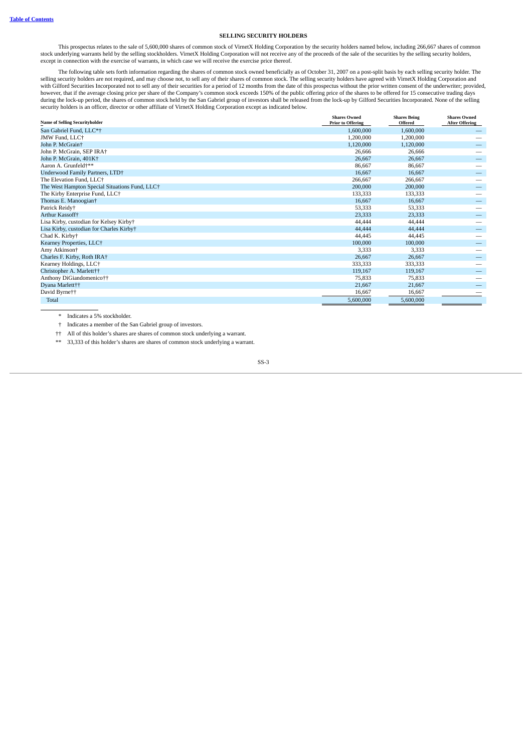**Table of Contents**

## SELLING SECURITY HOLDERS

This prospectus relates to the sale of 5,600,000 shares of common stock of VirnetX Holding Corporation by the security holders named below, including 266,667 shares of common stock underlying warrants held by the selling stockholders. VirnetX Holding Corporation will not receive any of the proceeds of the sale of the securities by the selling security holders, except in connection with the exercise of warrants, in which case we will receive the exercise price thereof.

The following table sets forth information regarding the shares of common stock owned beneficially as of October 31, 2007 on a post-split basis by each selling security holder. The selling security holders are not required, and may choose not, to sell any of their shares of common stock. The selling security holders have agreed with VirnetX Holding Corporation and with Gilford Securities Incorporated not to sell any of their securities for a period of 12 months from the date of this prospectus without the prior written consent of the underwriter; provided, however, that if the average closing price per share of the Company's common stock exceeds 150% of the public offering price of the shares to be offered for 15 consecutive trading days during the lock-up period, the shares of common stock held by the San Gabriel group of investors shall be released from the lock-up by Gilford Securities Incorporated. None of the selling security holders is an officer, director or other affiliate of VirnetX Holding Corporation except as indicated below.

| Name of Selling Securityholder | Shares Owned Prior to Offering | Shares Being Offered | Shares Owned After Offering |
|---|---|---|---|
| San Gabriel Fund, LLC*† | 1,600,000 | 1,600,000 | — |
| JMW Fund, LLC† | 1,200,000 | 1,200,000 | — |
| John P. McGrain† | 1,120,000 | 1,120,000 | — |
| John P. McGrain, SEP IRA† | 26,666 | 26,666 | — |
| John P. McGrain, 401K† | 26,667 | 26,667 | — |
| Aaron A. Grunfeld†** | 86,667 | 86,667 | — |
| Underwood Family Partners, LTD† | 16,667 | 16,667 | — |
| The Elevation Fund, LLC† | 266,667 | 266,667 | — |
| The West Hampton Special Situations Fund, LLC† | 200,000 | 200,000 | — |
| The Kirby Enterprise Fund, LLC† | 133,333 | 133,333 | — |
| Thomas E. Manoogian† | 16,667 | 16,667 | — |
| Patrick Reidy† | 53,333 | 53,333 | — |
| Arthur Kassoff† | 23,333 | 23,333 | — |
| Lisa Kirby, custodian for Kelsey Kirby† | 44,444 | 44,444 | — |
| Lisa Kirby, custodian for Charles Kirby† | 44,444 | 44,444 | — |
| Chad K. Kirby† | 44,445 | 44,445 | — |
| Kearney Properties, LLC† | 100,000 | 100,000 | — |
| Amy Atkinson† | 3,333 | 3,333 | — |
| Charles F. Kirby, Roth IRA† | 26,667 | 26,667 | — |
| Kearney Holdings, LLC† | 333,333 | 333,333 | — |
| Christopher A. Marlett†† | 119,167 | 119,167 | — |
| Anthony DiGiandomenico†† | 75,833 | 75,833 | — |
| Dyana Marlett†† | 21,667 | 21,667 | — |
| David Byrne†† | 16,667 | 16,667 | — |
| Total | 5,600,000 | 5,600,000 | |

\* Indicates a 5% stockholder.

† Indicates a member of the San Gabriel group of investors.

†† All of this holder's shares are shares of common stock underlying a warrant.

** 33,333 of this holder's shares are shares of common stock underlying a warrant.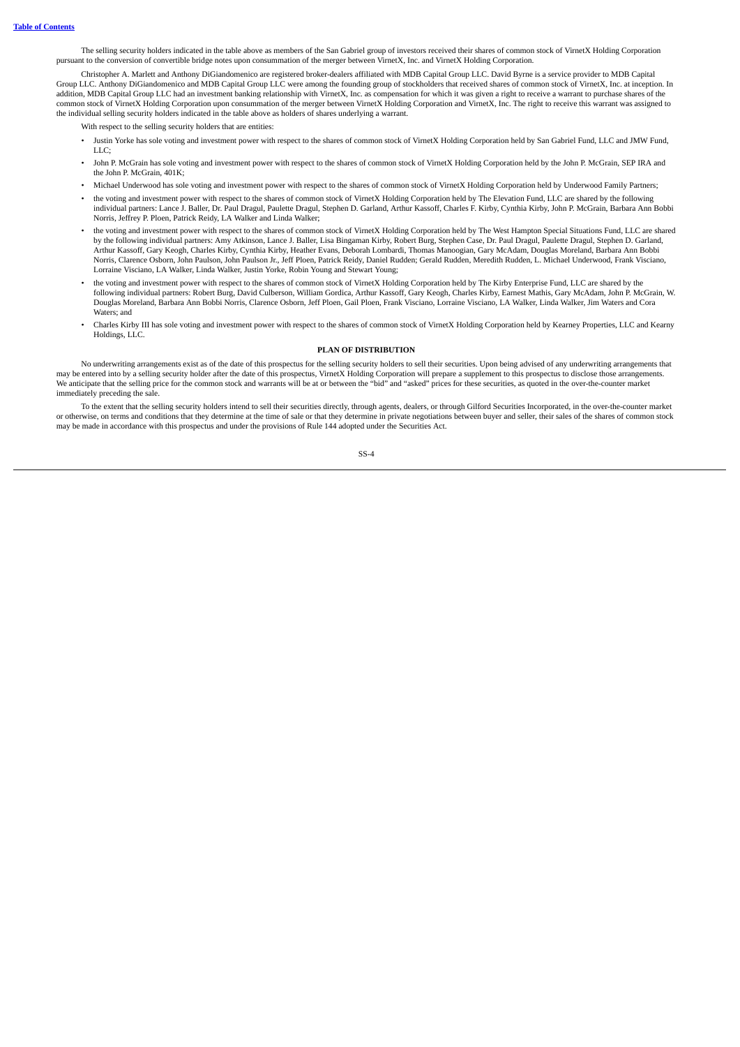The selling security holders indicated in the table above as members of the San Gabriel group of investors received their shares of common stock of VirnetX Holding Corporation pursuant to the conversion of convertible bridge notes upon consummation of the merger between VirnetX, Inc. and VirnetX Holding Corporation.

Christopher A. Marlett and Anthony DiGiandomenico are registered broker-dealers affiliated with MDB Capital Group LLC. David Byrne is a service provider to MDB Capital Group LLC. Anthony DiGiandomenico and MDB Capital Group LLC were among the founding group of stockholders that received shares of common stock of VirnetX, Inc. at inception. In addition, MDB Capital Group LLC had an investment banking relationship with VirnetX, Inc. as compensation for which it was given a right to receive a warrant to purchase shares of the common stock of VirnetX Holding Corporation upon consummation of the merger between VirnetX Holding Corporation and VirnetX, Inc. The right to receive this warrant was assigned to the individual selling security holders indicated in the table above as holders of shares underlying a warrant.

With respect to the selling security holders that are entities:

- Justin Yorke has sole voting and investment power with respect to the shares of common stock of VirnetX Holding Corporation held by San Gabriel Fund, LLC and JMW Fund, LLC;
- John P. McGrain has sole voting and investment power with respect to the shares of common stock of VirnetX Holding Corporation held by the John P. McGrain, SEP IRA and the John P. McGrain, 401K;
- Michael Underwood has sole voting and investment power with respect to the shares of common stock of VirnetX Holding Corporation held by Underwood Family Partners;
- the voting and investment power with respect to the shares of common stock of VirnetX Holding Corporation held by The Elevation Fund, LLC are shared by the following individual partners: Lance J. Baller, Dr. Paul Dragul, Paulette Dragul, Stephen D. Garland, Arthur Kassoff, Charles F. Kirby, Cynthia Kirby, John P. McGrain, Barbara Ann Bobbi Norris, Jeffrey P. Ploen, Patrick Reidy, LA Walker and Linda Walker;
- the voting and investment power with respect to the shares of common stock of VirnetX Holding Corporation held by The West Hampton Special Situations Fund, LLC are shared by the following individual partners: Amy Atkinson, Lance J. Baller, Lisa Bingaman Kirby, Robert Burg, Stephen Case, Dr. Paul Dragul, Paulette Dragul, Stephen D. Garland, Arthur Kassoff, Gary Keogh, Charles Kirby, Cynthia Kirby, Heather Evans, Deborah Lombardi, Thomas Manoogian, Gary McAdam, Douglas Moreland, Barbara Ann Bobbi Norris, Clarence Osborn, John Paulson, John Paulson Jr., Jeff Ploen, Patrick Reidy, Daniel Rudden; Gerald Rudden, Meredith Rudden, L. Michael Underwood, Frank Visciano, Lorraine Visciano, LA Walker, Linda Walker, Justin Yorke, Robin Young and Stewart Young;
- the voting and investment power with respect to the shares of common stock of VirnetX Holding Corporation held by The Kirby Enterprise Fund, LLC are shared by the following individual partners: Robert Burg, David Culberson, William Gordica, Arthur Kassoff, Gary Keogh, Charles Kirby, Earnest Mathis, Gary McAdam, John P. McGrain, W. Douglas Moreland, Barbara Ann Bobbi Norris, Clarence Osborn, Jeff Ploen, Gail Ploen, Frank Visciano, Lorraine Visciano, LA Walker, Linda Walker, Jim Waters and Cora Waters; and
- Charles Kirby III has sole voting and investment power with respect to the shares of common stock of VirnetX Holding Corporation held by Kearney Properties, LLC and Kearny Holdings, LLC.

## PLAN OF DISTRIBUTION

No underwriting arrangements exist as of the date of this prospectus for the selling security holders to sell their securities. Upon being advised of any underwriting arrangements that may be entered into by a selling security holder after the date of this prospectus, VirnetX Holding Corporation will prepare a supplement to this prospectus to disclose those arrangements. We anticipate that the selling price for the common stock and warrants will be at or between the "bid" and "asked" prices for these securities, as quoted in the over-the-counter market immediately preceding the sale.

To the extent that the selling security holders intend to sell their securities directly, through agents, dealers, or through Gilford Securities Incorporated, in the over-the-counter market or otherwise, on terms and conditions that they determine at the time of sale or that they determine in private negotiations between buyer and seller, their sales of the shares of common stock may be made in accordance with this prospectus and under the provisions of Rule 144 adopted under the Securities Act.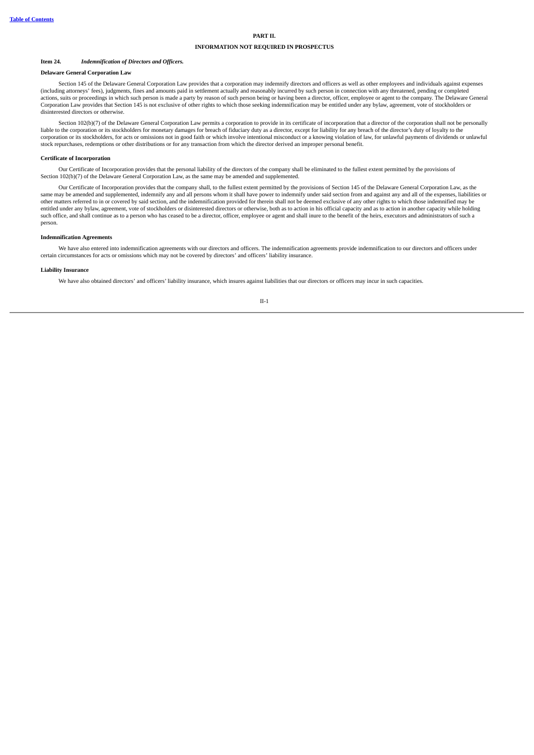# PART II.

## INFORMATION NOT REQUIRED IN PROSPECTUS

### Item 24. *Indemnification of Directors and Officers.*

**Delaware General Corporation Law**

Section 145 of the Delaware General Corporation Law provides that a corporation may indemnify directors and officers as well as other employees and individuals against expenses (including attorneys' fees), judgments, fines and amounts paid in settlement actually and reasonably incurred by such person in connection with any threatened, pending or completed actions, suits or proceedings in which such person is made a party by reason of such person being or having been a director, officer, employee or agent to the company. The Delaware General Corporation Law provides that Section 145 is not exclusive of other rights to which those seeking indemnification may be entitled under any bylaw, agreement, vote of stockholders or disinterested directors or otherwise.

Section 102(b)(7) of the Delaware General Corporation Law permits a corporation to provide in its certificate of incorporation that a director of the corporation shall not be personally liable to the corporation or its stockholders for monetary damages for breach of fiduciary duty as a director, except for liability for any breach of the director's duty of loyalty to the corporation or its stockholders, for acts or omissions not in good faith or which involve intentional misconduct or a knowing violation of law, for unlawful payments of dividends or unlawful stock repurchases, redemptions or other distributions or for any transaction from which the director derived an improper personal benefit.

**Certificate of Incorporation**

Our Certificate of Incorporation provides that the personal liability of the directors of the company shall be eliminated to the fullest extent permitted by the provisions of Section 102(b)(7) of the Delaware General Corporation Law, as the same may be amended and supplemented.

Our Certificate of Incorporation provides that the company shall, to the fullest extent permitted by the provisions of Section 145 of the Delaware General Corporation Law, as the same may be amended and supplemented, indemnify any and all persons whom it shall have power to indemnify under said section from and against any and all of the expenses, liabilities or other matters referred to in or covered by said section, and the indemnification provided for therein shall not be deemed exclusive of any other rights to which those indemnified may be entitled under any bylaw, agreement, vote of stockholders or disinterested directors or otherwise, both as to action in his official capacity and as to action in another capacity while holding such office, and shall continue as to a person who has ceased to be a director, officer, employee or agent and shall inure to the benefit of the heirs, executors and administrators of such a person.

**Indemnification Agreements**

We have also entered into indemnification agreements with our directors and officers. The indemnification agreements provide indemnification to our directors and officers under certain circumstances for acts or omissions which may not be covered by directors' and officers' liability insurance.

**Liability Insurance**

We have also obtained directors' and officers' liability insurance, which insures against liabilities that our directors or officers may incur in such capacities.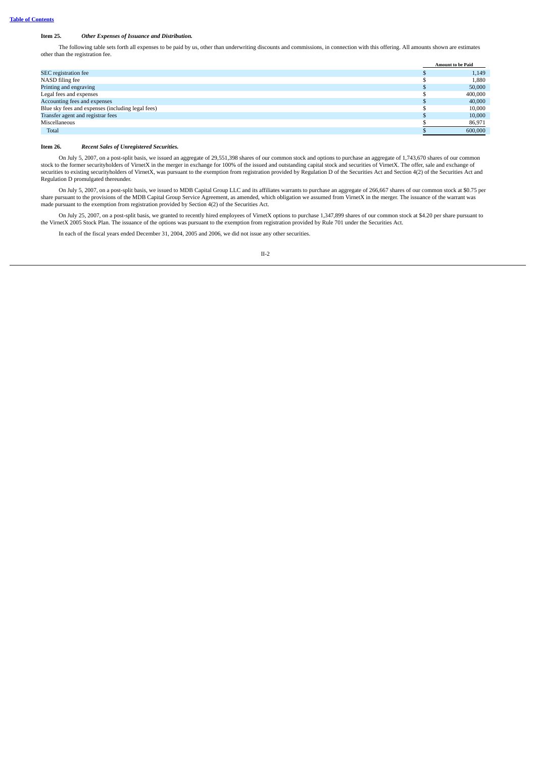**Item 25.** ***Other Expenses of Issuance and Distribution.***

The following table sets forth all expenses to be paid by us, other than underwriting discounts and commissions, in connection with this offering. All amounts shown are estimates other than the registration fee.

| | Amount to be Paid |
|---|---|
| SEC registration fee | $ 1,149 |
| NASD filing fee | $ 1,880 |
| Printing and engraving | $ 50,000 |
| Legal fees and expenses | $ 400,000 |
| Accounting fees and expenses | $ 40,000 |
| Blue sky fees and expenses (including legal fees) | $ 10,000 |
| Transfer agent and registrar fees | $ 10,000 |
| Miscellaneous | $ 86,971 |
| Total | $ 600,000 |

**Item 26.** ***Recent Sales of Unregistered Securities.***

On July 5, 2007, on a post-split basis, we issued an aggregate of 29,551,398 shares of our common stock and options to purchase an aggregate of 1,743,670 shares of our common stock to the former securityholders of VirnetX in the merger in exchange for 100% of the issued and outstanding capital stock and securities of VirnetX. The offer, sale and exchange of securities to existing securityholders of VirnetX, was pursuant to the exemption from registration provided by Regulation D of the Securities Act and Section 4(2) of the Securities Act and Regulation D promulgated thereunder.

On July 5, 2007, on a post-split basis, we issued to MDB Capital Group LLC and its affiliates warrants to purchase an aggregate of 266,667 shares of our common stock at $0.75 per share pursuant to the provisions of the MDB Capital Group Service Agreement, as amended, which obligation we assumed from VirnetX in the merger. The issuance of the warrant was made pursuant to the exemption from registration provided by Section 4(2) of the Securities Act.

On July 25, 2007, on a post-split basis, we granted to recently hired employees of VirnetX options to purchase 1,347,899 shares of our common stock at $4.20 per share pursuant to the VirnetX 2005 Stock Plan. The issuance of the options was pursuant to the exemption from registration provided by Rule 701 under the Securities Act.

In each of the fiscal years ended December 31, 2004, 2005 and 2006, we did not issue any other securities.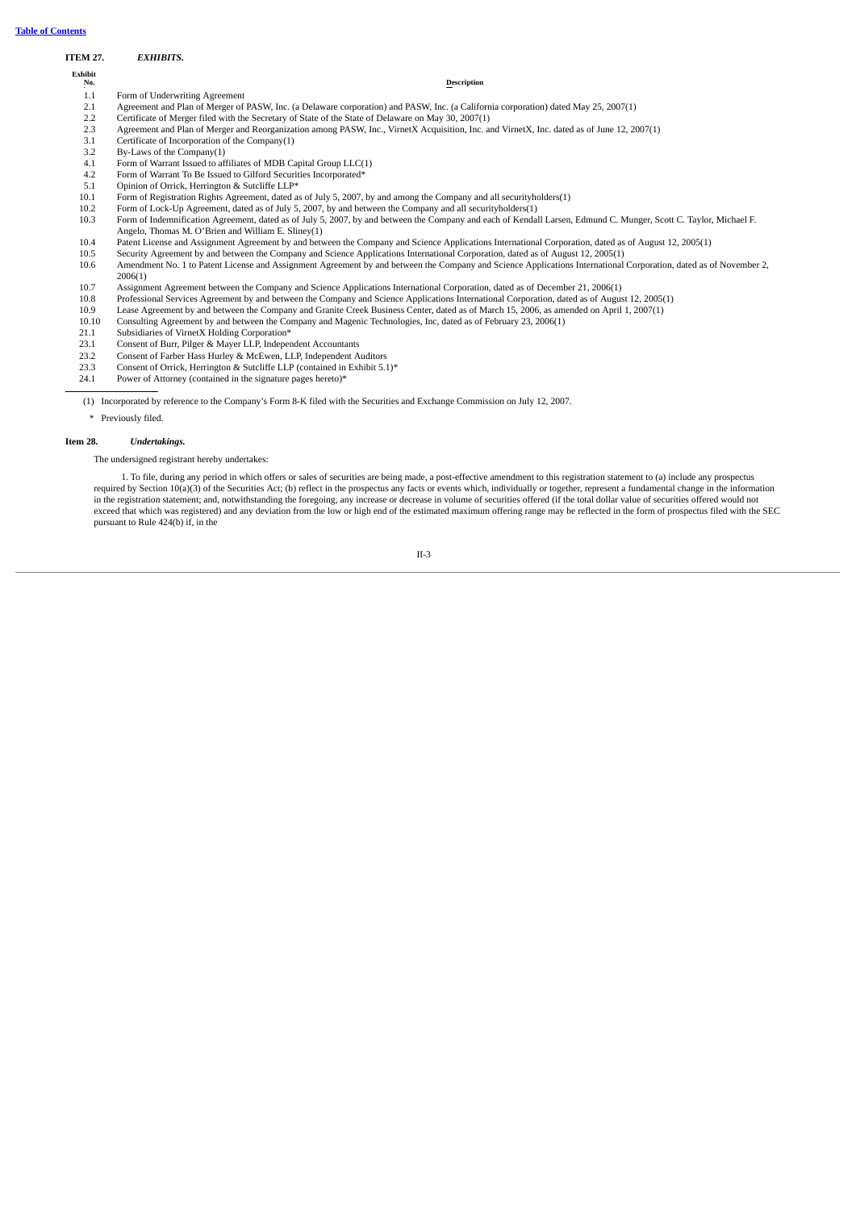[Table of Contents](#)

**ITEM 27.** ***EXHIBITS.***

| Exhibit No. | Description |
|---|---|
| 1.1 | Form of Underwriting Agreement |
| 2.1 | Agreement and Plan of Merger of PASW, Inc. (a Delaware corporation) and PASW, Inc. (a California corporation) dated May 25, 2007(1) |
| 2.2 | Certificate of Merger filed with the Secretary of State of the State of Delaware on May 30, 2007(1) |
| 2.3 | Agreement and Plan of Merger and Reorganization among PASW, Inc., VirnetX Acquisition, Inc. and VirnetX, Inc. dated as of June 12, 2007(1) |
| 3.1 | Certificate of Incorporation of the Company(1) |
| 3.2 | By-Laws of the Company(1) |
| 4.1 | Form of Warrant Issued to affiliates of MDB Capital Group LLC(1) |
| 4.2 | Form of Warrant To Be Issued to Gilford Securities Incorporated* |
| 5.1 | Opinion of Orrick, Herrington & Sutcliffe LLP* |
| 10.1 | Form of Registration Rights Agreement, dated as of July 5, 2007, by and among the Company and all securityholders(1) |
| 10.2 | Form of Lock-Up Agreement, dated as of July 5, 2007, by and between the Company and all securityholders(1) |
| 10.3 | Form of Indemnification Agreement, dated as of July 5, 2007, by and between the Company and each of Kendall Larsen, Edmund C. Munger, Scott C. Taylor, Michael F. Angelo, Thomas M. O'Brien and William E. Sliney(1) |
| 10.4 | Patent License and Assignment Agreement by and between the Company and Science Applications International Corporation, dated as of August 12, 2005(1) |
| 10.5 | Security Agreement by and between the Company and Science Applications International Corporation, dated as of August 12, 2005(1) |
| 10.6 | Amendment No. 1 to Patent License and Assignment Agreement by and between the Company and Science Applications International Corporation, dated as of November 2, 2006(1) |
| 10.7 | Assignment Agreement between the Company and Science Applications International Corporation, dated as of December 21, 2006(1) |
| 10.8 | Professional Services Agreement by and between the Company and Science Applications International Corporation, dated as of August 12, 2005(1) |
| 10.9 | Lease Agreement by and between the Company and Granite Creek Business Center, dated as of March 15, 2006, as amended on April 1, 2007(1) |
| 10.10 | Consulting Agreement by and between the Company and Magenic Technologies, Inc, dated as of February 23, 2006(1) |
| 21.1 | Subsidiaries of VirnetX Holding Corporation* |
| 23.1 | Consent of Burr, Pilger & Mayer LLP, Independent Accountants |
| 23.2 | Consent of Farber Hass Hurley & McEwen, LLP, Independent Auditors |
| 23.3 | Consent of Orrick, Herrington & Sutcliffe LLP (contained in Exhibit 5.1)* |
| 24.1 | Power of Attorney (contained in the signature pages hereto)* |

(1) Incorporated by reference to the Company's Form 8-K filed with the Securities and Exchange Commission on July 12, 2007.

\* Previously filed.

**Item 28.** ***Undertakings.***

The undersigned registrant hereby undertakes:

1. To file, during any period in which offers or sales of securities are being made, a post-effective amendment to this registration statement to (a) include any prospectus required by Section 10(a)(3) of the Securities Act; (b) reflect in the prospectus any facts or events which, individually or together, represent a fundamental change in the information in the registration statement; and, notwithstanding the foregoing, any increase or decrease in volume of securities offered (if the total dollar value of securities offered would not exceed that which was registered) and any deviation from the low or high end of the estimated maximum offering range may be reflected in the form of prospectus filed with the SEC pursuant to Rule 424(b) if, in the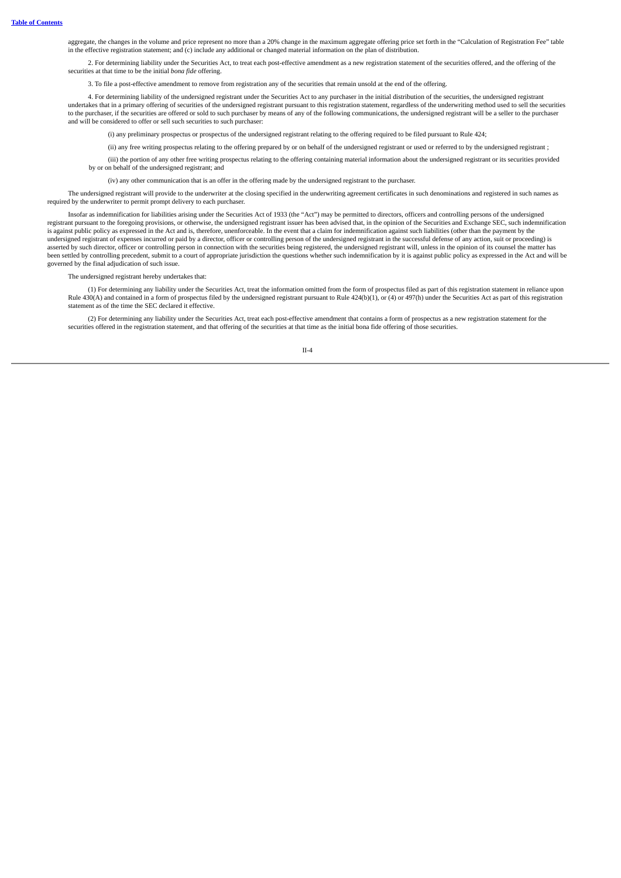aggregate, the changes in the volume and price represent no more than a 20% change in the maximum aggregate offering price set forth in the "Calculation of Registration Fee" table in the effective registration statement; and (c) include any additional or changed material information on the plan of distribution.

2. For determining liability under the Securities Act, to treat each post-effective amendment as a new registration statement of the securities offered, and the offering of the securities at that time to be the initial *bona fide* offering.

3. To file a post-effective amendment to remove from registration any of the securities that remain unsold at the end of the offering.

4. For determining liability of the undersigned registrant under the Securities Act to any purchaser in the initial distribution of the securities, the undersigned registrant undertakes that in a primary offering of securities of the undersigned registrant pursuant to this registration statement, regardless of the underwriting method used to sell the securities to the purchaser, if the securities are offered or sold to such purchaser by means of any of the following communications, the undersigned registrant will be a seller to the purchaser and will be considered to offer or sell such securities to such purchaser:

(i) any preliminary prospectus or prospectus of the undersigned registrant relating to the offering required to be filed pursuant to Rule 424;

(ii) any free writing prospectus relating to the offering prepared by or on behalf of the undersigned registrant or used or referred to by the undersigned registrant ;

(iii) the portion of any other free writing prospectus relating to the offering containing material information about the undersigned registrant or its securities provided by or on behalf of the undersigned registrant; and

(iv) any other communication that is an offer in the offering made by the undersigned registrant to the purchaser.

The undersigned registrant will provide to the underwriter at the closing specified in the underwriting agreement certificates in such denominations and registered in such names as required by the underwriter to permit prompt delivery to each purchaser.

Insofar as indemnification for liabilities arising under the Securities Act of 1933 (the "Act") may be permitted to directors, officers and controlling persons of the undersigned registrant pursuant to the foregoing provisions, or otherwise, the undersigned registrant issuer has been advised that, in the opinion of the Securities and Exchange SEC, such indemnification is against public policy as expressed in the Act and is, therefore, unenforceable. In the event that a claim for indemnification against such liabilities (other than the payment by the undersigned registrant of expenses incurred or paid by a director, officer or controlling person of the undersigned registrant in the successful defense of any action, suit or proceeding) is asserted by such director, officer or controlling person in connection with the securities being registered, the undersigned registrant will, unless in the opinion of its counsel the matter has been settled by controlling precedent, submit to a court of appropriate jurisdiction the questions whether such indemnification by it is against public policy as expressed in the Act and will be governed by the final adjudication of such issue.

The undersigned registrant hereby undertakes that:

(1) For determining any liability under the Securities Act, treat the information omitted from the form of prospectus filed as part of this registration statement in reliance upon Rule 430(A) and contained in a form of prospectus filed by the undersigned registrant pursuant to Rule 424(b)(1), or (4) or 497(h) under the Securities Act as part of this registration statement as of the time the SEC declared it effective.

(2) For determining any liability under the Securities Act, treat each post-effective amendment that contains a form of prospectus as a new registration statement for the securities offered in the registration statement, and that offering of the securities at that time as the initial bona fide offering of those securities.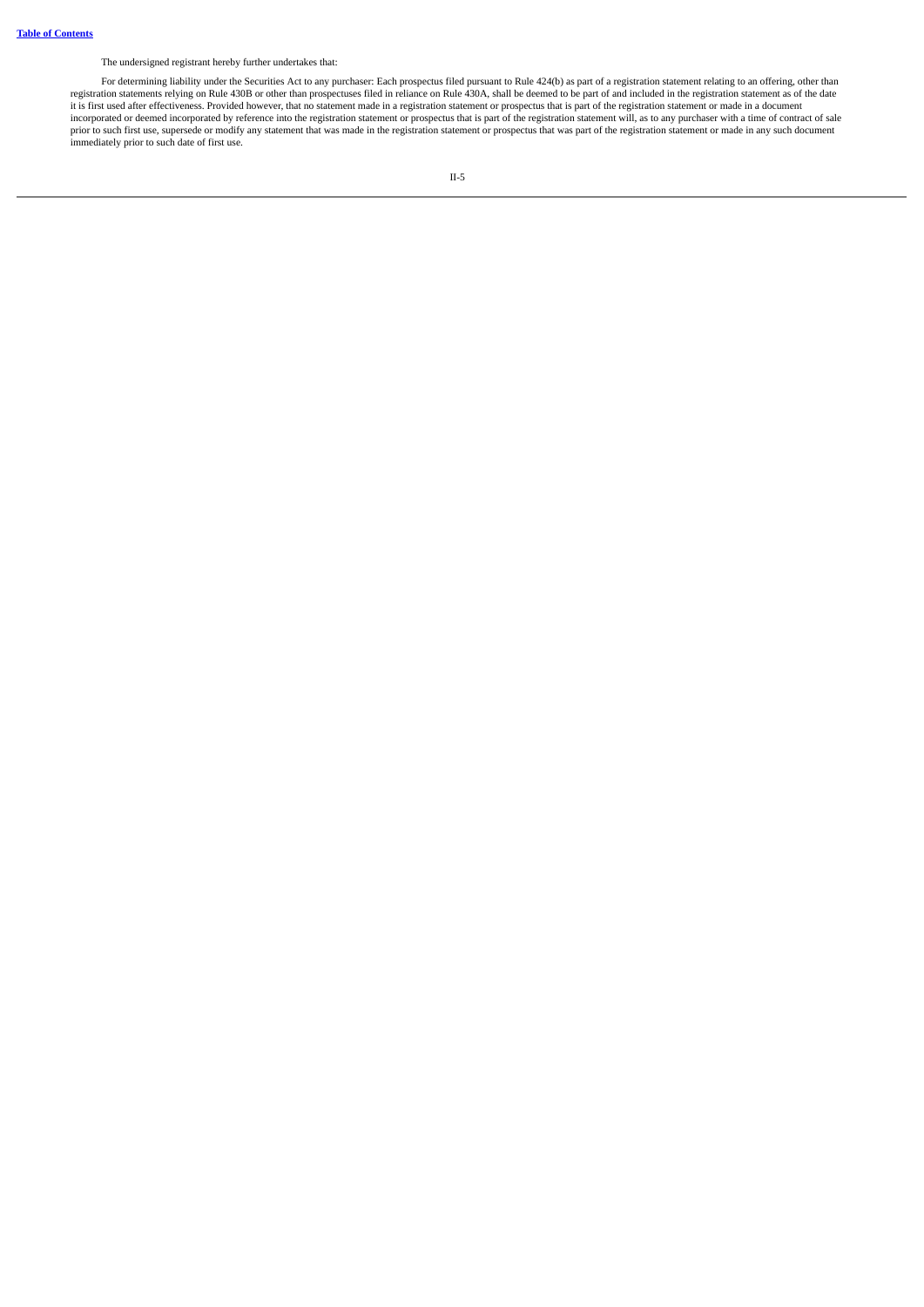The undersigned registrant hereby further undertakes that:

For determining liability under the Securities Act to any purchaser: Each prospectus filed pursuant to Rule 424(b) as part of a registration statement relating to an offering, other than registration statements relying on Rule 430B or other than prospectuses filed in reliance on Rule 430A, shall be deemed to be part of and included in the registration statement as of the date it is first used after effectiveness. Provided however, that no statement made in a registration statement or prospectus that is part of the registration statement or made in a document incorporated or deemed incorporated by reference into the registration statement or prospectus that is part of the registration statement will, as to any purchaser with a time of contract of sale prior to such first use, supersede or modify any statement that was made in the registration statement or prospectus that was part of the registration statement or made in any such document immediately prior to such date of first use.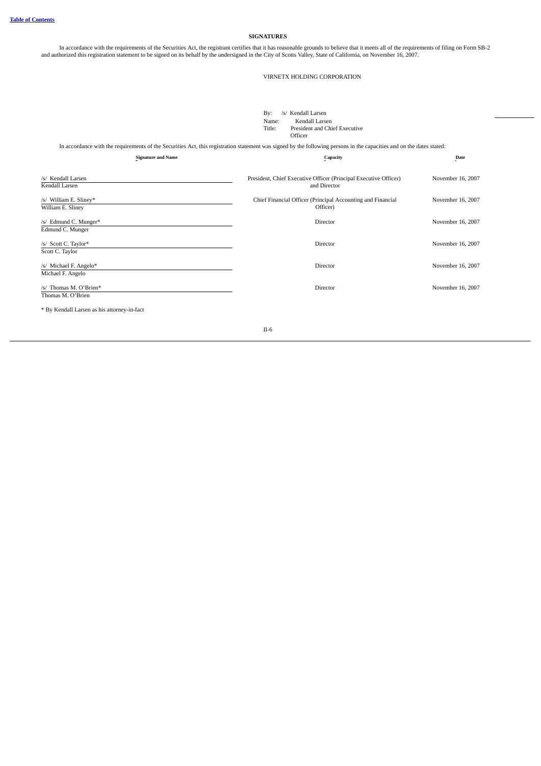## SIGNATURES

In accordance with the requirements of the Securities Act, the registrant certifies that it has reasonable grounds to believe that it meets all of the requirements of filing on Form SB-2 and authorized this registration statement to be signed on its behalf by the undersigned in the City of Scotts Valley, State of California, on November 16, 2007.

VIRNETX HOLDING CORPORATION

By: /s/ Kendall Larsen
Name: Kendall Larsen
Title: President and Chief Executive Officer

In accordance with the requirements of the Securities Act, this registration statement was signed by the following persons in the capacities and on the dates stated:

| Signature and Name | Capacity | Date |
|---|---|---|
| /s/ Kendall Larsen<br>Kendall Larsen | President, Chief Executive Officer (Principal Executive Officer) and Director | November 16, 2007 |
| /s/ William E. Sliney*<br>William E. Sliney | Chief Financial Officer (Principal Accounting and Financial Officer) | November 16, 2007 |
| /s/ Edmund C. Munger*<br>Edmund C. Munger | Director | November 16, 2007 |
| /s/ Scott C. Taylor*<br>Scott C. Taylor | Director | November 16, 2007 |
| /s/ Michael F. Angelo*<br>Michael F. Angelo | Director | November 16, 2007 |
| /s/ Thomas M. O'Brien*<br>Thomas M. O'Brien | Director | November 16, 2007 |

* By Kendall Larsen as his attorney-in-fact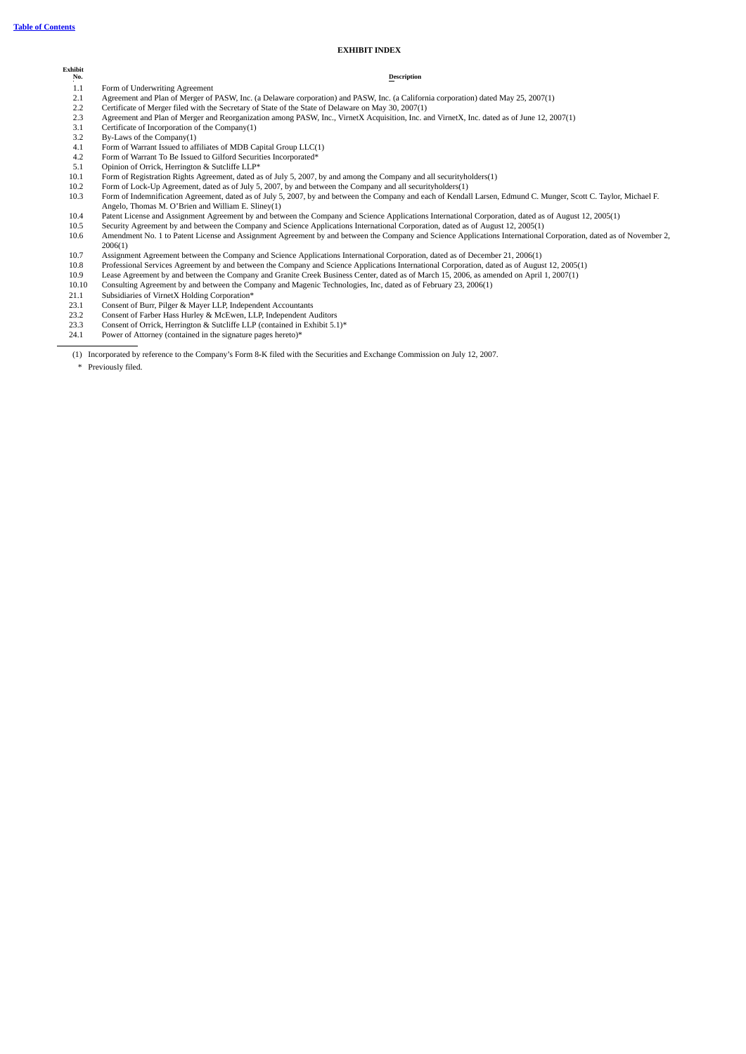# EXHIBIT INDEX

| Exhibit No. | Description |
|---|---|
| 1.1 | Form of Underwriting Agreement |
| 2.1 | Agreement and Plan of Merger of PASW, Inc. (a Delaware corporation) and PASW, Inc. (a California corporation) dated May 25, 2007(1) |
| 2.2 | Certificate of Merger filed with the Secretary of State of the State of Delaware on May 30, 2007(1) |
| 2.3 | Agreement and Plan of Merger and Reorganization among PASW, Inc., VirnetX Acquisition, Inc. and VirnetX, Inc. dated as of June 12, 2007(1) |
| 3.1 | Certificate of Incorporation of the Company(1) |
| 3.2 | By-Laws of the Company(1) |
| 4.1 | Form of Warrant Issued to affiliates of MDB Capital Group LLC(1) |
| 4.2 | Form of Warrant To Be Issued to Gilford Securities Incorporated* |
| 5.1 | Opinion of Orrick, Herrington & Sutcliffe LLP* |
| 10.1 | Form of Registration Rights Agreement, dated as of July 5, 2007, by and among the Company and all securityholders(1) |
| 10.2 | Form of Lock-Up Agreement, dated as of July 5, 2007, by and between the Company and all securityholders(1) |
| 10.3 | Form of Indemnification Agreement, dated as of July 5, 2007, by and between the Company and each of Kendall Larsen, Edmund C. Munger, Scott C. Taylor, Michael F. Angelo, Thomas M. O'Brien and William E. Sliney(1) |
| 10.4 | Patent License and Assignment Agreement by and between the Company and Science Applications International Corporation, dated as of August 12, 2005(1) |
| 10.5 | Security Agreement by and between the Company and Science Applications International Corporation, dated as of August 12, 2005(1) |
| 10.6 | Amendment No. 1 to Patent License and Assignment Agreement by and between the Company and Science Applications International Corporation, dated as of November 2, 2006(1) |
| 10.7 | Assignment Agreement between the Company and Science Applications International Corporation, dated as of December 21, 2006(1) |
| 10.8 | Professional Services Agreement by and between the Company and Science Applications International Corporation, dated as of August 12, 2005(1) |
| 10.9 | Lease Agreement by and between the Company and Granite Creek Business Center, dated as of March 15, 2006, as amended on April 1, 2007(1) |
| 10.10 | Consulting Agreement by and between the Company and Magenic Technologies, Inc, dated as of February 23, 2006(1) |
| 21.1 | Subsidiaries of VirnetX Holding Corporation* |
| 23.1 | Consent of Burr, Pilger & Mayer LLP, Independent Accountants |
| 23.2 | Consent of Farber Hass Hurley & McEwen, LLP, Independent Auditors |
| 23.3 | Consent of Orrick, Herrington & Sutcliffe LLP (contained in Exhibit 5.1)* |
| 24.1 | Power of Attorney (contained in the signature pages hereto)* |

(1) Incorporated by reference to the Company's Form 8-K filed with the Securities and Exchange Commission on July 12, 2007.

\* Previously filed.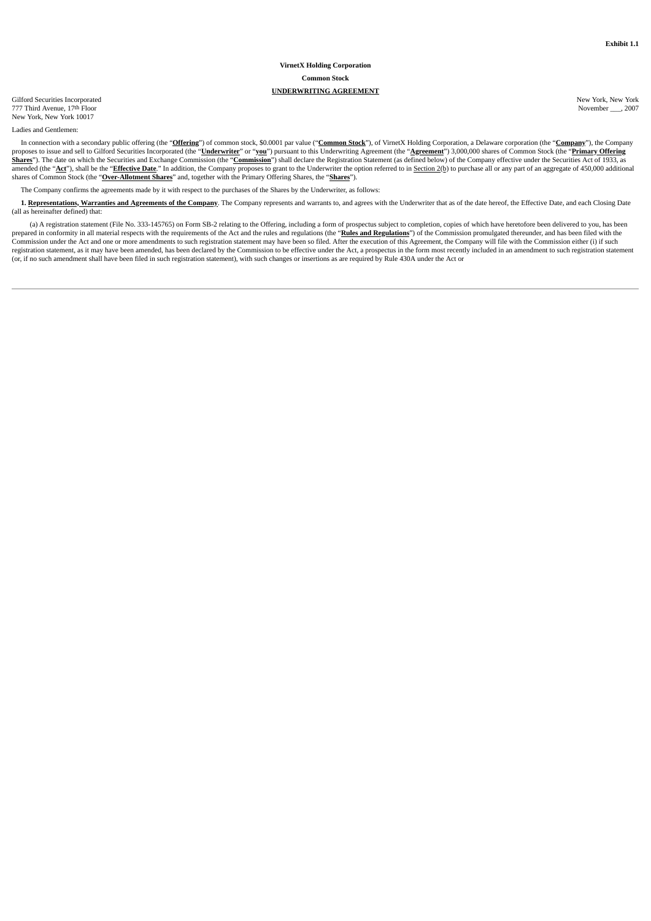**Exhibit 1.1**

**VirnetX Holding Corporation**

**Common Stock**

**UNDERWRITING AGREEMENT**

Gilford Securities Incorporated
777 Third Avenue, 17th Floor
New York, New York 10017

New York, New York
November ___, 2007

Ladies and Gentlemen:

In connection with a secondary public offering (the "**Offering**") of common stock, $0.0001 par value ("**Common Stock**"), of VirnetX Holding Corporation, a Delaware corporation (the "**Company**"), the Company proposes to issue and sell to Gilford Securities Incorporated (the "**Underwriter**" or "**you**") pursuant to this Underwriting Agreement (the "**Agreement**") 3,000,000 shares of Common Stock (the "**Primary Offering Shares**"). The date on which the Securities and Exchange Commission (the "**Commission**") shall declare the Registration Statement (as defined below) of the Company effective under the Securities Act of 1933, as amended (the "**Act**"), shall be the "**Effective Date**." In addition, the Company proposes to grant to the Underwriter the option referred to in Section 2(b) to purchase all or any part of an aggregate of 450,000 additional shares of Common Stock (the "**Over-Allotment Shares**" and, together with the Primary Offering Shares, the "**Shares**").

The Company confirms the agreements made by it with respect to the purchases of the Shares by the Underwriter, as follows:

**1. Representations, Warranties and Agreements of the Company**. The Company represents and warrants to, and agrees with the Underwriter that as of the date hereof, the Effective Date, and each Closing Date (all as hereinafter defined) that:

(a) A registration statement (File No. 333-145765) on Form SB-2 relating to the Offering, including a form of prospectus subject to completion, copies of which have heretofore been delivered to you, has been prepared in conformity in all material respects with the requirements of the Act and the rules and regulations (the "**Rules and Regulations**") of the Commission promulgated thereunder, and has been filed with the Commission under the Act and one or more amendments to such registration statement may have been so filed. After the execution of this Agreement, the Company will file with the Commission either (i) if such registration statement, as it may have been amended, has been declared by the Commission to be effective under the Act, a prospectus in the form most recently included in an amendment to such registration statement (or, if no such amendment shall have been filed in such registration statement), with such changes or insertions as are required by Rule 430A under the Act or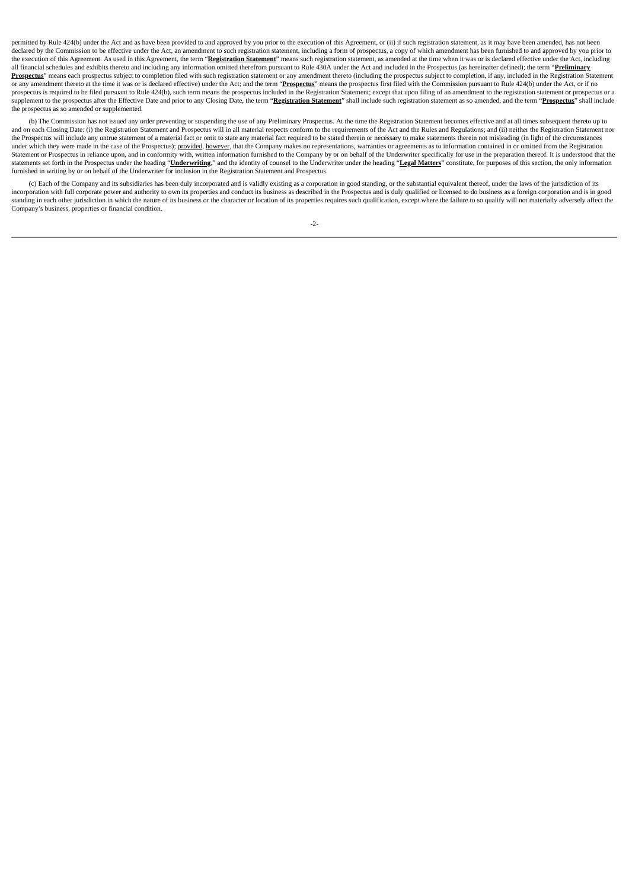permitted by Rule 424(b) under the Act and as have been provided to and approved by you prior to the execution of this Agreement, or (ii) if such registration statement, as it may have been amended, has not been declared by the Commission to be effective under the Act, an amendment to such registration statement, including a form of prospectus, a copy of which amendment has been furnished to and approved by you prior to the execution of this Agreement. As used in this Agreement, the term "**Registration Statement**" means such registration statement, as amended at the time when it was or is declared effective under the Act, including all financial schedules and exhibits thereto and including any information omitted therefrom pursuant to Rule 430A under the Act and included in the Prospectus (as hereinafter defined); the term "**Preliminary Prospectus**" means each prospectus subject to completion filed with such registration statement or any amendment thereto (including the prospectus subject to completion, if any, included in the Registration Statement or any amendment thereto at the time it was or is declared effective) under the Act; and the term "**Prospectus**" means the prospectus first filed with the Commission pursuant to Rule 424(b) under the Act, or if no prospectus is required to be filed pursuant to Rule 424(b), such term means the prospectus included in the Registration Statement; except that upon filing of an amendment to the registration statement or prospectus or a supplement to the prospectus after the Effective Date and prior to any Closing Date, the term "**Registration Statement**" shall include such registration statement as so amended, and the term "**Prospectus**" shall include the prospectus as so amended or supplemented.

(b) The Commission has not issued any order preventing or suspending the use of any Preliminary Prospectus. At the time the Registration Statement becomes effective and at all times subsequent thereto up to and on each Closing Date: (i) the Registration Statement and Prospectus will in all material respects conform to the requirements of the Act and the Rules and Regulations; and (ii) neither the Registration Statement nor the Prospectus will include any untrue statement of a material fact or omit to state any material fact required to be stated therein or necessary to make statements therein not misleading (in light of the circumstances under which they were made in the case of the Prospectus); provided, however, that the Company makes no representations, warranties or agreements as to information contained in or omitted from the Registration Statement or Prospectus in reliance upon, and in conformity with, written information furnished to the Company by or on behalf of the Underwriter specifically for use in the preparation thereof. It is understood that the statements set forth in the Prospectus under the heading "**Underwriting**," and the identity of counsel to the Underwriter under the heading "**Legal Matters**" constitute, for purposes of this section, the only information furnished in writing by or on behalf of the Underwriter for inclusion in the Registration Statement and Prospectus.

(c) Each of the Company and its subsidiaries has been duly incorporated and is validly existing as a corporation in good standing, or the substantial equivalent thereof, under the laws of the jurisdiction of its incorporation with full corporate power and authority to own its properties and conduct its business as described in the Prospectus and is duly qualified or licensed to do business as a foreign corporation and is in good standing in each other jurisdiction in which the nature of its business or the character or location of its properties requires such qualification, except where the failure to so qualify will not materially adversely affect the Company's business, properties or financial condition.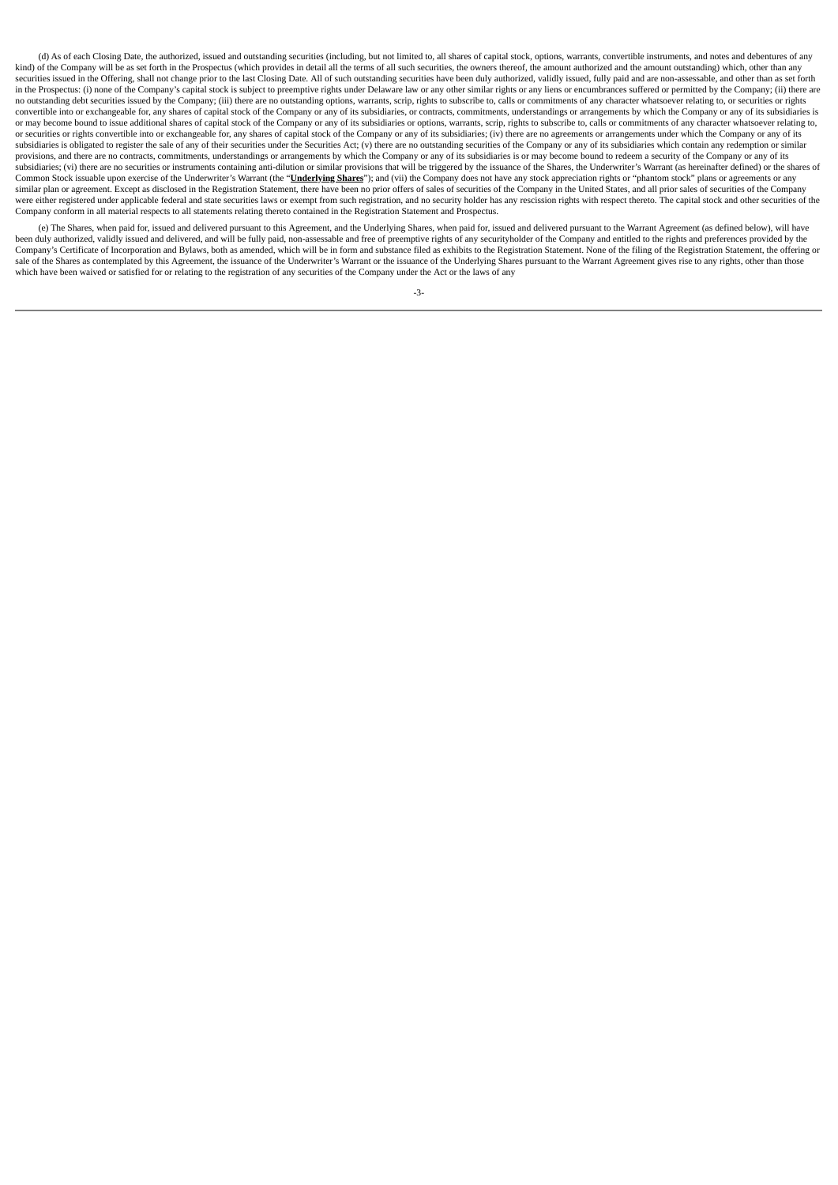(d) As of each Closing Date, the authorized, issued and outstanding securities (including, but not limited to, all shares of capital stock, options, warrants, convertible instruments, and notes and debentures of any kind) of the Company will be as set forth in the Prospectus (which provides in detail all the terms of all such securities, the owners thereof, the amount authorized and the amount outstanding) which, other than any securities issued in the Offering, shall not change prior to the last Closing Date. All of such outstanding securities have been duly authorized, validly issued, fully paid and are non-assessable, and other than as set forth in the Prospectus: (i) none of the Company's capital stock is subject to preemptive rights under Delaware law or any other similar rights or any liens or encumbrances suffered or permitted by the Company; (ii) there are no outstanding debt securities issued by the Company; (iii) there are no outstanding options, warrants, scrip, rights to subscribe to, calls or commitments of any character whatsoever relating to, or securities or rights convertible into or exchangeable for, any shares of capital stock of the Company or any of its subsidiaries, or contracts, commitments, understandings or arrangements by which the Company or any of its subsidiaries is or may become bound to issue additional shares of capital stock of the Company or any of its subsidiaries or options, warrants, scrip, rights to subscribe to, calls or commitments of any character whatsoever relating to, or securities or rights convertible into or exchangeable for, any shares of capital stock of the Company or any of its subsidiaries; (iv) there are no agreements or arrangements under which the Company or any of its subsidiaries is obligated to register the sale of any of their securities under the Securities Act; (v) there are no outstanding securities of the Company or any of its subsidiaries which contain any redemption or similar provisions, and there are no contracts, commitments, understandings or arrangements by which the Company or any of its subsidiaries is or may become bound to redeem a security of the Company or any of its subsidiaries; (vi) there are no securities or instruments containing anti-dilution or similar provisions that will be triggered by the issuance of the Shares, the Underwriter's Warrant (as hereinafter defined) or the shares of Common Stock issuable upon exercise of the Underwriter's Warrant (the "**Underlying Shares**"); and (vii) the Company does not have any stock appreciation rights or "phantom stock" plans or agreements or any similar plan or agreement. Except as disclosed in the Registration Statement, there have been no prior offers of sales of securities of the Company in the United States, and all prior sales of securities of the Company were either registered under applicable federal and state securities laws or exempt from such registration, and no security holder has any rescission rights with respect thereto. The capital stock and other securities of the Company conform in all material respects to all statements relating thereto contained in the Registration Statement and Prospectus.

(e) The Shares, when paid for, issued and delivered pursuant to this Agreement, and the Underlying Shares, when paid for, issued and delivered pursuant to the Warrant Agreement (as defined below), will have been duly authorized, validly issued and delivered, and will be fully paid, non-assessable and free of preemptive rights of any securityholder of the Company and entitled to the rights and preferences provided by the Company's Certificate of Incorporation and Bylaws, both as amended, which will be in form and substance filed as exhibits to the Registration Statement. None of the filing of the Registration Statement, the offering or sale of the Shares as contemplated by this Agreement, the issuance of the Underwriter's Warrant or the issuance of the Underlying Shares pursuant to the Warrant Agreement gives rise to any rights, other than those which have been waived or satisfied for or relating to the registration of any securities of the Company under the Act or the laws of any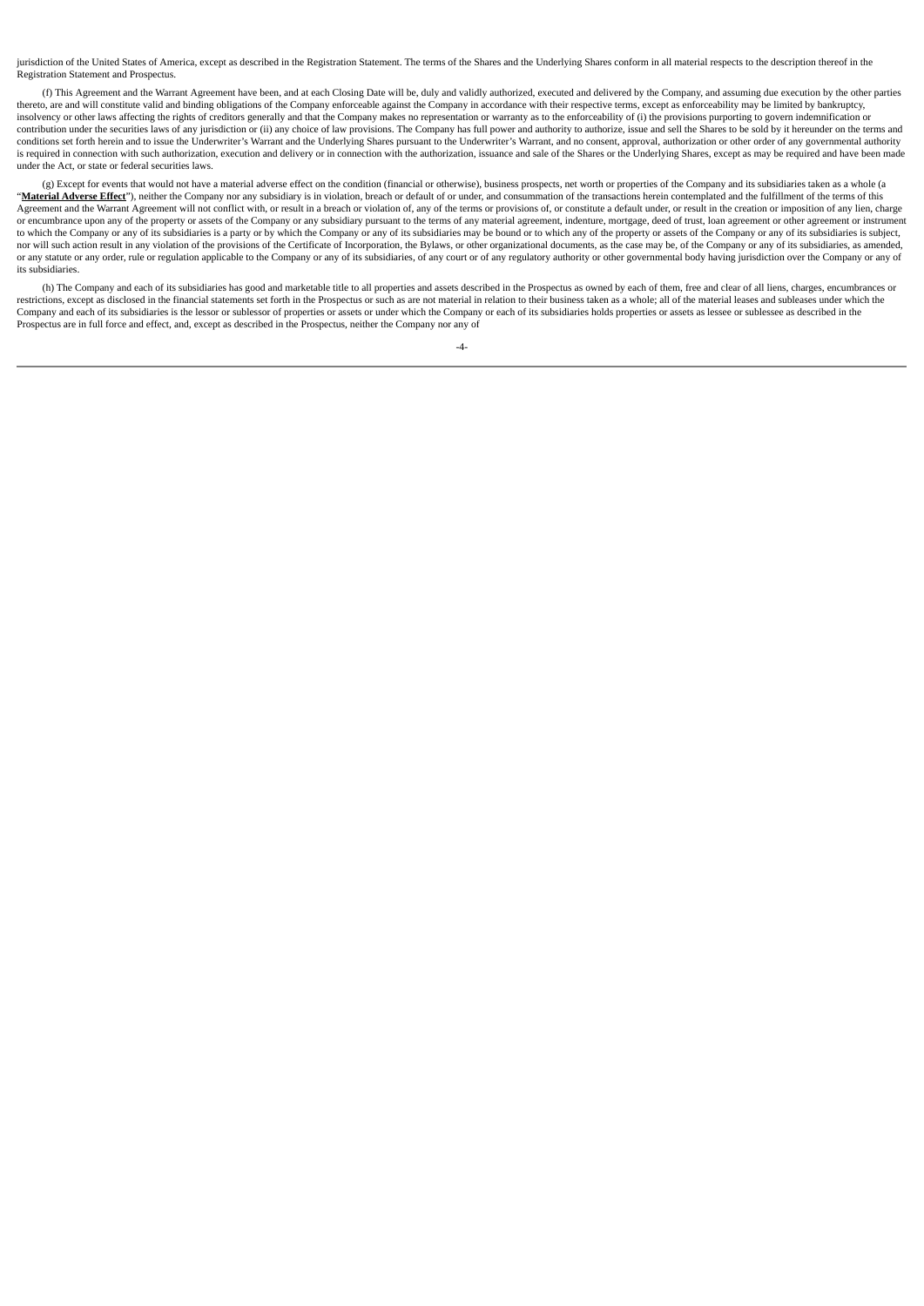jurisdiction of the United States of America, except as described in the Registration Statement. The terms of the Shares and the Underlying Shares conform in all material respects to the description thereof in the Registration Statement and Prospectus.

(f) This Agreement and the Warrant Agreement have been, and at each Closing Date will be, duly and validly authorized, executed and delivered by the Company, and assuming due execution by the other parties thereto, are and will constitute valid and binding obligations of the Company enforceable against the Company in accordance with their respective terms, except as enforceability may be limited by bankruptcy, insolvency or other laws affecting the rights of creditors generally and that the Company makes no representation or warranty as to the enforceability of (i) the provisions purporting to govern indemnification or contribution under the securities laws of any jurisdiction or (ii) any choice of law provisions. The Company has full power and authority to authorize, issue and sell the Shares to be sold by it hereunder on the terms and conditions set forth herein and to issue the Underwriter's Warrant and the Underlying Shares pursuant to the Underwriter's Warrant, and no consent, approval, authorization or other order of any governmental authority is required in connection with such authorization, execution and delivery or in connection with the authorization, issuance and sale of the Shares or the Underlying Shares, except as may be required and have been made under the Act, or state or federal securities laws.

(g) Except for events that would not have a material adverse effect on the condition (financial or otherwise), business prospects, net worth or properties of the Company and its subsidiaries taken as a whole (a "**Material Adverse Effect**"), neither the Company nor any subsidiary is in violation, breach or default of or under, and consummation of the transactions herein contemplated and the fulfillment of the terms of this Agreement and the Warrant Agreement will not conflict with, or result in a breach or violation of, any of the terms or provisions of, or constitute a default under, or result in the creation or imposition of any lien, charge or encumbrance upon any of the property or assets of the Company or any subsidiary pursuant to the terms of any material agreement, indenture, mortgage, deed of trust, loan agreement or other agreement or instrument to which the Company or any of its subsidiaries is a party or by which the Company or any of its subsidiaries may be bound or to which any of the property or assets of the Company or any of its subsidiaries is subject, nor will such action result in any violation of the provisions of the Certificate of Incorporation, the Bylaws, or other organizational documents, as the case may be, of the Company or any of its subsidiaries, as amended, or any statute or any order, rule or regulation applicable to the Company or any of its subsidiaries, of any court or of any regulatory authority or other governmental body having jurisdiction over the Company or any of its subsidiaries.

(h) The Company and each of its subsidiaries has good and marketable title to all properties and assets described in the Prospectus as owned by each of them, free and clear of all liens, charges, encumbrances or restrictions, except as disclosed in the financial statements set forth in the Prospectus or such as are not material in relation to their business taken as a whole; all of the material leases and subleases under which the Company and each of its subsidiaries is the lessor or sublessor of properties or assets or under which the Company or each of its subsidiaries holds properties or assets as lessee or sublessee as described in the Prospectus are in full force and effect, and, except as described in the Prospectus, neither the Company nor any of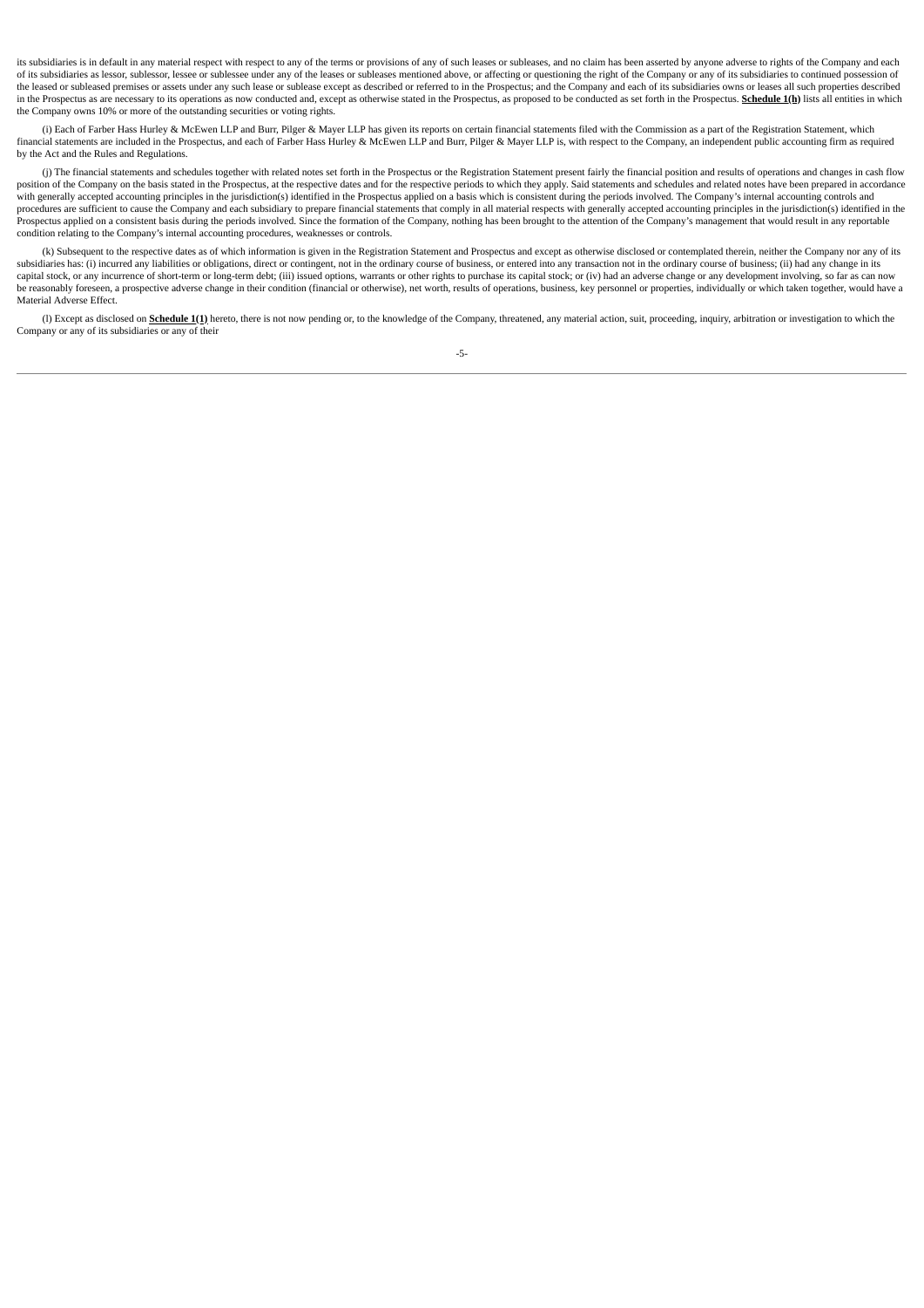its subsidiaries is in default in any material respect with respect to any of the terms or provisions of any of such leases or subleases, and no claim has been asserted by anyone adverse to rights of the Company and each of its subsidiaries as lessor, sublessor, lessee or sublessee under any of the leases or subleases mentioned above, or affecting or questioning the right of the Company or any of its subsidiaries to continued possession of the leased or subleased premises or assets under any such lease or sublease except as described or referred to in the Prospectus; and the Company and each of its subsidiaries owns or leases all such properties described in the Prospectus as are necessary to its operations as now conducted and, except as otherwise stated in the Prospectus, as proposed to be conducted as set forth in the Prospectus. **Schedule 1(h)** lists all entities in which the Company owns 10% or more of the outstanding securities or voting rights.

(i) Each of Farber Hass Hurley & McEwen LLP and Burr, Pilger & Mayer LLP has given its reports on certain financial statements filed with the Commission as a part of the Registration Statement, which financial statements are included in the Prospectus, and each of Farber Hass Hurley & McEwen LLP and Burr, Pilger & Mayer LLP is, with respect to the Company, an independent public accounting firm as required by the Act and the Rules and Regulations.

(j) The financial statements and schedules together with related notes set forth in the Prospectus or the Registration Statement present fairly the financial position and results of operations and changes in cash flow position of the Company on the basis stated in the Prospectus, at the respective dates and for the respective periods to which they apply. Said statements and schedules and related notes have been prepared in accordance with generally accepted accounting principles in the jurisdiction(s) identified in the Prospectus applied on a basis which is consistent during the periods involved. The Company's internal accounting controls and procedures are sufficient to cause the Company and each subsidiary to prepare financial statements that comply in all material respects with generally accepted accounting principles in the jurisdiction(s) identified in the Prospectus applied on a consistent basis during the periods involved. Since the formation of the Company, nothing has been brought to the attention of the Company's management that would result in any reportable condition relating to the Company's internal accounting procedures, weaknesses or controls.

(k) Subsequent to the respective dates as of which information is given in the Registration Statement and Prospectus and except as otherwise disclosed or contemplated therein, neither the Company nor any of its subsidiaries has: (i) incurred any liabilities or obligations, direct or contingent, not in the ordinary course of business, or entered into any transaction not in the ordinary course of business; (ii) had any change in its capital stock, or any incurrence of short-term or long-term debt; (iii) issued options, warrants or other rights to purchase its capital stock; or (iv) had an adverse change or any development involving, so far as can now be reasonably foreseen, a prospective adverse change in their condition (financial or otherwise), net worth, results of operations, business, key personnel or properties, individually or which taken together, would have a Material Adverse Effect.

(l) Except as disclosed on **Schedule 1(1)** hereto, there is not now pending or, to the knowledge of the Company, threatened, any material action, suit, proceeding, inquiry, arbitration or investigation to which the Company or any of its subsidiaries or any of their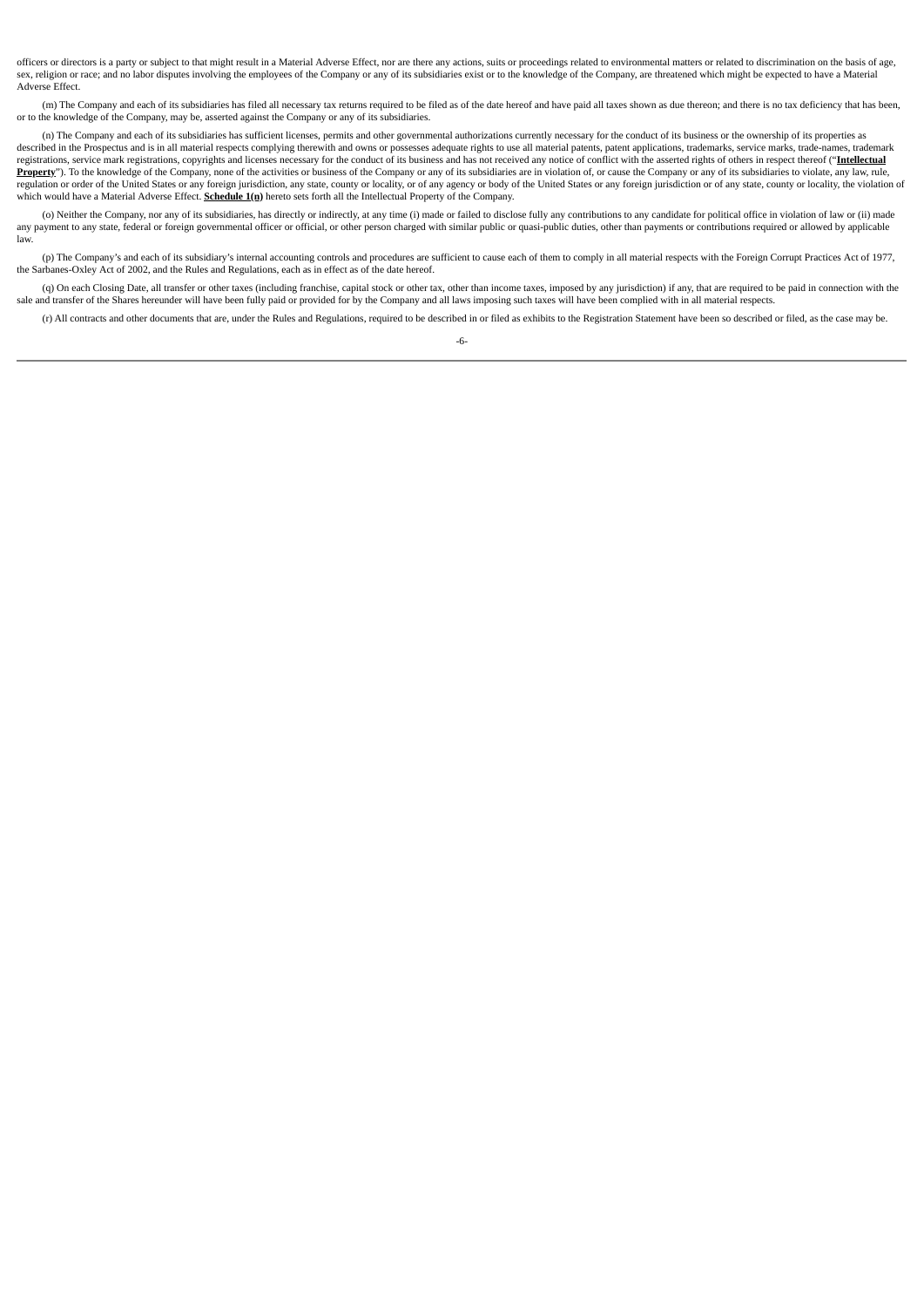officers or directors is a party or subject to that might result in a Material Adverse Effect, nor are there any actions, suits or proceedings related to environmental matters or related to discrimination on the basis of age, sex, religion or race; and no labor disputes involving the employees of the Company or any of its subsidiaries exist or to the knowledge of the Company, are threatened which might be expected to have a Material Adverse Effect.

(m) The Company and each of its subsidiaries has filed all necessary tax returns required to be filed as of the date hereof and have paid all taxes shown as due thereon; and there is no tax deficiency that has been, or to the knowledge of the Company, may be, asserted against the Company or any of its subsidiaries.

(n) The Company and each of its subsidiaries has sufficient licenses, permits and other governmental authorizations currently necessary for the conduct of its business or the ownership of its properties as described in the Prospectus and is in all material respects complying therewith and owns or possesses adequate rights to use all material patents, patent applications, trademarks, service marks, trade-names, trademark registrations, service mark registrations, copyrights and licenses necessary for the conduct of its business and has not received any notice of conflict with the asserted rights of others in respect thereof ("**Intellectual Property**"). To the knowledge of the Company, none of the activities or business of the Company or any of its subsidiaries are in violation of, or cause the Company or any of its subsidiaries to violate, any law, rule, regulation or order of the United States or any foreign jurisdiction, any state, county or locality, or of any agency or body of the United States or any foreign jurisdiction or of any state, county or locality, the violation of which would have a Material Adverse Effect. **Schedule 1(n)** hereto sets forth all the Intellectual Property of the Company.

(o) Neither the Company, nor any of its subsidiaries, has directly or indirectly, at any time (i) made or failed to disclose fully any contributions to any candidate for political office in violation of law or (ii) made any payment to any state, federal or foreign governmental officer or official, or other person charged with similar public or quasi-public duties, other than payments or contributions required or allowed by applicable law.

(p) The Company's and each of its subsidiary's internal accounting controls and procedures are sufficient to cause each of them to comply in all material respects with the Foreign Corrupt Practices Act of 1977, the Sarbanes-Oxley Act of 2002, and the Rules and Regulations, each as in effect as of the date hereof.

(q) On each Closing Date, all transfer or other taxes (including franchise, capital stock or other tax, other than income taxes, imposed by any jurisdiction) if any, that are required to be paid in connection with the sale and transfer of the Shares hereunder will have been fully paid or provided for by the Company and all laws imposing such taxes will have been complied with in all material respects.

(r) All contracts and other documents that are, under the Rules and Regulations, required to be described in or filed as exhibits to the Registration Statement have been so described or filed, as the case may be.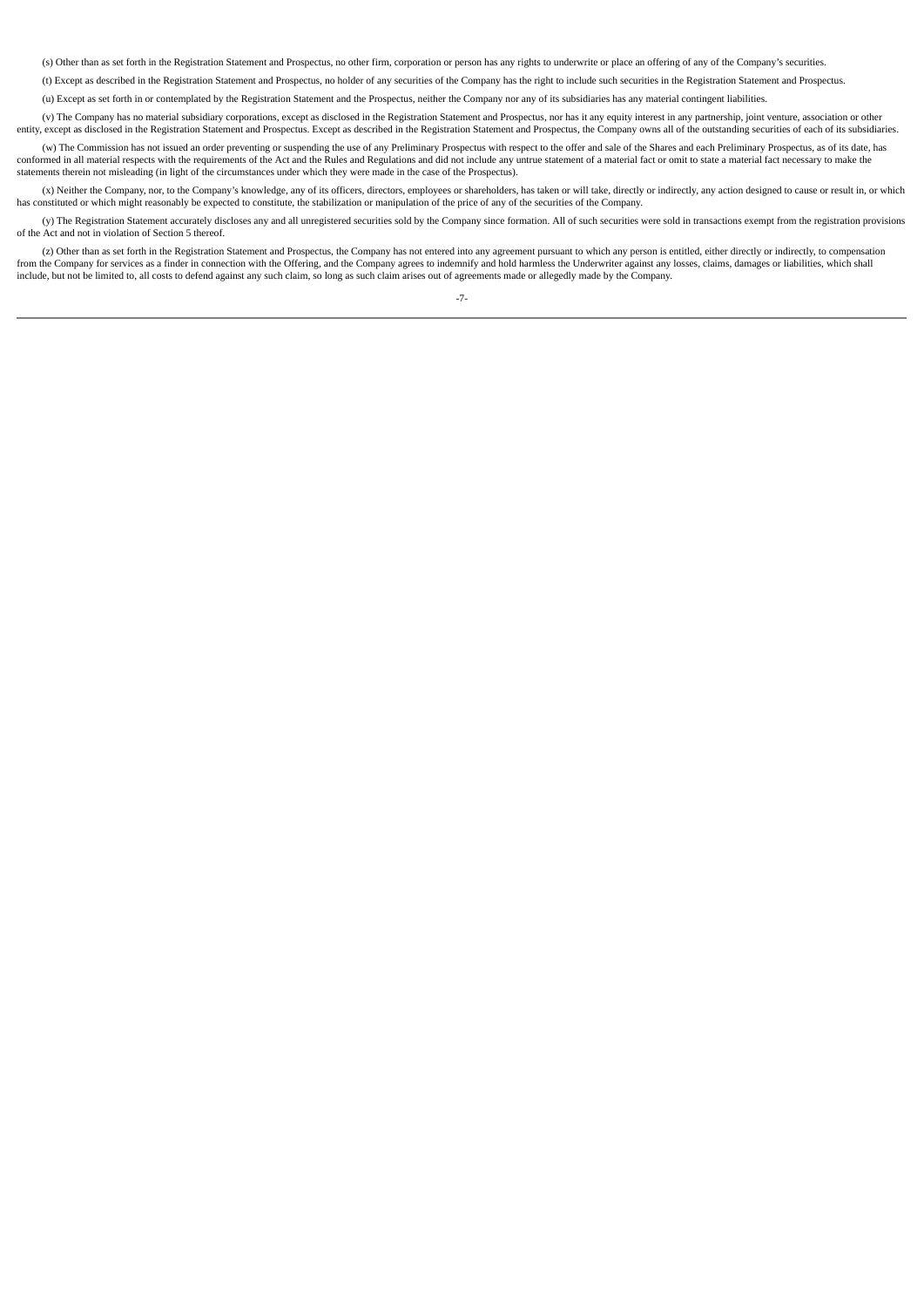(s) Other than as set forth in the Registration Statement and Prospectus, no other firm, corporation or person has any rights to underwrite or place an offering of any of the Company's securities.

(t) Except as described in the Registration Statement and Prospectus, no holder of any securities of the Company has the right to include such securities in the Registration Statement and Prospectus.

(u) Except as set forth in or contemplated by the Registration Statement and the Prospectus, neither the Company nor any of its subsidiaries has any material contingent liabilities.

(v) The Company has no material subsidiary corporations, except as disclosed in the Registration Statement and Prospectus, nor has it any equity interest in any partnership, joint venture, association or other entity, except as disclosed in the Registration Statement and Prospectus. Except as described in the Registration Statement and Prospectus, the Company owns all of the outstanding securities of each of its subsidiaries.

(w) The Commission has not issued an order preventing or suspending the use of any Preliminary Prospectus with respect to the offer and sale of the Shares and each Preliminary Prospectus, as of its date, has conformed in all material respects with the requirements of the Act and the Rules and Regulations and did not include any untrue statement of a material fact or omit to state a material fact necessary to make the statements therein not misleading (in light of the circumstances under which they were made in the case of the Prospectus).

(x) Neither the Company, nor, to the Company's knowledge, any of its officers, directors, employees or shareholders, has taken or will take, directly or indirectly, any action designed to cause or result in, or which has constituted or which might reasonably be expected to constitute, the stabilization or manipulation of the price of any of the securities of the Company.

(y) The Registration Statement accurately discloses any and all unregistered securities sold by the Company since formation. All of such securities were sold in transactions exempt from the registration provisions of the Act and not in violation of Section 5 thereof.

(z) Other than as set forth in the Registration Statement and Prospectus, the Company has not entered into any agreement pursuant to which any person is entitled, either directly or indirectly, to compensation from the Company for services as a finder in connection with the Offering, and the Company agrees to indemnify and hold harmless the Underwriter against any losses, claims, damages or liabilities, which shall include, but not be limited to, all costs to defend against any such claim, so long as such claim arises out of agreements made or allegedly made by the Company.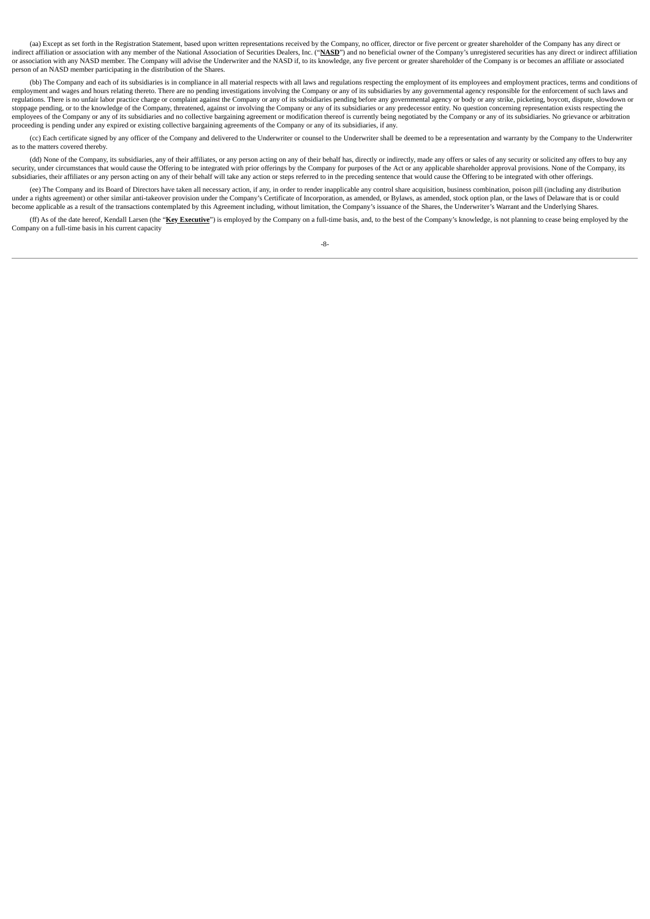(aa) Except as set forth in the Registration Statement, based upon written representations received by the Company, no officer, director or five percent or greater shareholder of the Company has any direct or indirect affiliation or association with any member of the National Association of Securities Dealers, Inc. ("**NASD**") and no beneficial owner of the Company's unregistered securities has any direct or indirect affiliation or association with any NASD member. The Company will advise the Underwriter and the NASD if, to its knowledge, any five percent or greater shareholder of the Company is or becomes an affiliate or associated person of an NASD member participating in the distribution of the Shares.

(bb) The Company and each of its subsidiaries is in compliance in all material respects with all laws and regulations respecting the employment of its employees and employment practices, terms and conditions of employment and wages and hours relating thereto. There are no pending investigations involving the Company or any of its subsidiaries by any governmental agency responsible for the enforcement of such laws and regulations. There is no unfair labor practice charge or complaint against the Company or any of its subsidiaries pending before any governmental agency or body or any strike, picketing, boycott, dispute, slowdown or stoppage pending, or to the knowledge of the Company, threatened, against or involving the Company or any of its subsidiaries or any predecessor entity. No question concerning representation exists respecting the employees of the Company or any of its subsidiaries and no collective bargaining agreement or modification thereof is currently being negotiated by the Company or any of its subsidiaries. No grievance or arbitration proceeding is pending under any expired or existing collective bargaining agreements of the Company or any of its subsidiaries, if any.

(cc) Each certificate signed by any officer of the Company and delivered to the Underwriter or counsel to the Underwriter shall be deemed to be a representation and warranty by the Company to the Underwriter as to the matters covered thereby.

(dd) None of the Company, its subsidiaries, any of their affiliates, or any person acting on any of their behalf has, directly or indirectly, made any offers or sales of any security or solicited any offers to buy any security, under circumstances that would cause the Offering to be integrated with prior offerings by the Company for purposes of the Act or any applicable shareholder approval provisions. None of the Company, its subsidiaries, their affiliates or any person acting on any of their behalf will take any action or steps referred to in the preceding sentence that would cause the Offering to be integrated with other offerings.

(ee) The Company and its Board of Directors have taken all necessary action, if any, in order to render inapplicable any control share acquisition, business combination, poison pill (including any distribution under a rights agreement) or other similar anti-takeover provision under the Company's Certificate of Incorporation, as amended, or Bylaws, as amended, stock option plan, or the laws of Delaware that is or could become applicable as a result of the transactions contemplated by this Agreement including, without limitation, the Company's issuance of the Shares, the Underwriter's Warrant and the Underlying Shares.

(ff) As of the date hereof, Kendall Larsen (the "**Key Executive**") is employed by the Company on a full-time basis, and, to the best of the Company's knowledge, is not planning to cease being employed by the Company on a full-time basis in his current capacity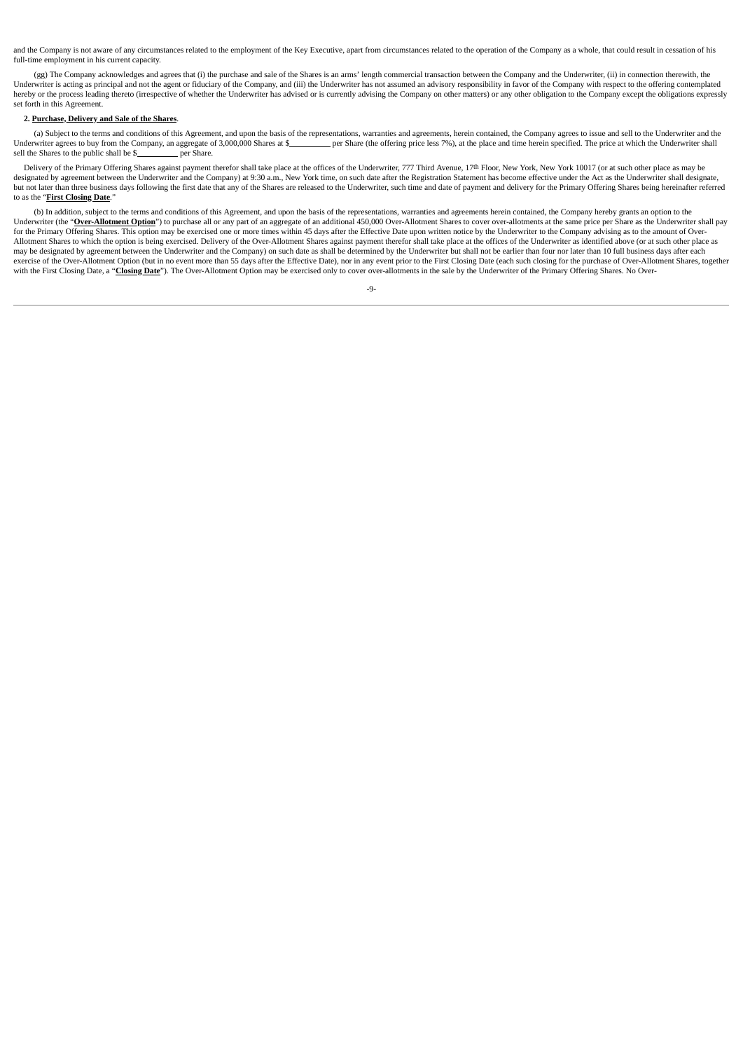and the Company is not aware of any circumstances related to the employment of the Key Executive, apart from circumstances related to the operation of the Company as a whole, that could result in cessation of his full-time employment in his current capacity.

(gg) The Company acknowledges and agrees that (i) the purchase and sale of the Shares is an arms' length commercial transaction between the Company and the Underwriter, (ii) in connection therewith, the Underwriter is acting as principal and not the agent or fiduciary of the Company, and (iii) the Underwriter has not assumed an advisory responsibility in favor of the Company with respect to the offering contemplated hereby or the process leading thereto (irrespective of whether the Underwriter has advised or is currently advising the Company on other matters) or any other obligation to the Company except the obligations expressly set forth in this Agreement.

**2. Purchase, Delivery and Sale of the Shares**.

(a) Subject to the terms and conditions of this Agreement, and upon the basis of the representations, warranties and agreements, herein contained, the Company agrees to issue and sell to the Underwriter and the Underwriter agrees to buy from the Company, an aggregate of 3,000,000 Shares at $__________ per Share (the offering price less 7%), at the place and time herein specified. The price at which the Underwriter shall sell the Shares to the public shall be $__________ per Share.

Delivery of the Primary Offering Shares against payment therefor shall take place at the offices of the Underwriter, 777 Third Avenue, 17th Floor, New York, New York 10017 (or at such other place as may be designated by agreement between the Underwriter and the Company) at 9:30 a.m., New York time, on such date after the Registration Statement has become effective under the Act as the Underwriter shall designate, but not later than three business days following the first date that any of the Shares are released to the Underwriter, such time and date of payment and delivery for the Primary Offering Shares being hereinafter referred to as the "**First Closing Date**."

(b) In addition, subject to the terms and conditions of this Agreement, and upon the basis of the representations, warranties and agreements herein contained, the Company hereby grants an option to the Underwriter (the "**Over-Allotment Option**") to purchase all or any part of an aggregate of an additional 450,000 Over-Allotment Shares to cover over-allotments at the same price per Share as the Underwriter shall pay for the Primary Offering Shares. This option may be exercised one or more times within 45 days after the Effective Date upon written notice by the Underwriter to the Company advising as to the amount of Over-Allotment Shares to which the option is being exercised. Delivery of the Over-Allotment Shares against payment therefor shall take place at the offices of the Underwriter as identified above (or at such other place as may be designated by agreement between the Underwriter and the Company) on such date as shall be determined by the Underwriter but shall not be earlier than four nor later than 10 full business days after each exercise of the Over-Allotment Option (but in no event more than 55 days after the Effective Date), nor in any event prior to the First Closing Date (each such closing for the purchase of Over-Allotment Shares, together with the First Closing Date, a "**Closing Date**"). The Over-Allotment Option may be exercised only to cover over-allotments in the sale by the Underwriter of the Primary Offering Shares. No Over-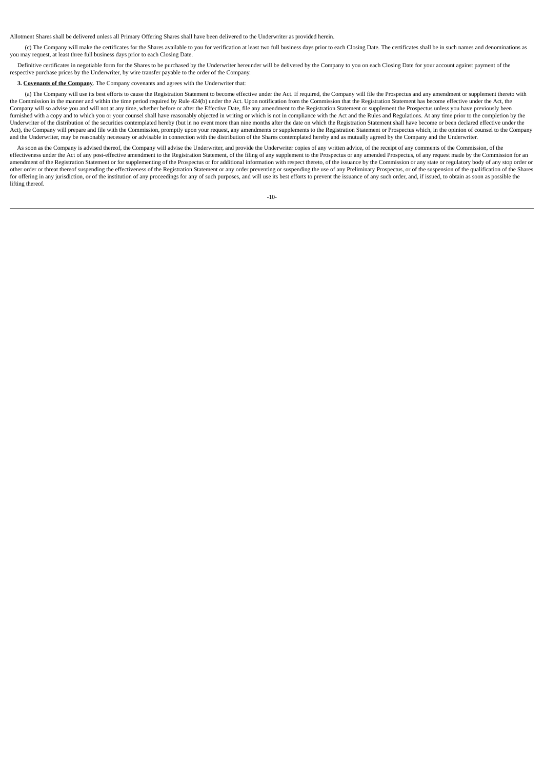Allotment Shares shall be delivered unless all Primary Offering Shares shall have been delivered to the Underwriter as provided herein.

(c) The Company will make the certificates for the Shares available to you for verification at least two full business days prior to each Closing Date. The certificates shall be in such names and denominations as you may request, at least three full business days prior to each Closing Date.

Definitive certificates in negotiable form for the Shares to be purchased by the Underwriter hereunder will be delivered by the Company to you on each Closing Date for your account against payment of the respective purchase prices by the Underwriter, by wire transfer payable to the order of the Company.

**3. <u>Covenants of the Company</u>**. The Company covenants and agrees with the Underwriter that:

(a) The Company will use its best efforts to cause the Registration Statement to become effective under the Act. If required, the Company will file the Prospectus and any amendment or supplement thereto with the Commission in the manner and within the time period required by Rule 424(b) under the Act. Upon notification from the Commission that the Registration Statement has become effective under the Act, the Company will so advise you and will not at any time, whether before or after the Effective Date, file any amendment to the Registration Statement or supplement the Prospectus unless you have previously been furnished with a copy and to which you or your counsel shall have reasonably objected in writing or which is not in compliance with the Act and the Rules and Regulations. At any time prior to the completion by the Underwriter of the distribution of the securities contemplated hereby (but in no event more than nine months after the date on which the Registration Statement shall have become or been declared effective under the Act), the Company will prepare and file with the Commission, promptly upon your request, any amendments or supplements to the Registration Statement or Prospectus which, in the opinion of counsel to the Company and the Underwriter, may be reasonably necessary or advisable in connection with the distribution of the Shares contemplated hereby and as mutually agreed by the Company and the Underwriter.

As soon as the Company is advised thereof, the Company will advise the Underwriter, and provide the Underwriter copies of any written advice, of the receipt of any comments of the Commission, of the effectiveness under the Act of any post-effective amendment to the Registration Statement, of the filing of any supplement to the Prospectus or any amended Prospectus, of any request made by the Commission for an amendment of the Registration Statement or for supplementing of the Prospectus or for additional information with respect thereto, of the issuance by the Commission or any state or regulatory body of any stop order or other order or threat thereof suspending the effectiveness of the Registration Statement or any order preventing or suspending the use of any Preliminary Prospectus, or of the suspension of the qualification of the Shares for offering in any jurisdiction, or of the institution of any proceedings for any of such purposes, and will use its best efforts to prevent the issuance of any such order, and, if issued, to obtain as soon as possible the lifting thereof.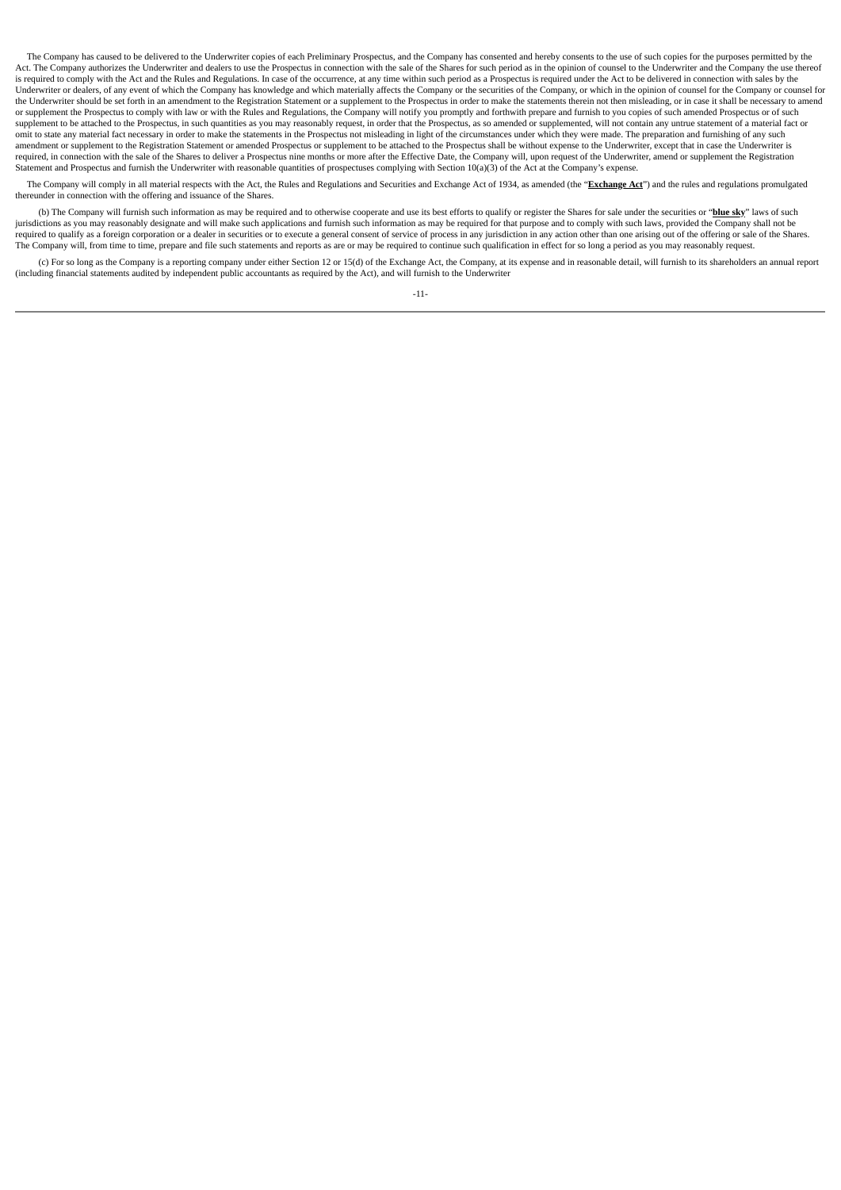The Company has caused to be delivered to the Underwriter copies of each Preliminary Prospectus, and the Company has consented and hereby consents to the use of such copies for the purposes permitted by the Act. The Company authorizes the Underwriter and dealers to use the Prospectus in connection with the sale of the Shares for such period as in the opinion of counsel to the Underwriter and the Company the use thereof is required to comply with the Act and the Rules and Regulations. In case of the occurrence, at any time within such period as a Prospectus is required under the Act to be delivered in connection with sales by the Underwriter or dealers, of any event of which the Company has knowledge and which materially affects the Company or the securities of the Company, or which in the opinion of counsel for the Company or counsel for the Underwriter should be set forth in an amendment to the Registration Statement or a supplement to the Prospectus in order to make the statements therein not then misleading, or in case it shall be necessary to amend or supplement the Prospectus to comply with law or with the Rules and Regulations, the Company will notify you promptly and forthwith prepare and furnish to you copies of such amended Prospectus or of such supplement to be attached to the Prospectus, in such quantities as you may reasonably request, in order that the Prospectus, as so amended or supplemented, will not contain any untrue statement of a material fact or omit to state any material fact necessary in order to make the statements in the Prospectus not misleading in light of the circumstances under which they were made. The preparation and furnishing of any such amendment or supplement to the Registration Statement or amended Prospectus or supplement to be attached to the Prospectus shall be without expense to the Underwriter, except that in case the Underwriter is required, in connection with the sale of the Shares to deliver a Prospectus nine months or more after the Effective Date, the Company will, upon request of the Underwriter, amend or supplement the Registration Statement and Prospectus and furnish the Underwriter with reasonable quantities of prospectuses complying with Section 10(a)(3) of the Act at the Company's expense.

The Company will comply in all material respects with the Act, the Rules and Regulations and Securities and Exchange Act of 1934, as amended (the "**Exchange Act**") and the rules and regulations promulgated thereunder in connection with the offering and issuance of the Shares.

(b) The Company will furnish such information as may be required and to otherwise cooperate and use its best efforts to qualify or register the Shares for sale under the securities or "**blue sky**" laws of such jurisdictions as you may reasonably designate and will make such applications and furnish such information as may be required for that purpose and to comply with such laws, provided the Company shall not be required to qualify as a foreign corporation or a dealer in securities or to execute a general consent of service of process in any jurisdiction in any action other than one arising out of the offering or sale of the Shares. The Company will, from time to time, prepare and file such statements and reports as are or may be required to continue such qualification in effect for so long a period as you may reasonably request.

(c) For so long as the Company is a reporting company under either Section 12 or 15(d) of the Exchange Act, the Company, at its expense and in reasonable detail, will furnish to its shareholders an annual report (including financial statements audited by independent public accountants as required by the Act), and will furnish to the Underwriter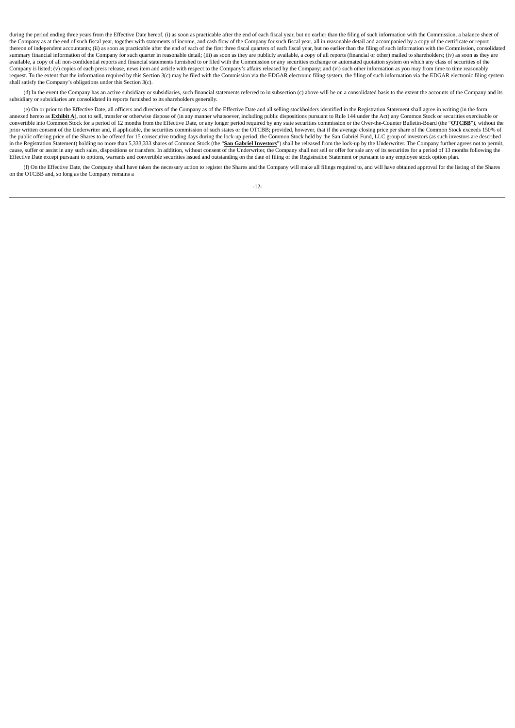during the period ending three years from the Effective Date hereof, (i) as soon as practicable after the end of each fiscal year, but no earlier than the filing of such information with the Commission, a balance sheet of the Company as at the end of such fiscal year, together with statements of income, and cash flow of the Company for such fiscal year, all in reasonable detail and accompanied by a copy of the certificate or report thereon of independent accountants; (ii) as soon as practicable after the end of each of the first three fiscal quarters of each fiscal year, but no earlier than the filing of such information with the Commission, consolidated summary financial information of the Company for such quarter in reasonable detail; (iii) as soon as they are publicly available, a copy of all reports (financial or other) mailed to shareholders; (iv) as soon as they are available, a copy of all non-confidential reports and financial statements furnished to or filed with the Commission or any securities exchange or automated quotation system on which any class of securities of the Company is listed; (v) copies of each press release, news item and article with respect to the Company's affairs released by the Company; and (vi) such other information as you may from time to time reasonably request. To the extent that the information required by this Section 3(c) may be filed with the Commission via the EDGAR electronic filing system, the filing of such information via the EDGAR electronic filing system shall satisfy the Company's obligations under this Section 3(c).

(d) In the event the Company has an active subsidiary or subsidiaries, such financial statements referred to in subsection (c) above will be on a consolidated basis to the extent the accounts of the Company and its subsidiary or subsidiaries are consolidated in reports furnished to its shareholders generally.

(e) On or prior to the Effective Date, all officers and directors of the Company as of the Effective Date and all selling stockholders identified in the Registration Statement shall agree in writing (in the form annexed hereto as **Exhibit A**), not to sell, transfer or otherwise dispose of (in any manner whatsoever, including public dispositions pursuant to Rule 144 under the Act) any Common Stock or securities exercisable or convertible into Common Stock for a period of 12 months from the Effective Date, or any longer period required by any state securities commission or the Over-the-Counter Bulletin-Board (the "**OTCBB**"), without the prior written consent of the Underwriter and, if applicable, the securities commission of such states or the OTCBB; provided, however, that if the average closing price per share of the Common Stock exceeds 150% of the public offering price of the Shares to be offered for 15 consecutive trading days during the lock-up period, the Common Stock held by the San Gabriel Fund, LLC group of investors (as such investors are described in the Registration Statement) holding no more than 5,333,333 shares of Common Stock (the "**San Gabriel Investors**") shall be released from the lock-up by the Underwriter. The Company further agrees not to permit, cause, suffer or assist in any such sales, dispositions or transfers. In addition, without consent of the Underwriter, the Company shall not sell or offer for sale any of its securities for a period of 13 months following the Effective Date except pursuant to options, warrants and convertible securities issued and outstanding on the date of filing of the Registration Statement or pursuant to any employee stock option plan.

(f) On the Effective Date, the Company shall have taken the necessary action to register the Shares and the Company will make all filings required to, and will have obtained approval for the listing of the Shares on the OTCBB and, so long as the Company remains a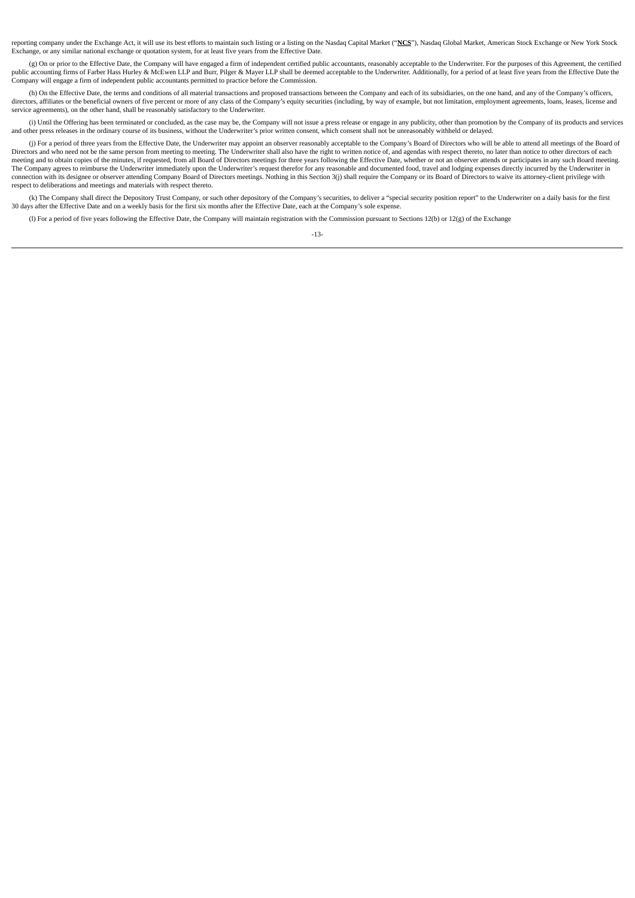reporting company under the Exchange Act, it will use its best efforts to maintain such listing or a listing on the Nasdaq Capital Market ("**NCS**"), Nasdaq Global Market, American Stock Exchange or New York Stock Exchange, or any similar national exchange or quotation system, for at least five years from the Effective Date.

(g) On or prior to the Effective Date, the Company will have engaged a firm of independent certified public accountants, reasonably acceptable to the Underwriter. For the purposes of this Agreement, the certified public accounting firms of Farber Hass Hurley & McEwen LLP and Burr, Pilger & Mayer LLP shall be deemed acceptable to the Underwriter. Additionally, for a period of at least five years from the Effective Date the Company will engage a firm of independent public accountants permitted to practice before the Commission.

(h) On the Effective Date, the terms and conditions of all material transactions and proposed transactions between the Company and each of its subsidiaries, on the one hand, and any of the Company's officers, directors, affiliates or the beneficial owners of five percent or more of any class of the Company's equity securities (including, by way of example, but not limitation, employment agreements, loans, leases, license and service agreements), on the other hand, shall be reasonably satisfactory to the Underwriter.

(i) Until the Offering has been terminated or concluded, as the case may be, the Company will not issue a press release or engage in any publicity, other than promotion by the Company of its products and services and other press releases in the ordinary course of its business, without the Underwriter's prior written consent, which consent shall not be unreasonably withheld or delayed.

(j) For a period of three years from the Effective Date, the Underwriter may appoint an observer reasonably acceptable to the Company's Board of Directors who will be able to attend all meetings of the Board of Directors and who need not be the same person from meeting to meeting. The Underwriter shall also have the right to written notice of, and agendas with respect thereto, no later than notice to other directors of each meeting and to obtain copies of the minutes, if requested, from all Board of Directors meetings for three years following the Effective Date, whether or not an observer attends or participates in any such Board meeting. The Company agrees to reimburse the Underwriter immediately upon the Underwriter's request therefor for any reasonable and documented food, travel and lodging expenses directly incurred by the Underwriter in connection with its designee or observer attending Company Board of Directors meetings. Nothing in this Section 3(j) shall require the Company or its Board of Directors to waive its attorney-client privilege with respect to deliberations and meetings and materials with respect thereto.

(k) The Company shall direct the Depository Trust Company, or such other depository of the Company's securities, to deliver a "special security position report" to the Underwriter on a daily basis for the first 30 days after the Effective Date and on a weekly basis for the first six months after the Effective Date, each at the Company's sole expense.

(l) For a period of five years following the Effective Date, the Company will maintain registration with the Commission pursuant to Sections 12(b) or 12(g) of the Exchange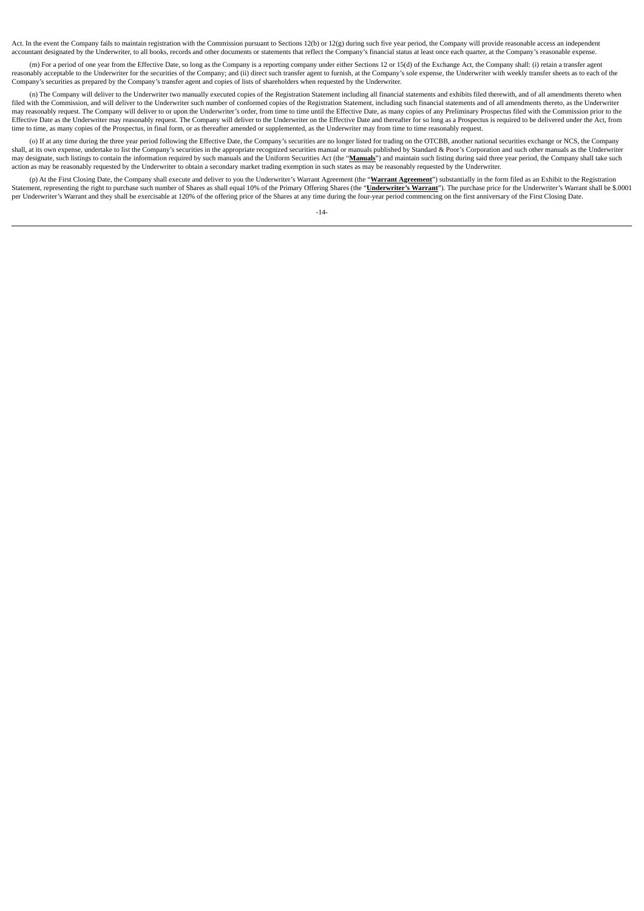Act. In the event the Company fails to maintain registration with the Commission pursuant to Sections 12(b) or 12(g) during such five year period, the Company will provide reasonable access an independent accountant designated by the Underwriter, to all books, records and other documents or statements that reflect the Company's financial status at least once each quarter, at the Company's reasonable expense.

(m) For a period of one year from the Effective Date, so long as the Company is a reporting company under either Sections 12 or 15(d) of the Exchange Act, the Company shall: (i) retain a transfer agent reasonably acceptable to the Underwriter for the securities of the Company; and (ii) direct such transfer agent to furnish, at the Company's sole expense, the Underwriter with weekly transfer sheets as to each of the Company's securities as prepared by the Company's transfer agent and copies of lists of shareholders when requested by the Underwriter.

(n) The Company will deliver to the Underwriter two manually executed copies of the Registration Statement including all financial statements and exhibits filed therewith, and of all amendments thereto when filed with the Commission, and will deliver to the Underwriter such number of conformed copies of the Registration Statement, including such financial statements and of all amendments thereto, as the Underwriter may reasonably request. The Company will deliver to or upon the Underwriter's order, from time to time until the Effective Date, as many copies of any Preliminary Prospectus filed with the Commission prior to the Effective Date as the Underwriter may reasonably request. The Company will deliver to the Underwriter on the Effective Date and thereafter for so long as a Prospectus is required to be delivered under the Act, from time to time, as many copies of the Prospectus, in final form, or as thereafter amended or supplemented, as the Underwriter may from time to time reasonably request.

(o) If at any time during the three year period following the Effective Date, the Company's securities are no longer listed for trading on the OTCBB, another national securities exchange or NCS, the Company shall, at its own expense, undertake to list the Company's securities in the appropriate recognized securities manual or manuals published by Standard & Poor's Corporation and such other manuals as the Underwriter may designate, such listings to contain the information required by such manuals and the Uniform Securities Act (the "**Manuals**") and maintain such listing during said three year period, the Company shall take such action as may be reasonably requested by the Underwriter to obtain a secondary market trading exemption in such states as may be reasonably requested by the Underwriter.

(p) At the First Closing Date, the Company shall execute and deliver to you the Underwriter's Warrant Agreement (the "**Warrant Agreement**") substantially in the form filed as an Exhibit to the Registration Statement, representing the right to purchase such number of Shares as shall equal 10% of the Primary Offering Shares (the "**Underwriter's Warrant**"). The purchase price for the Underwriter's Warrant shall be $.0001 per Underwriter's Warrant and they shall be exercisable at 120% of the offering price of the Shares at any time during the four-year period commencing on the first anniversary of the First Closing Date.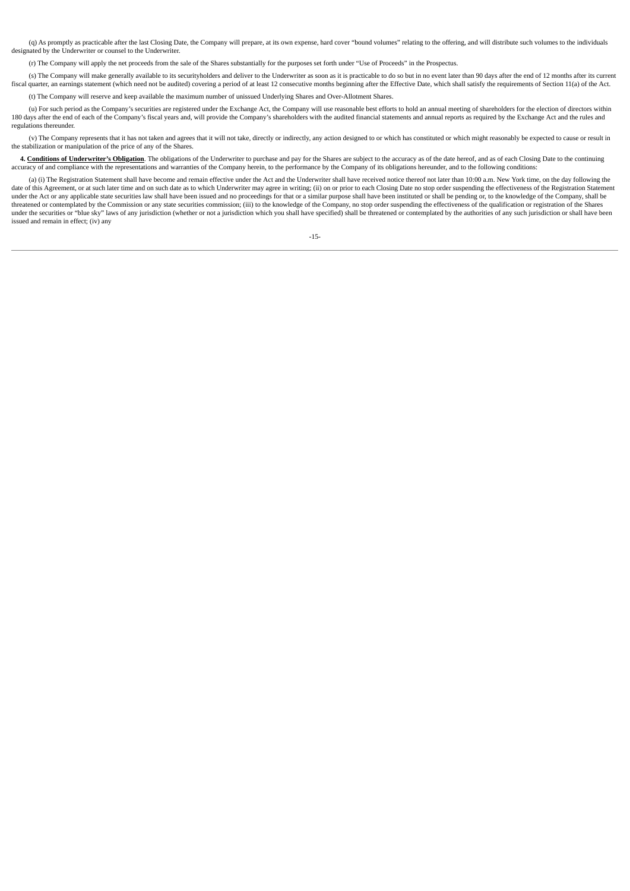(q) As promptly as practicable after the last Closing Date, the Company will prepare, at its own expense, hard cover "bound volumes" relating to the offering, and will distribute such volumes to the individuals designated by the Underwriter or counsel to the Underwriter.

(r) The Company will apply the net proceeds from the sale of the Shares substantially for the purposes set forth under "Use of Proceeds" in the Prospectus.

(s) The Company will make generally available to its securityholders and deliver to the Underwriter as soon as it is practicable to do so but in no event later than 90 days after the end of 12 months after its current fiscal quarter, an earnings statement (which need not be audited) covering a period of at least 12 consecutive months beginning after the Effective Date, which shall satisfy the requirements of Section 11(a) of the Act.

(t) The Company will reserve and keep available the maximum number of unissued Underlying Shares and Over-Allotment Shares.

(u) For such period as the Company's securities are registered under the Exchange Act, the Company will use reasonable best efforts to hold an annual meeting of shareholders for the election of directors within 180 days after the end of each of the Company's fiscal years and, will provide the Company's shareholders with the audited financial statements and annual reports as required by the Exchange Act and the rules and regulations thereunder.

(v) The Company represents that it has not taken and agrees that it will not take, directly or indirectly, any action designed to or which has constituted or which might reasonably be expected to cause or result in the stabilization or manipulation of the price of any of the Shares.

**4. <u>Conditions of Underwriter's Obligation</u>**. The obligations of the Underwriter to purchase and pay for the Shares are subject to the accuracy as of the date hereof, and as of each Closing Date to the continuing accuracy of and compliance with the representations and warranties of the Company herein, to the performance by the Company of its obligations hereunder, and to the following conditions:

(a) (i) The Registration Statement shall have become and remain effective under the Act and the Underwriter shall have received notice thereof not later than 10:00 a.m. New York time, on the day following the date of this Agreement, or at such later time and on such date as to which Underwriter may agree in writing; (ii) on or prior to each Closing Date no stop order suspending the effectiveness of the Registration Statement under the Act or any applicable state securities law shall have been issued and no proceedings for that or a similar purpose shall have been instituted or shall be pending or, to the knowledge of the Company, shall be threatened or contemplated by the Commission or any state securities commission; (iii) to the knowledge of the Company, no stop order suspending the effectiveness of the qualification or registration of the Shares under the securities or "blue sky" laws of any jurisdiction (whether or not a jurisdiction which you shall have specified) shall be threatened or contemplated by the authorities of any such jurisdiction or shall have been issued and remain in effect; (iv) any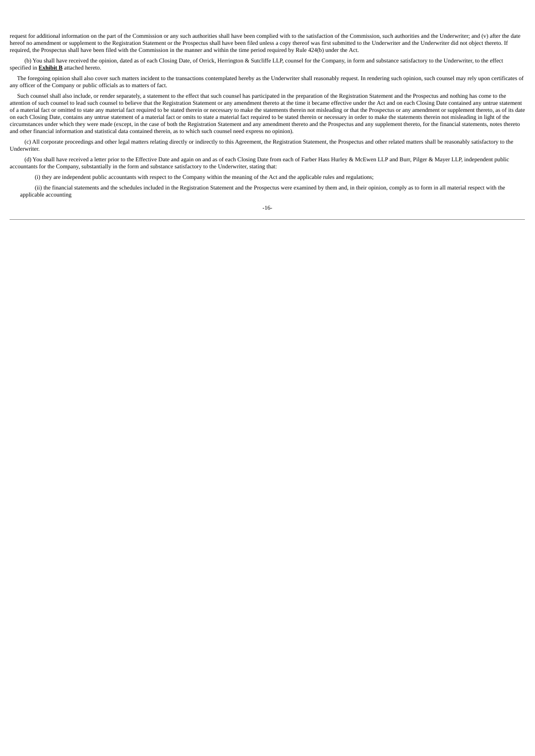request for additional information on the part of the Commission or any such authorities shall have been complied with to the satisfaction of the Commission, such authorities and the Underwriter; and (v) after the date hereof no amendment or supplement to the Registration Statement or the Prospectus shall have been filed unless a copy thereof was first submitted to the Underwriter and the Underwriter did not object thereto. If required, the Prospectus shall have been filed with the Commission in the manner and within the time period required by Rule 424(b) under the Act.

(b) You shall have received the opinion, dated as of each Closing Date, of Orrick, Herrington & Sutcliffe LLP, counsel for the Company, in form and substance satisfactory to the Underwriter, to the effect specified in **Exhibit B** attached hereto.

The foregoing opinion shall also cover such matters incident to the transactions contemplated hereby as the Underwriter shall reasonably request. In rendering such opinion, such counsel may rely upon certificates of any officer of the Company or public officials as to matters of fact.

Such counsel shall also include, or render separately, a statement to the effect that such counsel has participated in the preparation of the Registration Statement and the Prospectus and nothing has come to the attention of such counsel to lead such counsel to believe that the Registration Statement or any amendment thereto at the time it became effective under the Act and on each Closing Date contained any untrue statement of a material fact or omitted to state any material fact required to be stated therein or necessary to make the statements therein not misleading or that the Prospectus or any amendment or supplement thereto, as of its date on each Closing Date, contains any untrue statement of a material fact or omits to state a material fact required to be stated therein or necessary in order to make the statements therein not misleading in light of the circumstances under which they were made (except, in the case of both the Registration Statement and any amendment thereto and the Prospectus and any supplement thereto, for the financial statements, notes thereto and other financial information and statistical data contained therein, as to which such counsel need express no opinion).

(c) All corporate proceedings and other legal matters relating directly or indirectly to this Agreement, the Registration Statement, the Prospectus and other related matters shall be reasonably satisfactory to the Underwriter.

(d) You shall have received a letter prior to the Effective Date and again on and as of each Closing Date from each of Farber Hass Hurley & McEwen LLP and Burr, Pilger & Mayer LLP, independent public accountants for the Company, substantially in the form and substance satisfactory to the Underwriter, stating that:

(i) they are independent public accountants with respect to the Company within the meaning of the Act and the applicable rules and regulations;

(ii) the financial statements and the schedules included in the Registration Statement and the Prospectus were examined by them and, in their opinion, comply as to form in all material respect with the applicable accounting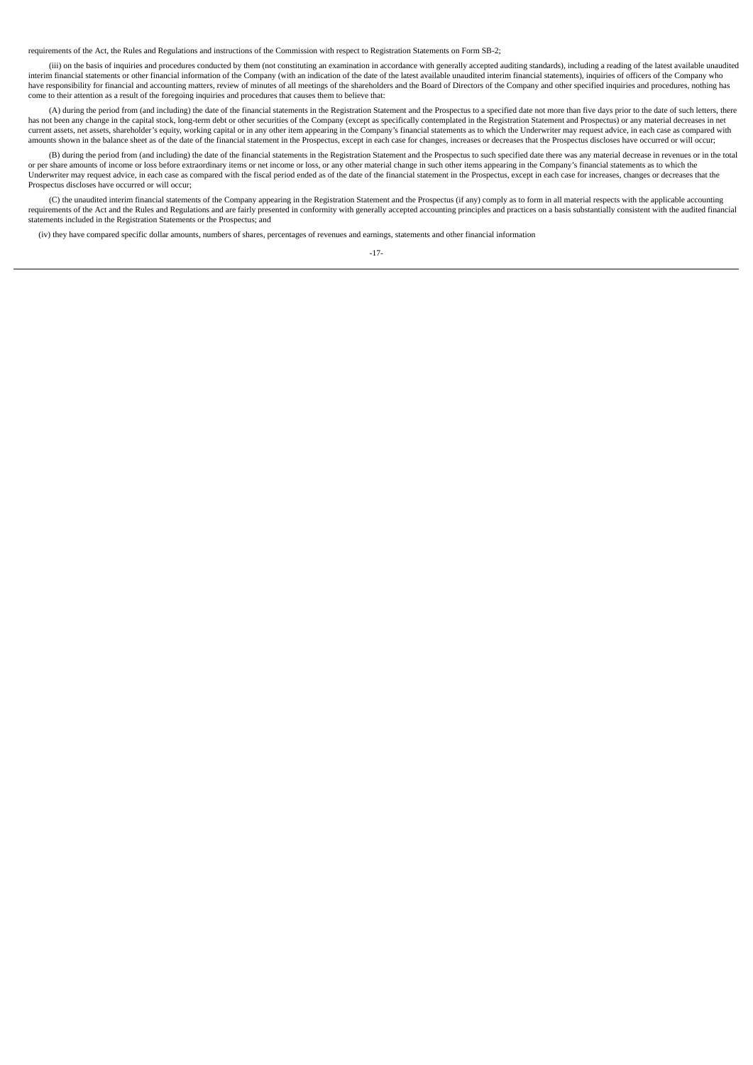requirements of the Act, the Rules and Regulations and instructions of the Commission with respect to Registration Statements on Form SB-2;

(iii) on the basis of inquiries and procedures conducted by them (not constituting an examination in accordance with generally accepted auditing standards), including a reading of the latest available unaudited interim financial statements or other financial information of the Company (with an indication of the date of the latest available unaudited interim financial statements), inquiries of officers of the Company who have responsibility for financial and accounting matters, review of minutes of all meetings of the shareholders and the Board of Directors of the Company and other specified inquiries and procedures, nothing has come to their attention as a result of the foregoing inquiries and procedures that causes them to believe that:

(A) during the period from (and including) the date of the financial statements in the Registration Statement and the Prospectus to a specified date not more than five days prior to the date of such letters, there has not been any change in the capital stock, long-term debt or other securities of the Company (except as specifically contemplated in the Registration Statement and Prospectus) or any material decreases in net current assets, net assets, shareholder's equity, working capital or in any other item appearing in the Company's financial statements as to which the Underwriter may request advice, in each case as compared with amounts shown in the balance sheet as of the date of the financial statement in the Prospectus, except in each case for changes, increases or decreases that the Prospectus discloses have occurred or will occur;

(B) during the period from (and including) the date of the financial statements in the Registration Statement and the Prospectus to such specified date there was any material decrease in revenues or in the total or per share amounts of income or loss before extraordinary items or net income or loss, or any other material change in such other items appearing in the Company's financial statements as to which the Underwriter may request advice, in each case as compared with the fiscal period ended as of the date of the financial statement in the Prospectus, except in each case for increases, changes or decreases that the Prospectus discloses have occurred or will occur;

(C) the unaudited interim financial statements of the Company appearing in the Registration Statement and the Prospectus (if any) comply as to form in all material respects with the applicable accounting requirements of the Act and the Rules and Regulations and are fairly presented in conformity with generally accepted accounting principles and practices on a basis substantially consistent with the audited financial statements included in the Registration Statements or the Prospectus; and

(iv) they have compared specific dollar amounts, numbers of shares, percentages of revenues and earnings, statements and other financial information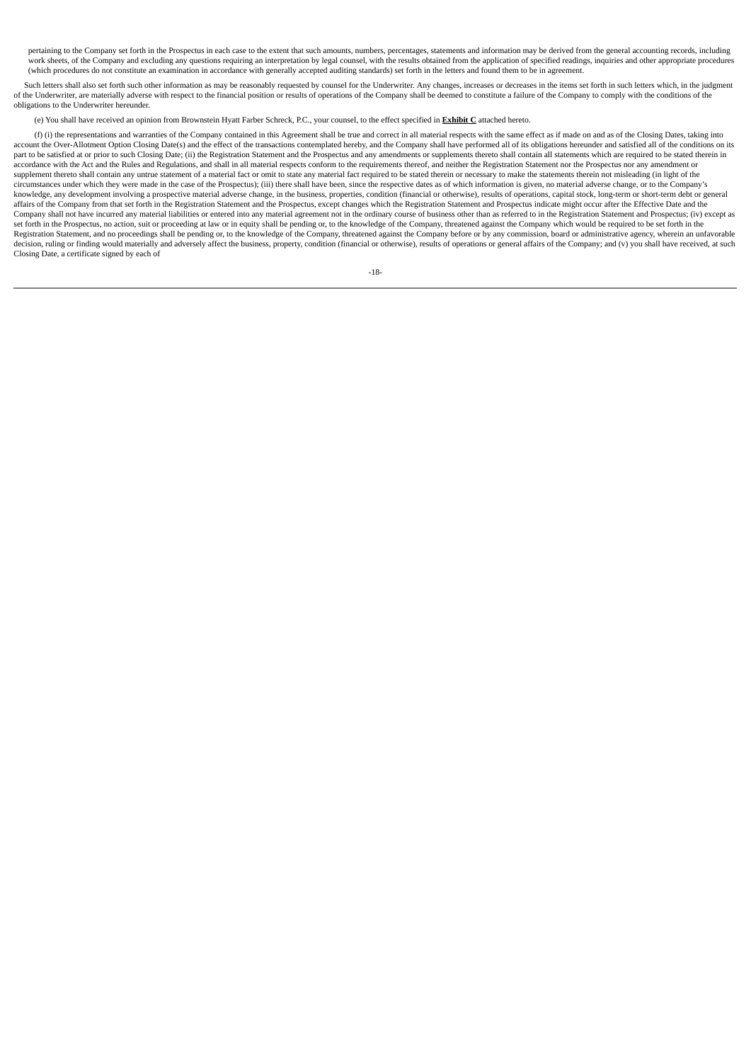pertaining to the Company set forth in the Prospectus in each case to the extent that such amounts, numbers, percentages, statements and information may be derived from the general accounting records, including work sheets, of the Company and excluding any questions requiring an interpretation by legal counsel, with the results obtained from the application of specified readings, inquiries and other appropriate procedures (which procedures do not constitute an examination in accordance with generally accepted auditing standards) set forth in the letters and found them to be in agreement.

Such letters shall also set forth such other information as may be reasonably requested by counsel for the Underwriter. Any changes, increases or decreases in the items set forth in such letters which, in the judgment of the Underwriter, are materially adverse with respect to the financial position or results of operations of the Company shall be deemed to constitute a failure of the Company to comply with the conditions of the obligations to the Underwriter hereunder.

(e) You shall have received an opinion from Brownstein Hyatt Farber Schreck, P.C., your counsel, to the effect specified in **Exhibit C** attached hereto.

(f) (i) the representations and warranties of the Company contained in this Agreement shall be true and correct in all material respects with the same effect as if made on and as of the Closing Dates, taking into account the Over-Allotment Option Closing Date(s) and the effect of the transactions contemplated hereby, and the Company shall have performed all of its obligations hereunder and satisfied all of the conditions on its part to be satisfied at or prior to such Closing Date; (ii) the Registration Statement and the Prospectus and any amendments or supplements thereto shall contain all statements which are required to be stated therein in accordance with the Act and the Rules and Regulations, and shall in all material respects conform to the requirements thereof, and neither the Registration Statement nor the Prospectus nor any amendment or supplement thereto shall contain any untrue statement of a material fact or omit to state any material fact required to be stated therein or necessary to make the statements therein not misleading (in light of the circumstances under which they were made in the case of the Prospectus); (iii) there shall have been, since the respective dates as of which information is given, no material adverse change, or to the Company's knowledge, any development involving a prospective material adverse change, in the business, properties, condition (financial or otherwise), results of operations, capital stock, long-term or short-term debt or general affairs of the Company from that set forth in the Registration Statement and the Prospectus, except changes which the Registration Statement and Prospectus indicate might occur after the Effective Date and the Company shall not have incurred any material liabilities or entered into any material agreement not in the ordinary course of business other than as referred to in the Registration Statement and Prospectus; (iv) except as set forth in the Prospectus, no action, suit or proceeding at law or in equity shall be pending or, to the knowledge of the Company, threatened against the Company which would be required to be set forth in the Registration Statement, and no proceedings shall be pending or, to the knowledge of the Company, threatened against the Company before or by any commission, board or administrative agency, wherein an unfavorable decision, ruling or finding would materially and adversely affect the business, property, condition (financial or otherwise), results of operations or general affairs of the Company; and (v) you shall have received, at such Closing Date, a certificate signed by each of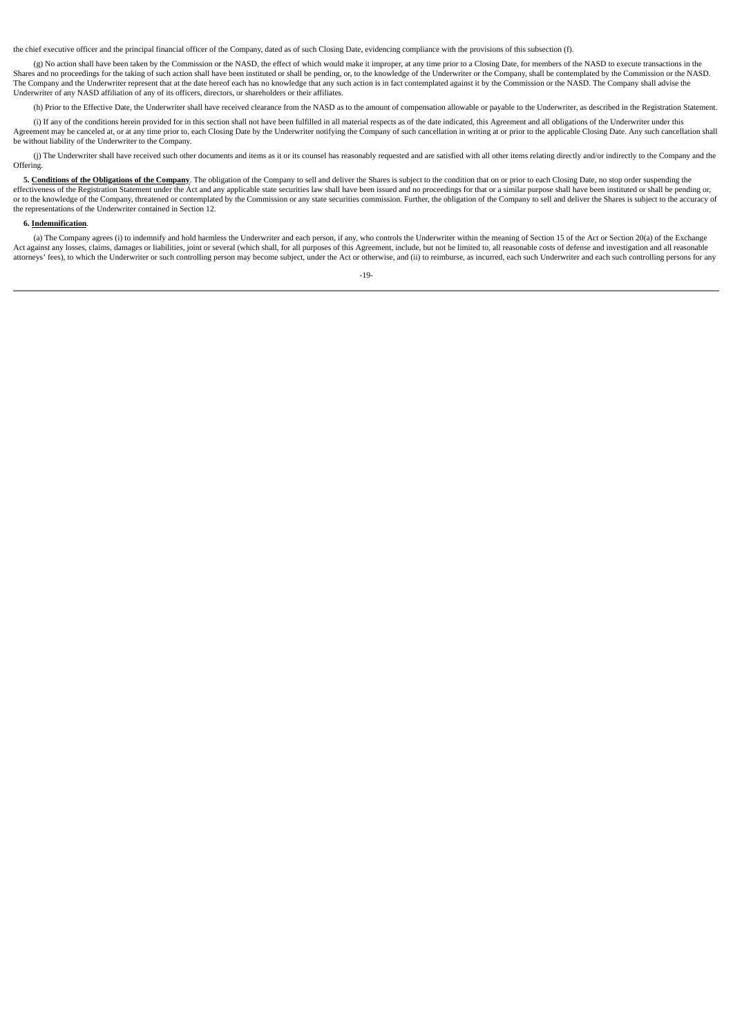the chief executive officer and the principal financial officer of the Company, dated as of such Closing Date, evidencing compliance with the provisions of this subsection (f).

(g) No action shall have been taken by the Commission or the NASD, the effect of which would make it improper, at any time prior to a Closing Date, for members of the NASD to execute transactions in the Shares and no proceedings for the taking of such action shall have been instituted or shall be pending, or, to the knowledge of the Underwriter or the Company, shall be contemplated by the Commission or the NASD. The Company and the Underwriter represent that at the date hereof each has no knowledge that any such action is in fact contemplated against it by the Commission or the NASD. The Company shall advise the Underwriter of any NASD affiliation of any of its officers, directors, or shareholders or their affiliates.

(h) Prior to the Effective Date, the Underwriter shall have received clearance from the NASD as to the amount of compensation allowable or payable to the Underwriter, as described in the Registration Statement.

(i) If any of the conditions herein provided for in this section shall not have been fulfilled in all material respects as of the date indicated, this Agreement and all obligations of the Underwriter under this Agreement may be canceled at, or at any time prior to, each Closing Date by the Underwriter notifying the Company of such cancellation in writing at or prior to the applicable Closing Date. Any such cancellation shall be without liability of the Underwriter to the Company.

(j) The Underwriter shall have received such other documents and items as it or its counsel has reasonably requested and are satisfied with all other items relating directly and/or indirectly to the Company and the Offering.

**5. Conditions of the Obligations of the Company**. The obligation of the Company to sell and deliver the Shares is subject to the condition that on or prior to each Closing Date, no stop order suspending the effectiveness of the Registration Statement under the Act and any applicable state securities law shall have been issued and no proceedings for that or a similar purpose shall have been instituted or shall be pending or, or to the knowledge of the Company, threatened or contemplated by the Commission or any state securities commission. Further, the obligation of the Company to sell and deliver the Shares is subject to the accuracy of the representations of the Underwriter contained in Section 12.

**6. Indemnification**.

(a) The Company agrees (i) to indemnify and hold harmless the Underwriter and each person, if any, who controls the Underwriter within the meaning of Section 15 of the Act or Section 20(a) of the Exchange Act against any losses, claims, damages or liabilities, joint or several (which shall, for all purposes of this Agreement, include, but not be limited to, all reasonable costs of defense and investigation and all reasonable attorneys' fees), to which the Underwriter or such controlling person may become subject, under the Act or otherwise, and (ii) to reimburse, as incurred, each such Underwriter and each such controlling persons for any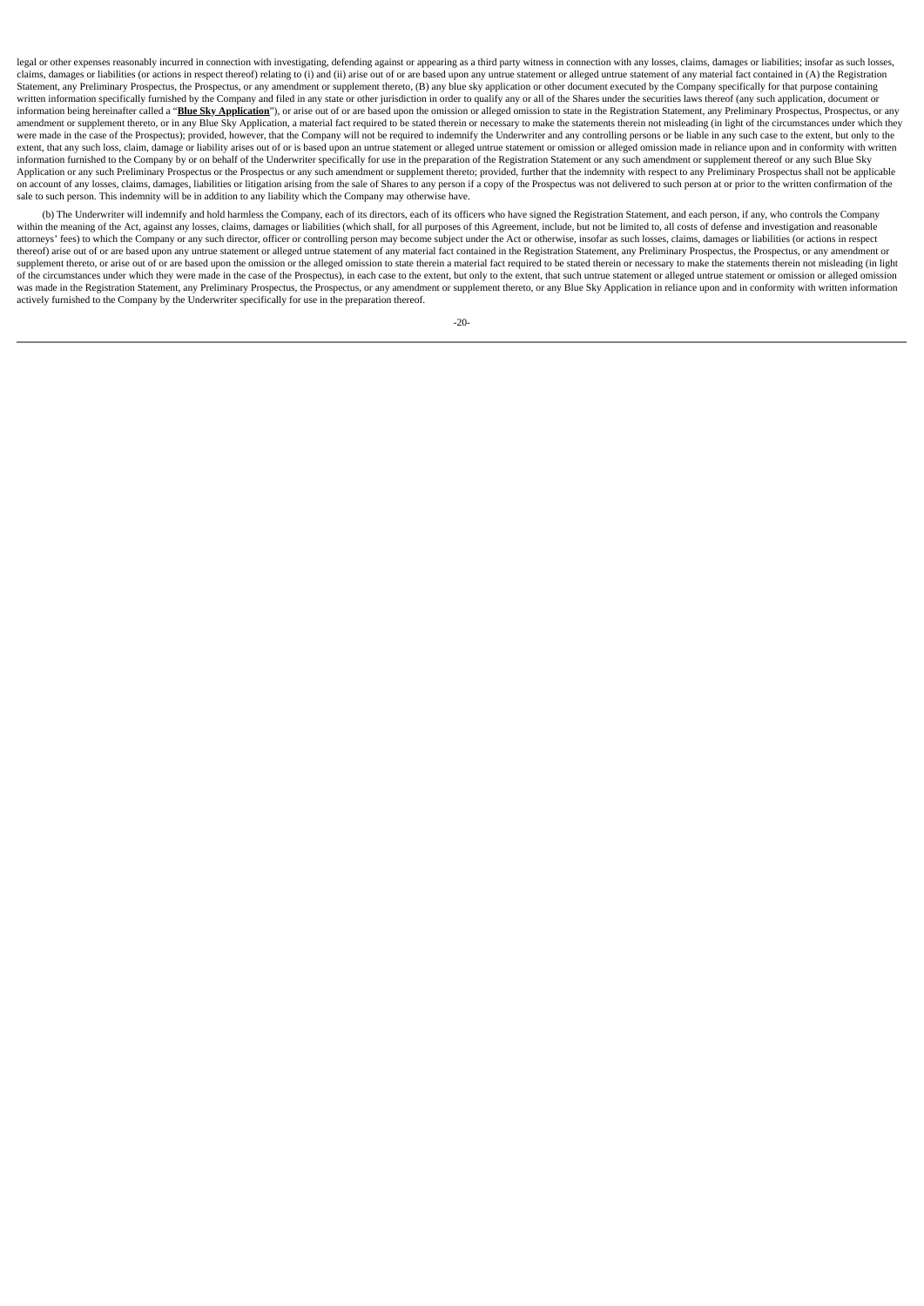legal or other expenses reasonably incurred in connection with investigating, defending against or appearing as a third party witness in connection with any losses, claims, damages or liabilities; insofar as such losses, claims, damages or liabilities (or actions in respect thereof) relating to (i) and (ii) arise out of or are based upon any untrue statement or alleged untrue statement of any material fact contained in (A) the Registration Statement, any Preliminary Prospectus, the Prospectus, or any amendment or supplement thereto, (B) any blue sky application or other document executed by the Company specifically for that purpose containing written information specifically furnished by the Company and filed in any state or other jurisdiction in order to qualify any or all of the Shares under the securities laws thereof (any such application, document or information being hereinafter called a "**Blue Sky Application**"), or arise out of or are based upon the omission or alleged omission to state in the Registration Statement, any Preliminary Prospectus, Prospectus, or any amendment or supplement thereto, or in any Blue Sky Application, a material fact required to be stated therein or necessary to make the statements therein not misleading (in light of the circumstances under which they were made in the case of the Prospectus); provided, however, that the Company will not be required to indemnify the Underwriter and any controlling persons or be liable in any such case to the extent, but only to the extent, that any such loss, claim, damage or liability arises out of or is based upon an untrue statement or alleged untrue statement or omission or alleged omission made in reliance upon and in conformity with written information furnished to the Company by or on behalf of the Underwriter specifically for use in the preparation of the Registration Statement or any such amendment or supplement thereof or any such Blue Sky Application or any such Preliminary Prospectus or the Prospectus or any such amendment or supplement thereto; provided, further that the indemnity with respect to any Preliminary Prospectus shall not be applicable on account of any losses, claims, damages, liabilities or litigation arising from the sale of Shares to any person if a copy of the Prospectus was not delivered to such person at or prior to the written confirmation of the sale to such person. This indemnity will be in addition to any liability which the Company may otherwise have.

(b) The Underwriter will indemnify and hold harmless the Company, each of its directors, each of its officers who have signed the Registration Statement, and each person, if any, who controls the Company within the meaning of the Act, against any losses, claims, damages or liabilities (which shall, for all purposes of this Agreement, include, but not be limited to, all costs of defense and investigation and reasonable attorneys' fees) to which the Company or any such director, officer or controlling person may become subject under the Act or otherwise, insofar as such losses, claims, damages or liabilities (or actions in respect thereof) arise out of or are based upon any untrue statement or alleged untrue statement of any material fact contained in the Registration Statement, any Preliminary Prospectus, the Prospectus, or any amendment or supplement thereto, or arise out of or are based upon the omission or the alleged omission to state therein a material fact required to be stated therein or necessary to make the statements therein not misleading (in light of the circumstances under which they were made in the case of the Prospectus), in each case to the extent, but only to the extent, that such untrue statement or alleged untrue statement or omission or alleged omission was made in the Registration Statement, any Preliminary Prospectus, the Prospectus, or any amendment or supplement thereto, or any Blue Sky Application in reliance upon and in conformity with written information actively furnished to the Company by the Underwriter specifically for use in the preparation thereof.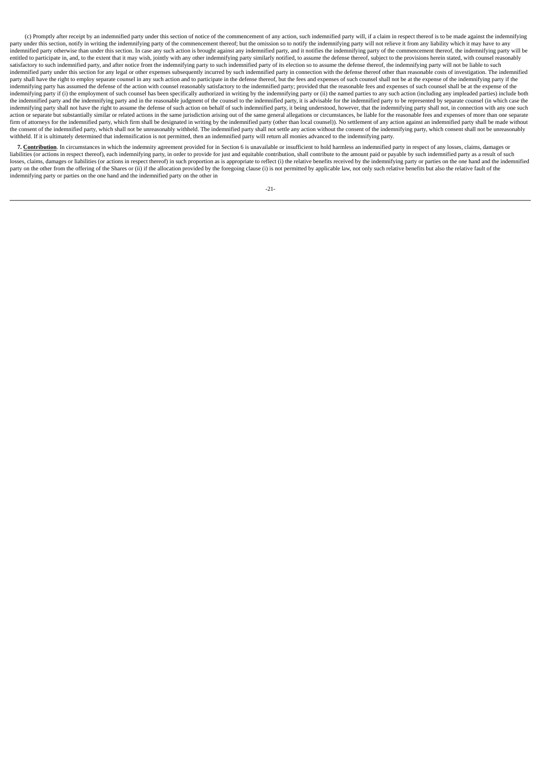(c) Promptly after receipt by an indemnified party under this section of notice of the commencement of any action, such indemnified party will, if a claim in respect thereof is to be made against the indemnifying party under this section, notify in writing the indemnifying party of the commencement thereof; but the omission so to notify the indemnifying party will not relieve it from any liability which it may have to any indemnified party otherwise than under this section. In case any such action is brought against any indemnified party, and it notifies the indemnifying party of the commencement thereof, the indemnifying party will be entitled to participate in, and, to the extent that it may wish, jointly with any other indemnifying party similarly notified, to assume the defense thereof, subject to the provisions herein stated, with counsel reasonably satisfactory to such indemnified party, and after notice from the indemnifying party to such indemnified party of its election so to assume the defense thereof, the indemnifying party will not be liable to such indemnified party under this section for any legal or other expenses subsequently incurred by such indemnified party in connection with the defense thereof other than reasonable costs of investigation. The indemnified party shall have the right to employ separate counsel in any such action and to participate in the defense thereof, but the fees and expenses of such counsel shall not be at the expense of the indemnifying party if the indemnifying party has assumed the defense of the action with counsel reasonably satisfactory to the indemnified party; provided that the reasonable fees and expenses of such counsel shall be at the expense of the indemnifying party if (i) the employment of such counsel has been specifically authorized in writing by the indemnifying party or (ii) the named parties to any such action (including any impleaded parties) include both the indemnified party and the indemnifying party and in the reasonable judgment of the counsel to the indemnified party, it is advisable for the indemnified party to be represented by separate counsel (in which case the indemnifying party shall not have the right to assume the defense of such action on behalf of such indemnified party, it being understood, however, that the indemnifying party shall not, in connection with any one such action or separate but substantially similar or related actions in the same jurisdiction arising out of the same general allegations or circumstances, be liable for the reasonable fees and expenses of more than one separate firm of attorneys for the indemnified party, which firm shall be designated in writing by the indemnified party (other than local counsel)). No settlement of any action against an indemnified party shall be made without the consent of the indemnified party, which shall not be unreasonably withheld. The indemnified party shall not settle any action without the consent of the indemnifying party, which consent shall not be unreasonably withheld. If it is ultimately determined that indemnification is not permitted, then an indemnified party will return all monies advanced to the indemnifying party.

**7. Contribution**. In circumstances in which the indemnity agreement provided for in Section 6 is unavailable or insufficient to hold harmless an indemnified party in respect of any losses, claims, damages or liabilities (or actions in respect thereof), each indemnifying party, in order to provide for just and equitable contribution, shall contribute to the amount paid or payable by such indemnified party as a result of such losses, claims, damages or liabilities (or actions in respect thereof) in such proportion as is appropriate to reflect (i) the relative benefits received by the indemnifying party or parties on the one hand and the indemnified party on the other from the offering of the Shares or (ii) if the allocation provided by the foregoing clause (i) is not permitted by applicable law, not only such relative benefits but also the relative fault of the indemnifying party or parties on the one hand and the indemnified party on the other in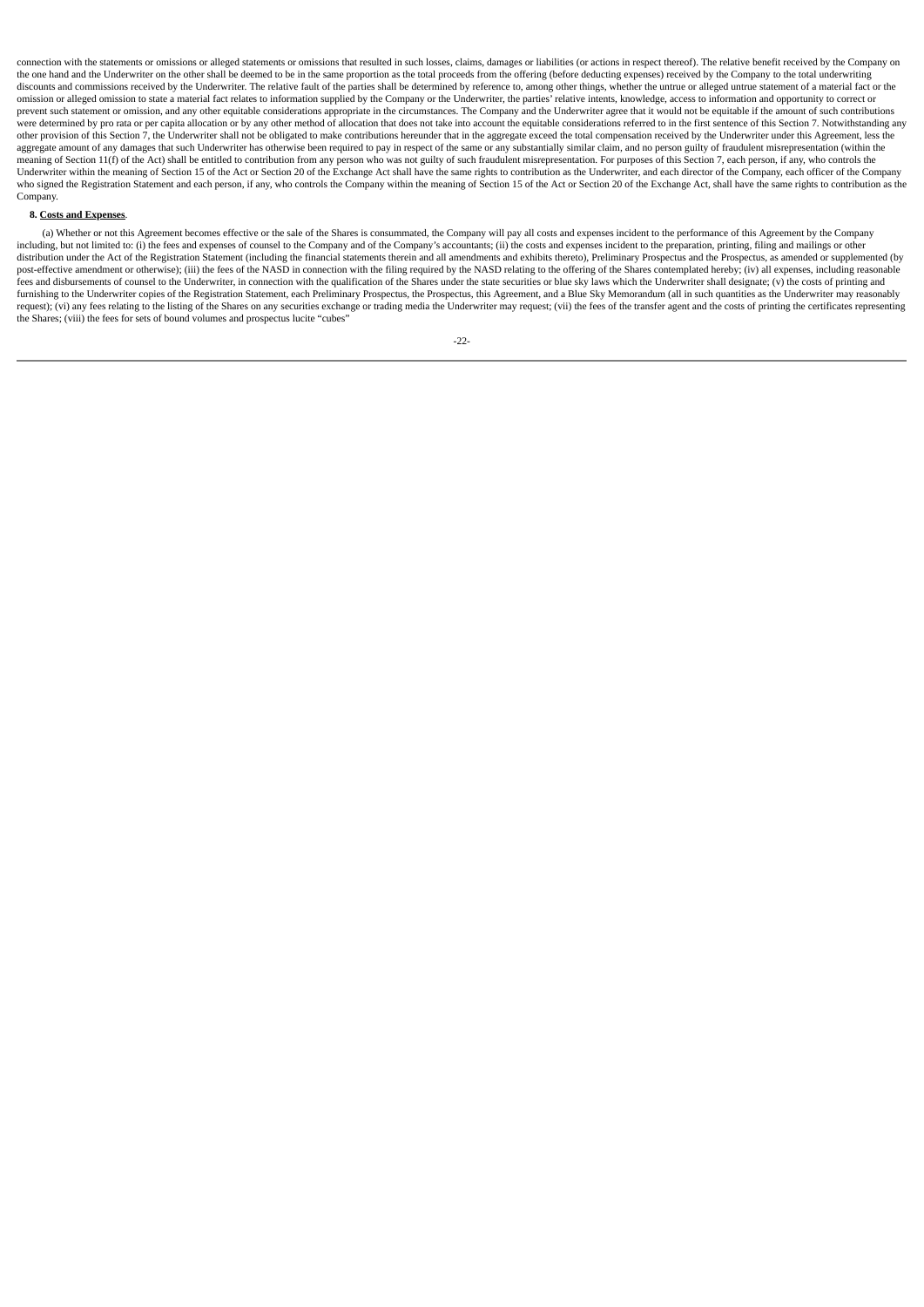connection with the statements or omissions or alleged statements or omissions that resulted in such losses, claims, damages or liabilities (or actions in respect thereof). The relative benefit received by the Company on the one hand and the Underwriter on the other shall be deemed to be in the same proportion as the total proceeds from the offering (before deducting expenses) received by the Company to the total underwriting discounts and commissions received by the Underwriter. The relative fault of the parties shall be determined by reference to, among other things, whether the untrue or alleged untrue statement of a material fact or the omission or alleged omission to state a material fact relates to information supplied by the Company or the Underwriter, the parties' relative intents, knowledge, access to information and opportunity to correct or prevent such statement or omission, and any other equitable considerations appropriate in the circumstances. The Company and the Underwriter agree that it would not be equitable if the amount of such contributions were determined by pro rata or per capita allocation or by any other method of allocation that does not take into account the equitable considerations referred to in the first sentence of this Section 7. Notwithstanding any other provision of this Section 7, the Underwriter shall not be obligated to make contributions hereunder that in the aggregate exceed the total compensation received by the Underwriter under this Agreement, less the aggregate amount of any damages that such Underwriter has otherwise been required to pay in respect of the same or any substantially similar claim, and no person guilty of fraudulent misrepresentation (within the meaning of Section 11(f) of the Act) shall be entitled to contribution from any person who was not guilty of such fraudulent misrepresentation. For purposes of this Section 7, each person, if any, who controls the Underwriter within the meaning of Section 15 of the Act or Section 20 of the Exchange Act shall have the same rights to contribution as the Underwriter, and each director of the Company, each officer of the Company who signed the Registration Statement and each person, if any, who controls the Company within the meaning of Section 15 of the Act or Section 20 of the Exchange Act, shall have the same rights to contribution as the Company.

**8. Costs and Expenses**.

(a) Whether or not this Agreement becomes effective or the sale of the Shares is consummated, the Company will pay all costs and expenses incident to the performance of this Agreement by the Company including, but not limited to: (i) the fees and expenses of counsel to the Company and of the Company's accountants; (ii) the costs and expenses incident to the preparation, printing, filing and mailings or other distribution under the Act of the Registration Statement (including the financial statements therein and all amendments and exhibits thereto), Preliminary Prospectus and the Prospectus, as amended or supplemented (by post-effective amendment or otherwise); (iii) the fees of the NASD in connection with the filing required by the NASD relating to the offering of the Shares contemplated hereby; (iv) all expenses, including reasonable fees and disbursements of counsel to the Underwriter, in connection with the qualification of the Shares under the state securities or blue sky laws which the Underwriter shall designate; (v) the costs of printing and furnishing to the Underwriter copies of the Registration Statement, each Preliminary Prospectus, the Prospectus, this Agreement, and a Blue Sky Memorandum (all in such quantities as the Underwriter may reasonably request); (vi) any fees relating to the listing of the Shares on any securities exchange or trading media the Underwriter may request; (vii) the fees of the transfer agent and the costs of printing the certificates representing the Shares; (viii) the fees for sets of bound volumes and prospectus lucite "cubes"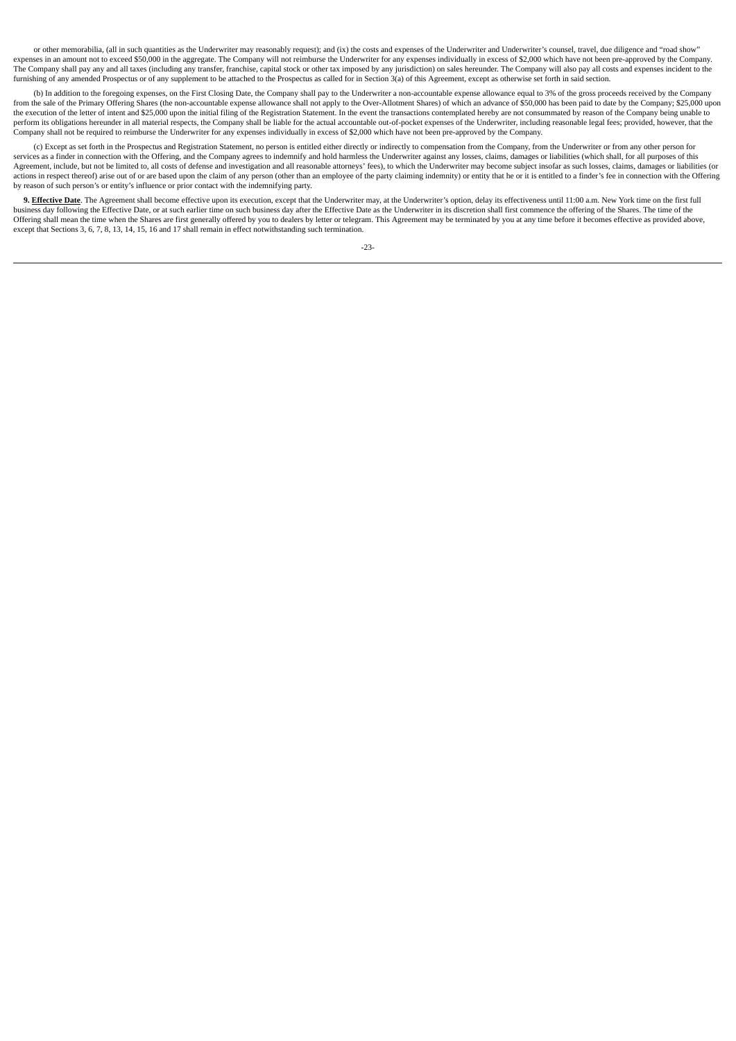or other memorabilia, (all in such quantities as the Underwriter may reasonably request); and (ix) the costs and expenses of the Underwriter and Underwriter's counsel, travel, due diligence and "road show" expenses in an amount not to exceed $50,000 in the aggregate. The Company will not reimburse the Underwriter for any expenses individually in excess of $2,000 which have not been pre-approved by the Company. The Company shall pay any and all taxes (including any transfer, franchise, capital stock or other tax imposed by any jurisdiction) on sales hereunder. The Company will also pay all costs and expenses incident to the furnishing of any amended Prospectus or of any supplement to be attached to the Prospectus as called for in Section 3(a) of this Agreement, except as otherwise set forth in said section.

(b) In addition to the foregoing expenses, on the First Closing Date, the Company shall pay to the Underwriter a non-accountable expense allowance equal to 3% of the gross proceeds received by the Company from the sale of the Primary Offering Shares (the non-accountable expense allowance shall not apply to the Over-Allotment Shares) of which an advance of $50,000 has been paid to date by the Company; $25,000 upon the execution of the letter of intent and $25,000 upon the initial filing of the Registration Statement. In the event the transactions contemplated hereby are not consummated by reason of the Company being unable to perform its obligations hereunder in all material respects, the Company shall be liable for the actual accountable out-of-pocket expenses of the Underwriter, including reasonable legal fees; provided, however, that the Company shall not be required to reimburse the Underwriter for any expenses individually in excess of $2,000 which have not been pre-approved by the Company.

(c) Except as set forth in the Prospectus and Registration Statement, no person is entitled either directly or indirectly to compensation from the Company, from the Underwriter or from any other person for services as a finder in connection with the Offering, and the Company agrees to indemnify and hold harmless the Underwriter against any losses, claims, damages or liabilities (which shall, for all purposes of this Agreement, include, but not be limited to, all costs of defense and investigation and all reasonable attorneys' fees), to which the Underwriter may become subject insofar as such losses, claims, damages or liabilities (or actions in respect thereof) arise out of or are based upon the claim of any person (other than an employee of the party claiming indemnity) or entity that he or it is entitled to a finder's fee in connection with the Offering by reason of such person's or entity's influence or prior contact with the indemnifying party.

**9. Effective Date**. The Agreement shall become effective upon its execution, except that the Underwriter may, at the Underwriter's option, delay its effectiveness until 11:00 a.m. New York time on the first full business day following the Effective Date, or at such earlier time on such business day after the Effective Date as the Underwriter in its discretion shall first commence the offering of the Shares. The time of the Offering shall mean the time when the Shares are first generally offered by you to dealers by letter or telegram. This Agreement may be terminated by you at any time before it becomes effective as provided above, except that Sections 3, 6, 7, 8, 13, 14, 15, 16 and 17 shall remain in effect notwithstanding such termination.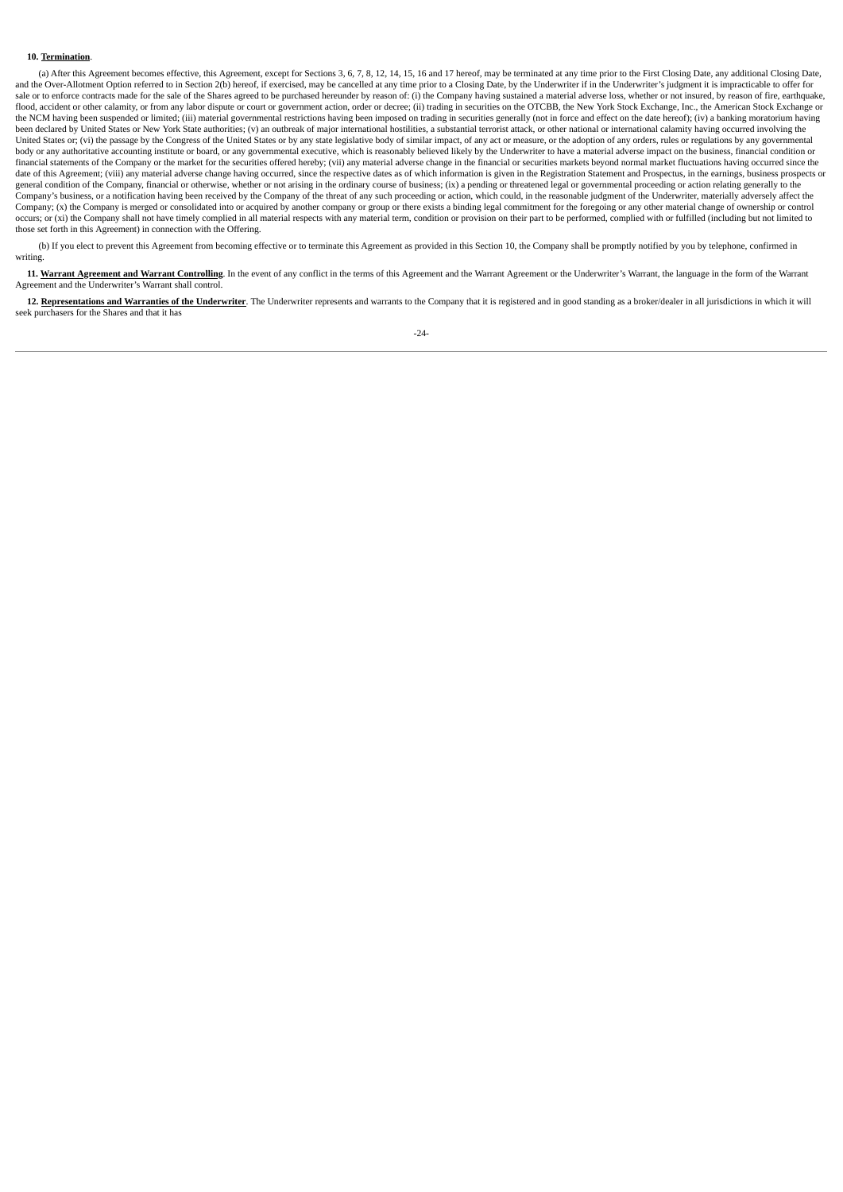**10. Termination**.

(a) After this Agreement becomes effective, this Agreement, except for Sections 3, 6, 7, 8, 12, 14, 15, 16 and 17 hereof, may be terminated at any time prior to the First Closing Date, any additional Closing Date, and the Over-Allotment Option referred to in Section 2(b) hereof, if exercised, may be cancelled at any time prior to a Closing Date, by the Underwriter if in the Underwriter's judgment it is impracticable to offer for sale or to enforce contracts made for the sale of the Shares agreed to be purchased hereunder by reason of: (i) the Company having sustained a material adverse loss, whether or not insured, by reason of fire, earthquake, flood, accident or other calamity, or from any labor dispute or court or government action, order or decree; (ii) trading in securities on the OTCBB, the New York Stock Exchange, Inc., the American Stock Exchange or the NCM having been suspended or limited; (iii) material governmental restrictions having been imposed on trading in securities generally (not in force and effect on the date hereof); (iv) a banking moratorium having been declared by United States or New York State authorities; (v) an outbreak of major international hostilities, a substantial terrorist attack, or other national or international calamity having occurred involving the United States or; (vi) the passage by the Congress of the United States or by any state legislative body of similar impact, of any act or measure, or the adoption of any orders, rules or regulations by any governmental body or any authoritative accounting institute or board, or any governmental executive, which is reasonably believed likely by the Underwriter to have a material adverse impact on the business, financial condition or financial statements of the Company or the market for the securities offered hereby; (vii) any material adverse change in the financial or securities markets beyond normal market fluctuations having occurred since the date of this Agreement; (viii) any material adverse change having occurred, since the respective dates as of which information is given in the Registration Statement and Prospectus, in the earnings, business prospects or general condition of the Company, financial or otherwise, whether or not arising in the ordinary course of business; (ix) a pending or threatened legal or governmental proceeding or action relating generally to the Company's business, or a notification having been received by the Company of the threat of any such proceeding or action, which could, in the reasonable judgment of the Underwriter, materially adversely affect the Company; (x) the Company is merged or consolidated into or acquired by another company or group or there exists a binding legal commitment for the foregoing or any other material change of ownership or control occurs; or (xi) the Company shall not have timely complied in all material respects with any material term, condition or provision on their part to be performed, complied with or fulfilled (including but not limited to those set forth in this Agreement) in connection with the Offering.

(b) If you elect to prevent this Agreement from becoming effective or to terminate this Agreement as provided in this Section 10, the Company shall be promptly notified by you by telephone, confirmed in writing.

**11. Warrant Agreement and Warrant Controlling**. In the event of any conflict in the terms of this Agreement and the Warrant Agreement or the Underwriter's Warrant, the language in the form of the Warrant Agreement and the Underwriter's Warrant shall control.

**12. Representations and Warranties of the Underwriter**. The Underwriter represents and warrants to the Company that it is registered and in good standing as a broker/dealer in all jurisdictions in which it will seek purchasers for the Shares and that it has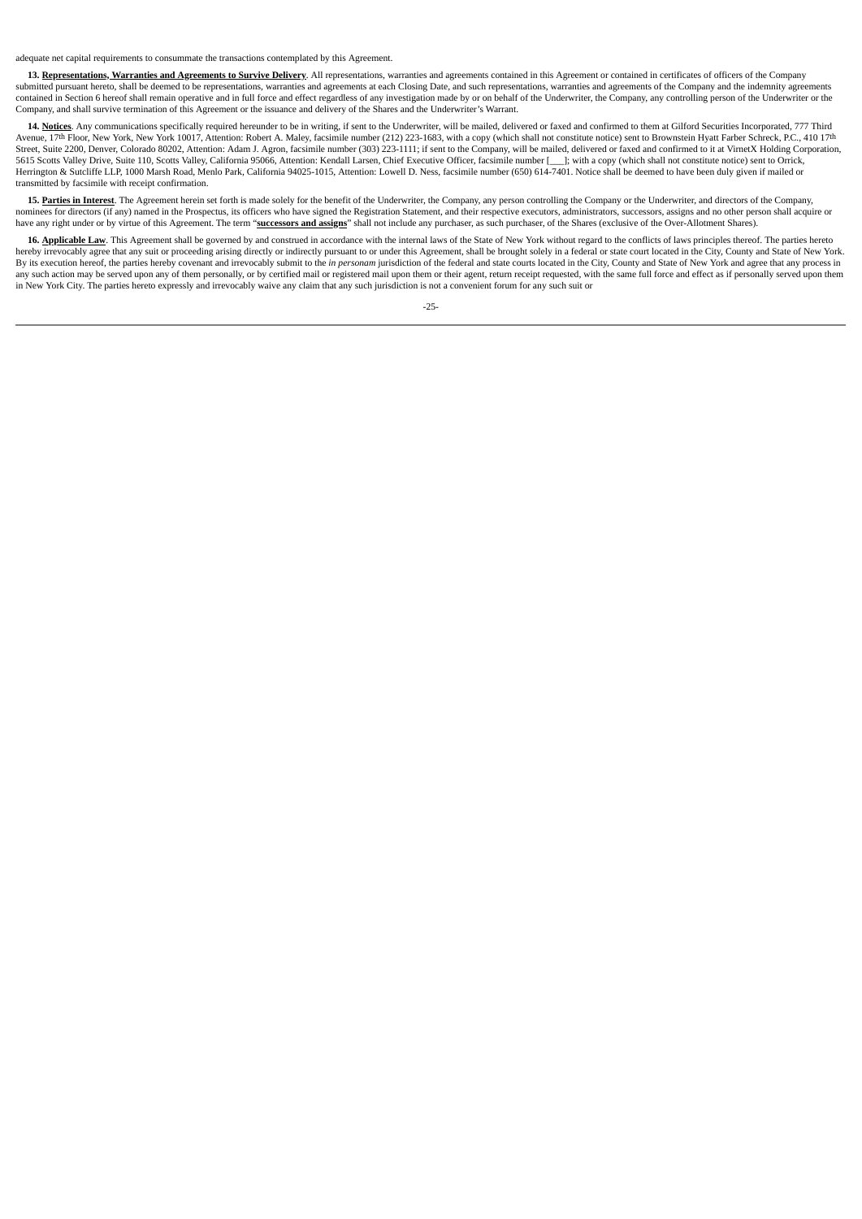adequate net capital requirements to consummate the transactions contemplated by this Agreement.

**13. <u>Representations, Warranties and Agreements to Survive Delivery</u>**. All representations, warranties and agreements contained in this Agreement or contained in certificates of officers of the Company submitted pursuant hereto, shall be deemed to be representations, warranties and agreements at each Closing Date, and such representations, warranties and agreements of the Company and the indemnity agreements contained in Section 6 hereof shall remain operative and in full force and effect regardless of any investigation made by or on behalf of the Underwriter, the Company, any controlling person of the Underwriter or the Company, and shall survive termination of this Agreement or the issuance and delivery of the Shares and the Underwriter's Warrant.

**14. <u>Notices</u>**. Any communications specifically required hereunder to be in writing, if sent to the Underwriter, will be mailed, delivered or faxed and confirmed to them at Gilford Securities Incorporated, 777 Third Avenue, 17th Floor, New York, New York 10017, Attention: Robert A. Maley, facsimile number (212) 223-1683, with a copy (which shall not constitute notice) sent to Brownstein Hyatt Farber Schreck, P.C., 410 17th Street, Suite 2200, Denver, Colorado 80202, Attention: Adam J. Agron, facsimile number (303) 223-1111; if sent to the Company, will be mailed, delivered or faxed and confirmed to it at VirnetX Holding Corporation, 5615 Scotts Valley Drive, Suite 110, Scotts Valley, California 95066, Attention: Kendall Larsen, Chief Executive Officer, facsimile number [___]; with a copy (which shall not constitute notice) sent to Orrick, Herrington & Sutcliffe LLP, 1000 Marsh Road, Menlo Park, California 94025-1015, Attention: Lowell D. Ness, facsimile number (650) 614-7401. Notice shall be deemed to have been duly given if mailed or transmitted by facsimile with receipt confirmation.

**15. <u>Parties in Interest</u>**. The Agreement herein set forth is made solely for the benefit of the Underwriter, the Company, any person controlling the Company or the Underwriter, and directors of the Company, nominees for directors (if any) named in the Prospectus, its officers who have signed the Registration Statement, and their respective executors, administrators, successors, assigns and no other person shall acquire or have any right under or by virtue of this Agreement. The term "**<u>successors and assigns</u>**" shall not include any purchaser, as such purchaser, of the Shares (exclusive of the Over-Allotment Shares).

**16. <u>Applicable Law</u>**. This Agreement shall be governed by and construed in accordance with the internal laws of the State of New York without regard to the conflicts of laws principles thereof. The parties hereto hereby irrevocably agree that any suit or proceeding arising directly or indirectly pursuant to or under this Agreement, shall be brought solely in a federal or state court located in the City, County and State of New York. By its execution hereof, the parties hereby covenant and irrevocably submit to the *in personam* jurisdiction of the federal and state courts located in the City, County and State of New York and agree that any process in any such action may be served upon any of them personally, or by certified mail or registered mail upon them or their agent, return receipt requested, with the same full force and effect as if personally served upon them in New York City. The parties hereto expressly and irrevocably waive any claim that any such jurisdiction is not a convenient forum for any such suit or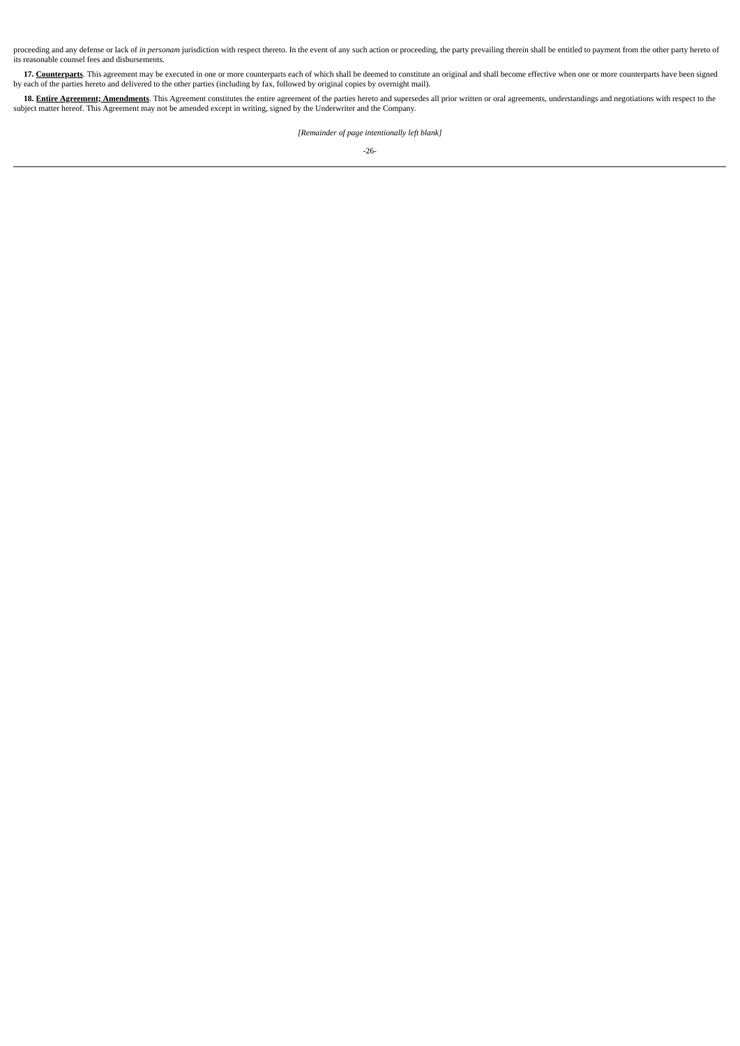proceeding and any defense or lack of *in personam* jurisdiction with respect thereto. In the event of any such action or proceeding, the party prevailing therein shall be entitled to payment from the other party hereto of its reasonable counsel fees and disbursements.

**17. Counterparts**. This agreement may be executed in one or more counterparts each of which shall be deemed to constitute an original and shall become effective when one or more counterparts have been signed by each of the parties hereto and delivered to the other parties (including by fax, followed by original copies by overnight mail).

**18. Entire Agreement; Amendments**. This Agreement constitutes the entire agreement of the parties hereto and supersedes all prior written or oral agreements, understandings and negotiations with respect to the subject matter hereof. This Agreement may not be amended except in writing, signed by the Underwriter and the Company.

*[Remainder of page intentionally left blank]*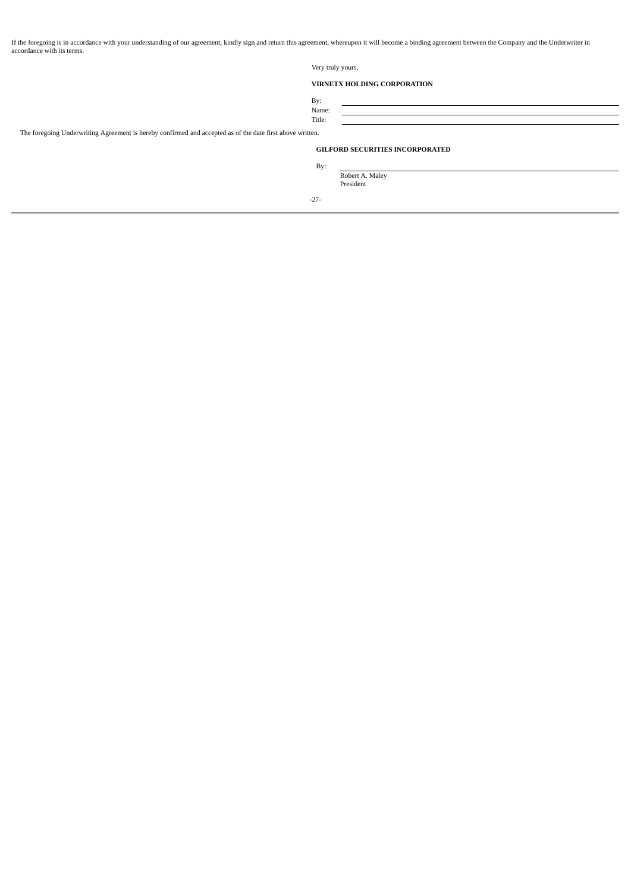If the foregoing is in accordance with your understanding of our agreement, kindly sign and return this agreement, whereupon it will become a binding agreement between the Company and the Underwriter in accordance with its terms.

Very truly yours,

**VIRNETX HOLDING CORPORATION**

By: \_\_\_\_\_\_\_\_\_\_\_\_\_\_\_\_\_\_\_\_\_\_\_\_

Name: \_\_\_\_\_\_\_\_\_\_\_\_\_\_\_\_\_\_\_\_\_\_\_\_

Title: \_\_\_\_\_\_\_\_\_\_\_\_\_\_\_\_\_\_\_\_\_\_\_\_

The foregoing Underwriting Agreement is hereby confirmed and accepted as of the date first above written.

**GILFORD SECURITIES INCORPORATED**

By: \_\_\_\_\_\_\_\_\_\_\_\_\_\_\_\_\_\_\_\_\_\_\_\_

Robert A. Maley
President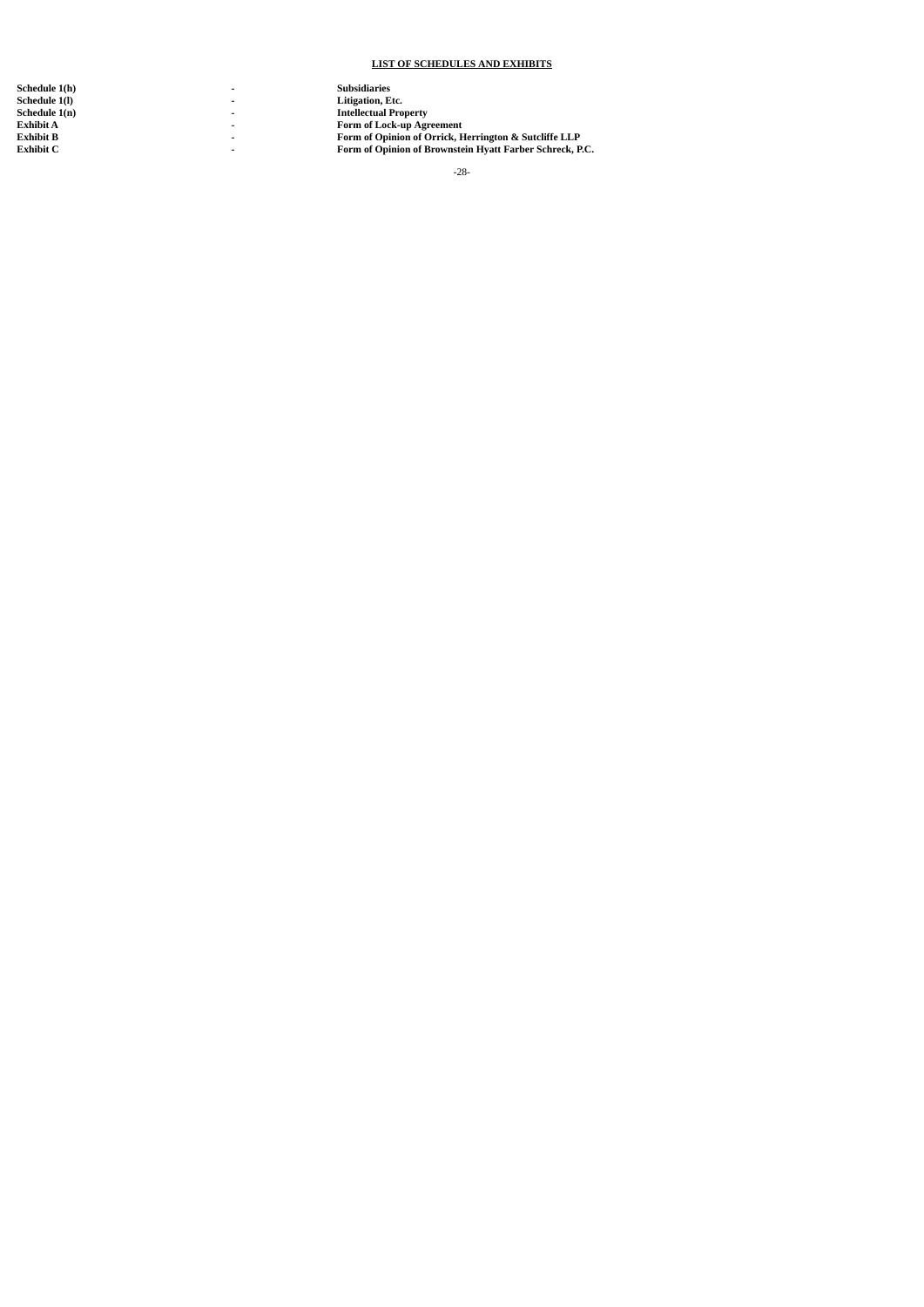**LIST OF SCHEDULES AND EXHIBITS**

| | | |
|---|---|---|
| **Schedule 1(h)** | **-** | **Subsidiaries** |
| **Schedule 1(l)** | **-** | **Litigation, Etc.** |
| **Schedule 1(n)** | **-** | **Intellectual Property** |
| **Exhibit A** | **-** | **Form of Lock-up Agreement** |
| **Exhibit B** | **-** | **Form of Opinion of Orrick, Herrington & Sutcliffe LLP** |
| **Exhibit C** | **-** | **Form of Opinion of Brownstein Hyatt Farber Schreck, P.C.** |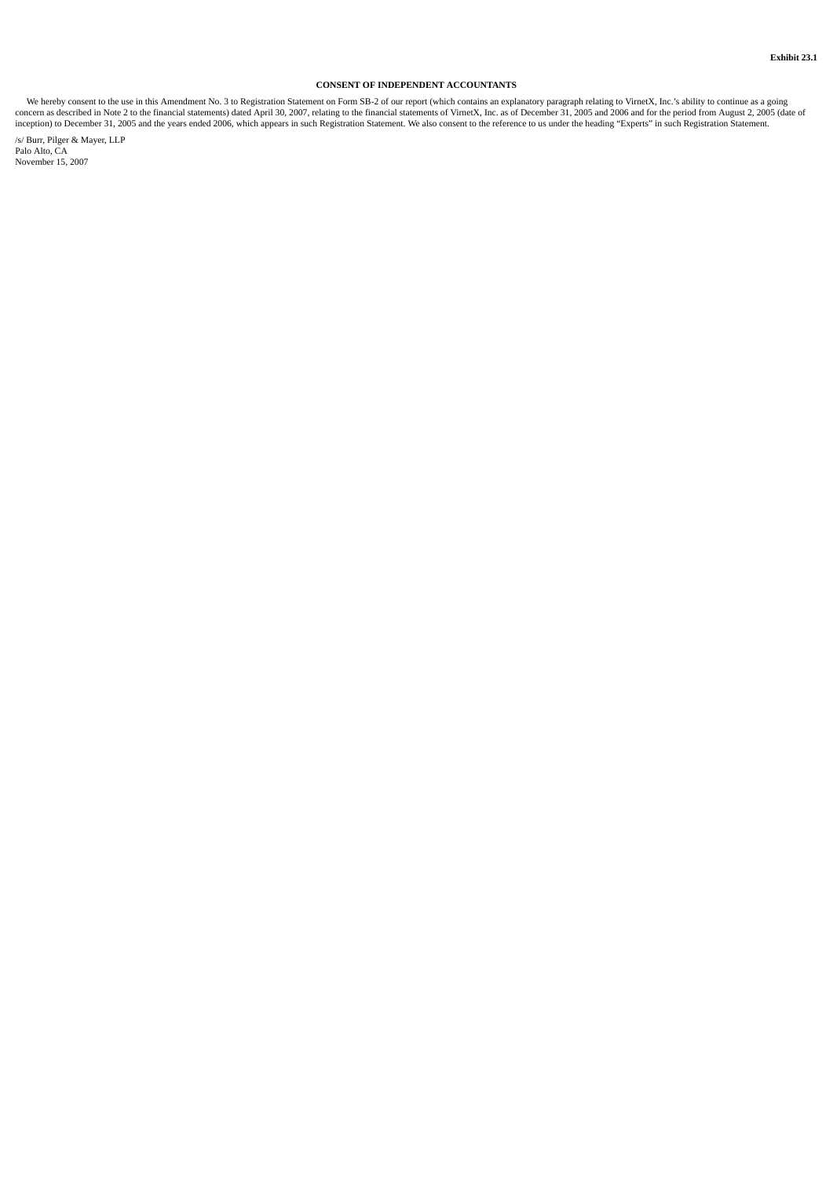**Exhibit 23.1**

**CONSENT OF INDEPENDENT ACCOUNTANTS**

We hereby consent to the use in this Amendment No. 3 to Registration Statement on Form SB-2 of our report (which contains an explanatory paragraph relating to VirnetX, Inc.'s ability to continue as a going concern as described in Note 2 to the financial statements) dated April 30, 2007, relating to the financial statements of VirnetX, Inc. as of December 31, 2005 and 2006 and for the period from August 2, 2005 (date of inception) to December 31, 2005 and the years ended 2006, which appears in such Registration Statement. We also consent to the reference to us under the heading "Experts" in such Registration Statement.

/s/ Burr, Pilger & Mayer, LLP
Palo Alto, CA
November 15, 2007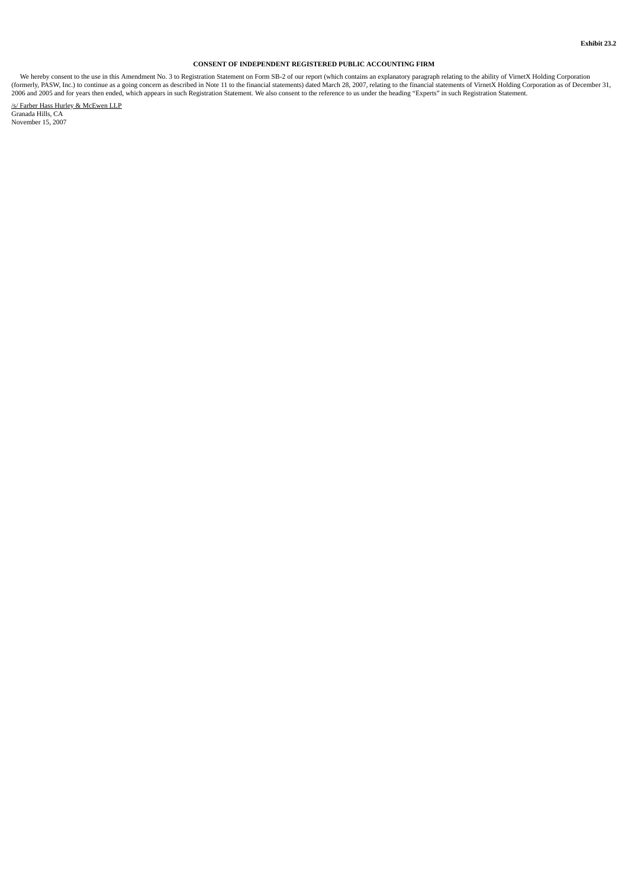**Exhibit 23.2**

**CONSENT OF INDEPENDENT REGISTERED PUBLIC ACCOUNTING FIRM**

We hereby consent to the use in this Amendment No. 3 to Registration Statement on Form SB-2 of our report (which contains an explanatory paragraph relating to the ability of VirnetX Holding Corporation (formerly, PASW, Inc.) to continue as a going concern as described in Note 11 to the financial statements) dated March 28, 2007, relating to the financial statements of VirnetX Holding Corporation as of December 31, 2006 and 2005 and for years then ended, which appears in such Registration Statement. We also consent to the reference to us under the heading "Experts" in such Registration Statement.

/s/ Farber Hass Hurley & McEwen LLP
Granada Hills, CA
November 15, 2007